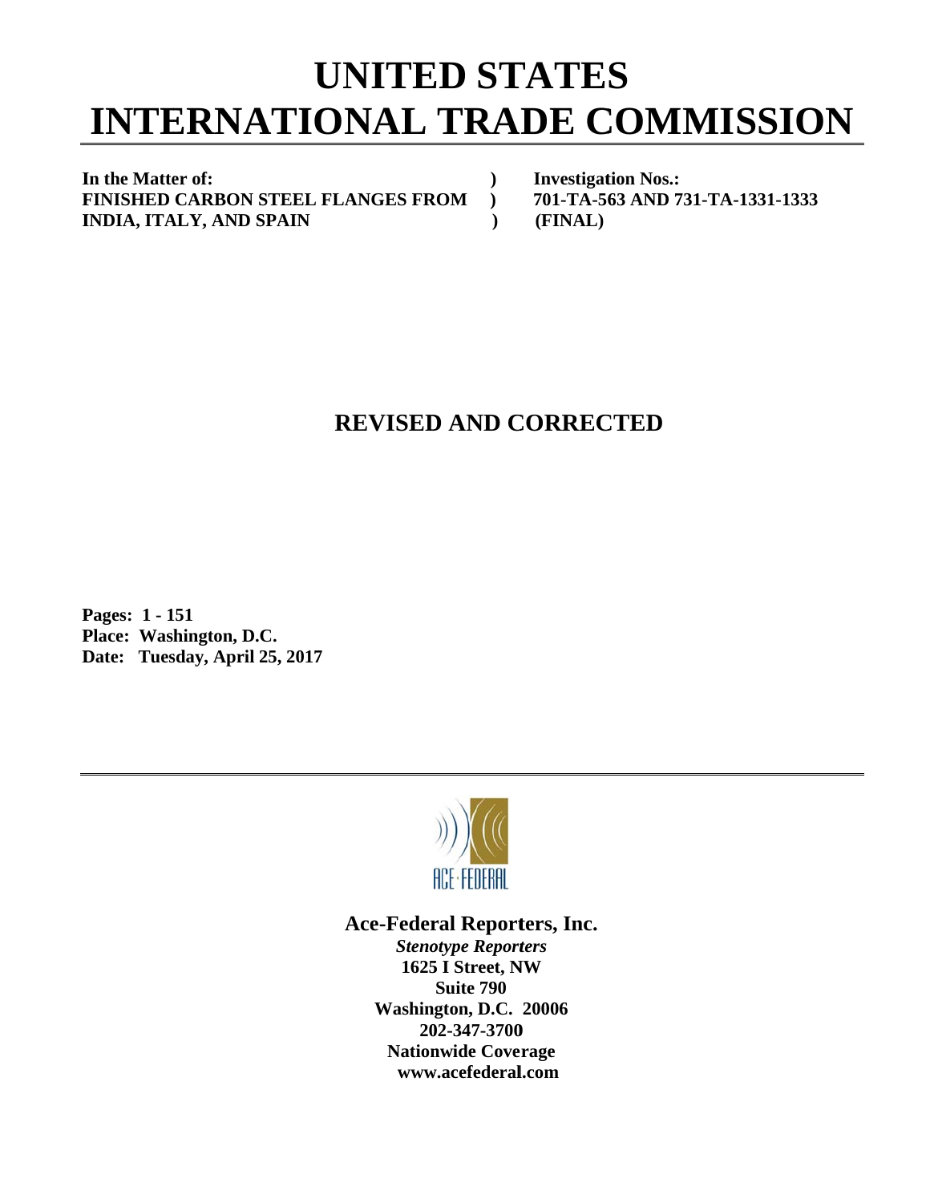# UNITED STATES INTERNATIONAL TRADE COMMISSION

| | | |
|---|---|---|
| **In the Matter of:** | **)** | **Investigation Nos.:** |
| **FINISHED CARBON STEEL FLANGES FROM** | **)** | **701-TA-563 AND 731-TA-1331-1333** |
| **INDIA, ITALY, AND SPAIN** | **)** | **(FINAL)** |

## REVISED AND CORRECTED

**Pages: 1 - 151**
**Place: Washington, D.C.**
**Date: Tuesday, April 25, 2017**

ACE·FEDERAL

**Ace-Federal Reporters, Inc.**
***Stenotype Reporters***
**1625 I Street, NW**
**Suite 790**
**Washington, D.C. 20006**
**202-347-3700**
**Nationwide Coverage**
**www.acefederal.com**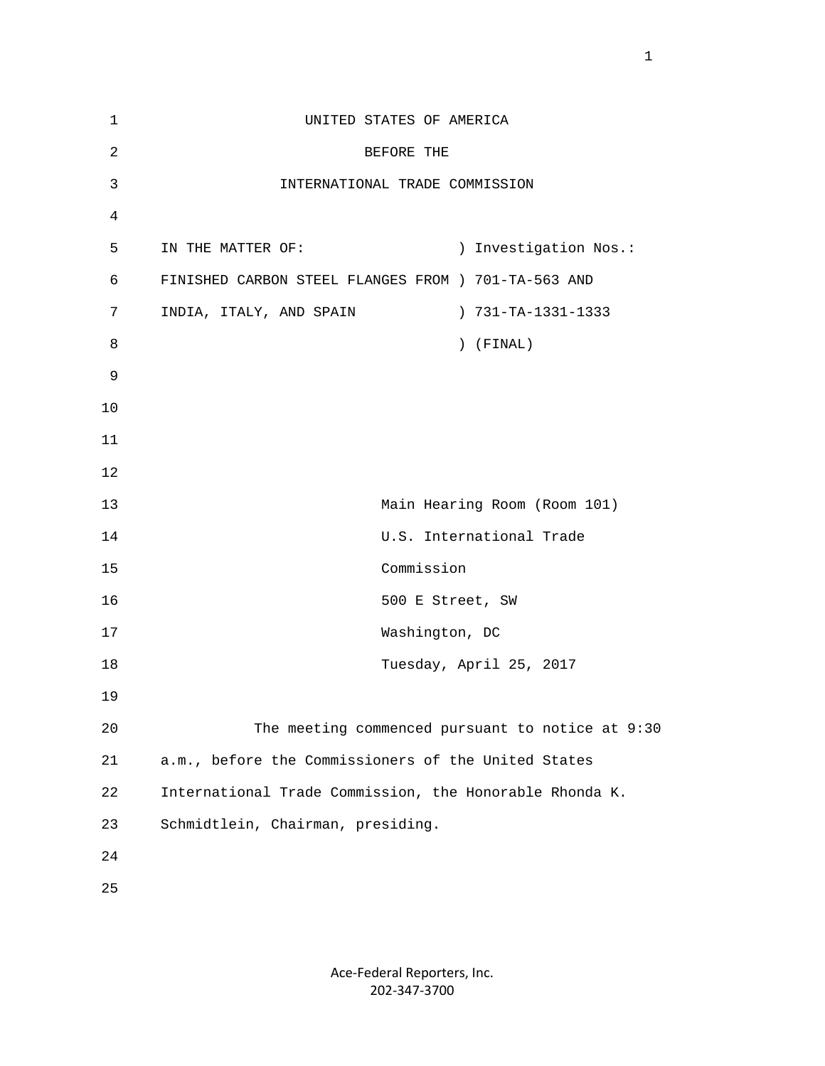UNITED STATES OF AMERICA

BEFORE THE

INTERNATIONAL TRADE COMMISSION

```
IN THE MATTER OF:                  ) Investigation Nos.:
FINISHED CARBON STEEL FLANGES FROM ) 701-TA-563 AND
INDIA, ITALY, AND SPAIN            ) 731-TA-1331-1333
                                   ) (FINAL)
```

Main Hearing Room (Room 101)
U.S. International Trade
Commission
500 E Street, SW
Washington, DC
Tuesday, April 25, 2017

The meeting commenced pursuant to notice at 9:30 a.m., before the Commissioners of the United States International Trade Commission, the Honorable Rhonda K. Schmidtlein, Chairman, presiding.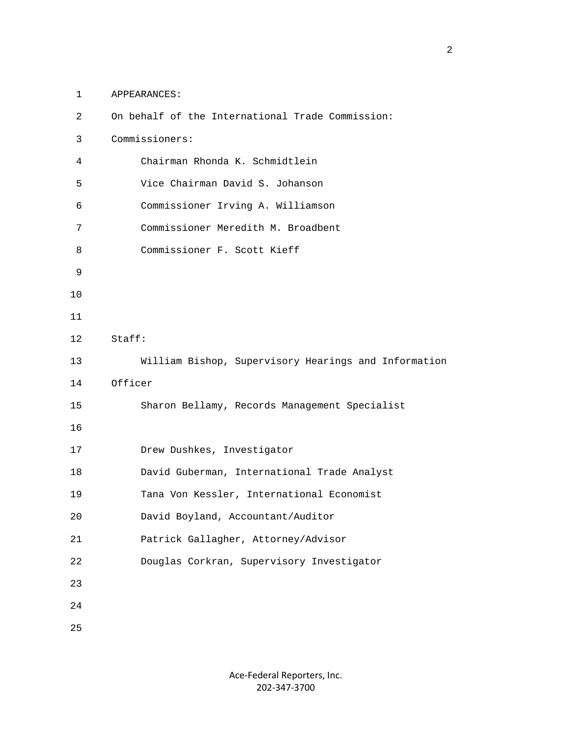APPEARANCES:

On behalf of the International Trade Commission:

Commissioners:

Chairman Rhonda K. Schmidtlein

Vice Chairman David S. Johanson

Commissioner Irving A. Williamson

Commissioner Meredith M. Broadbent

Commissioner F. Scott Kieff

Staff:

William Bishop, Supervisory Hearings and Information Officer

Sharon Bellamy, Records Management Specialist

Drew Dushkes, Investigator

David Guberman, International Trade Analyst

Tana Von Kessler, International Economist

David Boyland, Accountant/Auditor

Patrick Gallagher, Attorney/Advisor

Douglas Corkran, Supervisory Investigator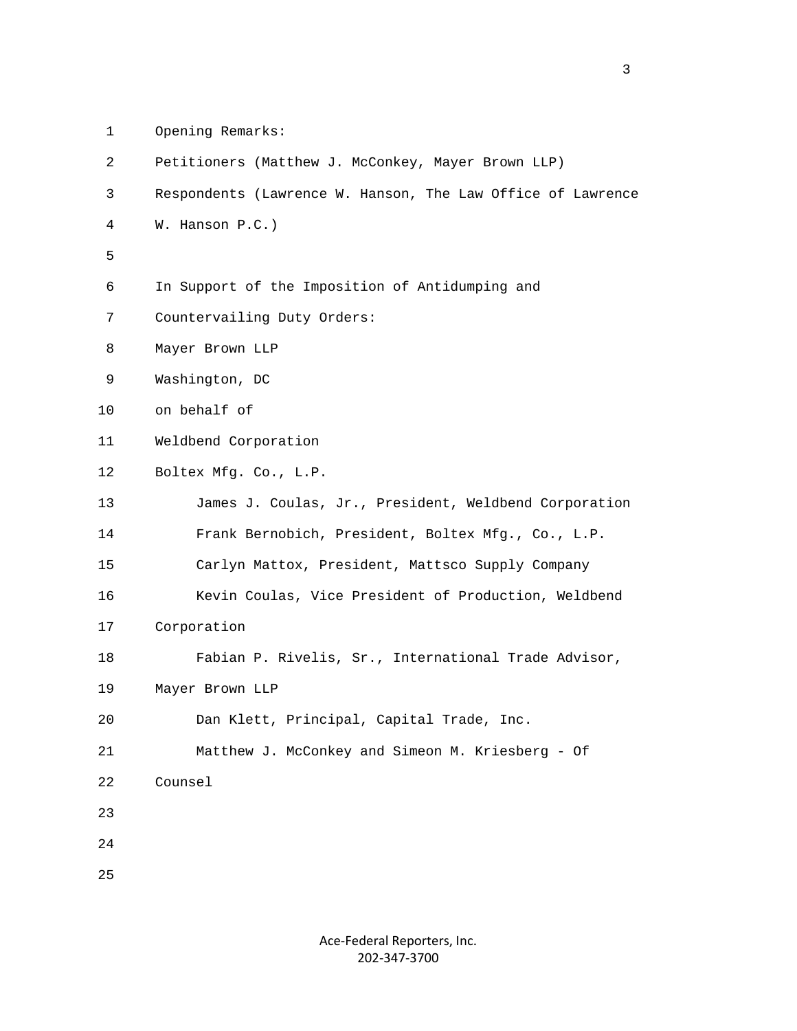Opening Remarks:

Petitioners (Matthew J. McConkey, Mayer Brown LLP)

Respondents (Lawrence W. Hanson, The Law Office of Lawrence W. Hanson P.C.)

In Support of the Imposition of Antidumping and Countervailing Duty Orders:

Mayer Brown LLP

Washington, DC

on behalf of

Weldbend Corporation

Boltex Mfg. Co., L.P.

James J. Coulas, Jr., President, Weldbend Corporation

Frank Bernobich, President, Boltex Mfg., Co., L.P.

Carlyn Mattox, President, Mattsco Supply Company

Kevin Coulas, Vice President of Production, Weldbend Corporation

Fabian P. Rivelis, Sr., International Trade Advisor, Mayer Brown LLP

Dan Klett, Principal, Capital Trade, Inc.

Matthew J. McConkey and Simeon M. Kriesberg - Of Counsel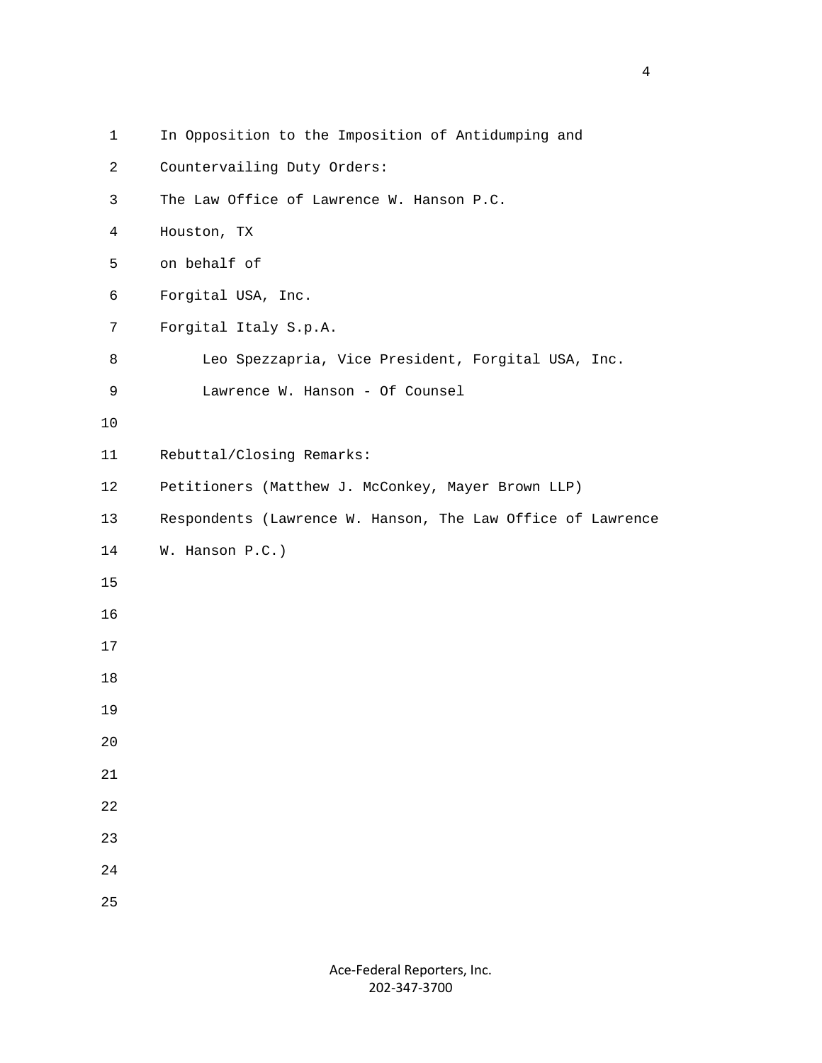In Opposition to the Imposition of Antidumping and Countervailing Duty Orders:

The Law Office of Lawrence W. Hanson P.C.
Houston, TX
on behalf of
Forgital USA, Inc.
Forgital Italy S.p.A.

Leo Spezzapria, Vice President, Forgital USA, Inc.
Lawrence W. Hanson - Of Counsel

Rebuttal/Closing Remarks:
Petitioners (Matthew J. McConkey, Mayer Brown LLP)
Respondents (Lawrence W. Hanson, The Law Office of Lawrence W. Hanson P.C.)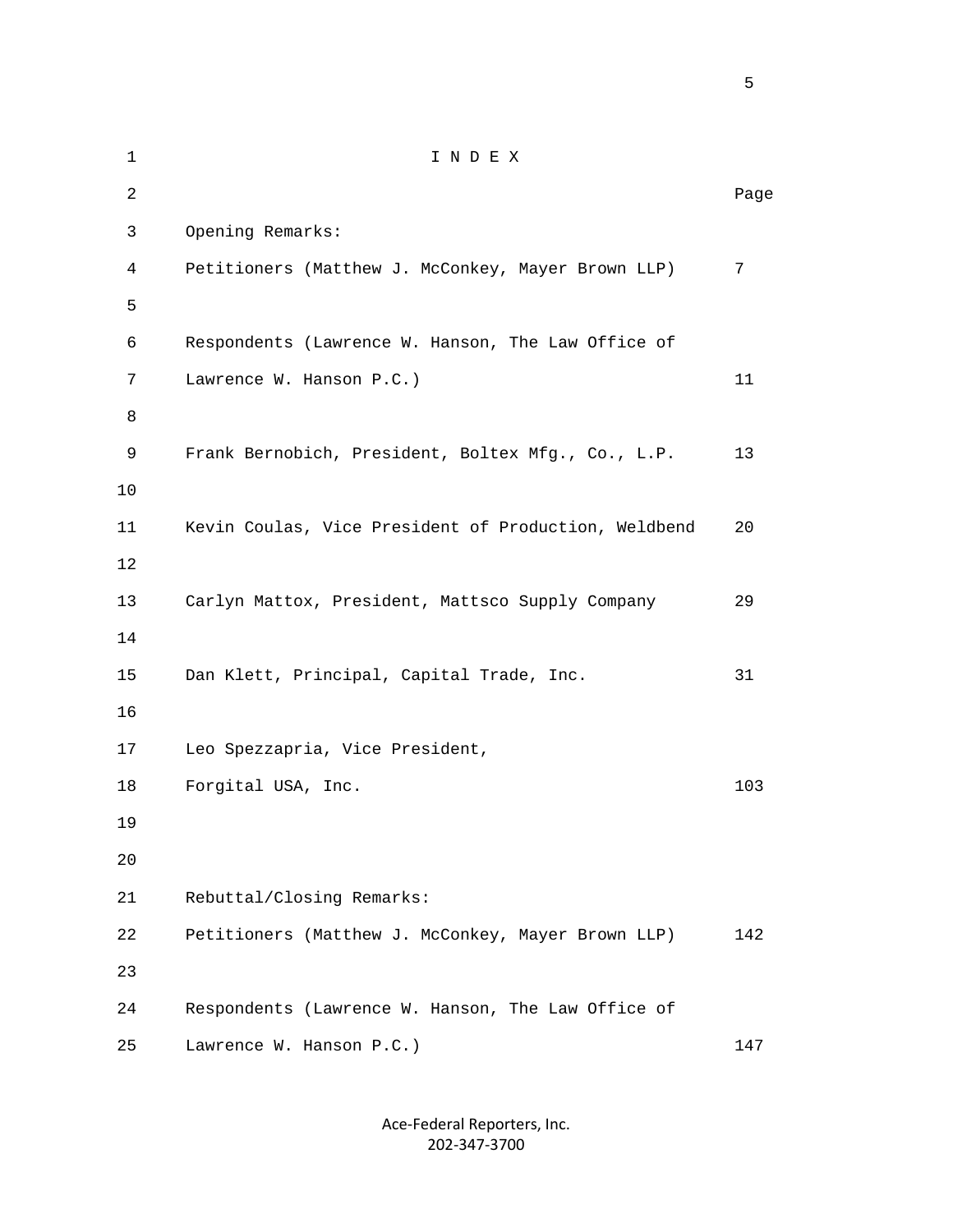# I N D E X

| | Page |
|---|---|
| Opening Remarks: | |
| Petitioners (Matthew J. McConkey, Mayer Brown LLP) | 7 |
| Respondents (Lawrence W. Hanson, The Law Office of Lawrence W. Hanson P.C.) | 11 |
| Frank Bernobich, President, Boltex Mfg., Co., L.P. | 13 |
| Kevin Coulas, Vice President of Production, Weldbend | 20 |
| Carlyn Mattox, President, Mattsco Supply Company | 29 |
| Dan Klett, Principal, Capital Trade, Inc. | 31 |
| Leo Spezzapria, Vice President, Forgital USA, Inc. | 103 |
| Rebuttal/Closing Remarks: | |
| Petitioners (Matthew J. McConkey, Mayer Brown LLP) | 142 |
| Respondents (Lawrence W. Hanson, The Law Office of Lawrence W. Hanson P.C.) | 147 |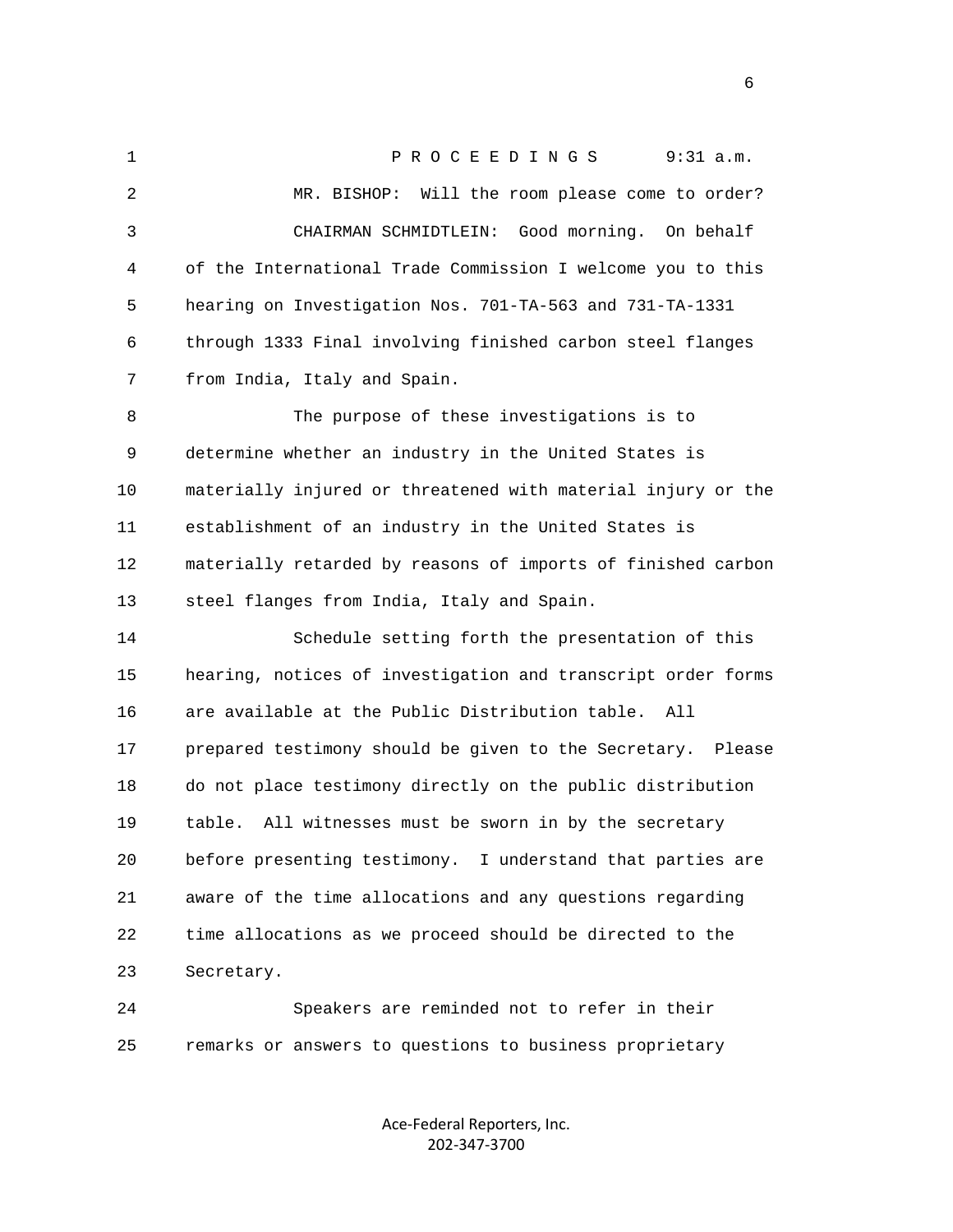P R O C E E D I N G S 9:31 a.m.

MR. BISHOP: Will the room please come to order?

CHAIRMAN SCHMIDTLEIN: Good morning. On behalf of the International Trade Commission I welcome you to this hearing on Investigation Nos. 701-TA-563 and 731-TA-1331 through 1333 Final involving finished carbon steel flanges from India, Italy and Spain.

The purpose of these investigations is to determine whether an industry in the United States is materially injured or threatened with material injury or the establishment of an industry in the United States is materially retarded by reasons of imports of finished carbon steel flanges from India, Italy and Spain.

Schedule setting forth the presentation of this hearing, notices of investigation and transcript order forms are available at the Public Distribution table. All prepared testimony should be given to the Secretary. Please do not place testimony directly on the public distribution table. All witnesses must be sworn in by the secretary before presenting testimony. I understand that parties are aware of the time allocations and any questions regarding time allocations as we proceed should be directed to the Secretary.

Speakers are reminded not to refer in their remarks or answers to questions to business proprietary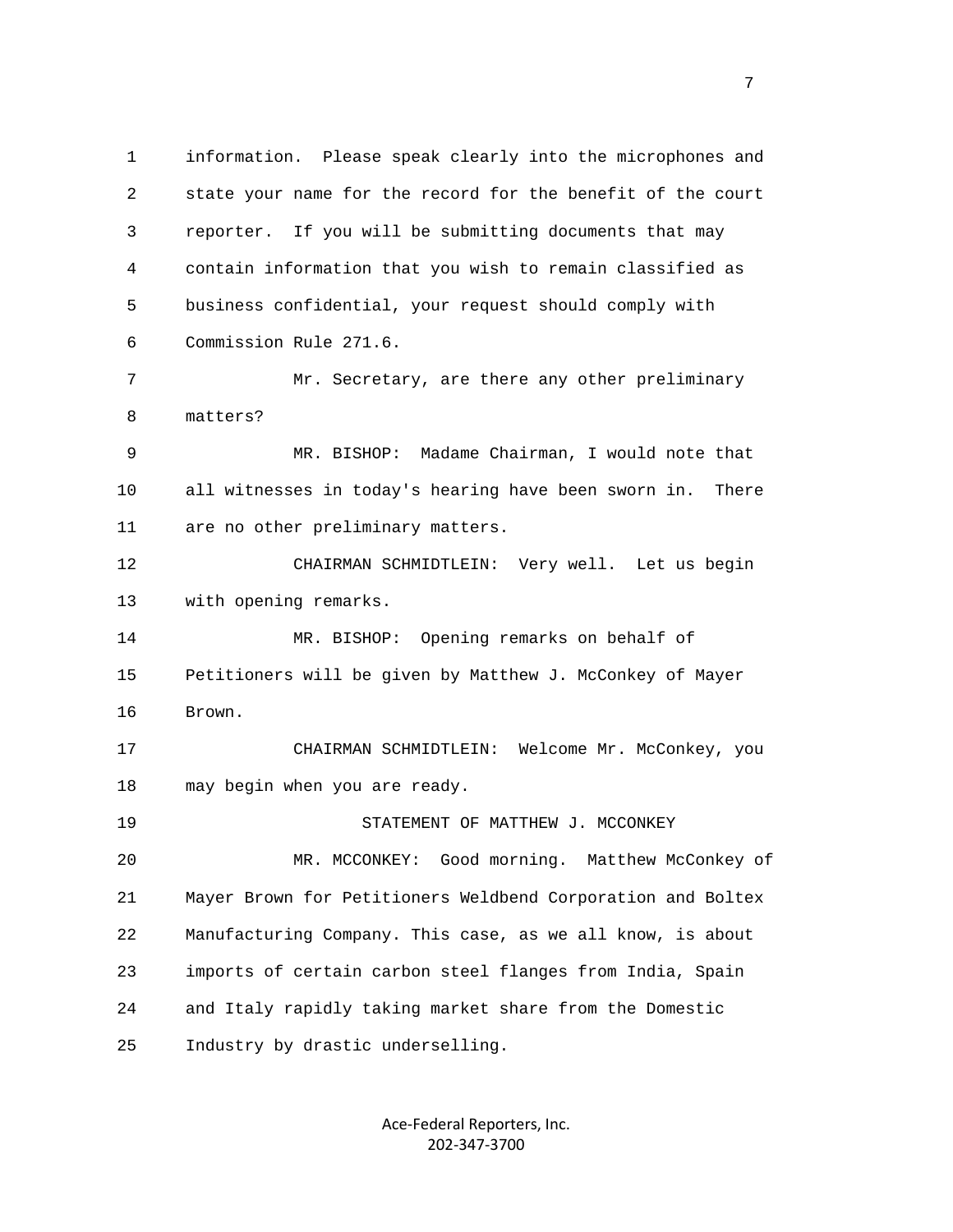information. Please speak clearly into the microphones and state your name for the record for the benefit of the court reporter. If you will be submitting documents that may contain information that you wish to remain classified as business confidential, your request should comply with Commission Rule 271.6.

Mr. Secretary, are there any other preliminary matters?

MR. BISHOP: Madame Chairman, I would note that all witnesses in today's hearing have been sworn in. There are no other preliminary matters.

CHAIRMAN SCHMIDTLEIN: Very well. Let us begin with opening remarks.

MR. BISHOP: Opening remarks on behalf of Petitioners will be given by Matthew J. McConkey of Mayer Brown.

CHAIRMAN SCHMIDTLEIN: Welcome Mr. McConkey, you may begin when you are ready.

STATEMENT OF MATTHEW J. MCCONKEY

MR. MCCONKEY: Good morning. Matthew McConkey of Mayer Brown for Petitioners Weldbend Corporation and Boltex Manufacturing Company. This case, as we all know, is about imports of certain carbon steel flanges from India, Spain and Italy rapidly taking market share from the Domestic Industry by drastic underselling.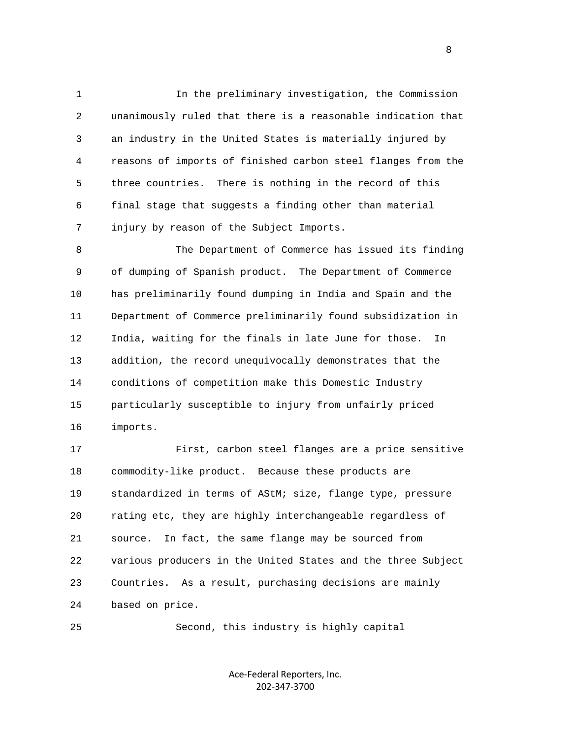In the preliminary investigation, the Commission unanimously ruled that there is a reasonable indication that an industry in the United States is materially injured by reasons of imports of finished carbon steel flanges from the three countries. There is nothing in the record of this final stage that suggests a finding other than material injury by reason of the Subject Imports.

The Department of Commerce has issued its finding of dumping of Spanish product. The Department of Commerce has preliminarily found dumping in India and Spain and the Department of Commerce preliminarily found subsidization in India, waiting for the finals in late June for those. In addition, the record unequivocally demonstrates that the conditions of competition make this Domestic Industry particularly susceptible to injury from unfairly priced imports.

First, carbon steel flanges are a price sensitive commodity-like product. Because these products are standardized in terms of AStM; size, flange type, pressure rating etc, they are highly interchangeable regardless of source. In fact, the same flange may be sourced from various producers in the United States and the three Subject Countries. As a result, purchasing decisions are mainly based on price.

Second, this industry is highly capital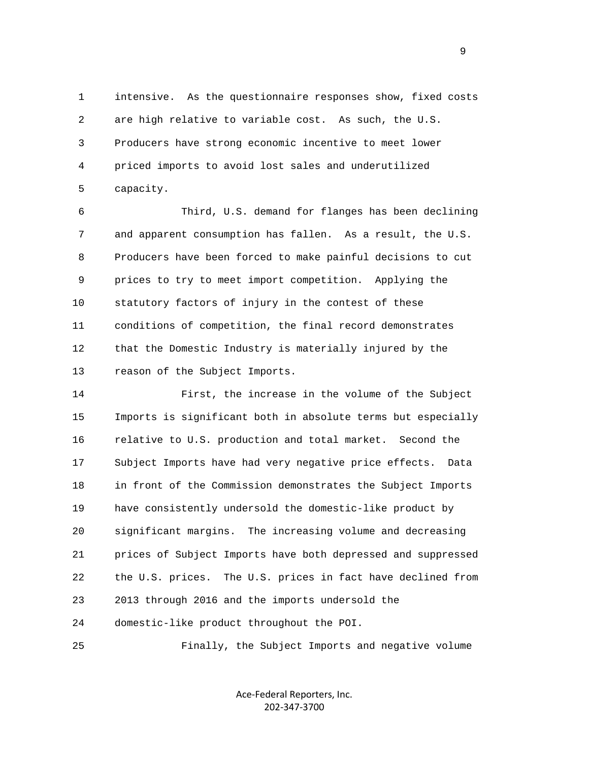intensive. As the questionnaire responses show, fixed costs are high relative to variable cost. As such, the U.S. Producers have strong economic incentive to meet lower priced imports to avoid lost sales and underutilized capacity.

Third, U.S. demand for flanges has been declining and apparent consumption has fallen. As a result, the U.S. Producers have been forced to make painful decisions to cut prices to try to meet import competition. Applying the statutory factors of injury in the contest of these conditions of competition, the final record demonstrates that the Domestic Industry is materially injured by the reason of the Subject Imports.

First, the increase in the volume of the Subject Imports is significant both in absolute terms but especially relative to U.S. production and total market. Second the Subject Imports have had very negative price effects. Data in front of the Commission demonstrates the Subject Imports have consistently undersold the domestic-like product by significant margins. The increasing volume and decreasing prices of Subject Imports have both depressed and suppressed the U.S. prices. The U.S. prices in fact have declined from 2013 through 2016 and the imports undersold the domestic-like product throughout the POI.

Finally, the Subject Imports and negative volume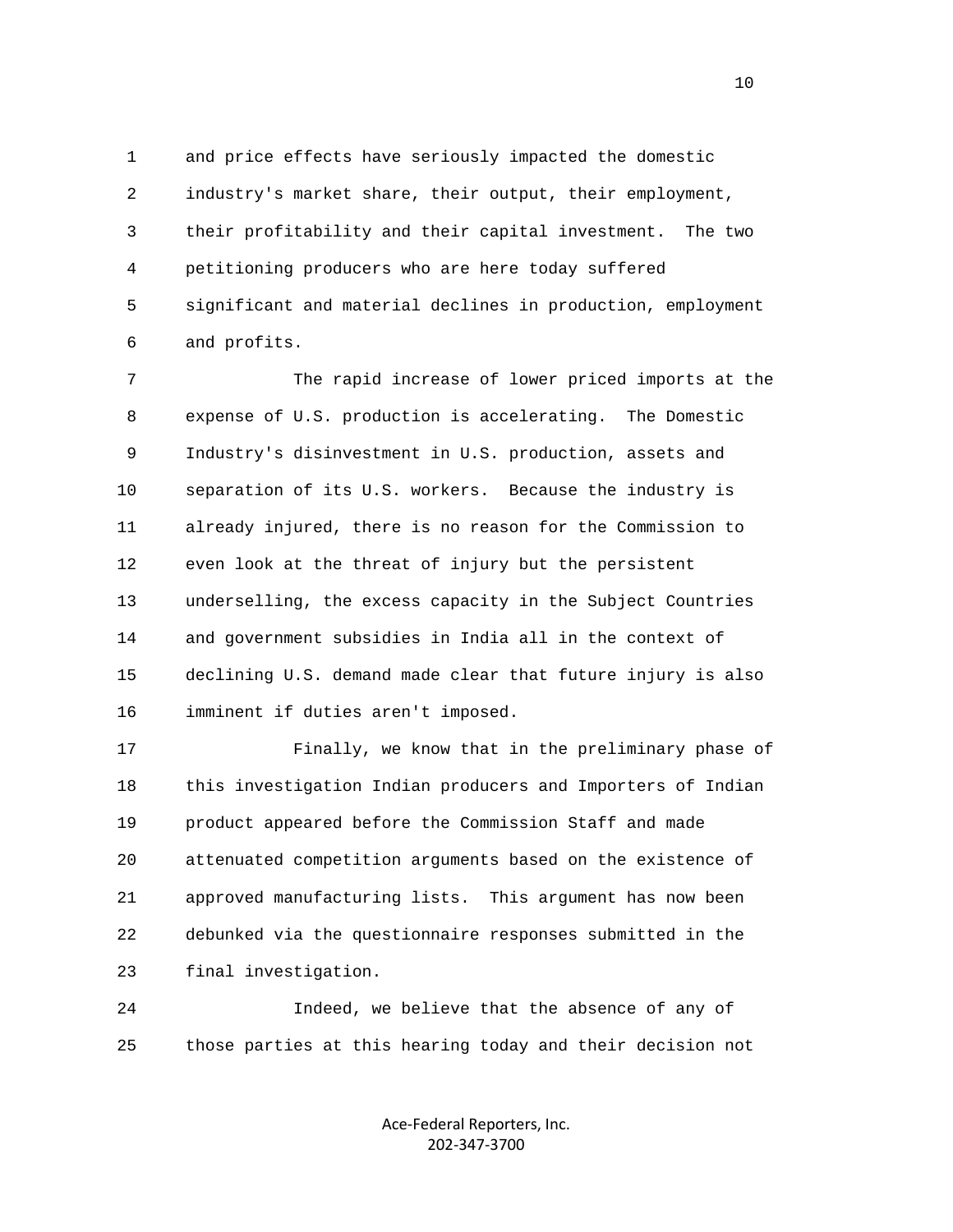and price effects have seriously impacted the domestic industry's market share, their output, their employment, their profitability and their capital investment. The two petitioning producers who are here today suffered significant and material declines in production, employment and profits.

The rapid increase of lower priced imports at the expense of U.S. production is accelerating. The Domestic Industry's disinvestment in U.S. production, assets and separation of its U.S. workers. Because the industry is already injured, there is no reason for the Commission to even look at the threat of injury but the persistent underselling, the excess capacity in the Subject Countries and government subsidies in India all in the context of declining U.S. demand made clear that future injury is also imminent if duties aren't imposed.

Finally, we know that in the preliminary phase of this investigation Indian producers and Importers of Indian product appeared before the Commission Staff and made attenuated competition arguments based on the existence of approved manufacturing lists. This argument has now been debunked via the questionnaire responses submitted in the final investigation.

Indeed, we believe that the absence of any of those parties at this hearing today and their decision not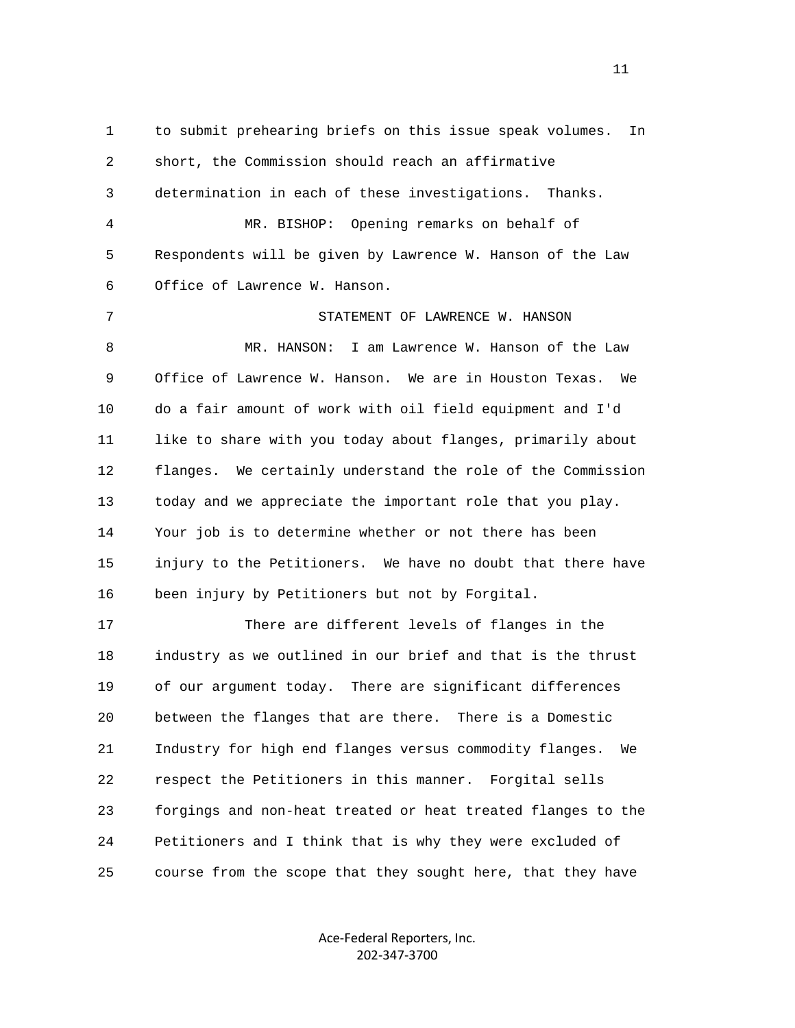to submit prehearing briefs on this issue speak volumes. In short, the Commission should reach an affirmative determination in each of these investigations. Thanks.

MR. BISHOP: Opening remarks on behalf of Respondents will be given by Lawrence W. Hanson of the Law Office of Lawrence W. Hanson.

STATEMENT OF LAWRENCE W. HANSON

MR. HANSON: I am Lawrence W. Hanson of the Law Office of Lawrence W. Hanson. We are in Houston Texas. We do a fair amount of work with oil field equipment and I'd like to share with you today about flanges, primarily about flanges. We certainly understand the role of the Commission today and we appreciate the important role that you play. Your job is to determine whether or not there has been injury to the Petitioners. We have no doubt that there have been injury by Petitioners but not by Forgital.

There are different levels of flanges in the industry as we outlined in our brief and that is the thrust of our argument today. There are significant differences between the flanges that are there. There is a Domestic Industry for high end flanges versus commodity flanges. We respect the Petitioners in this manner. Forgital sells forgings and non-heat treated or heat treated flanges to the Petitioners and I think that is why they were excluded of course from the scope that they sought here, that they have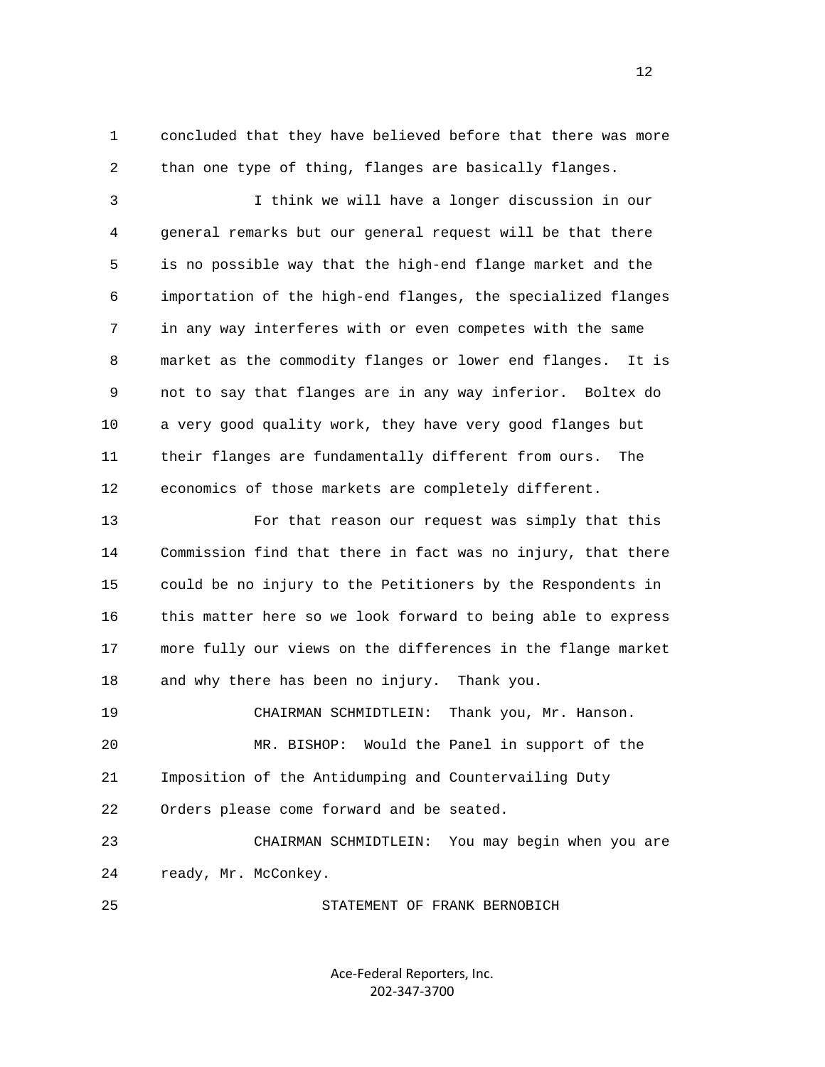concluded that they have believed before that there was more than one type of thing, flanges are basically flanges.

I think we will have a longer discussion in our general remarks but our general request will be that there is no possible way that the high-end flange market and the importation of the high-end flanges, the specialized flanges in any way interferes with or even competes with the same market as the commodity flanges or lower end flanges. It is not to say that flanges are in any way inferior. Boltex do a very good quality work, they have very good flanges but their flanges are fundamentally different from ours. The economics of those markets are completely different.

For that reason our request was simply that this Commission find that there in fact was no injury, that there could be no injury to the Petitioners by the Respondents in this matter here so we look forward to being able to express more fully our views on the differences in the flange market and why there has been no injury. Thank you.

CHAIRMAN SCHMIDTLEIN: Thank you, Mr. Hanson.

MR. BISHOP: Would the Panel in support of the Imposition of the Antidumping and Countervailing Duty Orders please come forward and be seated.

CHAIRMAN SCHMIDTLEIN: You may begin when you are ready, Mr. McConkey.

STATEMENT OF FRANK BERNOBICH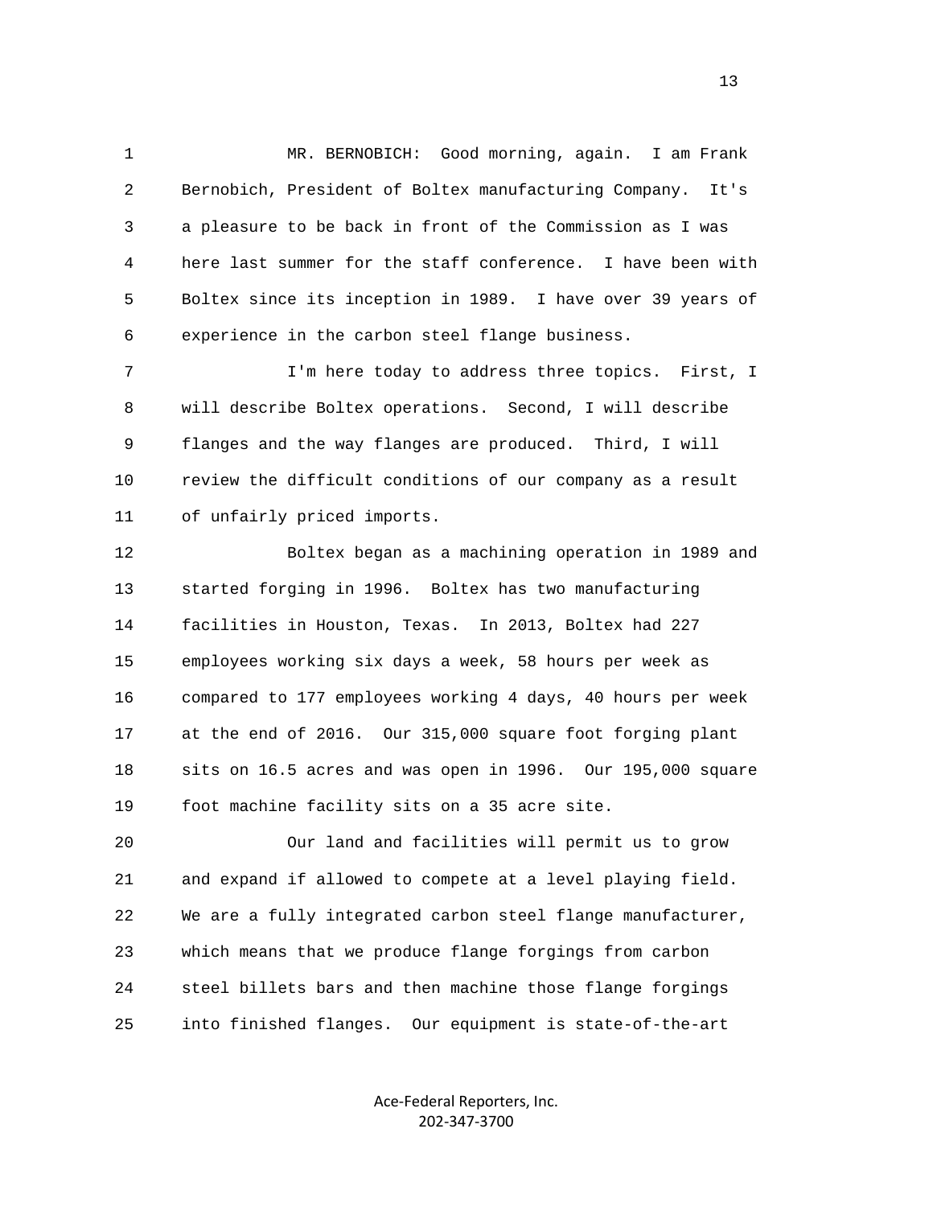MR. BERNOBICH: Good morning, again. I am Frank Bernobich, President of Boltex manufacturing Company. It's a pleasure to be back in front of the Commission as I was here last summer for the staff conference. I have been with Boltex since its inception in 1989. I have over 39 years of experience in the carbon steel flange business.

I'm here today to address three topics. First, I will describe Boltex operations. Second, I will describe flanges and the way flanges are produced. Third, I will review the difficult conditions of our company as a result of unfairly priced imports.

Boltex began as a machining operation in 1989 and started forging in 1996. Boltex has two manufacturing facilities in Houston, Texas. In 2013, Boltex had 227 employees working six days a week, 58 hours per week as compared to 177 employees working 4 days, 40 hours per week at the end of 2016. Our 315,000 square foot forging plant sits on 16.5 acres and was open in 1996. Our 195,000 square foot machine facility sits on a 35 acre site.

Our land and facilities will permit us to grow and expand if allowed to compete at a level playing field. We are a fully integrated carbon steel flange manufacturer, which means that we produce flange forgings from carbon steel billets bars and then machine those flange forgings into finished flanges. Our equipment is state-of-the-art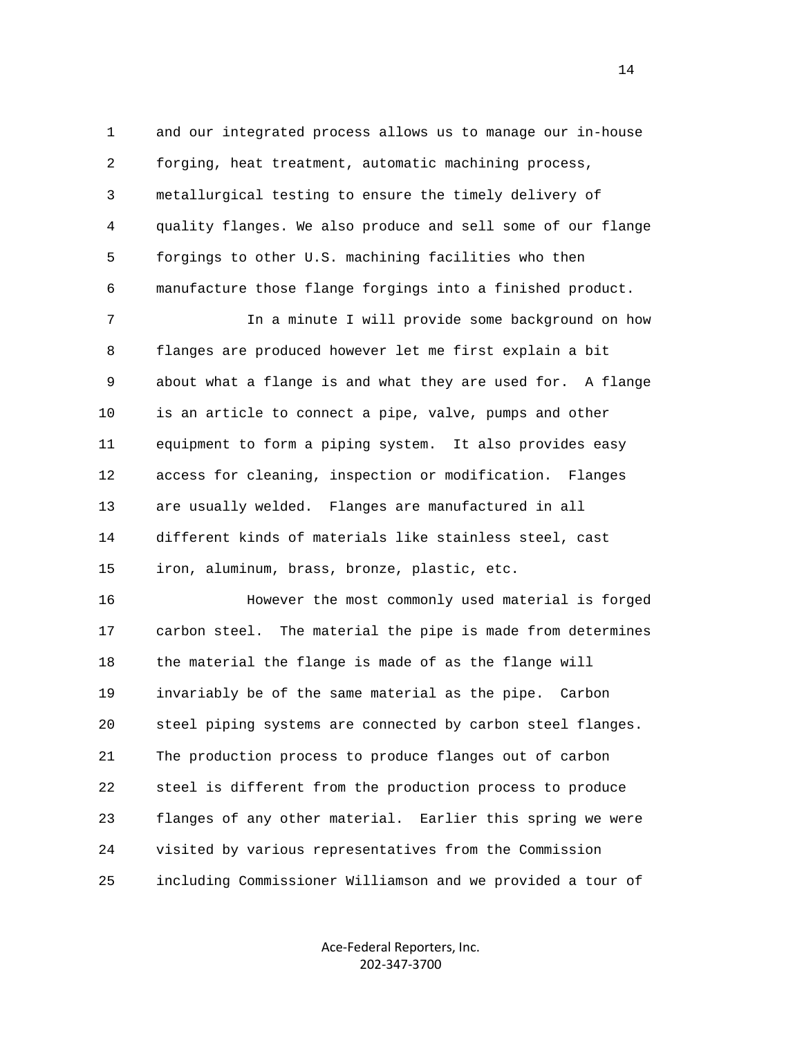and our integrated process allows us to manage our in-house forging, heat treatment, automatic machining process, metallurgical testing to ensure the timely delivery of quality flanges. We also produce and sell some of our flange forgings to other U.S. machining facilities who then manufacture those flange forgings into a finished product.

In a minute I will provide some background on how flanges are produced however let me first explain a bit about what a flange is and what they are used for. A flange is an article to connect a pipe, valve, pumps and other equipment to form a piping system. It also provides easy access for cleaning, inspection or modification. Flanges are usually welded. Flanges are manufactured in all different kinds of materials like stainless steel, cast iron, aluminum, brass, bronze, plastic, etc.

However the most commonly used material is forged carbon steel. The material the pipe is made from determines the material the flange is made of as the flange will invariably be of the same material as the pipe. Carbon steel piping systems are connected by carbon steel flanges. The production process to produce flanges out of carbon steel is different from the production process to produce flanges of any other material. Earlier this spring we were visited by various representatives from the Commission including Commissioner Williamson and we provided a tour of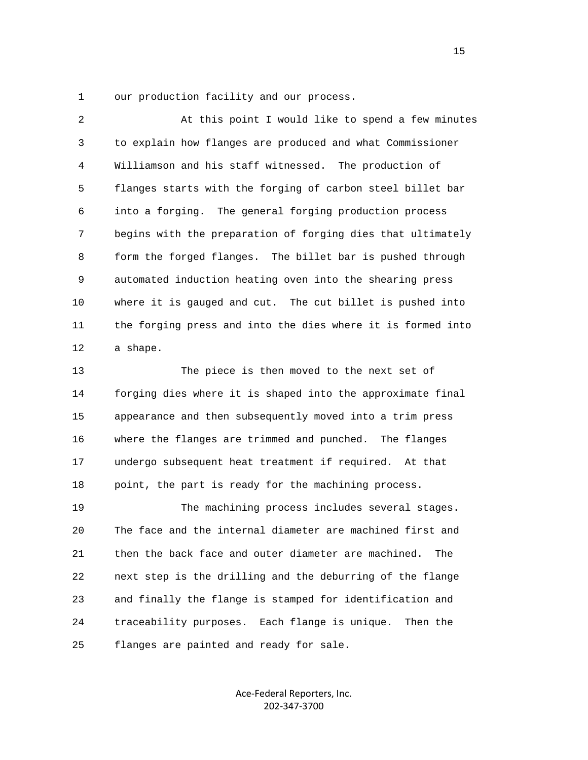our production facility and our process.

At this point I would like to spend a few minutes to explain how flanges are produced and what Commissioner Williamson and his staff witnessed. The production of flanges starts with the forging of carbon steel billet bar into a forging. The general forging production process begins with the preparation of forging dies that ultimately form the forged flanges. The billet bar is pushed through automated induction heating oven into the shearing press where it is gauged and cut. The cut billet is pushed into the forging press and into the dies where it is formed into a shape.

The piece is then moved to the next set of forging dies where it is shaped into the approximate final appearance and then subsequently moved into a trim press where the flanges are trimmed and punched. The flanges undergo subsequent heat treatment if required. At that point, the part is ready for the machining process.

The machining process includes several stages. The face and the internal diameter are machined first and then the back face and outer diameter are machined. The next step is the drilling and the deburring of the flange and finally the flange is stamped for identification and traceability purposes. Each flange is unique. Then the flanges are painted and ready for sale.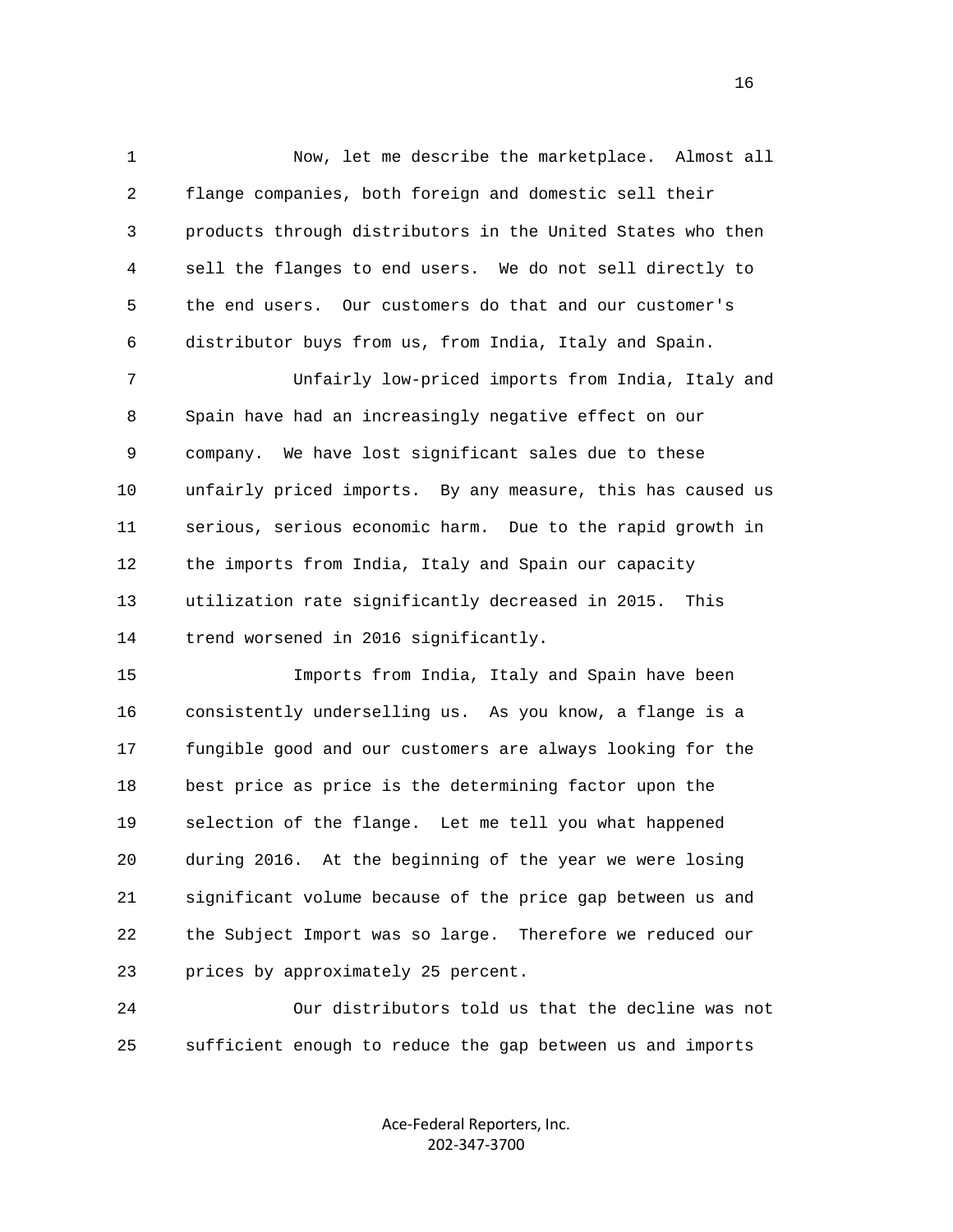Now, let me describe the marketplace. Almost all flange companies, both foreign and domestic sell their products through distributors in the United States who then sell the flanges to end users. We do not sell directly to the end users. Our customers do that and our customer's distributor buys from us, from India, Italy and Spain.

Unfairly low-priced imports from India, Italy and Spain have had an increasingly negative effect on our company. We have lost significant sales due to these unfairly priced imports. By any measure, this has caused us serious, serious economic harm. Due to the rapid growth in the imports from India, Italy and Spain our capacity utilization rate significantly decreased in 2015. This trend worsened in 2016 significantly.

Imports from India, Italy and Spain have been consistently underselling us. As you know, a flange is a fungible good and our customers are always looking for the best price as price is the determining factor upon the selection of the flange. Let me tell you what happened during 2016. At the beginning of the year we were losing significant volume because of the price gap between us and the Subject Import was so large. Therefore we reduced our prices by approximately 25 percent.

Our distributors told us that the decline was not sufficient enough to reduce the gap between us and imports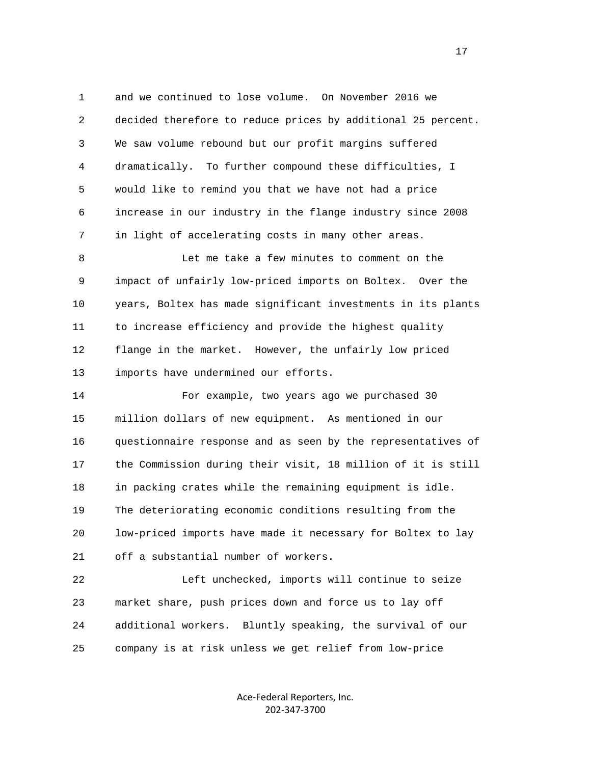and we continued to lose volume. On November 2016 we decided therefore to reduce prices by additional 25 percent. We saw volume rebound but our profit margins suffered dramatically. To further compound these difficulties, I would like to remind you that we have not had a price increase in our industry in the flange industry since 2008 in light of accelerating costs in many other areas.

Let me take a few minutes to comment on the impact of unfairly low-priced imports on Boltex. Over the years, Boltex has made significant investments in its plants to increase efficiency and provide the highest quality flange in the market. However, the unfairly low priced imports have undermined our efforts.

For example, two years ago we purchased 30 million dollars of new equipment. As mentioned in our questionnaire response and as seen by the representatives of the Commission during their visit, 18 million of it is still in packing crates while the remaining equipment is idle. The deteriorating economic conditions resulting from the low-priced imports have made it necessary for Boltex to lay off a substantial number of workers.

Left unchecked, imports will continue to seize market share, push prices down and force us to lay off additional workers. Bluntly speaking, the survival of our company is at risk unless we get relief from low-price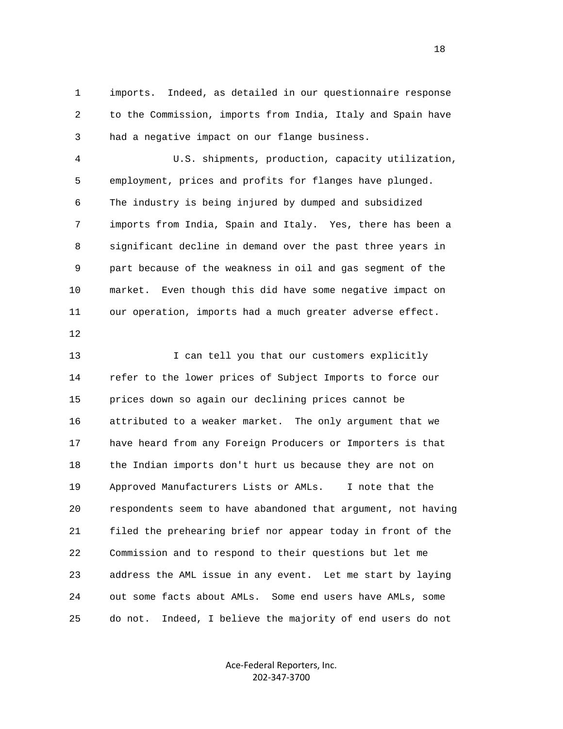imports. Indeed, as detailed in our questionnaire response to the Commission, imports from India, Italy and Spain have had a negative impact on our flange business.

U.S. shipments, production, capacity utilization, employment, prices and profits for flanges have plunged. The industry is being injured by dumped and subsidized imports from India, Spain and Italy. Yes, there has been a significant decline in demand over the past three years in part because of the weakness in oil and gas segment of the market. Even though this did have some negative impact on our operation, imports had a much greater adverse effect.

I can tell you that our customers explicitly refer to the lower prices of Subject Imports to force our prices down so again our declining prices cannot be attributed to a weaker market. The only argument that we have heard from any Foreign Producers or Importers is that the Indian imports don't hurt us because they are not on Approved Manufacturers Lists or AMLs. I note that the respondents seem to have abandoned that argument, not having filed the prehearing brief nor appear today in front of the Commission and to respond to their questions but let me address the AML issue in any event. Let me start by laying out some facts about AMLs. Some end users have AMLs, some do not. Indeed, I believe the majority of end users do not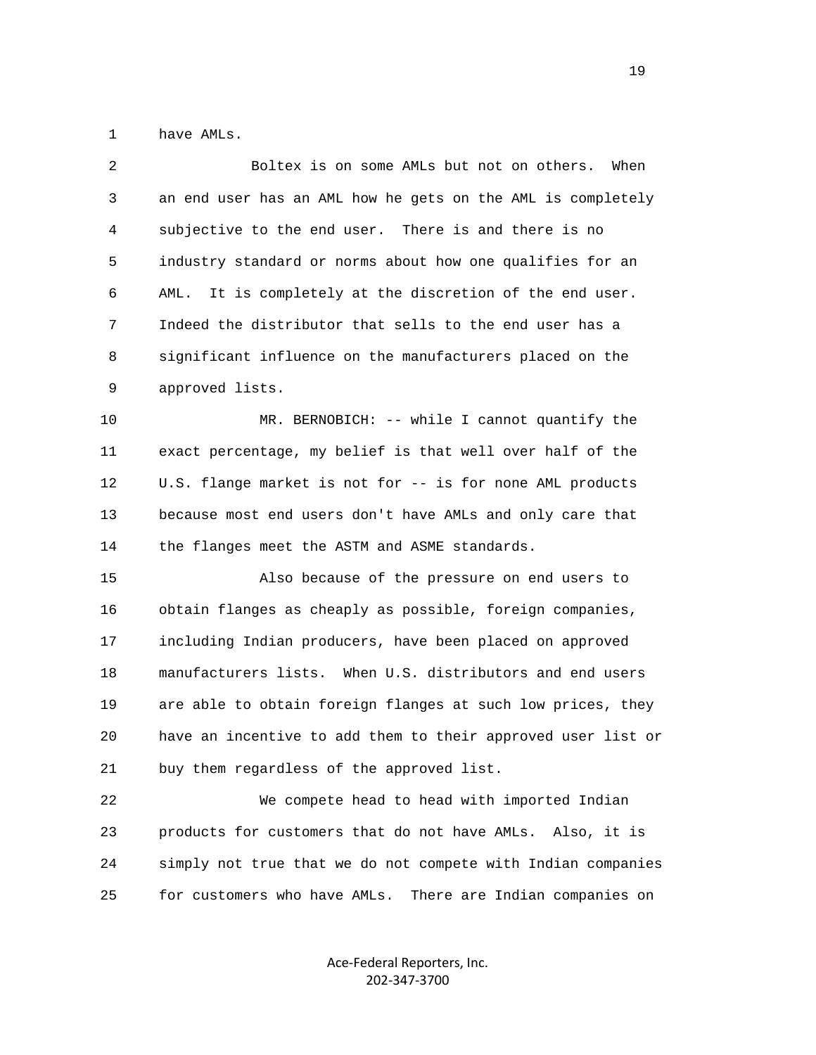have AMLs.

Boltex is on some AMLs but not on others. When an end user has an AML how he gets on the AML is completely subjective to the end user. There is and there is no industry standard or norms about how one qualifies for an AML. It is completely at the discretion of the end user. Indeed the distributor that sells to the end user has a significant influence on the manufacturers placed on the approved lists.

MR. BERNOBICH: -- while I cannot quantify the exact percentage, my belief is that well over half of the U.S. flange market is not for -- is for none AML products because most end users don't have AMLs and only care that the flanges meet the ASTM and ASME standards.

Also because of the pressure on end users to obtain flanges as cheaply as possible, foreign companies, including Indian producers, have been placed on approved manufacturers lists. When U.S. distributors and end users are able to obtain foreign flanges at such low prices, they have an incentive to add them to their approved user list or buy them regardless of the approved list.

We compete head to head with imported Indian products for customers that do not have AMLs. Also, it is simply not true that we do not compete with Indian companies for customers who have AMLs. There are Indian companies on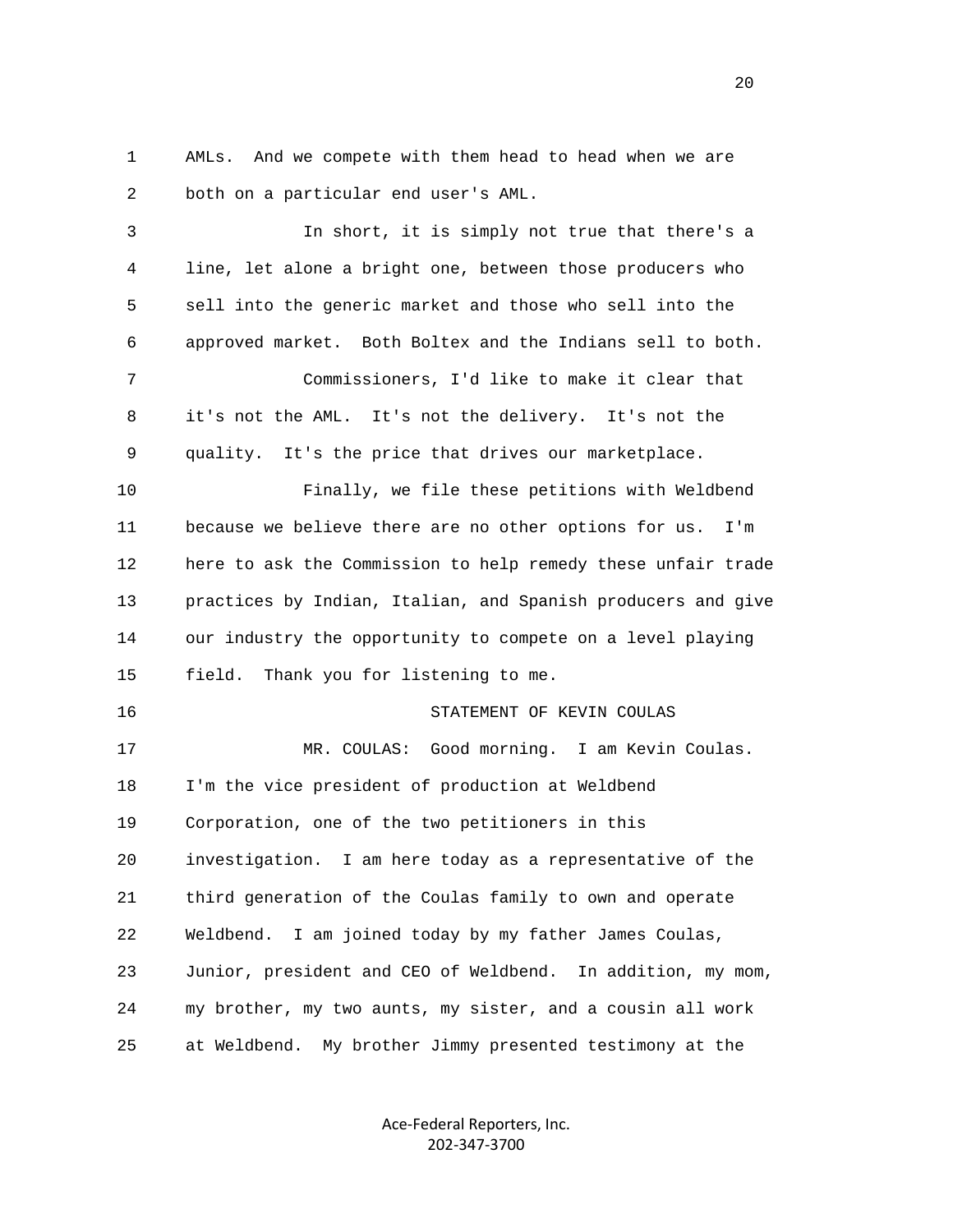AMLs. And we compete with them head to head when we are both on a particular end user's AML.

In short, it is simply not true that there's a line, let alone a bright one, between those producers who sell into the generic market and those who sell into the approved market. Both Boltex and the Indians sell to both.

Commissioners, I'd like to make it clear that it's not the AML. It's not the delivery. It's not the quality. It's the price that drives our marketplace.

Finally, we file these petitions with Weldbend because we believe there are no other options for us. I'm here to ask the Commission to help remedy these unfair trade practices by Indian, Italian, and Spanish producers and give our industry the opportunity to compete on a level playing field. Thank you for listening to me.

## STATEMENT OF KEVIN COULAS

MR. COULAS: Good morning. I am Kevin Coulas. I'm the vice president of production at Weldbend Corporation, one of the two petitioners in this investigation. I am here today as a representative of the third generation of the Coulas family to own and operate Weldbend. I am joined today by my father James Coulas, Junior, president and CEO of Weldbend. In addition, my mom, my brother, my two aunts, my sister, and a cousin all work at Weldbend. My brother Jimmy presented testimony at the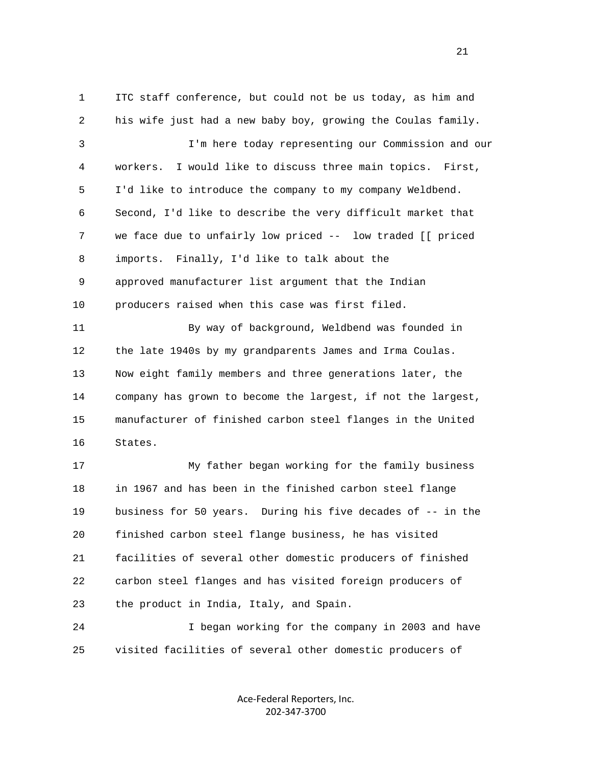ITC staff conference, but could not be us today, as him and his wife just had a new baby boy, growing the Coulas family.

I'm here today representing our Commission and our workers. I would like to discuss three main topics. First, I'd like to introduce the company to my company Weldbend. Second, I'd like to describe the very difficult market that we face due to unfairly low priced -- low traded [[ priced imports. Finally, I'd like to talk about the approved manufacturer list argument that the Indian producers raised when this case was first filed.

By way of background, Weldbend was founded in the late 1940s by my grandparents James and Irma Coulas. Now eight family members and three generations later, the company has grown to become the largest, if not the largest, manufacturer of finished carbon steel flanges in the United States.

My father began working for the family business in 1967 and has been in the finished carbon steel flange business for 50 years. During his five decades of -- in the finished carbon steel flange business, he has visited facilities of several other domestic producers of finished carbon steel flanges and has visited foreign producers of the product in India, Italy, and Spain.

I began working for the company in 2003 and have visited facilities of several other domestic producers of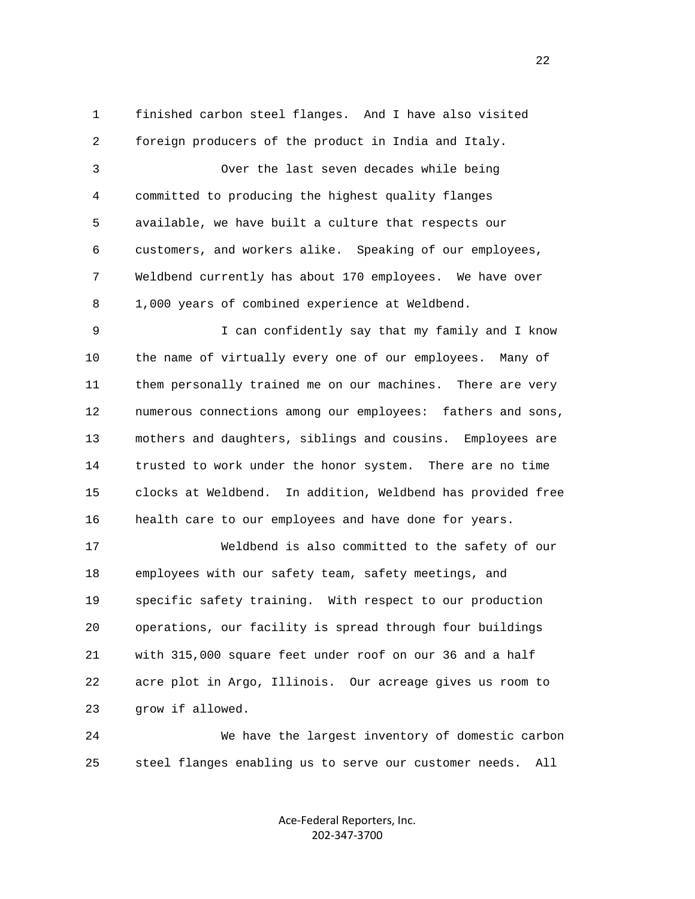finished carbon steel flanges. And I have also visited foreign producers of the product in India and Italy.

Over the last seven decades while being committed to producing the highest quality flanges available, we have built a culture that respects our customers, and workers alike. Speaking of our employees, Weldbend currently has about 170 employees. We have over 1,000 years of combined experience at Weldbend.

I can confidently say that my family and I know the name of virtually every one of our employees. Many of them personally trained me on our machines. There are very numerous connections among our employees: fathers and sons, mothers and daughters, siblings and cousins. Employees are trusted to work under the honor system. There are no time clocks at Weldbend. In addition, Weldbend has provided free health care to our employees and have done for years.

Weldbend is also committed to the safety of our employees with our safety team, safety meetings, and specific safety training. With respect to our production operations, our facility is spread through four buildings with 315,000 square feet under roof on our 36 and a half acre plot in Argo, Illinois. Our acreage gives us room to grow if allowed.

We have the largest inventory of domestic carbon steel flanges enabling us to serve our customer needs. All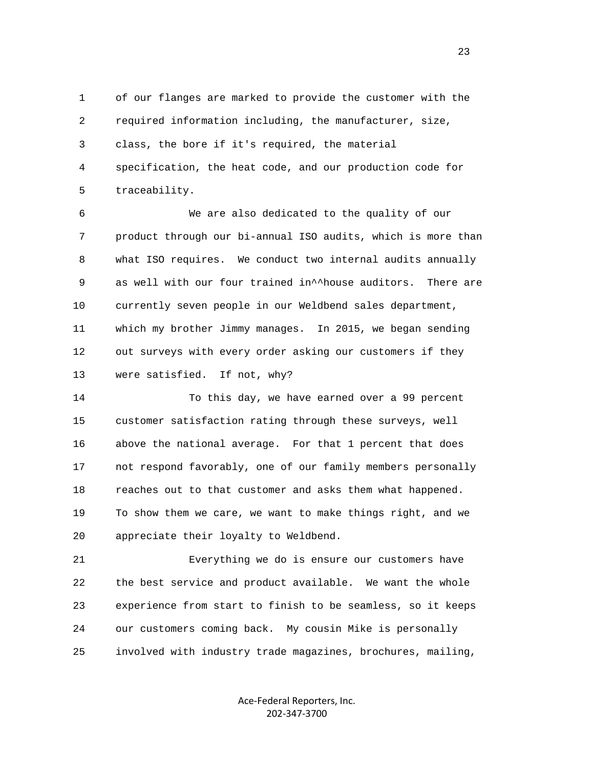of our flanges are marked to provide the customer with the required information including, the manufacturer, size, class, the bore if it's required, the material specification, the heat code, and our production code for traceability.

We are also dedicated to the quality of our product through our bi-annual ISO audits, which is more than what ISO requires. We conduct two internal audits annually as well with our four trained in^^house auditors. There are currently seven people in our Weldbend sales department, which my brother Jimmy manages. In 2015, we began sending out surveys with every order asking our customers if they were satisfied. If not, why?

To this day, we have earned over a 99 percent customer satisfaction rating through these surveys, well above the national average. For that 1 percent that does not respond favorably, one of our family members personally reaches out to that customer and asks them what happened. To show them we care, we want to make things right, and we appreciate their loyalty to Weldbend.

Everything we do is ensure our customers have the best service and product available. We want the whole experience from start to finish to be seamless, so it keeps our customers coming back. My cousin Mike is personally involved with industry trade magazines, brochures, mailing,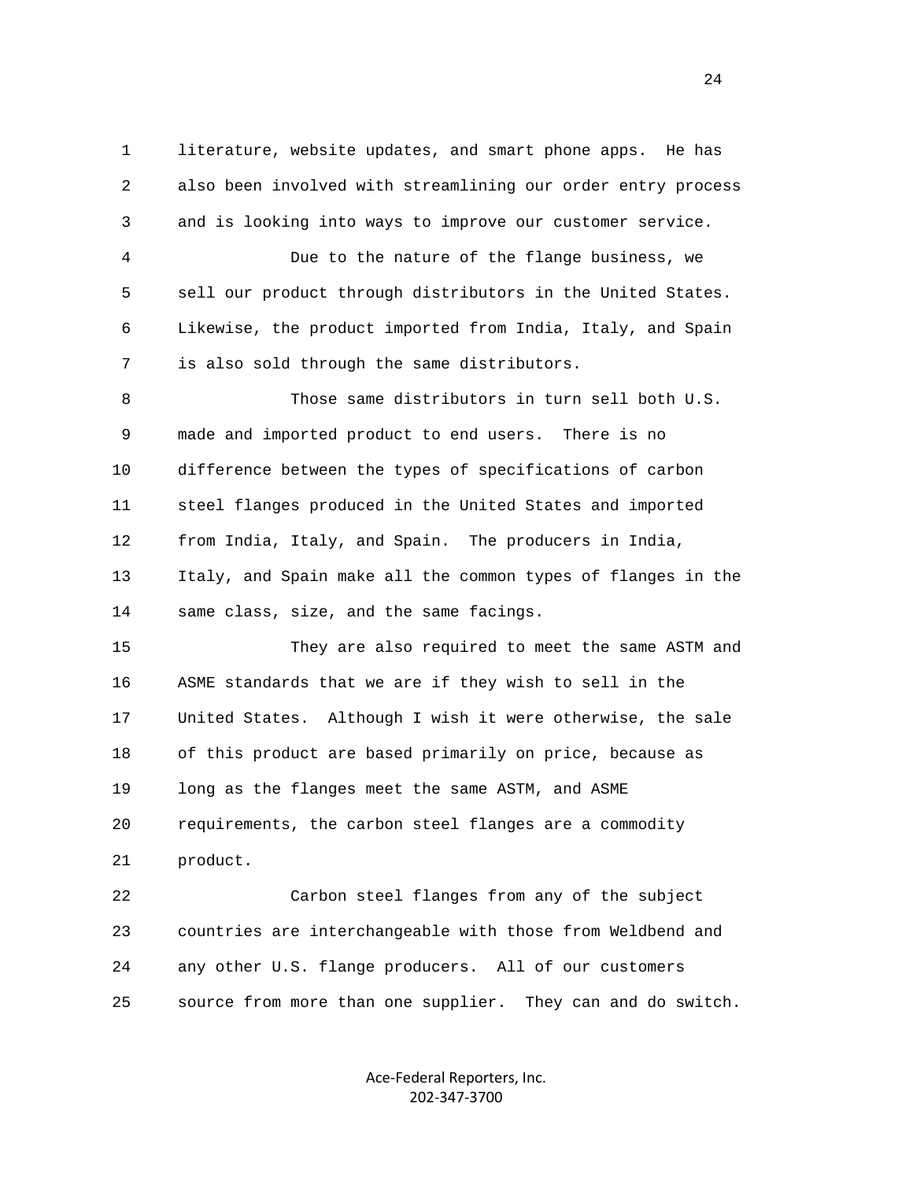literature, website updates, and smart phone apps. He has also been involved with streamlining our order entry process and is looking into ways to improve our customer service.

Due to the nature of the flange business, we sell our product through distributors in the United States. Likewise, the product imported from India, Italy, and Spain is also sold through the same distributors.

Those same distributors in turn sell both U.S. made and imported product to end users. There is no difference between the types of specifications of carbon steel flanges produced in the United States and imported from India, Italy, and Spain. The producers in India, Italy, and Spain make all the common types of flanges in the same class, size, and the same facings.

They are also required to meet the same ASTM and ASME standards that we are if they wish to sell in the United States. Although I wish it were otherwise, the sale of this product are based primarily on price, because as long as the flanges meet the same ASTM, and ASME requirements, the carbon steel flanges are a commodity product.

Carbon steel flanges from any of the subject countries are interchangeable with those from Weldbend and any other U.S. flange producers. All of our customers source from more than one supplier. They can and do switch.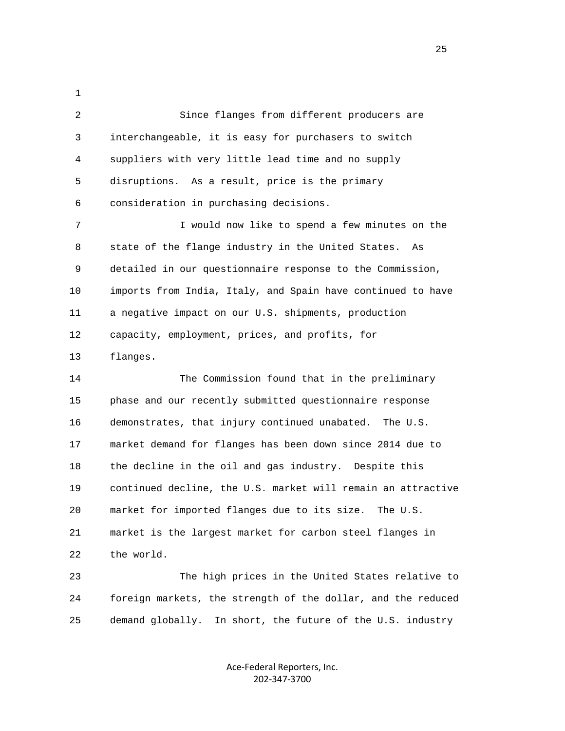Since flanges from different producers are interchangeable, it is easy for purchasers to switch suppliers with very little lead time and no supply disruptions. As a result, price is the primary consideration in purchasing decisions.

I would now like to spend a few minutes on the state of the flange industry in the United States. As detailed in our questionnaire response to the Commission, imports from India, Italy, and Spain have continued to have a negative impact on our U.S. shipments, production capacity, employment, prices, and profits, for flanges.

The Commission found that in the preliminary phase and our recently submitted questionnaire response demonstrates, that injury continued unabated. The U.S. market demand for flanges has been down since 2014 due to the decline in the oil and gas industry. Despite this continued decline, the U.S. market will remain an attractive market for imported flanges due to its size. The U.S. market is the largest market for carbon steel flanges in the world.

The high prices in the United States relative to foreign markets, the strength of the dollar, and the reduced demand globally. In short, the future of the U.S. industry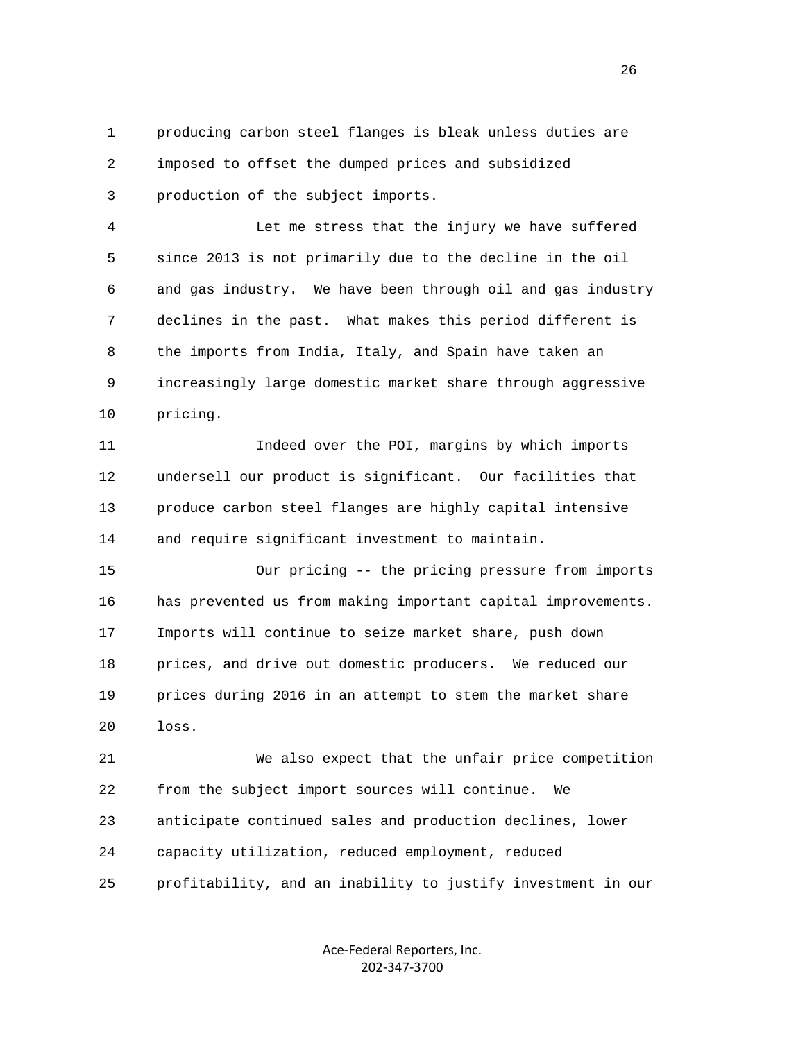producing carbon steel flanges is bleak unless duties are imposed to offset the dumped prices and subsidized production of the subject imports.

Let me stress that the injury we have suffered since 2013 is not primarily due to the decline in the oil and gas industry. We have been through oil and gas industry declines in the past. What makes this period different is the imports from India, Italy, and Spain have taken an increasingly large domestic market share through aggressive pricing.

Indeed over the POI, margins by which imports undersell our product is significant. Our facilities that produce carbon steel flanges are highly capital intensive and require significant investment to maintain.

Our pricing -- the pricing pressure from imports has prevented us from making important capital improvements. Imports will continue to seize market share, push down prices, and drive out domestic producers. We reduced our prices during 2016 in an attempt to stem the market share loss.

We also expect that the unfair price competition from the subject import sources will continue. We anticipate continued sales and production declines, lower capacity utilization, reduced employment, reduced profitability, and an inability to justify investment in our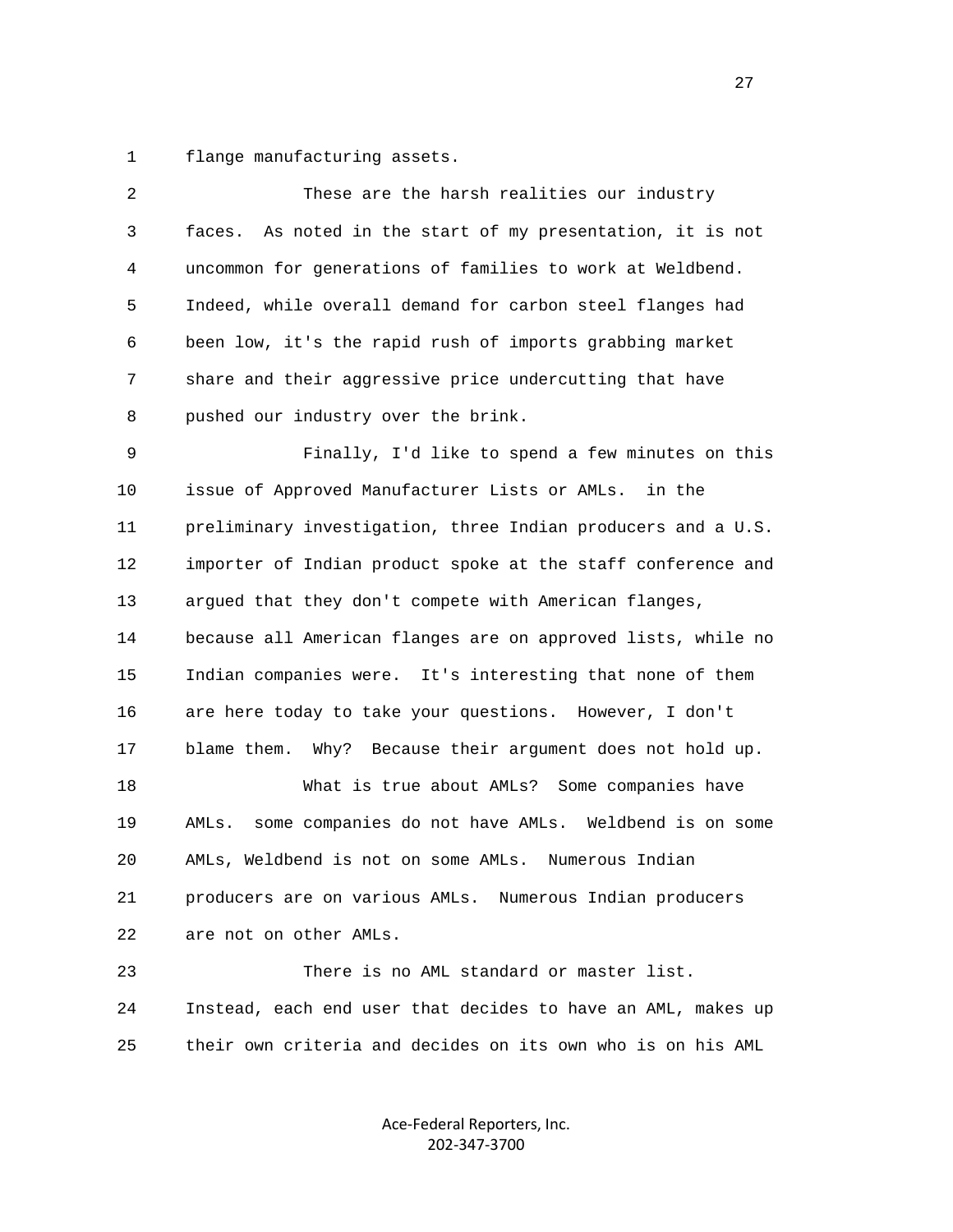flange manufacturing assets.

These are the harsh realities our industry faces. As noted in the start of my presentation, it is not uncommon for generations of families to work at Weldbend. Indeed, while overall demand for carbon steel flanges had been low, it's the rapid rush of imports grabbing market share and their aggressive price undercutting that have pushed our industry over the brink.

Finally, I'd like to spend a few minutes on this issue of Approved Manufacturer Lists or AMLs. in the preliminary investigation, three Indian producers and a U.S. importer of Indian product spoke at the staff conference and argued that they don't compete with American flanges, because all American flanges are on approved lists, while no Indian companies were. It's interesting that none of them are here today to take your questions. However, I don't blame them. Why? Because their argument does not hold up.

What is true about AMLs? Some companies have AMLs. some companies do not have AMLs. Weldbend is on some AMLs, Weldbend is not on some AMLs. Numerous Indian producers are on various AMLs. Numerous Indian producers are not on other AMLs.

There is no AML standard or master list. Instead, each end user that decides to have an AML, makes up their own criteria and decides on its own who is on his AML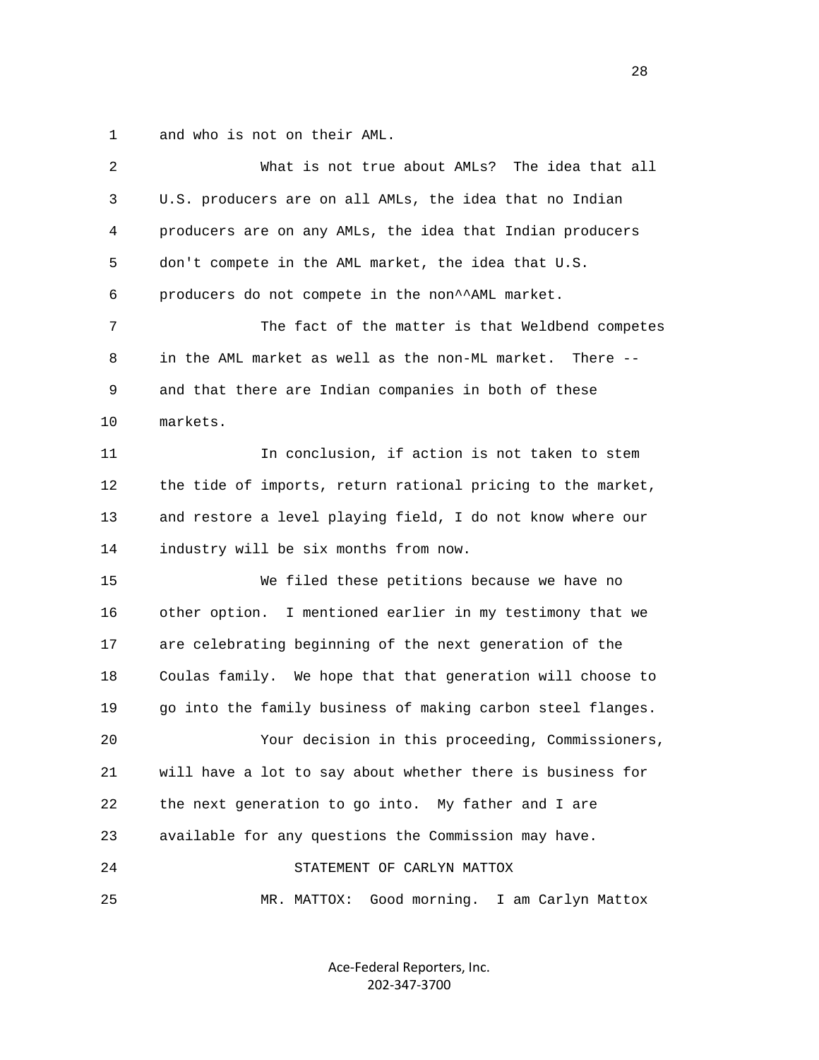and who is not on their AML.

What is not true about AMLs? The idea that all U.S. producers are on all AMLs, the idea that no Indian producers are on any AMLs, the idea that Indian producers don't compete in the AML market, the idea that U.S. producers do not compete in the non^^AML market.

The fact of the matter is that Weldbend competes in the AML market as well as the non-ML market. There -- and that there are Indian companies in both of these markets.

In conclusion, if action is not taken to stem the tide of imports, return rational pricing to the market, and restore a level playing field, I do not know where our industry will be six months from now.

We filed these petitions because we have no other option. I mentioned earlier in my testimony that we are celebrating beginning of the next generation of the Coulas family. We hope that that generation will choose to go into the family business of making carbon steel flanges.

Your decision in this proceeding, Commissioners, will have a lot to say about whether there is business for the next generation to go into. My father and I are available for any questions the Commission may have.

STATEMENT OF CARLYN MATTOX

MR. MATTOX: Good morning. I am Carlyn Mattox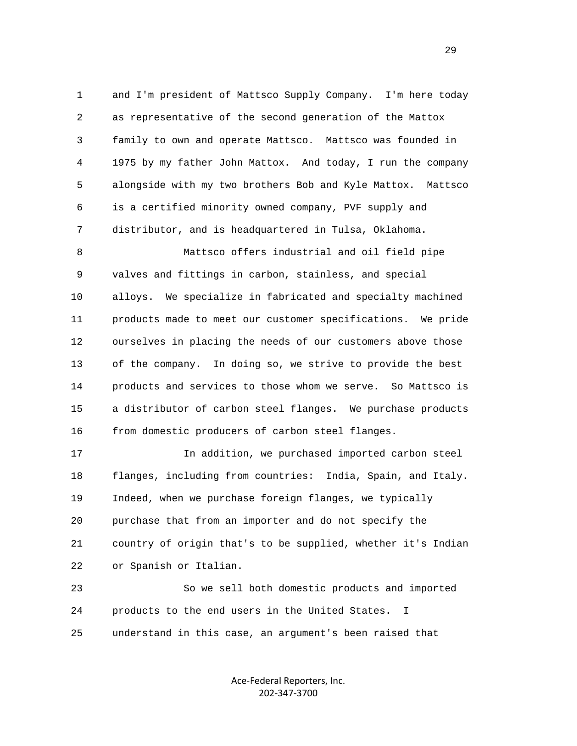and I'm president of Mattsco Supply Company. I'm here today as representative of the second generation of the Mattox family to own and operate Mattsco. Mattsco was founded in 1975 by my father John Mattox. And today, I run the company alongside with my two brothers Bob and Kyle Mattox. Mattsco is a certified minority owned company, PVF supply and distributor, and is headquartered in Tulsa, Oklahoma.

Mattsco offers industrial and oil field pipe valves and fittings in carbon, stainless, and special alloys. We specialize in fabricated and specialty machined products made to meet our customer specifications. We pride ourselves in placing the needs of our customers above those of the company. In doing so, we strive to provide the best products and services to those whom we serve. So Mattsco is a distributor of carbon steel flanges. We purchase products from domestic producers of carbon steel flanges.

In addition, we purchased imported carbon steel flanges, including from countries: India, Spain, and Italy. Indeed, when we purchase foreign flanges, we typically purchase that from an importer and do not specify the country of origin that's to be supplied, whether it's Indian or Spanish or Italian.

So we sell both domestic products and imported products to the end users in the United States. I understand in this case, an argument's been raised that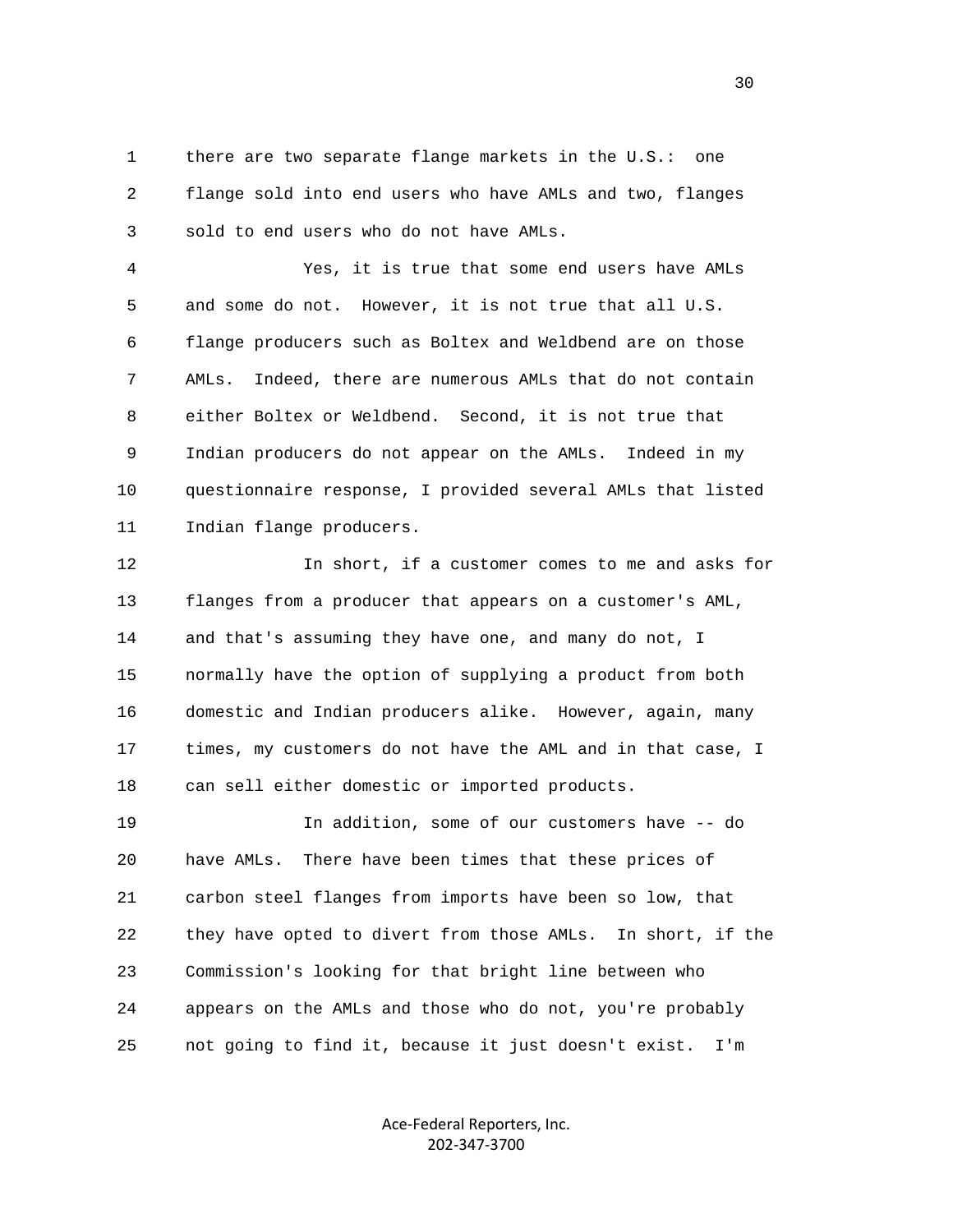there are two separate flange markets in the U.S.: one flange sold into end users who have AMLs and two, flanges sold to end users who do not have AMLs.

Yes, it is true that some end users have AMLs and some do not. However, it is not true that all U.S. flange producers such as Boltex and Weldbend are on those AMLs. Indeed, there are numerous AMLs that do not contain either Boltex or Weldbend. Second, it is not true that Indian producers do not appear on the AMLs. Indeed in my questionnaire response, I provided several AMLs that listed Indian flange producers.

In short, if a customer comes to me and asks for flanges from a producer that appears on a customer's AML, and that's assuming they have one, and many do not, I normally have the option of supplying a product from both domestic and Indian producers alike. However, again, many times, my customers do not have the AML and in that case, I can sell either domestic or imported products.

In addition, some of our customers have -- do have AMLs. There have been times that these prices of carbon steel flanges from imports have been so low, that they have opted to divert from those AMLs. In short, if the Commission's looking for that bright line between who appears on the AMLs and those who do not, you're probably not going to find it, because it just doesn't exist. I'm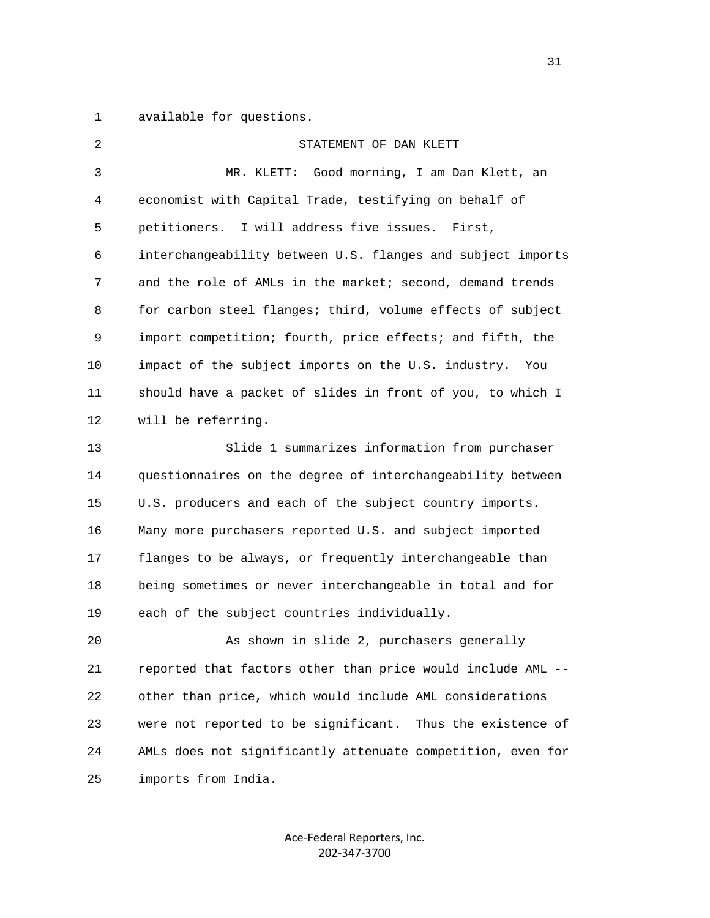available for questions.

STATEMENT OF DAN KLETT

MR. KLETT: Good morning, I am Dan Klett, an economist with Capital Trade, testifying on behalf of petitioners. I will address five issues. First, interchangeability between U.S. flanges and subject imports and the role of AMLs in the market; second, demand trends for carbon steel flanges; third, volume effects of subject import competition; fourth, price effects; and fifth, the impact of the subject imports on the U.S. industry. You should have a packet of slides in front of you, to which I will be referring.

Slide 1 summarizes information from purchaser questionnaires on the degree of interchangeability between U.S. producers and each of the subject country imports. Many more purchasers reported U.S. and subject imported flanges to be always, or frequently interchangeable than being sometimes or never interchangeable in total and for each of the subject countries individually.

As shown in slide 2, purchasers generally reported that factors other than price would include AML -- other than price, which would include AML considerations were not reported to be significant. Thus the existence of AMLs does not significantly attenuate competition, even for imports from India.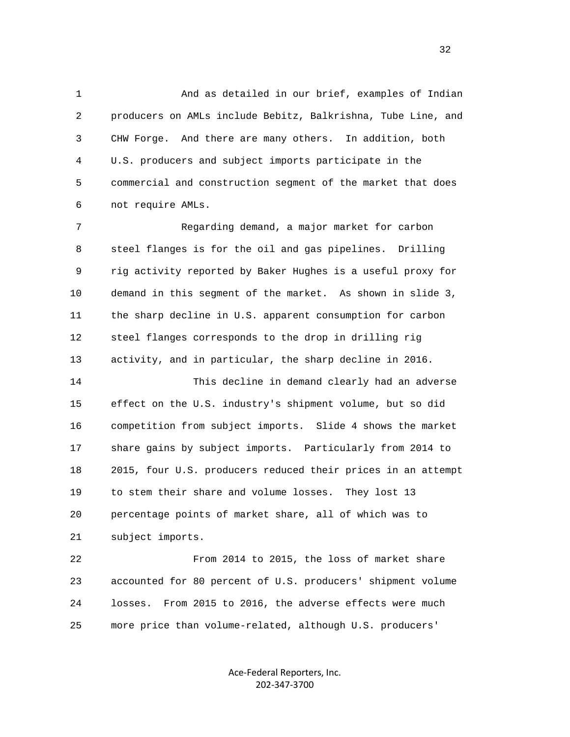And as detailed in our brief, examples of Indian producers on AMLs include Bebitz, Balkrishna, Tube Line, and CHW Forge. And there are many others. In addition, both U.S. producers and subject imports participate in the commercial and construction segment of the market that does not require AMLs.

Regarding demand, a major market for carbon steel flanges is for the oil and gas pipelines. Drilling rig activity reported by Baker Hughes is a useful proxy for demand in this segment of the market. As shown in slide 3, the sharp decline in U.S. apparent consumption for carbon steel flanges corresponds to the drop in drilling rig activity, and in particular, the sharp decline in 2016.

This decline in demand clearly had an adverse effect on the U.S. industry's shipment volume, but so did competition from subject imports. Slide 4 shows the market share gains by subject imports. Particularly from 2014 to 2015, four U.S. producers reduced their prices in an attempt to stem their share and volume losses. They lost 13 percentage points of market share, all of which was to subject imports.

From 2014 to 2015, the loss of market share accounted for 80 percent of U.S. producers' shipment volume losses. From 2015 to 2016, the adverse effects were much more price than volume-related, although U.S. producers'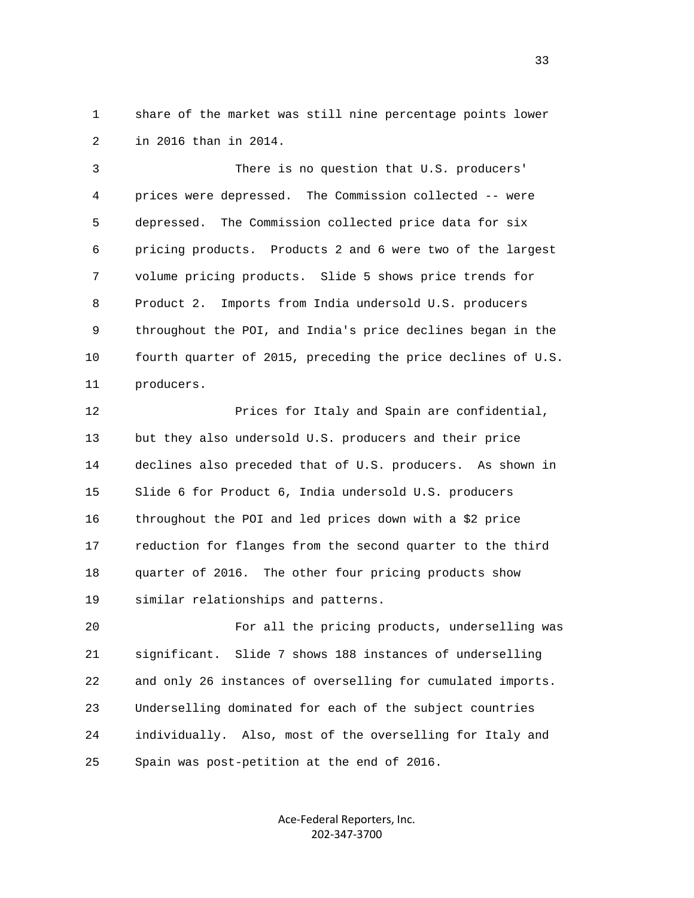share of the market was still nine percentage points lower in 2016 than in 2014.

There is no question that U.S. producers' prices were depressed. The Commission collected -- were depressed. The Commission collected price data for six pricing products. Products 2 and 6 were two of the largest volume pricing products. Slide 5 shows price trends for Product 2. Imports from India undersold U.S. producers throughout the POI, and India's price declines began in the fourth quarter of 2015, preceding the price declines of U.S. producers.

Prices for Italy and Spain are confidential, but they also undersold U.S. producers and their price declines also preceded that of U.S. producers. As shown in Slide 6 for Product 6, India undersold U.S. producers throughout the POI and led prices down with a $2 price reduction for flanges from the second quarter to the third quarter of 2016. The other four pricing products show similar relationships and patterns.

For all the pricing products, underselling was significant. Slide 7 shows 188 instances of underselling and only 26 instances of overselling for cumulated imports. Underselling dominated for each of the subject countries individually. Also, most of the overselling for Italy and Spain was post-petition at the end of 2016.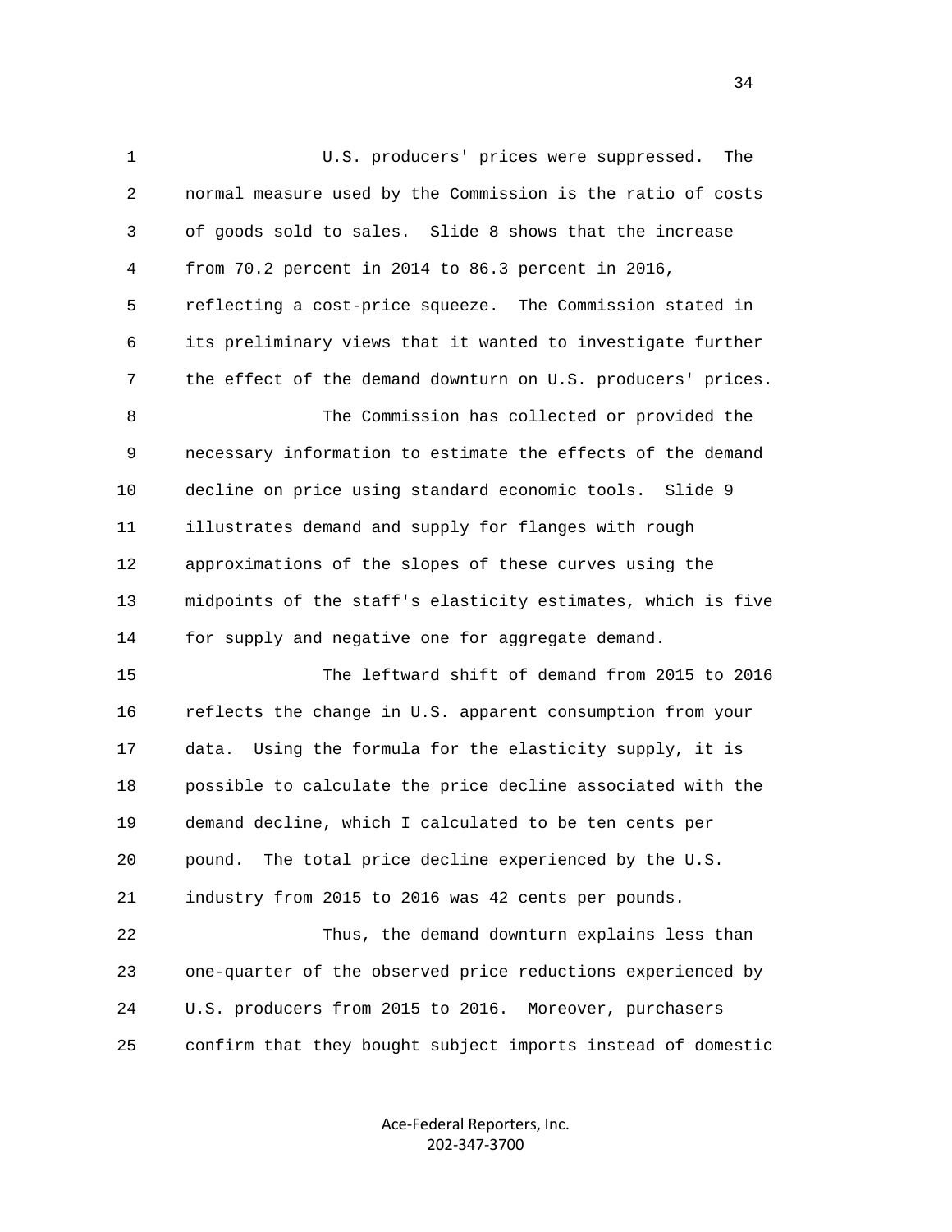U.S. producers' prices were suppressed. The normal measure used by the Commission is the ratio of costs of goods sold to sales. Slide 8 shows that the increase from 70.2 percent in 2014 to 86.3 percent in 2016, reflecting a cost-price squeeze. The Commission stated in its preliminary views that it wanted to investigate further the effect of the demand downturn on U.S. producers' prices.

The Commission has collected or provided the necessary information to estimate the effects of the demand decline on price using standard economic tools. Slide 9 illustrates demand and supply for flanges with rough approximations of the slopes of these curves using the midpoints of the staff's elasticity estimates, which is five for supply and negative one for aggregate demand.

The leftward shift of demand from 2015 to 2016 reflects the change in U.S. apparent consumption from your data. Using the formula for the elasticity supply, it is possible to calculate the price decline associated with the demand decline, which I calculated to be ten cents per pound. The total price decline experienced by the U.S. industry from 2015 to 2016 was 42 cents per pounds.

Thus, the demand downturn explains less than one-quarter of the observed price reductions experienced by U.S. producers from 2015 to 2016. Moreover, purchasers confirm that they bought subject imports instead of domestic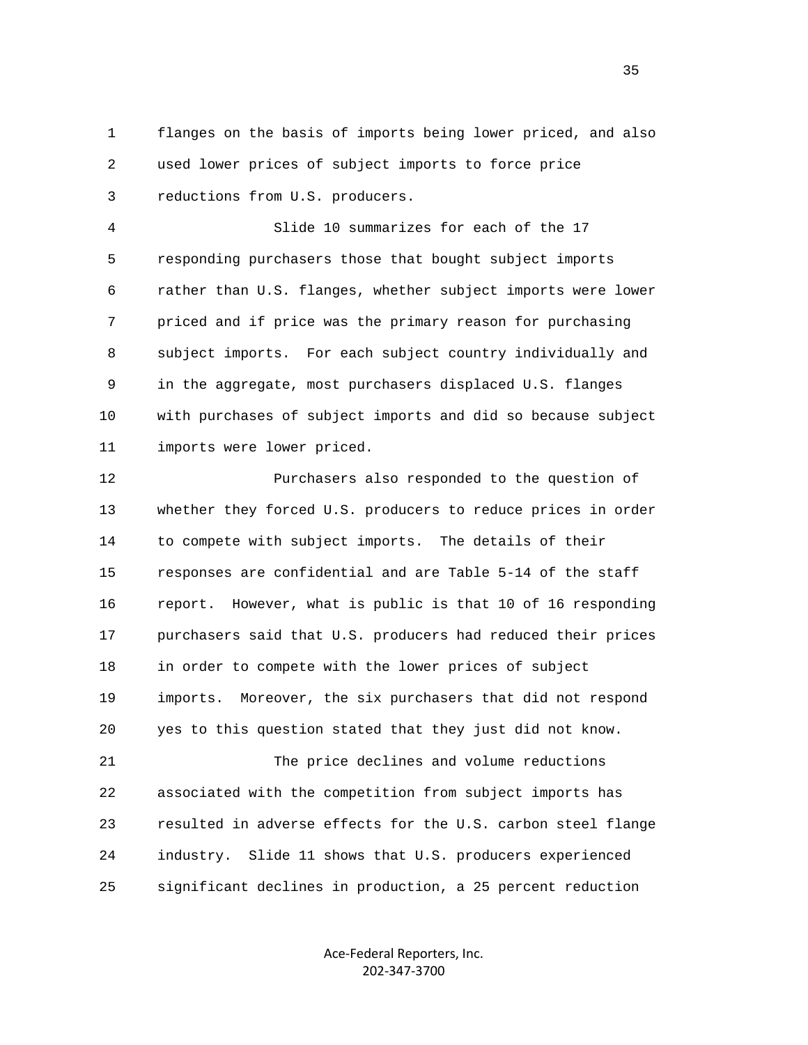flanges on the basis of imports being lower priced, and also used lower prices of subject imports to force price reductions from U.S. producers.

Slide 10 summarizes for each of the 17 responding purchasers those that bought subject imports rather than U.S. flanges, whether subject imports were lower priced and if price was the primary reason for purchasing subject imports. For each subject country individually and in the aggregate, most purchasers displaced U.S. flanges with purchases of subject imports and did so because subject imports were lower priced.

Purchasers also responded to the question of whether they forced U.S. producers to reduce prices in order to compete with subject imports. The details of their responses are confidential and are Table 5-14 of the staff report. However, what is public is that 10 of 16 responding purchasers said that U.S. producers had reduced their prices in order to compete with the lower prices of subject imports. Moreover, the six purchasers that did not respond yes to this question stated that they just did not know.

The price declines and volume reductions associated with the competition from subject imports has resulted in adverse effects for the U.S. carbon steel flange industry. Slide 11 shows that U.S. producers experienced significant declines in production, a 25 percent reduction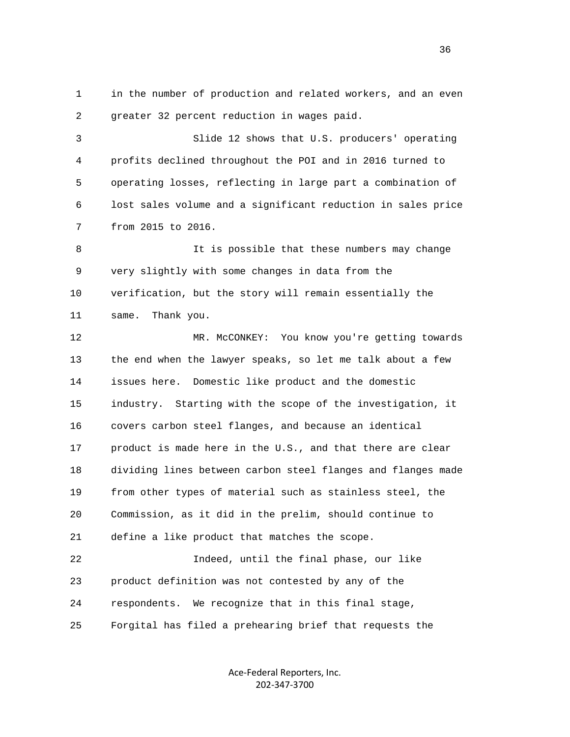in the number of production and related workers, and an even greater 32 percent reduction in wages paid.

Slide 12 shows that U.S. producers' operating profits declined throughout the POI and in 2016 turned to operating losses, reflecting in large part a combination of lost sales volume and a significant reduction in sales price from 2015 to 2016.

It is possible that these numbers may change very slightly with some changes in data from the verification, but the story will remain essentially the same. Thank you.

MR. McCONKEY: You know you're getting towards the end when the lawyer speaks, so let me talk about a few issues here. Domestic like product and the domestic industry. Starting with the scope of the investigation, it covers carbon steel flanges, and because an identical product is made here in the U.S., and that there are clear dividing lines between carbon steel flanges and flanges made from other types of material such as stainless steel, the Commission, as it did in the prelim, should continue to define a like product that matches the scope.

Indeed, until the final phase, our like product definition was not contested by any of the respondents. We recognize that in this final stage, Forgital has filed a prehearing brief that requests the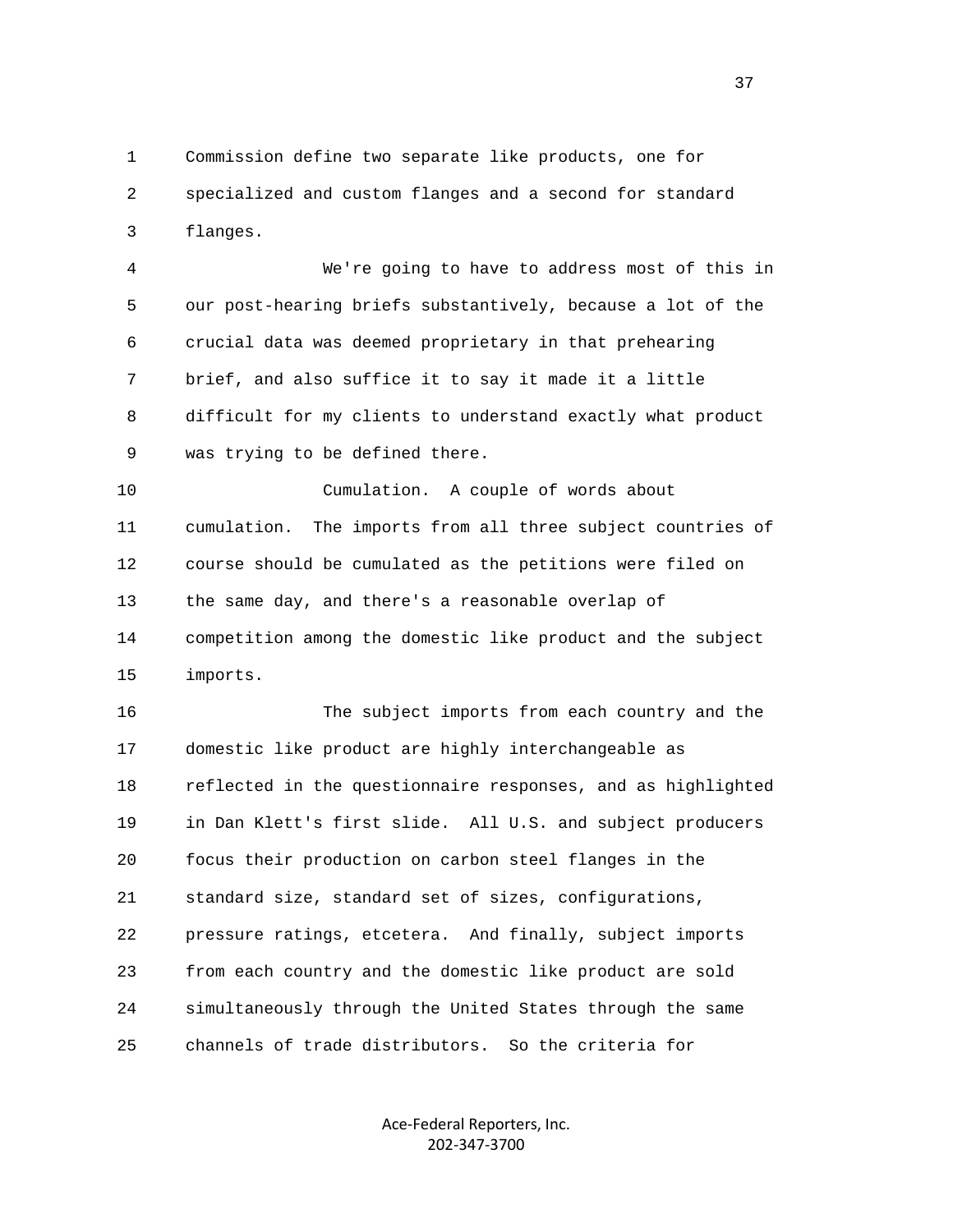Commission define two separate like products, one for specialized and custom flanges and a second for standard flanges.

We're going to have to address most of this in our post-hearing briefs substantively, because a lot of the crucial data was deemed proprietary in that prehearing brief, and also suffice it to say it made it a little difficult for my clients to understand exactly what product was trying to be defined there.

Cumulation. A couple of words about cumulation. The imports from all three subject countries of course should be cumulated as the petitions were filed on the same day, and there's a reasonable overlap of competition among the domestic like product and the subject imports.

The subject imports from each country and the domestic like product are highly interchangeable as reflected in the questionnaire responses, and as highlighted in Dan Klett's first slide. All U.S. and subject producers focus their production on carbon steel flanges in the standard size, standard set of sizes, configurations, pressure ratings, etcetera. And finally, subject imports from each country and the domestic like product are sold simultaneously through the United States through the same channels of trade distributors. So the criteria for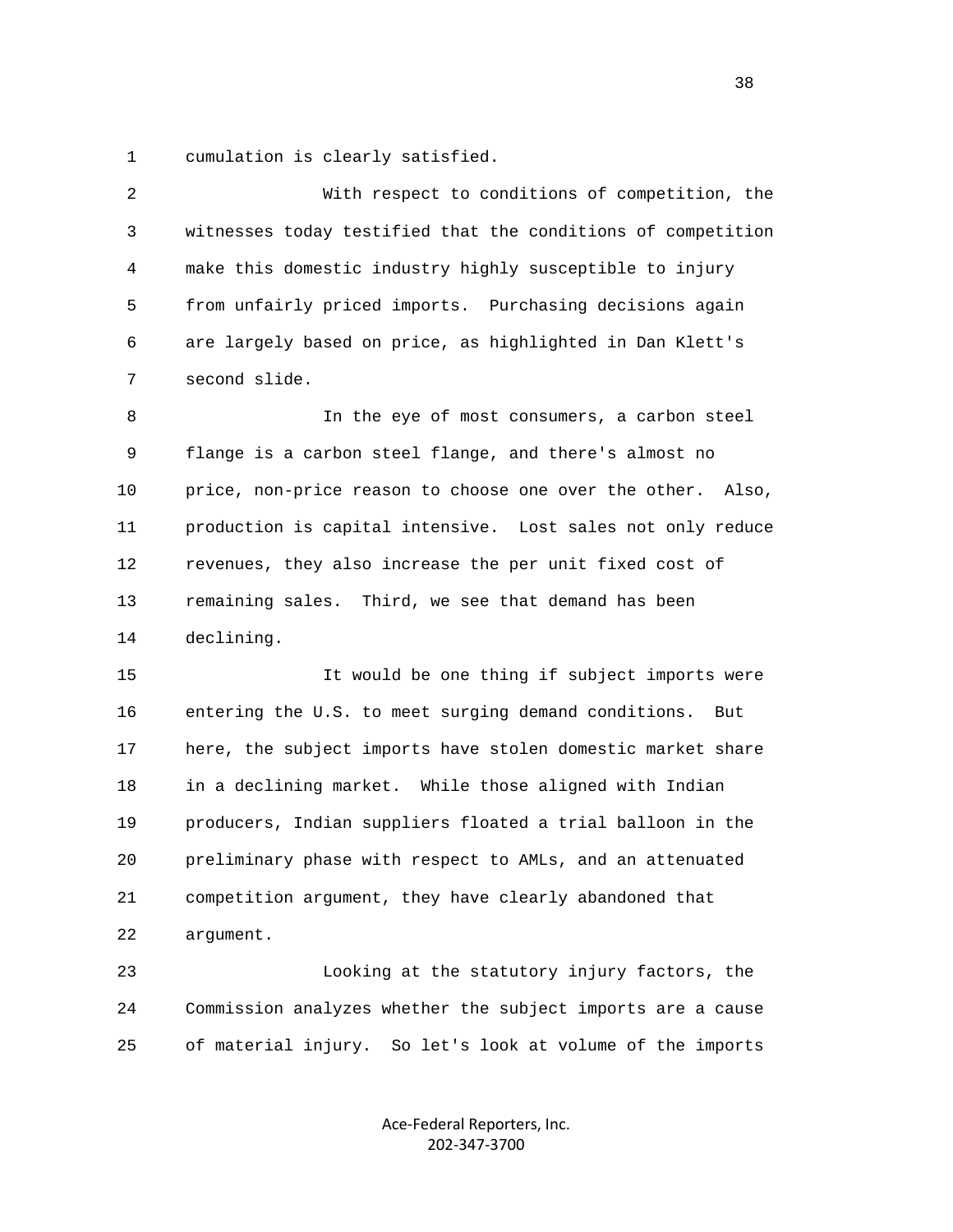cumulation is clearly satisfied.

With respect to conditions of competition, the witnesses today testified that the conditions of competition make this domestic industry highly susceptible to injury from unfairly priced imports. Purchasing decisions again are largely based on price, as highlighted in Dan Klett's second slide.

In the eye of most consumers, a carbon steel flange is a carbon steel flange, and there's almost no price, non-price reason to choose one over the other. Also, production is capital intensive. Lost sales not only reduce revenues, they also increase the per unit fixed cost of remaining sales. Third, we see that demand has been declining.

It would be one thing if subject imports were entering the U.S. to meet surging demand conditions. But here, the subject imports have stolen domestic market share in a declining market. While those aligned with Indian producers, Indian suppliers floated a trial balloon in the preliminary phase with respect to AMLs, and an attenuated competition argument, they have clearly abandoned that argument.

Looking at the statutory injury factors, the Commission analyzes whether the subject imports are a cause of material injury. So let's look at volume of the imports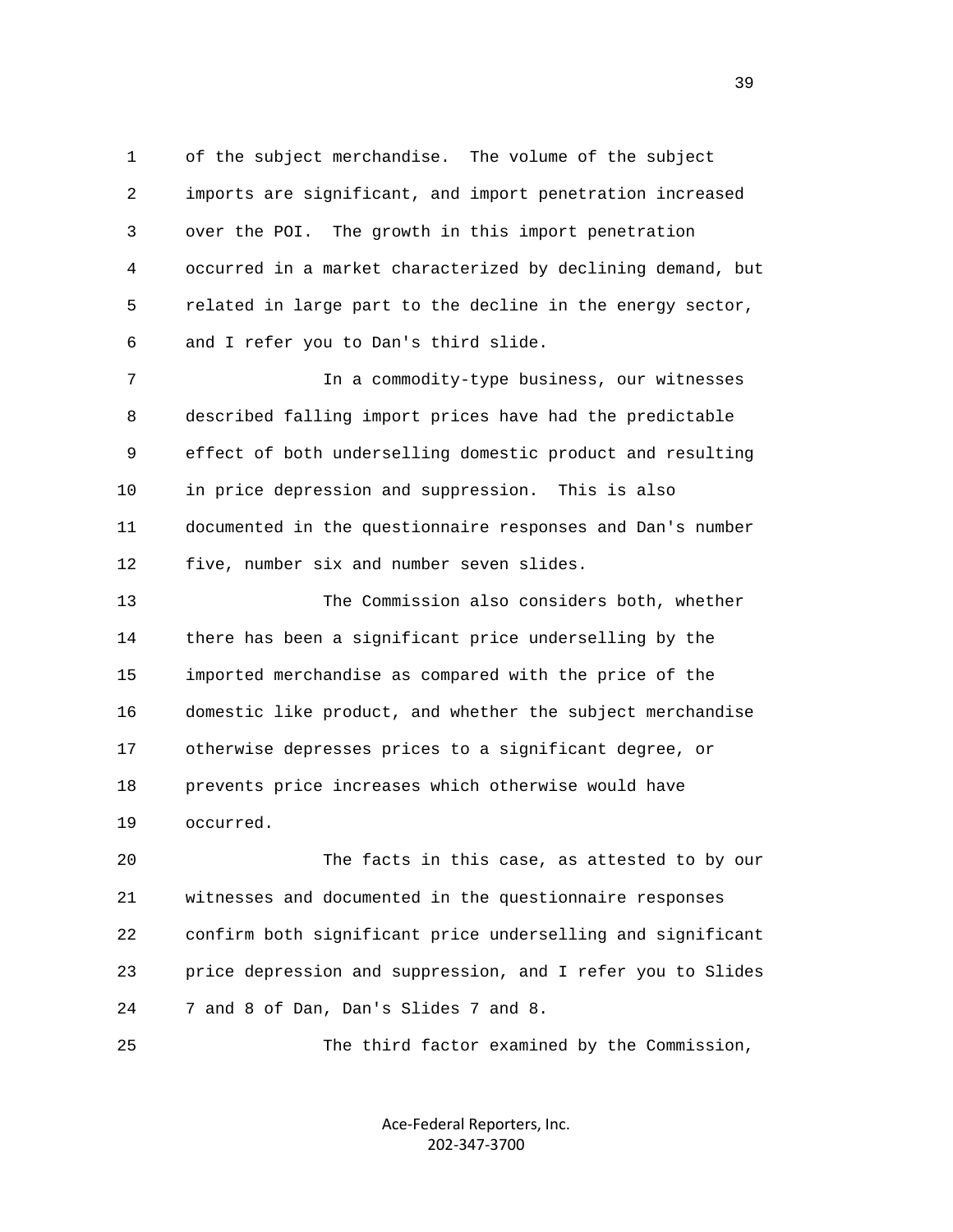of the subject merchandise. The volume of the subject imports are significant, and import penetration increased over the POI. The growth in this import penetration occurred in a market characterized by declining demand, but related in large part to the decline in the energy sector, and I refer you to Dan's third slide.

In a commodity-type business, our witnesses described falling import prices have had the predictable effect of both underselling domestic product and resulting in price depression and suppression. This is also documented in the questionnaire responses and Dan's number five, number six and number seven slides.

The Commission also considers both, whether there has been a significant price underselling by the imported merchandise as compared with the price of the domestic like product, and whether the subject merchandise otherwise depresses prices to a significant degree, or prevents price increases which otherwise would have occurred.

The facts in this case, as attested to by our witnesses and documented in the questionnaire responses confirm both significant price underselling and significant price depression and suppression, and I refer you to Slides 7 and 8 of Dan, Dan's Slides 7 and 8.

The third factor examined by the Commission,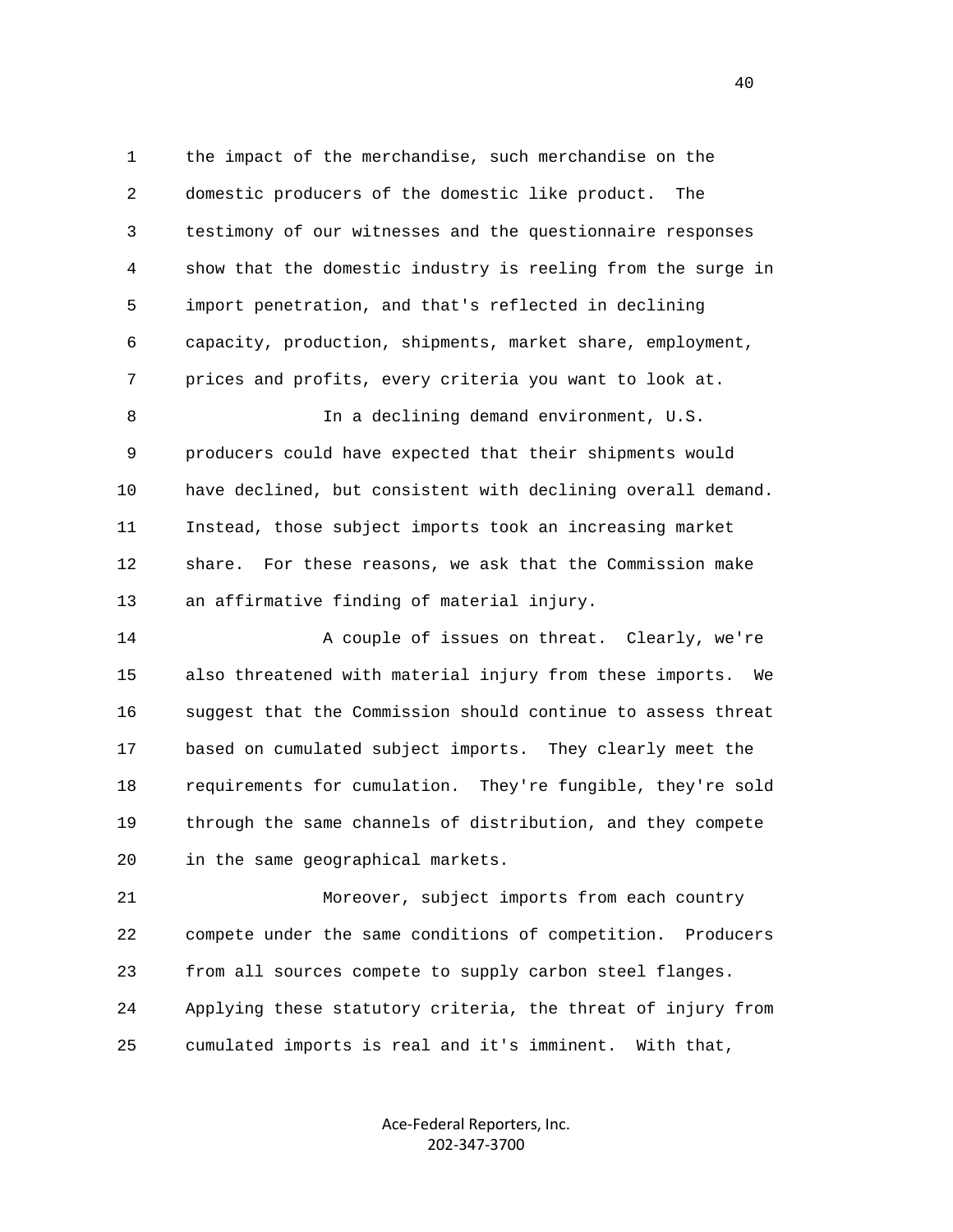the impact of the merchandise, such merchandise on the domestic producers of the domestic like product. The testimony of our witnesses and the questionnaire responses show that the domestic industry is reeling from the surge in import penetration, and that's reflected in declining capacity, production, shipments, market share, employment, prices and profits, every criteria you want to look at.

In a declining demand environment, U.S. producers could have expected that their shipments would have declined, but consistent with declining overall demand. Instead, those subject imports took an increasing market share. For these reasons, we ask that the Commission make an affirmative finding of material injury.

A couple of issues on threat. Clearly, we're also threatened with material injury from these imports. We suggest that the Commission should continue to assess threat based on cumulated subject imports. They clearly meet the requirements for cumulation. They're fungible, they're sold through the same channels of distribution, and they compete in the same geographical markets.

Moreover, subject imports from each country compete under the same conditions of competition. Producers from all sources compete to supply carbon steel flanges. Applying these statutory criteria, the threat of injury from cumulated imports is real and it's imminent. With that,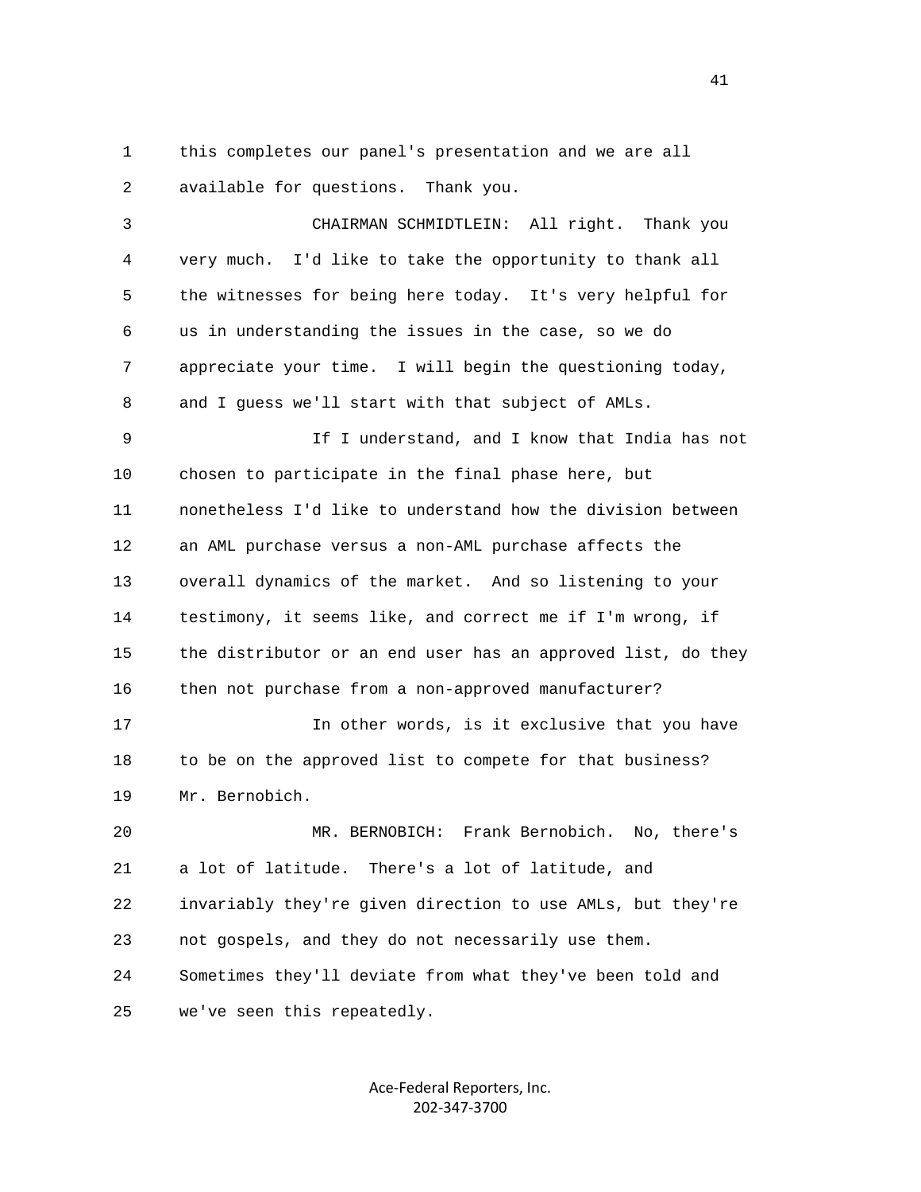this completes our panel's presentation and we are all available for questions. Thank you.

CHAIRMAN SCHMIDTLEIN: All right. Thank you very much. I'd like to take the opportunity to thank all the witnesses for being here today. It's very helpful for us in understanding the issues in the case, so we do appreciate your time. I will begin the questioning today, and I guess we'll start with that subject of AMLs.

If I understand, and I know that India has not chosen to participate in the final phase here, but nonetheless I'd like to understand how the division between an AML purchase versus a non-AML purchase affects the overall dynamics of the market. And so listening to your testimony, it seems like, and correct me if I'm wrong, if the distributor or an end user has an approved list, do they then not purchase from a non-approved manufacturer?

In other words, is it exclusive that you have to be on the approved list to compete for that business? Mr. Bernobich.

MR. BERNOBICH: Frank Bernobich. No, there's a lot of latitude. There's a lot of latitude, and invariably they're given direction to use AMLs, but they're not gospels, and they do not necessarily use them. Sometimes they'll deviate from what they've been told and we've seen this repeatedly.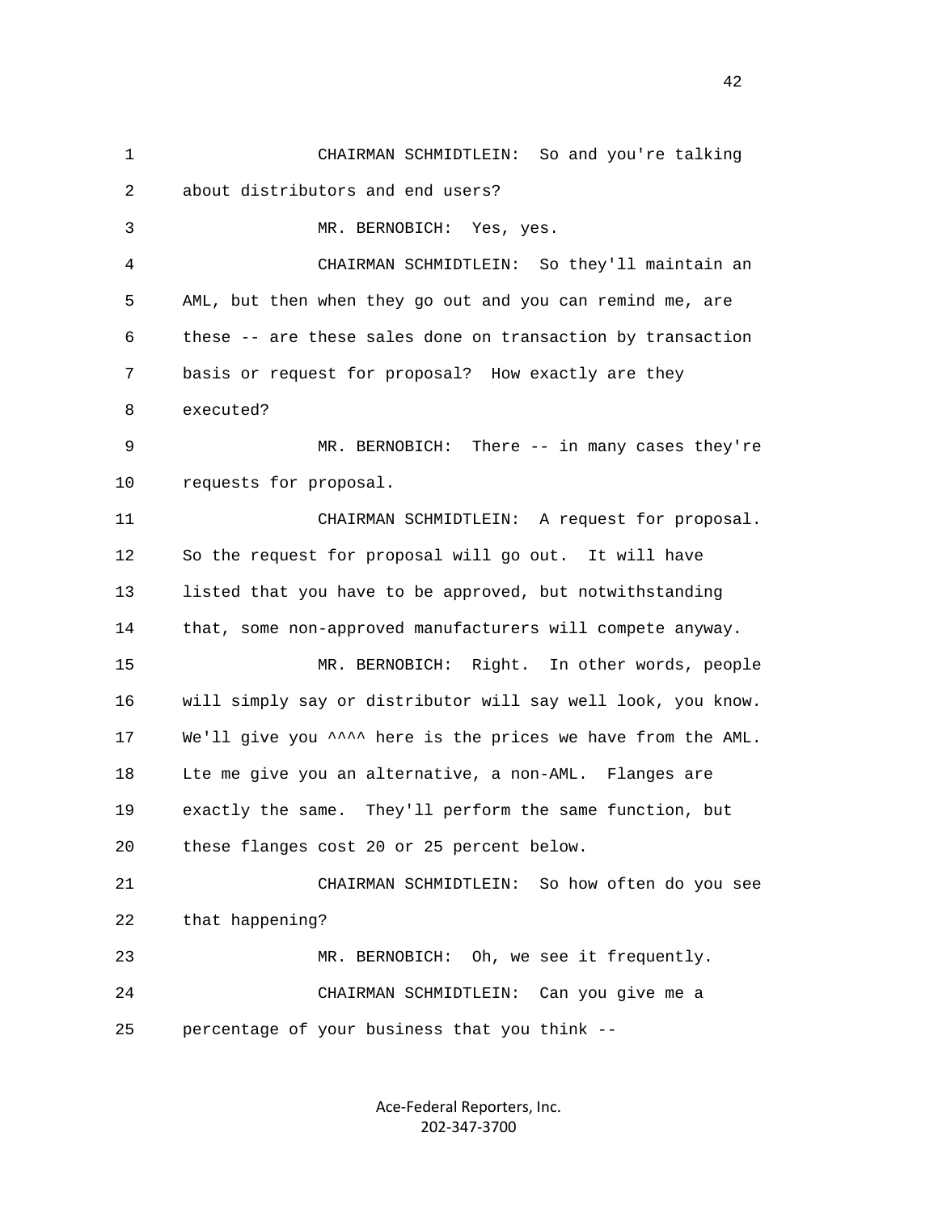CHAIRMAN SCHMIDTLEIN: So and you're talking about distributors and end users?

MR. BERNOBICH: Yes, yes.

CHAIRMAN SCHMIDTLEIN: So they'll maintain an AML, but then when they go out and you can remind me, are these -- are these sales done on transaction by transaction basis or request for proposal? How exactly are they executed?

MR. BERNOBICH: There -- in many cases they're requests for proposal.

CHAIRMAN SCHMIDTLEIN: A request for proposal. So the request for proposal will go out. It will have listed that you have to be approved, but notwithstanding that, some non-approved manufacturers will compete anyway.

MR. BERNOBICH: Right. In other words, people will simply say or distributor will say well look, you know. We'll give you ^^^^ here is the prices we have from the AML. Lte me give you an alternative, a non-AML. Flanges are exactly the same. They'll perform the same function, but these flanges cost 20 or 25 percent below.

CHAIRMAN SCHMIDTLEIN: So how often do you see that happening?

MR. BERNOBICH: Oh, we see it frequently.

CHAIRMAN SCHMIDTLEIN: Can you give me a percentage of your business that you think --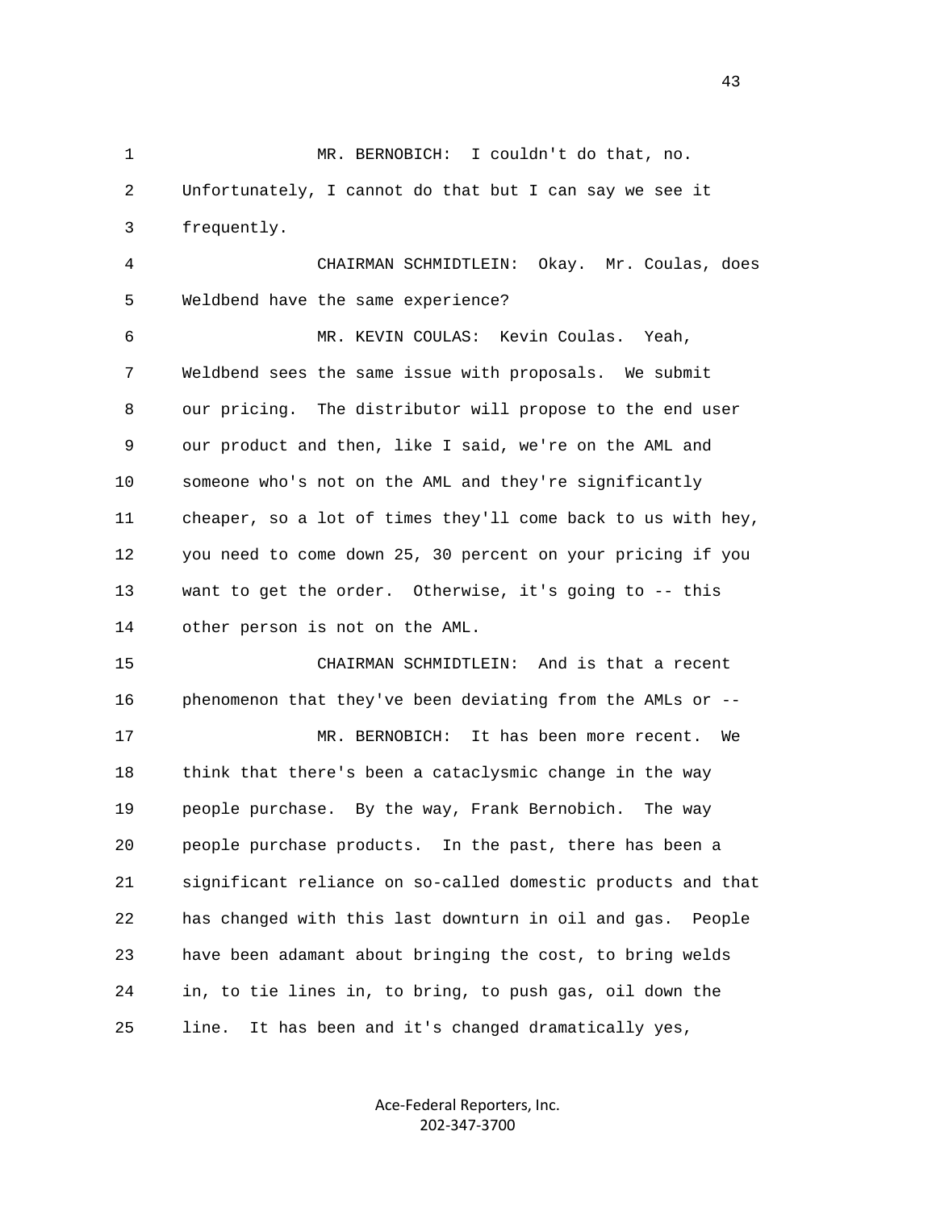MR. BERNOBICH: I couldn't do that, no. Unfortunately, I cannot do that but I can say we see it frequently.

CHAIRMAN SCHMIDTLEIN: Okay. Mr. Coulas, does Weldbend have the same experience?

MR. KEVIN COULAS: Kevin Coulas. Yeah, Weldbend sees the same issue with proposals. We submit our pricing. The distributor will propose to the end user our product and then, like I said, we're on the AML and someone who's not on the AML and they're significantly cheaper, so a lot of times they'll come back to us with hey, you need to come down 25, 30 percent on your pricing if you want to get the order. Otherwise, it's going to -- this other person is not on the AML.

CHAIRMAN SCHMIDTLEIN: And is that a recent phenomenon that they've been deviating from the AMLs or --

MR. BERNOBICH: It has been more recent. We think that there's been a cataclysmic change in the way people purchase. By the way, Frank Bernobich. The way people purchase products. In the past, there has been a significant reliance on so-called domestic products and that has changed with this last downturn in oil and gas. People have been adamant about bringing the cost, to bring welds in, to tie lines in, to bring, to push gas, oil down the line. It has been and it's changed dramatically yes,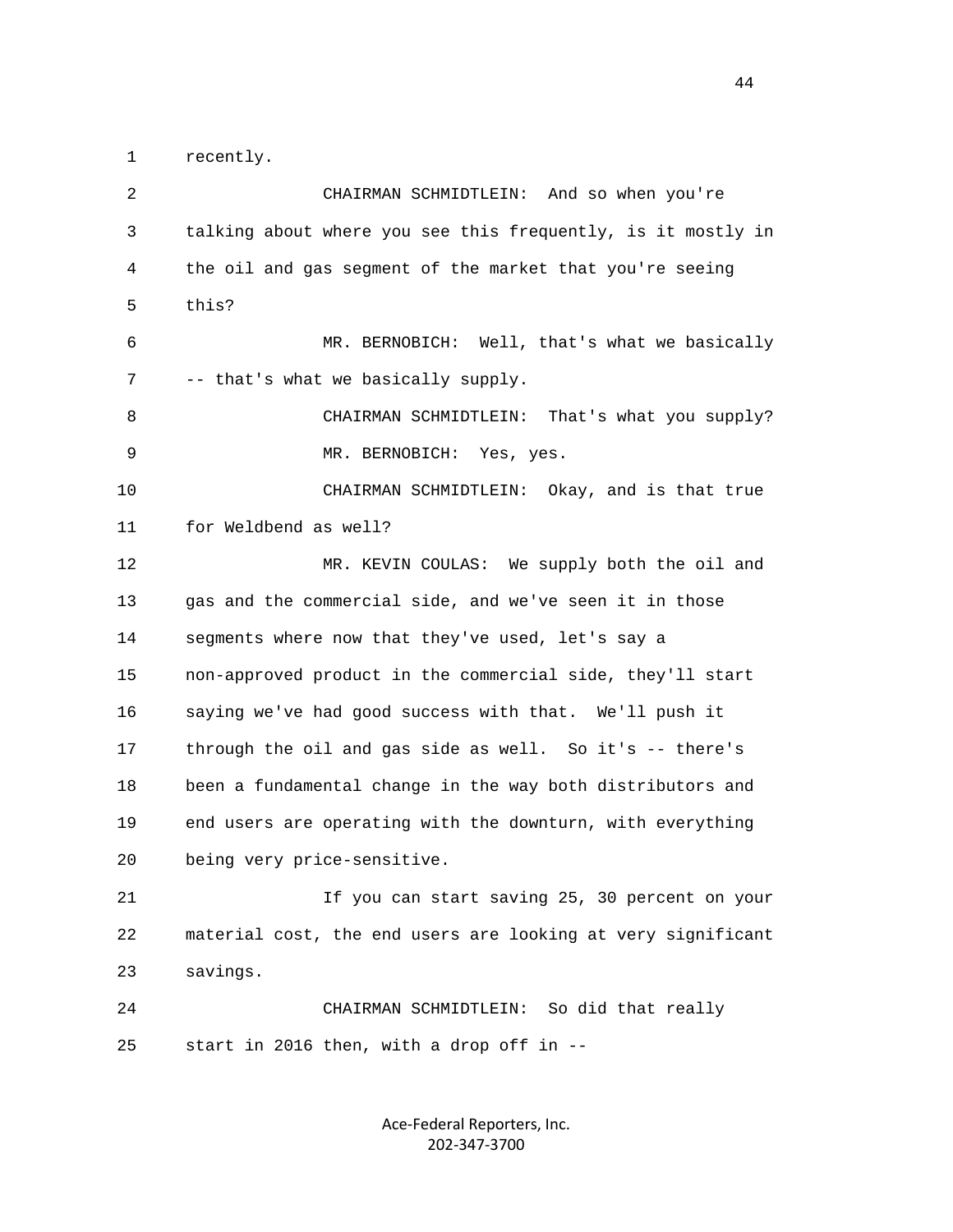recently.

CHAIRMAN SCHMIDTLEIN: And so when you're talking about where you see this frequently, is it mostly in the oil and gas segment of the market that you're seeing this?

MR. BERNOBICH: Well, that's what we basically -- that's what we basically supply.

CHAIRMAN SCHMIDTLEIN: That's what you supply?

MR. BERNOBICH: Yes, yes.

CHAIRMAN SCHMIDTLEIN: Okay, and is that true for Weldbend as well?

MR. KEVIN COULAS: We supply both the oil and gas and the commercial side, and we've seen it in those segments where now that they've used, let's say a non-approved product in the commercial side, they'll start saying we've had good success with that. We'll push it through the oil and gas side as well. So it's -- there's been a fundamental change in the way both distributors and end users are operating with the downturn, with everything being very price-sensitive.

If you can start saving 25, 30 percent on your material cost, the end users are looking at very significant savings.

CHAIRMAN SCHMIDTLEIN: So did that really start in 2016 then, with a drop off in --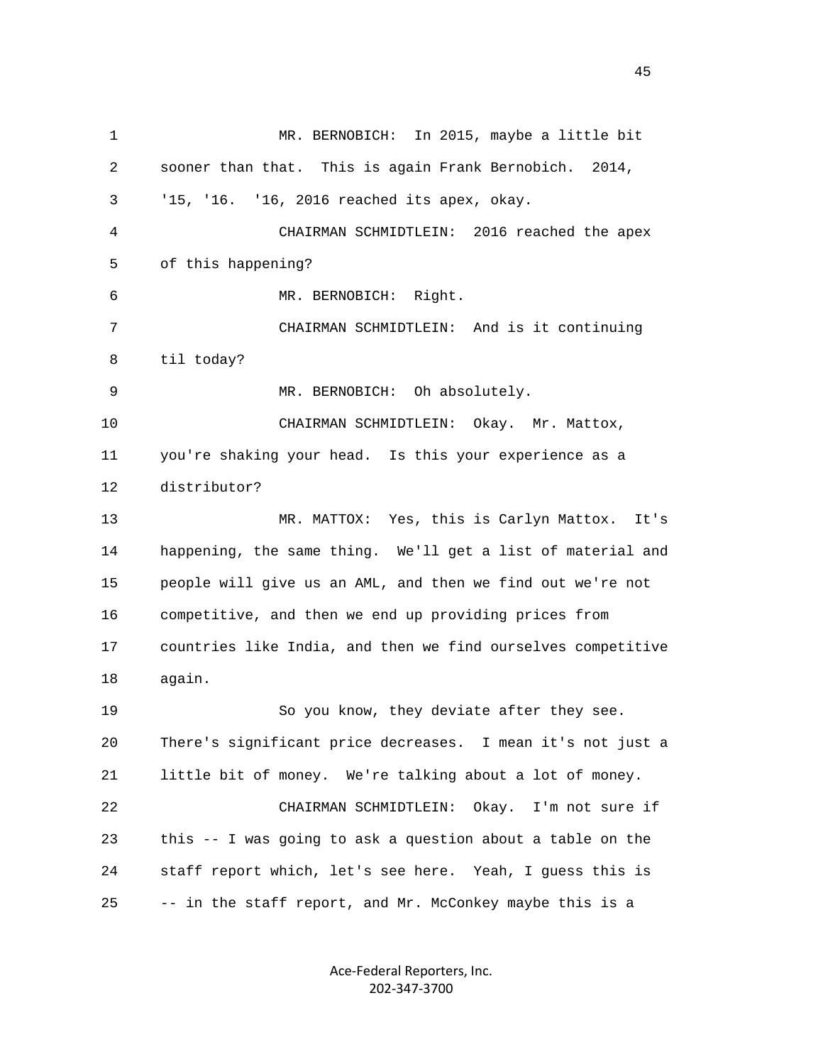MR. BERNOBICH: In 2015, maybe a little bit sooner than that. This is again Frank Bernobich. 2014, '15, '16. '16, 2016 reached its apex, okay.

CHAIRMAN SCHMIDTLEIN: 2016 reached the apex of this happening?

MR. BERNOBICH: Right.

CHAIRMAN SCHMIDTLEIN: And is it continuing til today?

MR. BERNOBICH: Oh absolutely.

CHAIRMAN SCHMIDTLEIN: Okay. Mr. Mattox, you're shaking your head. Is this your experience as a distributor?

MR. MATTOX: Yes, this is Carlyn Mattox. It's happening, the same thing. We'll get a list of material and people will give us an AML, and then we find out we're not competitive, and then we end up providing prices from countries like India, and then we find ourselves competitive again.

So you know, they deviate after they see. There's significant price decreases. I mean it's not just a little bit of money. We're talking about a lot of money.

CHAIRMAN SCHMIDTLEIN: Okay. I'm not sure if this -- I was going to ask a question about a table on the staff report which, let's see here. Yeah, I guess this is -- in the staff report, and Mr. McConkey maybe this is a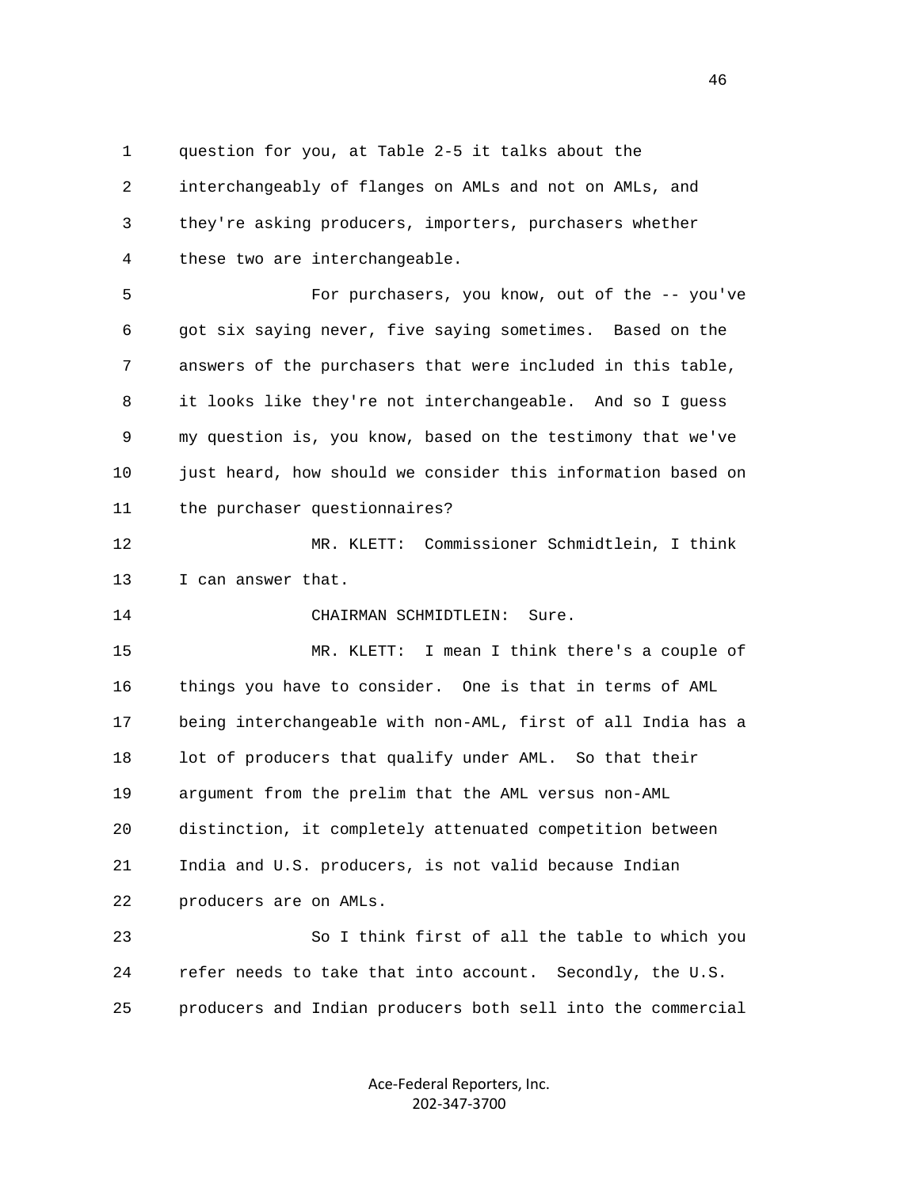question for you, at Table 2-5 it talks about the interchangeably of flanges on AMLs and not on AMLs, and they're asking producers, importers, purchasers whether these two are interchangeable.

For purchasers, you know, out of the -- you've got six saying never, five saying sometimes. Based on the answers of the purchasers that were included in this table, it looks like they're not interchangeable. And so I guess my question is, you know, based on the testimony that we've just heard, how should we consider this information based on the purchaser questionnaires?

MR. KLETT: Commissioner Schmidtlein, I think I can answer that.

CHAIRMAN SCHMIDTLEIN: Sure.

MR. KLETT: I mean I think there's a couple of things you have to consider. One is that in terms of AML being interchangeable with non-AML, first of all India has a lot of producers that qualify under AML. So that their argument from the prelim that the AML versus non-AML distinction, it completely attenuated competition between India and U.S. producers, is not valid because Indian producers are on AMLs.

So I think first of all the table to which you refer needs to take that into account. Secondly, the U.S. producers and Indian producers both sell into the commercial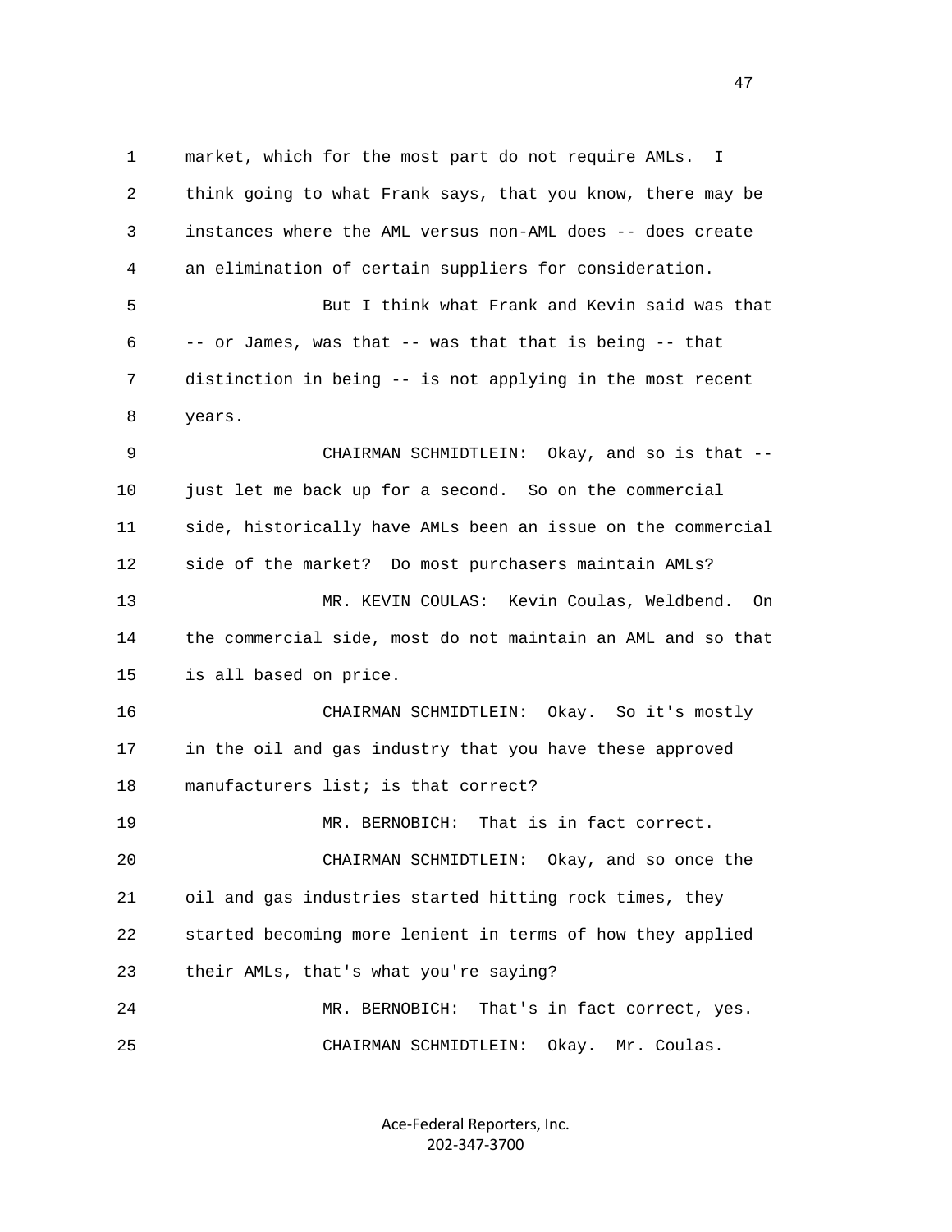market, which for the most part do not require AMLs. I think going to what Frank says, that you know, there may be instances where the AML versus non-AML does -- does create an elimination of certain suppliers for consideration.

But I think what Frank and Kevin said was that -- or James, was that -- was that that is being -- that distinction in being -- is not applying in the most recent years.

CHAIRMAN SCHMIDTLEIN: Okay, and so is that -- just let me back up for a second. So on the commercial side, historically have AMLs been an issue on the commercial side of the market? Do most purchasers maintain AMLs?

MR. KEVIN COULAS: Kevin Coulas, Weldbend. On the commercial side, most do not maintain an AML and so that is all based on price.

CHAIRMAN SCHMIDTLEIN: Okay. So it's mostly in the oil and gas industry that you have these approved manufacturers list; is that correct?

MR. BERNOBICH: That is in fact correct.

CHAIRMAN SCHMIDTLEIN: Okay, and so once the oil and gas industries started hitting rock times, they started becoming more lenient in terms of how they applied their AMLs, that's what you're saying?

MR. BERNOBICH: That's in fact correct, yes.

CHAIRMAN SCHMIDTLEIN: Okay. Mr. Coulas.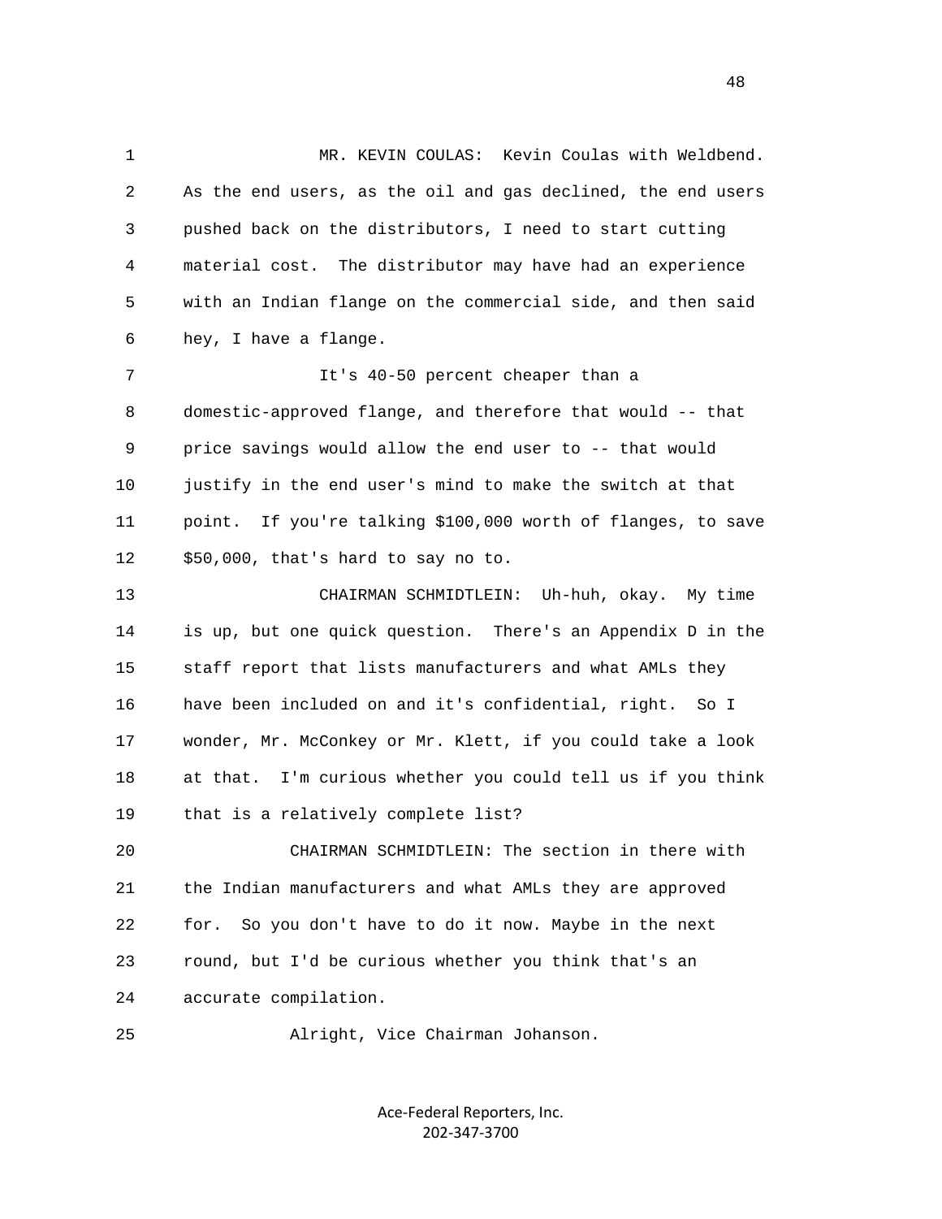MR. KEVIN COULAS: Kevin Coulas with Weldbend. As the end users, as the oil and gas declined, the end users pushed back on the distributors, I need to start cutting material cost. The distributor may have had an experience with an Indian flange on the commercial side, and then said hey, I have a flange.

It's 40-50 percent cheaper than a domestic-approved flange, and therefore that would -- that price savings would allow the end user to -- that would justify in the end user's mind to make the switch at that point. If you're talking $100,000 worth of flanges, to save $50,000, that's hard to say no to.

CHAIRMAN SCHMIDTLEIN: Uh-huh, okay. My time is up, but one quick question. There's an Appendix D in the staff report that lists manufacturers and what AMLs they have been included on and it's confidential, right. So I wonder, Mr. McConkey or Mr. Klett, if you could take a look at that. I'm curious whether you could tell us if you think that is a relatively complete list?

CHAIRMAN SCHMIDTLEIN: The section in there with the Indian manufacturers and what AMLs they are approved for. So you don't have to do it now. Maybe in the next round, but I'd be curious whether you think that's an accurate compilation.

Alright, Vice Chairman Johanson.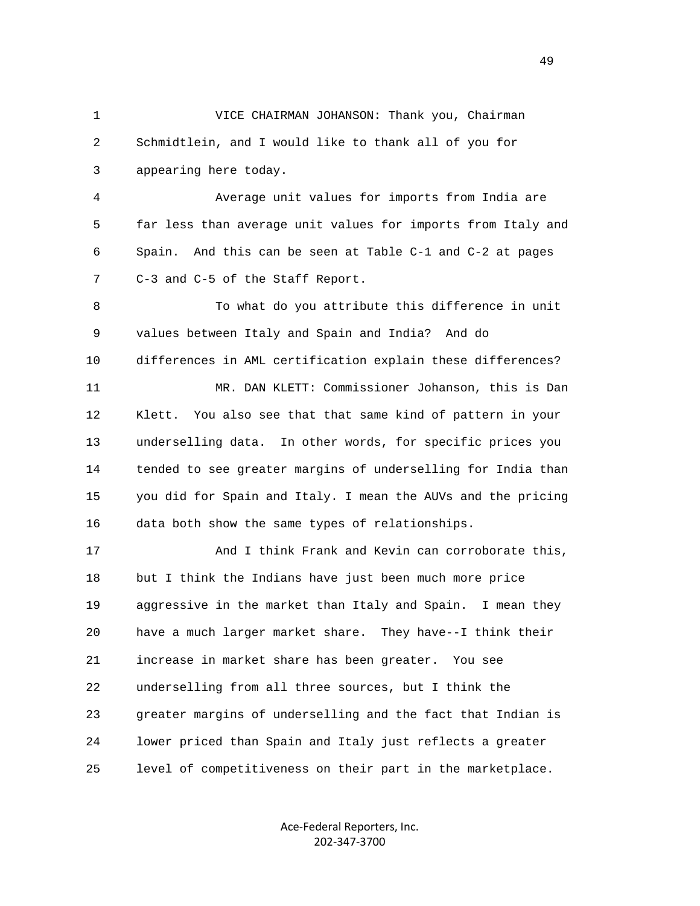VICE CHAIRMAN JOHANSON: Thank you, Chairman Schmidtlein, and I would like to thank all of you for appearing here today.

Average unit values for imports from India are far less than average unit values for imports from Italy and Spain. And this can be seen at Table C-1 and C-2 at pages C-3 and C-5 of the Staff Report.

To what do you attribute this difference in unit values between Italy and Spain and India? And do differences in AML certification explain these differences?

MR. DAN KLETT: Commissioner Johanson, this is Dan Klett. You also see that that same kind of pattern in your underselling data. In other words, for specific prices you tended to see greater margins of underselling for India than you did for Spain and Italy. I mean the AUVs and the pricing data both show the same types of relationships.

And I think Frank and Kevin can corroborate this, but I think the Indians have just been much more price aggressive in the market than Italy and Spain. I mean they have a much larger market share. They have--I think their increase in market share has been greater. You see underselling from all three sources, but I think the greater margins of underselling and the fact that Indian is lower priced than Spain and Italy just reflects a greater level of competitiveness on their part in the marketplace.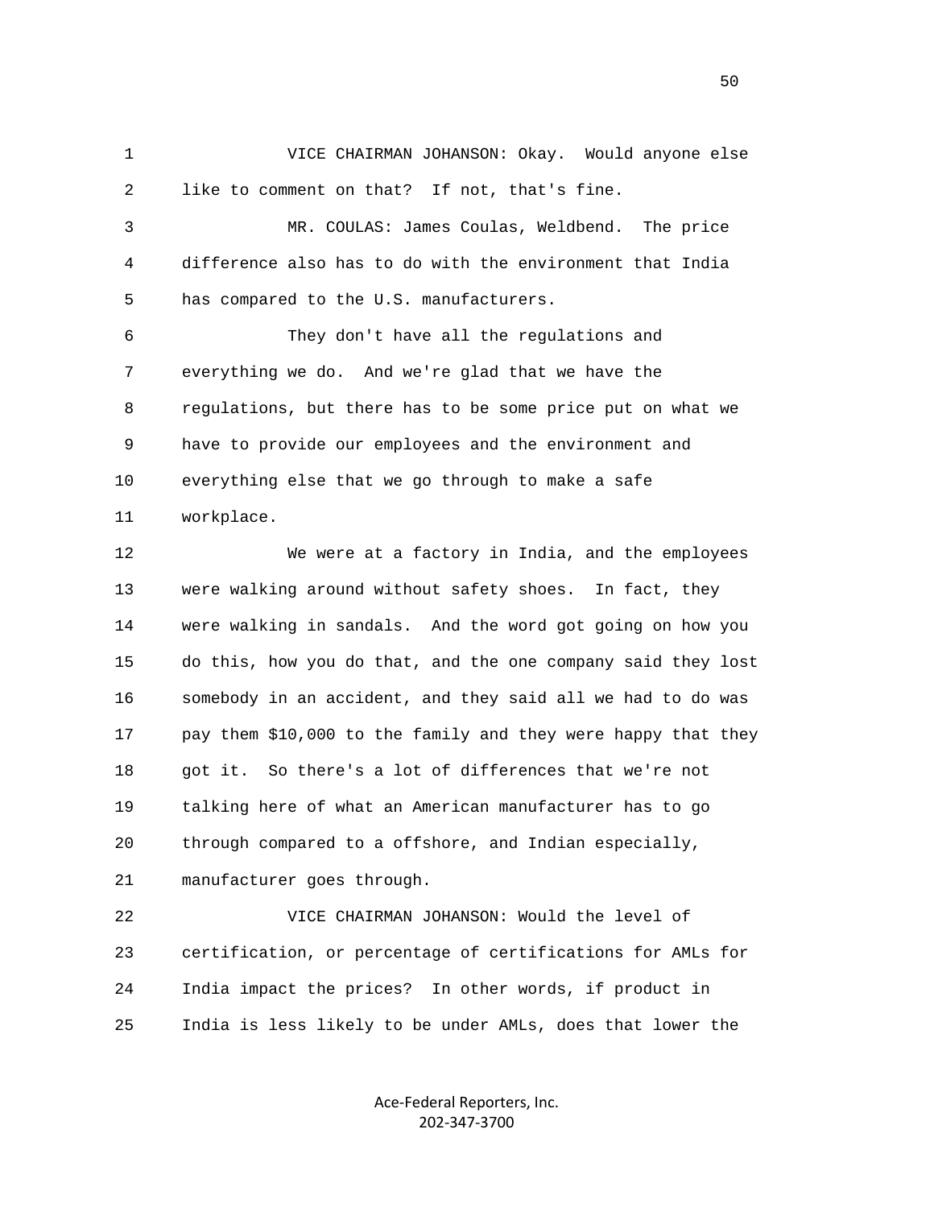VICE CHAIRMAN JOHANSON: Okay. Would anyone else like to comment on that? If not, that's fine.

MR. COULAS: James Coulas, Weldbend. The price difference also has to do with the environment that India has compared to the U.S. manufacturers.

They don't have all the regulations and everything we do. And we're glad that we have the regulations, but there has to be some price put on what we have to provide our employees and the environment and everything else that we go through to make a safe workplace.

We were at a factory in India, and the employees were walking around without safety shoes. In fact, they were walking in sandals. And the word got going on how you do this, how you do that, and the one company said they lost somebody in an accident, and they said all we had to do was pay them $10,000 to the family and they were happy that they got it. So there's a lot of differences that we're not talking here of what an American manufacturer has to go through compared to a offshore, and Indian especially, manufacturer goes through.

VICE CHAIRMAN JOHANSON: Would the level of certification, or percentage of certifications for AMLs for India impact the prices? In other words, if product in India is less likely to be under AMLs, does that lower the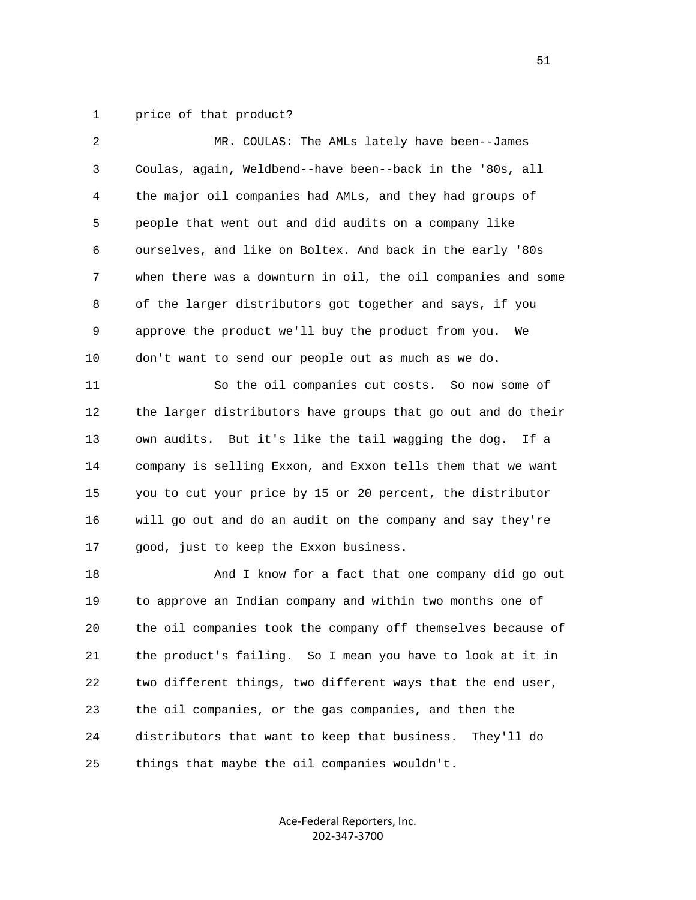price of that product?

MR. COULAS: The AMLs lately have been--James Coulas, again, Weldbend--have been--back in the '80s, all the major oil companies had AMLs, and they had groups of people that went out and did audits on a company like ourselves, and like on Boltex. And back in the early '80s when there was a downturn in oil, the oil companies and some of the larger distributors got together and says, if you approve the product we'll buy the product from you. We don't want to send our people out as much as we do.

So the oil companies cut costs. So now some of the larger distributors have groups that go out and do their own audits. But it's like the tail wagging the dog. If a company is selling Exxon, and Exxon tells them that we want you to cut your price by 15 or 20 percent, the distributor will go out and do an audit on the company and say they're good, just to keep the Exxon business.

And I know for a fact that one company did go out to approve an Indian company and within two months one of the oil companies took the company off themselves because of the product's failing. So I mean you have to look at it in two different things, two different ways that the end user, the oil companies, or the gas companies, and then the distributors that want to keep that business. They'll do things that maybe the oil companies wouldn't.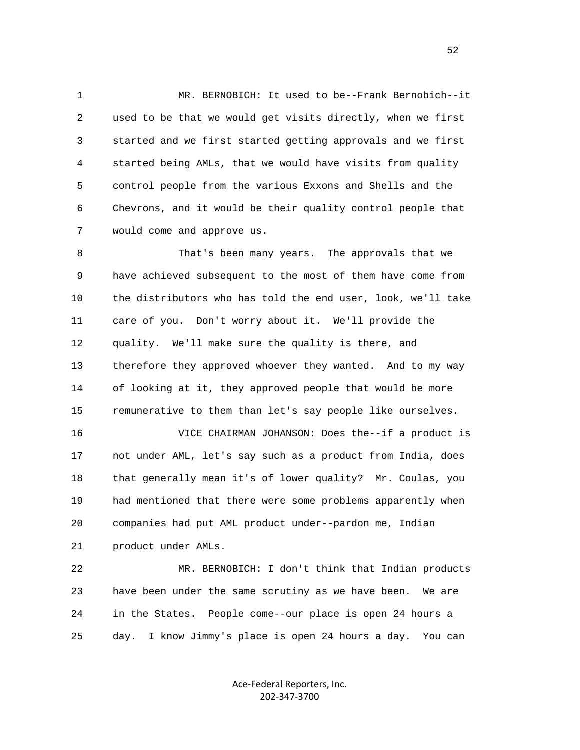MR. BERNOBICH: It used to be--Frank Bernobich--it used to be that we would get visits directly, when we first started and we first started getting approvals and we first started being AMLs, that we would have visits from quality control people from the various Exxons and Shells and the Chevrons, and it would be their quality control people that would come and approve us.

That's been many years. The approvals that we have achieved subsequent to the most of them have come from the distributors who has told the end user, look, we'll take care of you. Don't worry about it. We'll provide the quality. We'll make sure the quality is there, and therefore they approved whoever they wanted. And to my way of looking at it, they approved people that would be more remunerative to them than let's say people like ourselves.

VICE CHAIRMAN JOHANSON: Does the--if a product is not under AML, let's say such as a product from India, does that generally mean it's of lower quality? Mr. Coulas, you had mentioned that there were some problems apparently when companies had put AML product under--pardon me, Indian product under AMLs.

MR. BERNOBICH: I don't think that Indian products have been under the same scrutiny as we have been. We are in the States. People come--our place is open 24 hours a day. I know Jimmy's place is open 24 hours a day. You can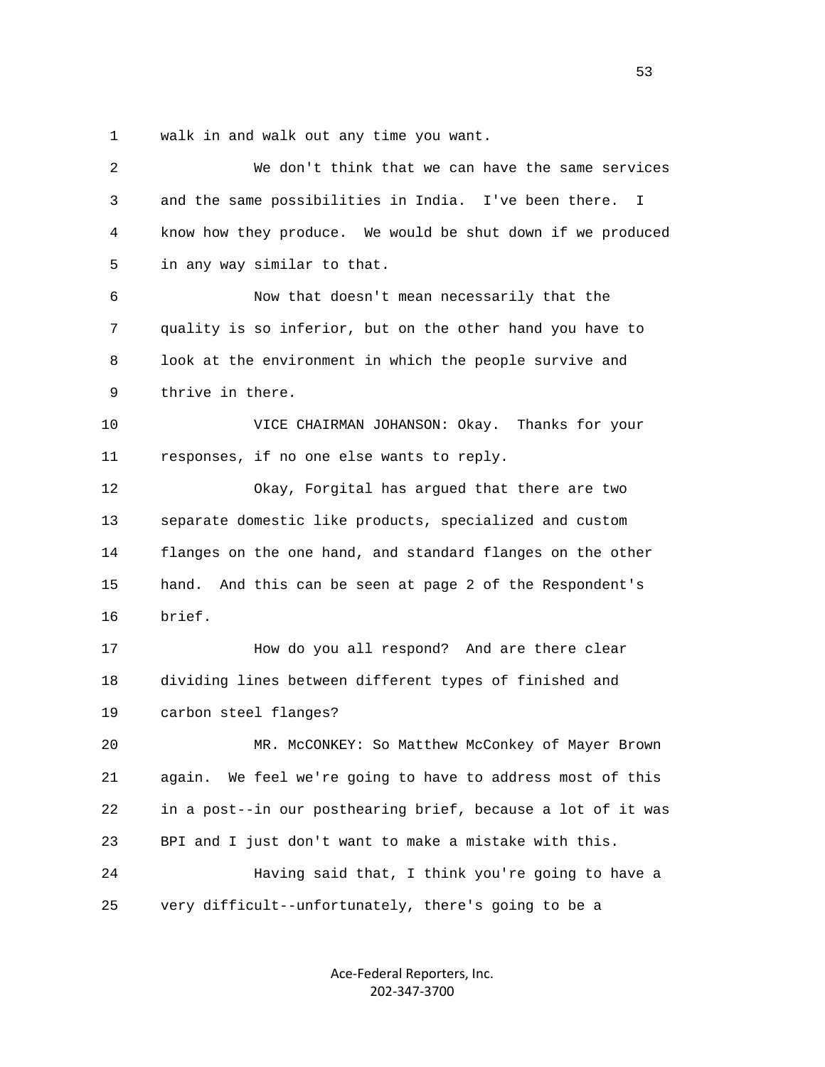walk in and walk out any time you want.

We don't think that we can have the same services and the same possibilities in India. I've been there. I know how they produce. We would be shut down if we produced in any way similar to that.

Now that doesn't mean necessarily that the quality is so inferior, but on the other hand you have to look at the environment in which the people survive and thrive in there.

VICE CHAIRMAN JOHANSON: Okay. Thanks for your responses, if no one else wants to reply.

Okay, Forgital has argued that there are two separate domestic like products, specialized and custom flanges on the one hand, and standard flanges on the other hand. And this can be seen at page 2 of the Respondent's brief.

How do you all respond? And are there clear dividing lines between different types of finished and carbon steel flanges?

MR. McCONKEY: So Matthew McConkey of Mayer Brown again. We feel we're going to have to address most of this in a post--in our posthearing brief, because a lot of it was BPI and I just don't want to make a mistake with this.

Having said that, I think you're going to have a very difficult--unfortunately, there's going to be a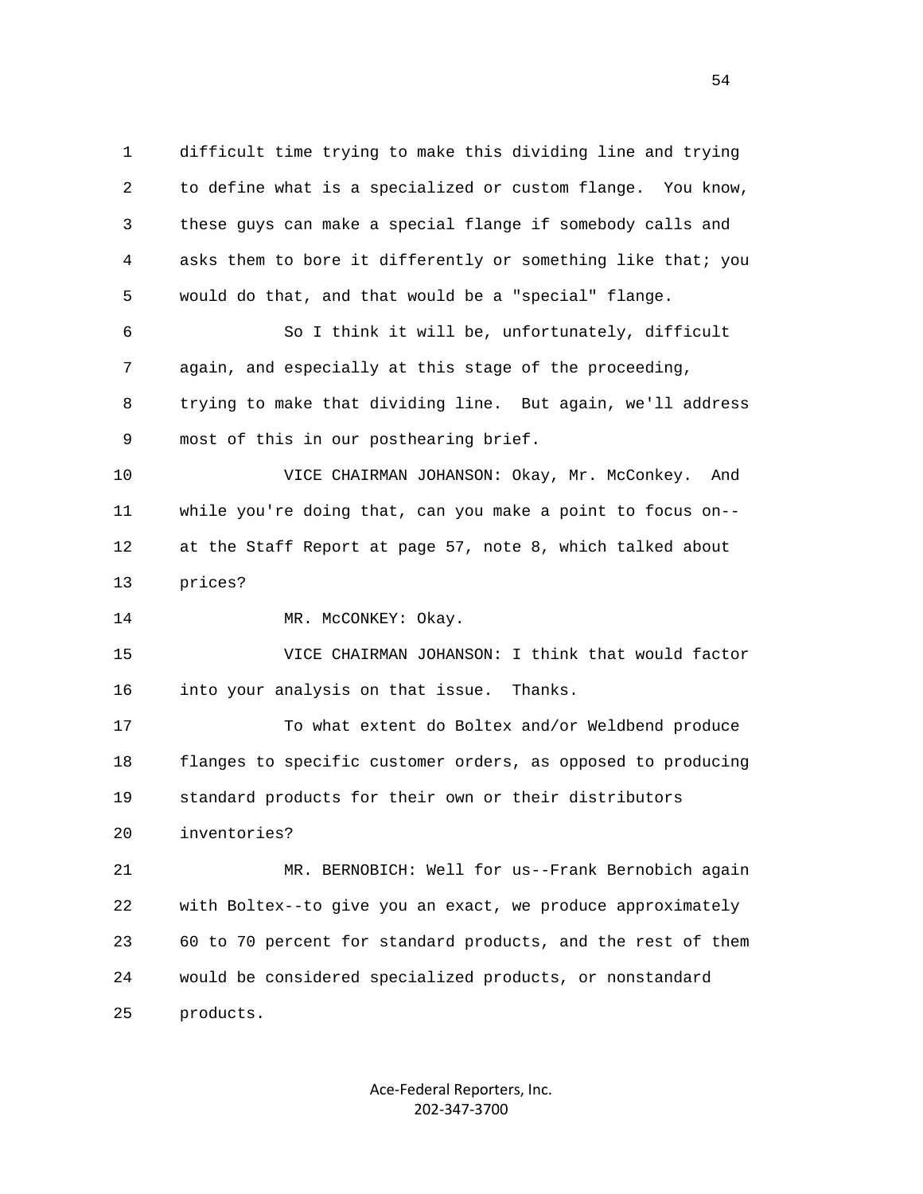difficult time trying to make this dividing line and trying to define what is a specialized or custom flange. You know, these guys can make a special flange if somebody calls and asks them to bore it differently or something like that; you would do that, and that would be a "special" flange.

So I think it will be, unfortunately, difficult again, and especially at this stage of the proceeding, trying to make that dividing line. But again, we'll address most of this in our posthearing brief.

VICE CHAIRMAN JOHANSON: Okay, Mr. McConkey. And while you're doing that, can you make a point to focus on--at the Staff Report at page 57, note 8, which talked about prices?

MR. McCONKEY: Okay.

VICE CHAIRMAN JOHANSON: I think that would factor into your analysis on that issue. Thanks.

To what extent do Boltex and/or Weldbend produce flanges to specific customer orders, as opposed to producing standard products for their own or their distributors inventories?

MR. BERNOBICH: Well for us--Frank Bernobich again with Boltex--to give you an exact, we produce approximately 60 to 70 percent for standard products, and the rest of them would be considered specialized products, or nonstandard products.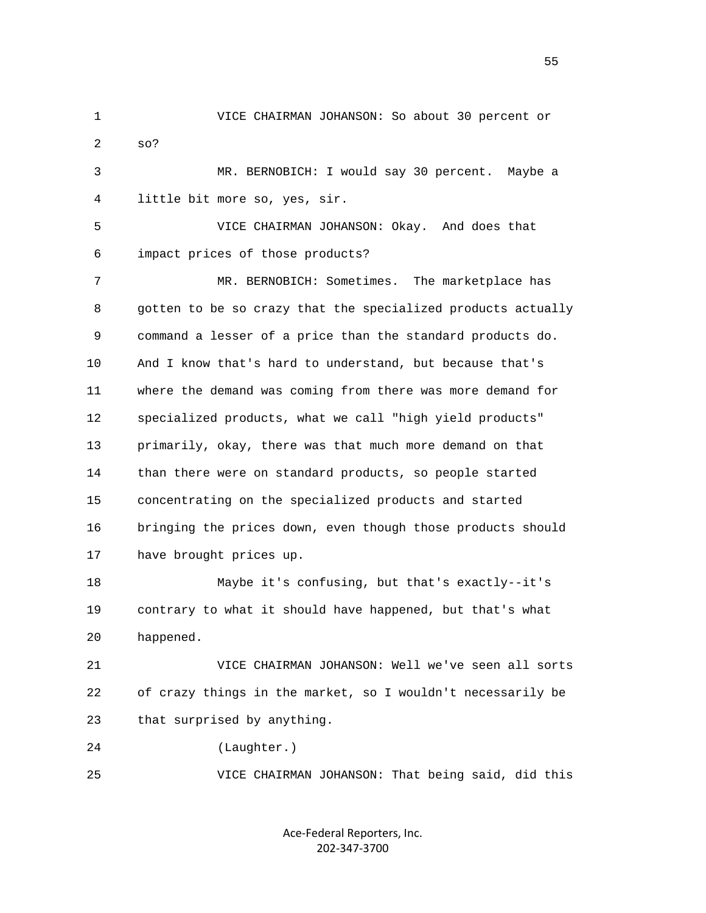VICE CHAIRMAN JOHANSON: So about 30 percent or so?

MR. BERNOBICH: I would say 30 percent. Maybe a little bit more so, yes, sir.

VICE CHAIRMAN JOHANSON: Okay. And does that impact prices of those products?

MR. BERNOBICH: Sometimes. The marketplace has gotten to be so crazy that the specialized products actually command a lesser of a price than the standard products do. And I know that's hard to understand, but because that's where the demand was coming from there was more demand for specialized products, what we call "high yield products" primarily, okay, there was that much more demand on that than there were on standard products, so people started concentrating on the specialized products and started bringing the prices down, even though those products should have brought prices up.

Maybe it's confusing, but that's exactly--it's contrary to what it should have happened, but that's what happened.

VICE CHAIRMAN JOHANSON: Well we've seen all sorts of crazy things in the market, so I wouldn't necessarily be that surprised by anything.

(Laughter.)

VICE CHAIRMAN JOHANSON: That being said, did this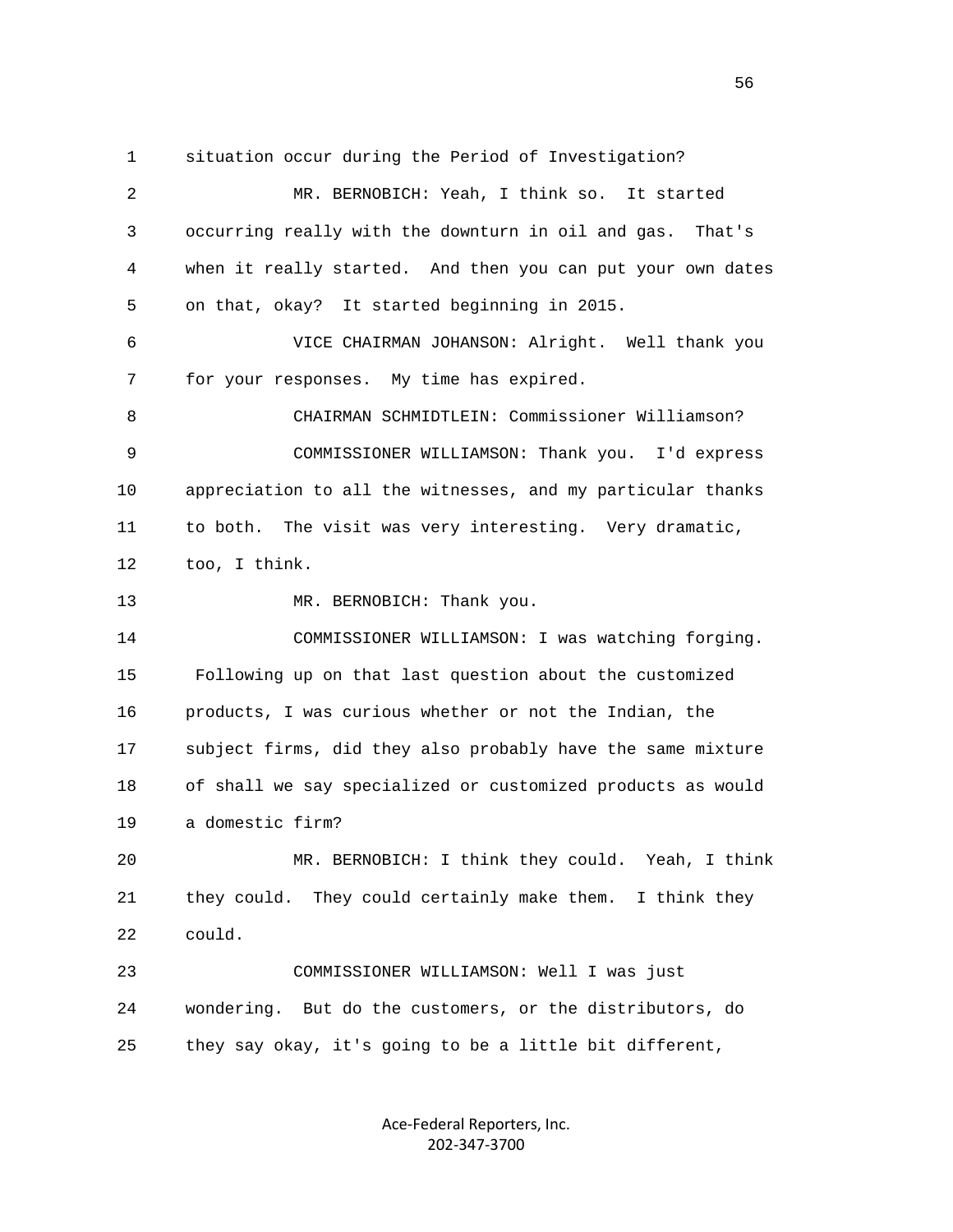1 situation occur during the Period of Investigation?

2 MR. BERNOBICH: Yeah, I think so. It started

3 occurring really with the downturn in oil and gas. That's

4 when it really started. And then you can put your own dates

5 on that, okay? It started beginning in 2015.

6 VICE CHAIRMAN JOHANSON: Alright. Well thank you

7 for your responses. My time has expired.

8 CHAIRMAN SCHMIDTLEIN: Commissioner Williamson?

9 COMMISSIONER WILLIAMSON: Thank you. I'd express

10 appreciation to all the witnesses, and my particular thanks

11 to both. The visit was very interesting. Very dramatic,

12 too, I think.

13 MR. BERNOBICH: Thank you.

14 COMMISSIONER WILLIAMSON: I was watching forging.

15 Following up on that last question about the customized

16 products, I was curious whether or not the Indian, the

17 subject firms, did they also probably have the same mixture

18 of shall we say specialized or customized products as would

19 a domestic firm?

20 MR. BERNOBICH: I think they could. Yeah, I think

21 they could. They could certainly make them. I think they

22 could.

23 COMMISSIONER WILLIAMSON: Well I was just

24 wondering. But do the customers, or the distributors, do

25 they say okay, it's going to be a little bit different,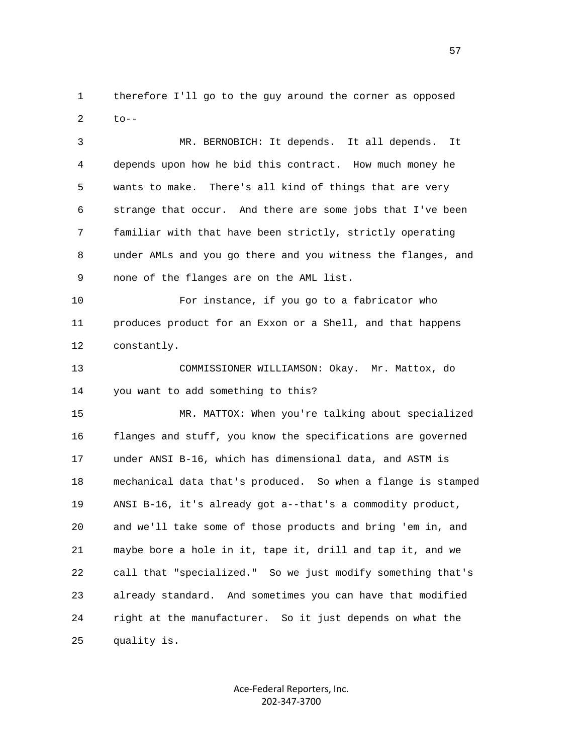therefore I'll go to the guy around the corner as opposed to--

MR. BERNOBICH: It depends. It all depends. It depends upon how he bid this contract. How much money he wants to make. There's all kind of things that are very strange that occur. And there are some jobs that I've been familiar with that have been strictly, strictly operating under AMLs and you go there and you witness the flanges, and none of the flanges are on the AML list.

For instance, if you go to a fabricator who produces product for an Exxon or a Shell, and that happens constantly.

COMMISSIONER WILLIAMSON: Okay. Mr. Mattox, do you want to add something to this?

MR. MATTOX: When you're talking about specialized flanges and stuff, you know the specifications are governed under ANSI B-16, which has dimensional data, and ASTM is mechanical data that's produced. So when a flange is stamped ANSI B-16, it's already got a--that's a commodity product, and we'll take some of those products and bring 'em in, and maybe bore a hole in it, tape it, drill and tap it, and we call that "specialized." So we just modify something that's already standard. And sometimes you can have that modified right at the manufacturer. So it just depends on what the quality is.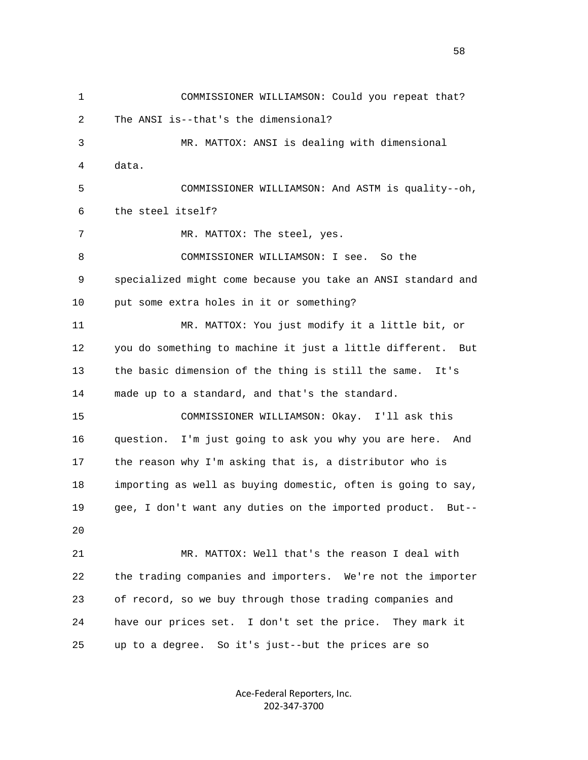COMMISSIONER WILLIAMSON: Could you repeat that? The ANSI is--that's the dimensional?

MR. MATTOX: ANSI is dealing with dimensional data.

COMMISSIONER WILLIAMSON: And ASTM is quality--oh, the steel itself?

MR. MATTOX: The steel, yes.

COMMISSIONER WILLIAMSON: I see. So the specialized might come because you take an ANSI standard and put some extra holes in it or something?

MR. MATTOX: You just modify it a little bit, or you do something to machine it just a little different. But the basic dimension of the thing is still the same. It's made up to a standard, and that's the standard.

COMMISSIONER WILLIAMSON: Okay. I'll ask this question. I'm just going to ask you why you are here. And the reason why I'm asking that is, a distributor who is importing as well as buying domestic, often is going to say, gee, I don't want any duties on the imported product. But--

MR. MATTOX: Well that's the reason I deal with the trading companies and importers. We're not the importer of record, so we buy through those trading companies and have our prices set. I don't set the price. They mark it up to a degree. So it's just--but the prices are so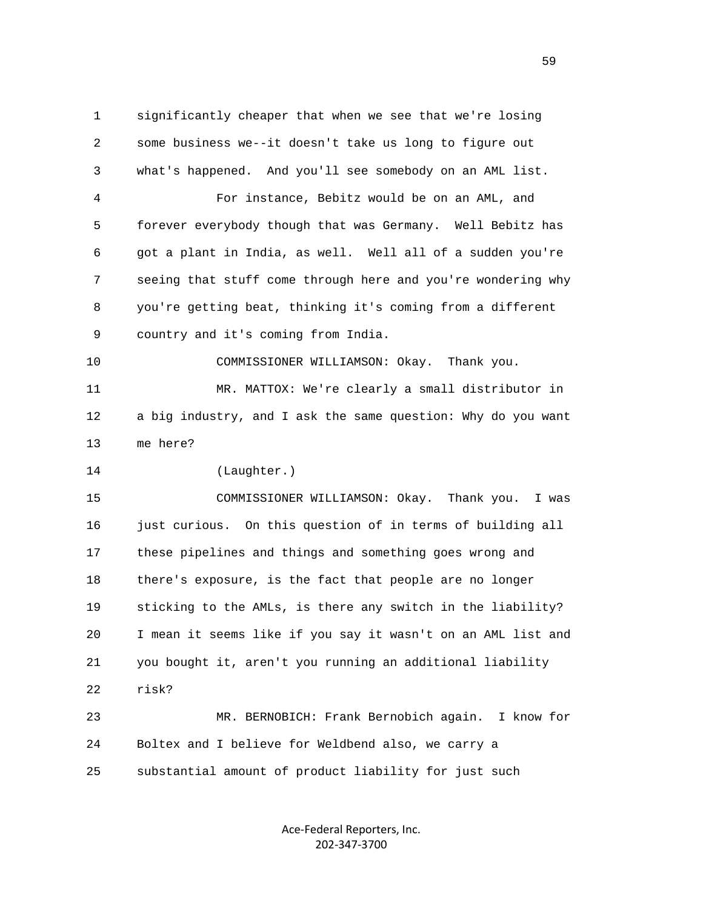significantly cheaper that when we see that we're losing some business we--it doesn't take us long to figure out what's happened. And you'll see somebody on an AML list.

For instance, Bebitz would be on an AML, and forever everybody though that was Germany. Well Bebitz has got a plant in India, as well. Well all of a sudden you're seeing that stuff come through here and you're wondering why you're getting beat, thinking it's coming from a different country and it's coming from India.

COMMISSIONER WILLIAMSON: Okay. Thank you.

MR. MATTOX: We're clearly a small distributor in a big industry, and I ask the same question: Why do you want me here?

(Laughter.)

COMMISSIONER WILLIAMSON: Okay. Thank you. I was just curious. On this question of in terms of building all these pipelines and things and something goes wrong and there's exposure, is the fact that people are no longer sticking to the AMLs, is there any switch in the liability? I mean it seems like if you say it wasn't on an AML list and you bought it, aren't you running an additional liability risk?

MR. BERNOBICH: Frank Bernobich again. I know for Boltex and I believe for Weldbend also, we carry a substantial amount of product liability for just such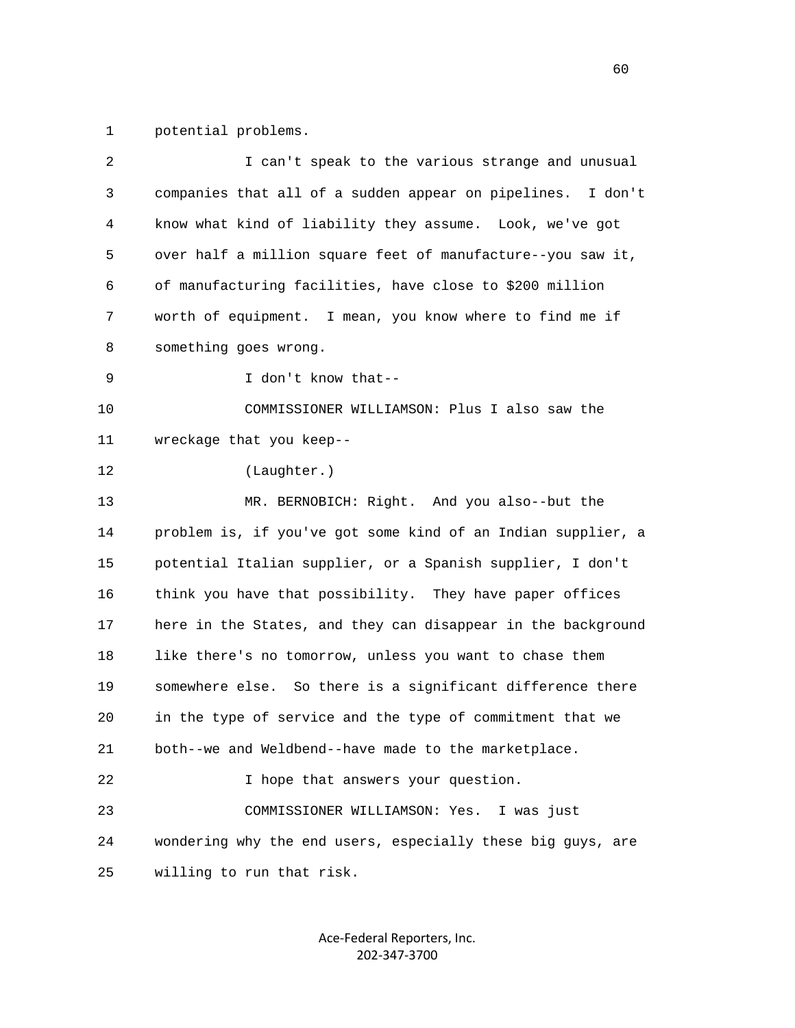potential problems.

I can't speak to the various strange and unusual companies that all of a sudden appear on pipelines. I don't know what kind of liability they assume. Look, we've got over half a million square feet of manufacture--you saw it, of manufacturing facilities, have close to $200 million worth of equipment. I mean, you know where to find me if something goes wrong.

I don't know that--

COMMISSIONER WILLIAMSON: Plus I also saw the wreckage that you keep--

(Laughter.)

MR. BERNOBICH: Right. And you also--but the problem is, if you've got some kind of an Indian supplier, a potential Italian supplier, or a Spanish supplier, I don't think you have that possibility. They have paper offices here in the States, and they can disappear in the background like there's no tomorrow, unless you want to chase them somewhere else. So there is a significant difference there in the type of service and the type of commitment that we both--we and Weldbend--have made to the marketplace.

I hope that answers your question.

COMMISSIONER WILLIAMSON: Yes. I was just wondering why the end users, especially these big guys, are willing to run that risk.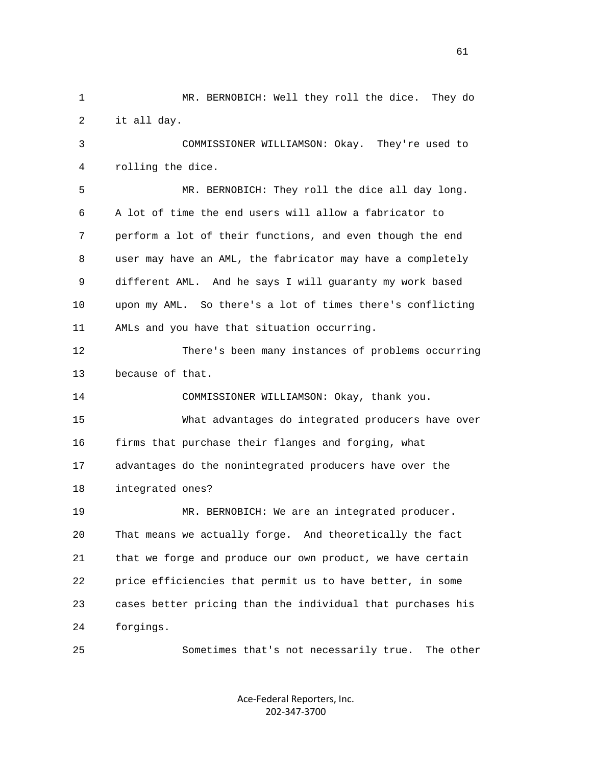MR. BERNOBICH: Well they roll the dice. They do it all day.

COMMISSIONER WILLIAMSON: Okay. They're used to rolling the dice.

MR. BERNOBICH: They roll the dice all day long. A lot of time the end users will allow a fabricator to perform a lot of their functions, and even though the end user may have an AML, the fabricator may have a completely different AML. And he says I will guaranty my work based upon my AML. So there's a lot of times there's conflicting AMLs and you have that situation occurring.

There's been many instances of problems occurring because of that.

COMMISSIONER WILLIAMSON: Okay, thank you.

What advantages do integrated producers have over firms that purchase their flanges and forging, what advantages do the nonintegrated producers have over the integrated ones?

MR. BERNOBICH: We are an integrated producer. That means we actually forge. And theoretically the fact that we forge and produce our own product, we have certain price efficiencies that permit us to have better, in some cases better pricing than the individual that purchases his forgings.

Sometimes that's not necessarily true. The other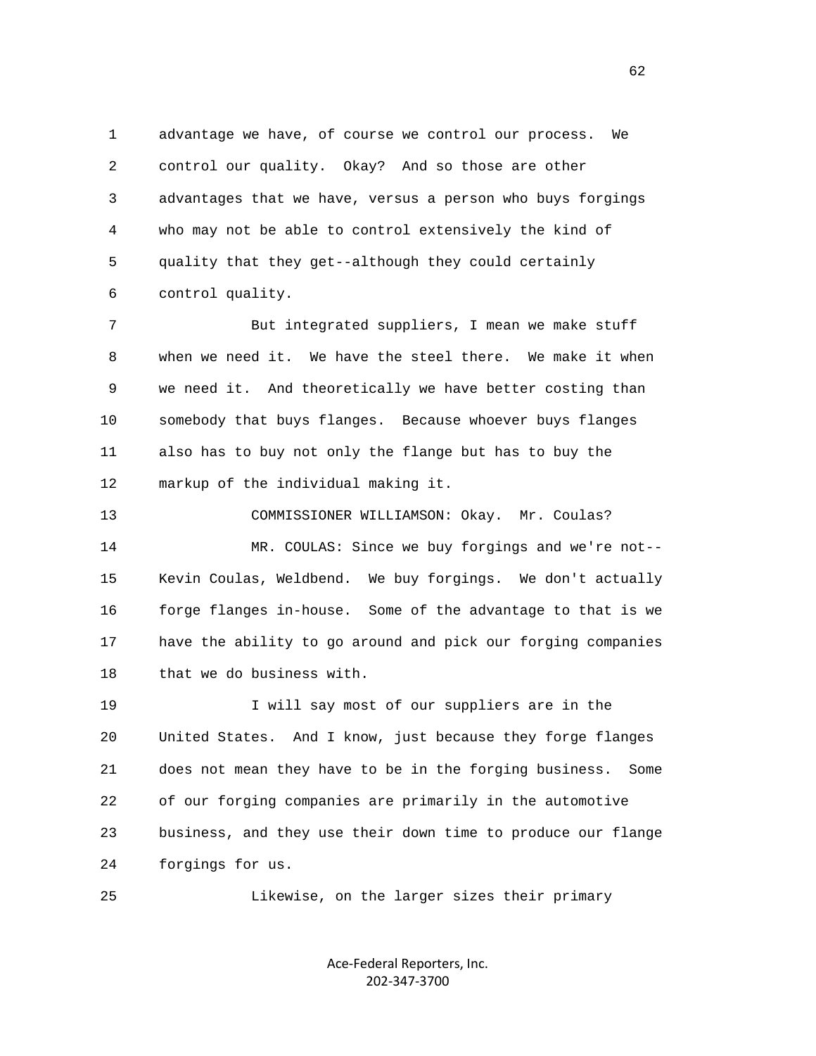advantage we have, of course we control our process. We control our quality. Okay? And so those are other advantages that we have, versus a person who buys forgings who may not be able to control extensively the kind of quality that they get--although they could certainly control quality.

But integrated suppliers, I mean we make stuff when we need it. We have the steel there. We make it when we need it. And theoretically we have better costing than somebody that buys flanges. Because whoever buys flanges also has to buy not only the flange but has to buy the markup of the individual making it.

COMMISSIONER WILLIAMSON: Okay. Mr. Coulas?

MR. COULAS: Since we buy forgings and we're not--Kevin Coulas, Weldbend. We buy forgings. We don't actually forge flanges in-house. Some of the advantage to that is we have the ability to go around and pick our forging companies that we do business with.

I will say most of our suppliers are in the United States. And I know, just because they forge flanges does not mean they have to be in the forging business. Some of our forging companies are primarily in the automotive business, and they use their down time to produce our flange forgings for us.

Likewise, on the larger sizes their primary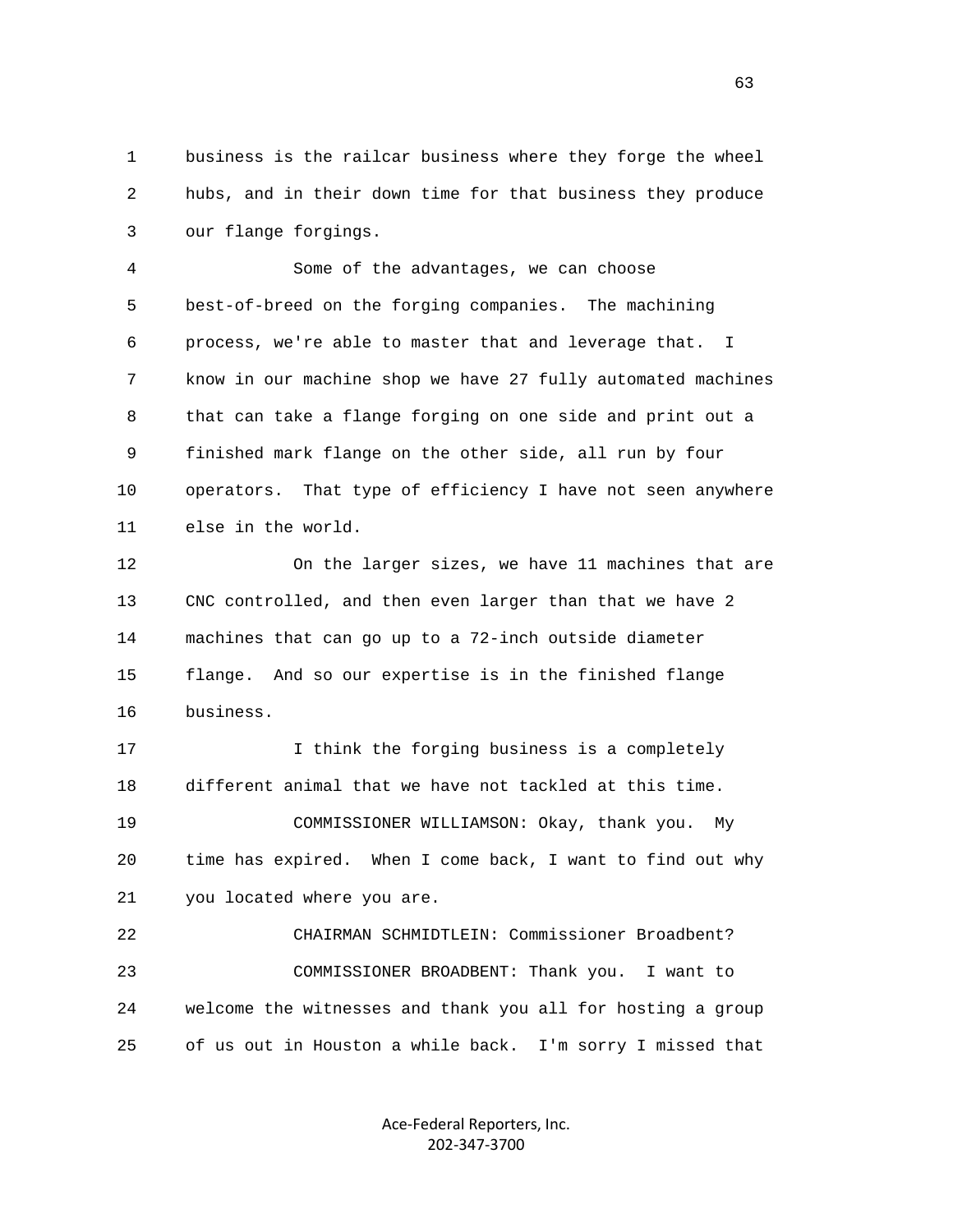business is the railcar business where they forge the wheel hubs, and in their down time for that business they produce our flange forgings.

Some of the advantages, we can choose best-of-breed on the forging companies. The machining process, we're able to master that and leverage that. I know in our machine shop we have 27 fully automated machines that can take a flange forging on one side and print out a finished mark flange on the other side, all run by four operators. That type of efficiency I have not seen anywhere else in the world.

On the larger sizes, we have 11 machines that are CNC controlled, and then even larger than that we have 2 machines that can go up to a 72-inch outside diameter flange. And so our expertise is in the finished flange business.

I think the forging business is a completely different animal that we have not tackled at this time.

COMMISSIONER WILLIAMSON: Okay, thank you. My time has expired. When I come back, I want to find out why you located where you are.

CHAIRMAN SCHMIDTLEIN: Commissioner Broadbent?

COMMISSIONER BROADBENT: Thank you. I want to welcome the witnesses and thank you all for hosting a group of us out in Houston a while back. I'm sorry I missed that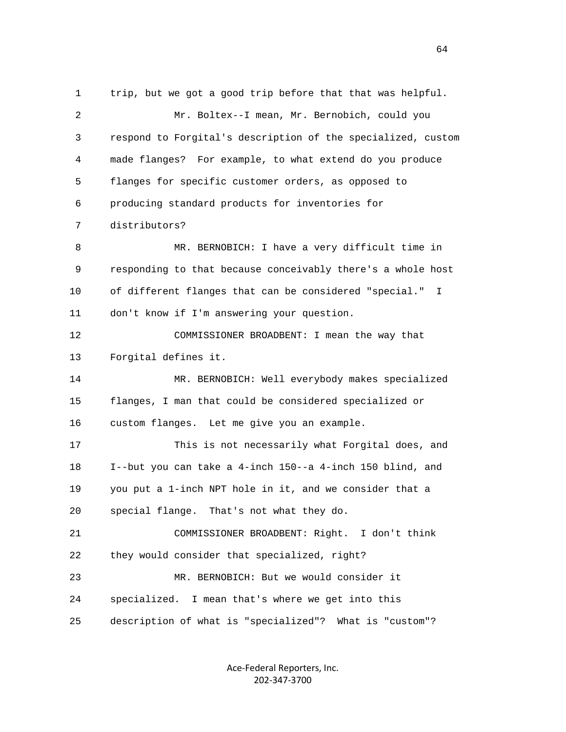trip, but we got a good trip before that that was helpful.

Mr. Boltex--I mean, Mr. Bernobich, could you respond to Forgital's description of the specialized, custom made flanges? For example, to what extend do you produce flanges for specific customer orders, as opposed to producing standard products for inventories for distributors?

MR. BERNOBICH: I have a very difficult time in responding to that because conceivably there's a whole host of different flanges that can be considered "special." I don't know if I'm answering your question.

COMMISSIONER BROADBENT: I mean the way that Forgital defines it.

MR. BERNOBICH: Well everybody makes specialized flanges, I man that could be considered specialized or custom flanges. Let me give you an example.

This is not necessarily what Forgital does, and I--but you can take a 4-inch 150--a 4-inch 150 blind, and you put a 1-inch NPT hole in it, and we consider that a special flange. That's not what they do.

COMMISSIONER BROADBENT: Right. I don't think they would consider that specialized, right?

MR. BERNOBICH: But we would consider it specialized. I mean that's where we get into this description of what is "specialized"? What is "custom"?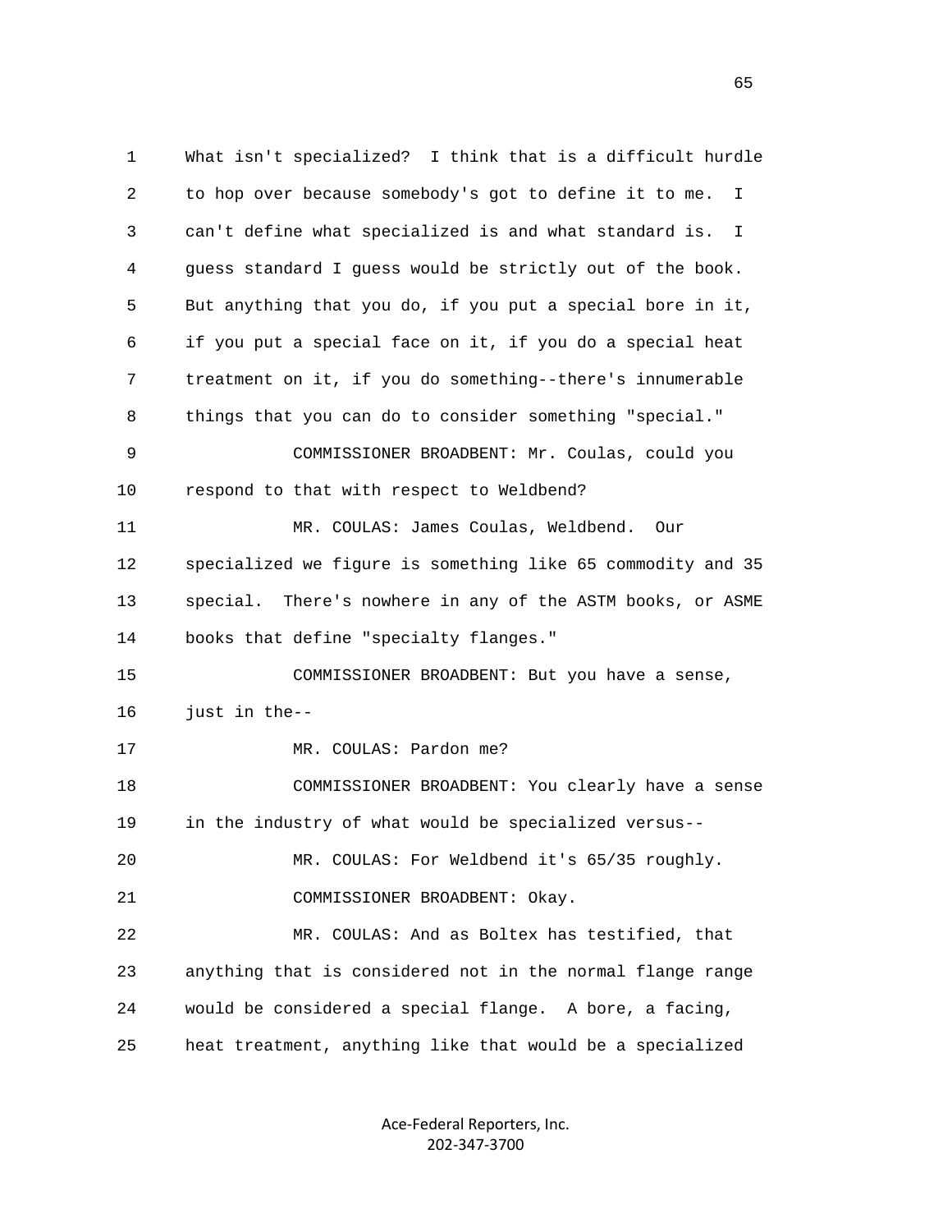What isn't specialized? I think that is a difficult hurdle to hop over because somebody's got to define it to me. I can't define what specialized is and what standard is. I guess standard I guess would be strictly out of the book. But anything that you do, if you put a special bore in it, if you put a special face on it, if you do a special heat treatment on it, if you do something--there's innumerable things that you can do to consider something "special."

COMMISSIONER BROADBENT: Mr. Coulas, could you respond to that with respect to Weldbend?

MR. COULAS: James Coulas, Weldbend. Our specialized we figure is something like 65 commodity and 35 special. There's nowhere in any of the ASTM books, or ASME books that define "specialty flanges."

COMMISSIONER BROADBENT: But you have a sense, just in the--

MR. COULAS: Pardon me?

COMMISSIONER BROADBENT: You clearly have a sense in the industry of what would be specialized versus--

MR. COULAS: For Weldbend it's 65/35 roughly.

COMMISSIONER BROADBENT: Okay.

MR. COULAS: And as Boltex has testified, that anything that is considered not in the normal flange range would be considered a special flange. A bore, a facing, heat treatment, anything like that would be a specialized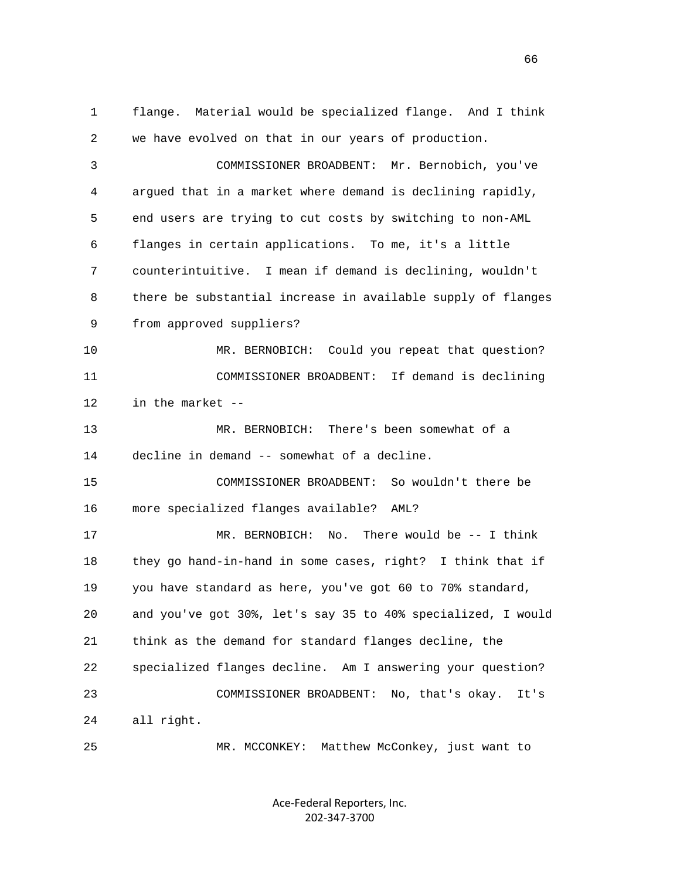flange. Material would be specialized flange. And I think we have evolved on that in our years of production.

COMMISSIONER BROADBENT: Mr. Bernobich, you've argued that in a market where demand is declining rapidly, end users are trying to cut costs by switching to non-AML flanges in certain applications. To me, it's a little counterintuitive. I mean if demand is declining, wouldn't there be substantial increase in available supply of flanges from approved suppliers?

MR. BERNOBICH: Could you repeat that question?

COMMISSIONER BROADBENT: If demand is declining in the market --

MR. BERNOBICH: There's been somewhat of a decline in demand -- somewhat of a decline.

COMMISSIONER BROADBENT: So wouldn't there be more specialized flanges available? AML?

MR. BERNOBICH: No. There would be -- I think they go hand-in-hand in some cases, right? I think that if you have standard as here, you've got 60 to 70% standard, and you've got 30%, let's say 35 to 40% specialized, I would think as the demand for standard flanges decline, the specialized flanges decline. Am I answering your question?

COMMISSIONER BROADBENT: No, that's okay. It's all right.

MR. MCCONKEY: Matthew McConkey, just want to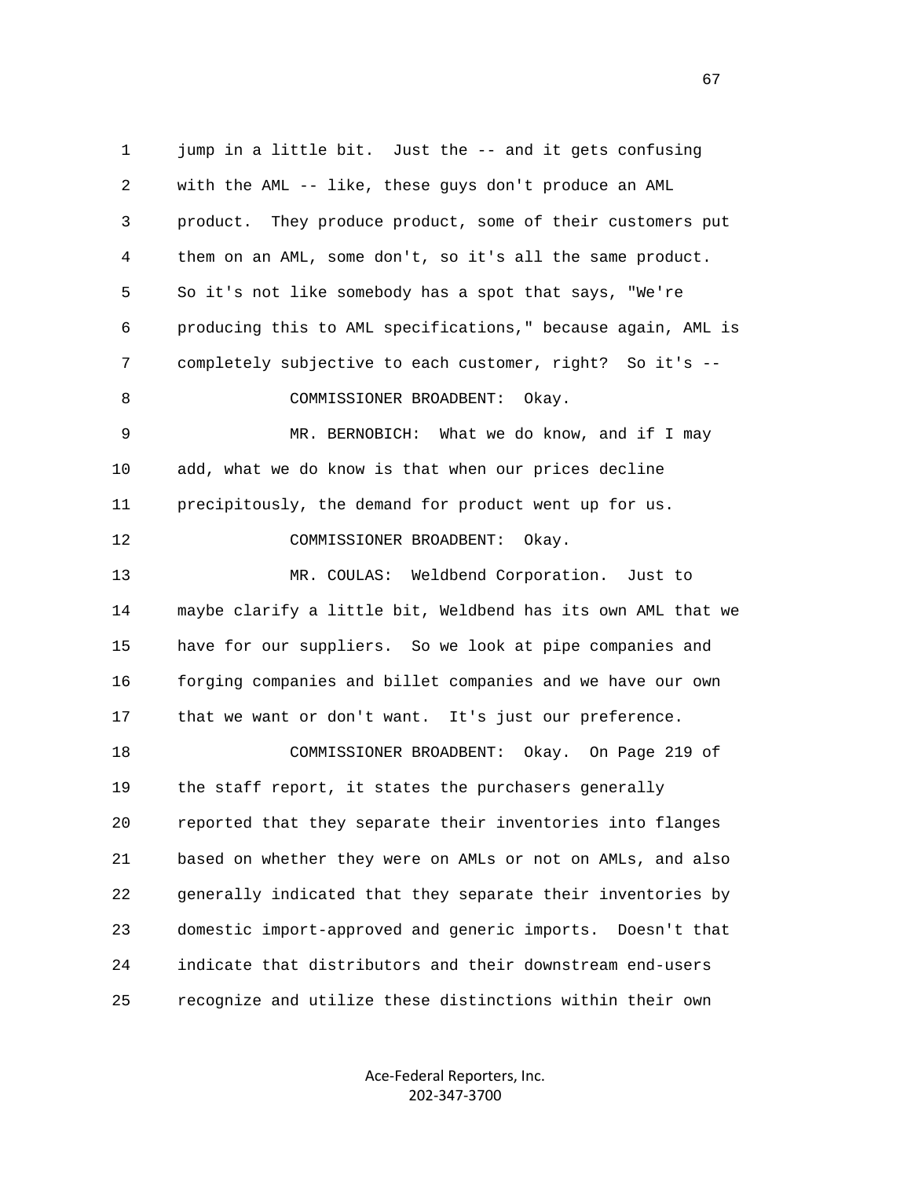jump in a little bit. Just the -- and it gets confusing with the AML -- like, these guys don't produce an AML product. They produce product, some of their customers put them on an AML, some don't, so it's all the same product. So it's not like somebody has a spot that says, "We're producing this to AML specifications," because again, AML is completely subjective to each customer, right? So it's --

COMMISSIONER BROADBENT: Okay.

MR. BERNOBICH: What we do know, and if I may add, what we do know is that when our prices decline precipitously, the demand for product went up for us.

COMMISSIONER BROADBENT: Okay.

MR. COULAS: Weldbend Corporation. Just to maybe clarify a little bit, Weldbend has its own AML that we have for our suppliers. So we look at pipe companies and forging companies and billet companies and we have our own that we want or don't want. It's just our preference.

COMMISSIONER BROADBENT: Okay. On Page 219 of the staff report, it states the purchasers generally reported that they separate their inventories into flanges based on whether they were on AMLs or not on AMLs, and also generally indicated that they separate their inventories by domestic import-approved and generic imports. Doesn't that indicate that distributors and their downstream end-users recognize and utilize these distinctions within their own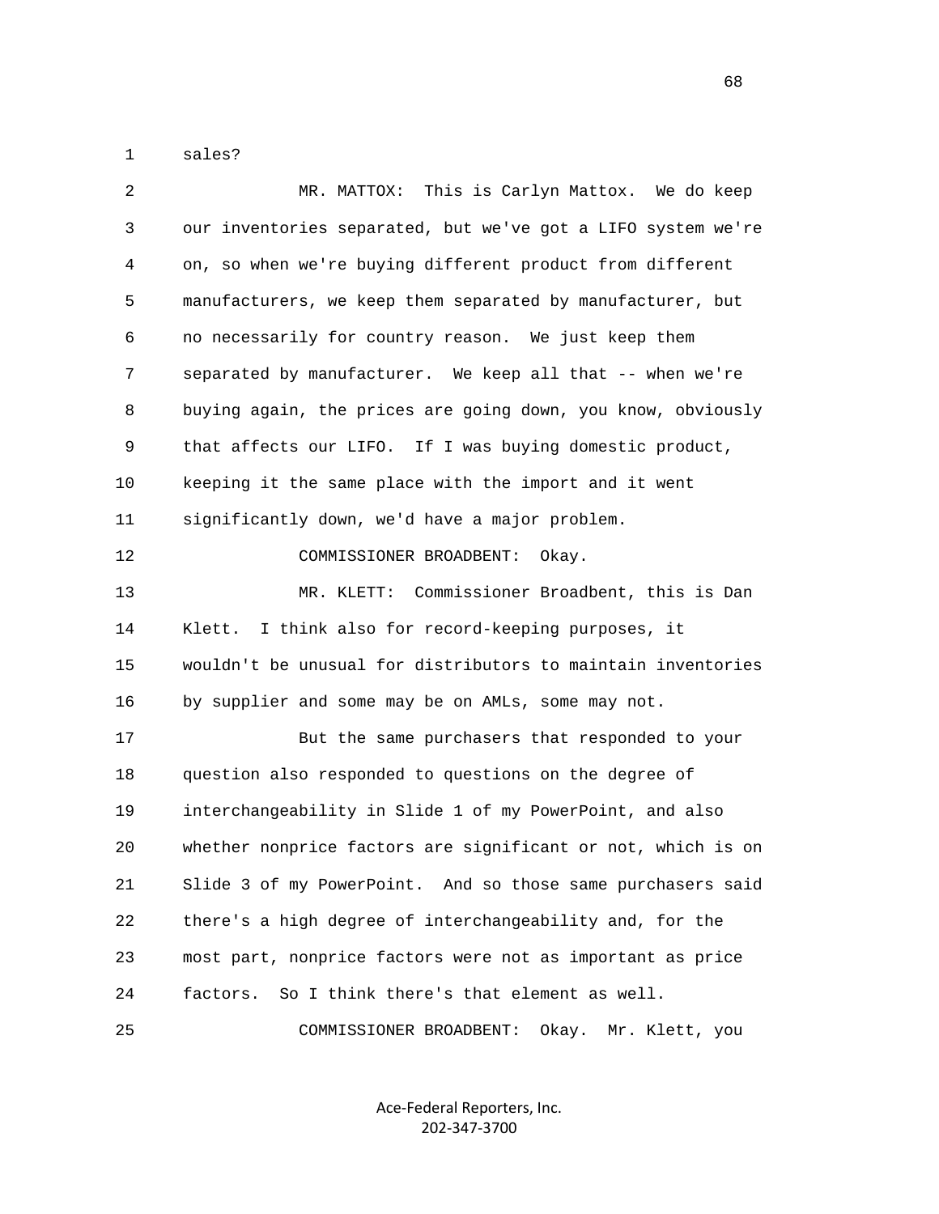sales?

MR. MATTOX: This is Carlyn Mattox. We do keep our inventories separated, but we've got a LIFO system we're on, so when we're buying different product from different manufacturers, we keep them separated by manufacturer, but no necessarily for country reason. We just keep them separated by manufacturer. We keep all that -- when we're buying again, the prices are going down, you know, obviously that affects our LIFO. If I was buying domestic product, keeping it the same place with the import and it went significantly down, we'd have a major problem.

COMMISSIONER BROADBENT: Okay.

MR. KLETT: Commissioner Broadbent, this is Dan Klett. I think also for record-keeping purposes, it wouldn't be unusual for distributors to maintain inventories by supplier and some may be on AMLs, some may not.

But the same purchasers that responded to your question also responded to questions on the degree of interchangeability in Slide 1 of my PowerPoint, and also whether nonprice factors are significant or not, which is on Slide 3 of my PowerPoint. And so those same purchasers said there's a high degree of interchangeability and, for the most part, nonprice factors were not as important as price factors. So I think there's that element as well.

COMMISSIONER BROADBENT: Okay. Mr. Klett, you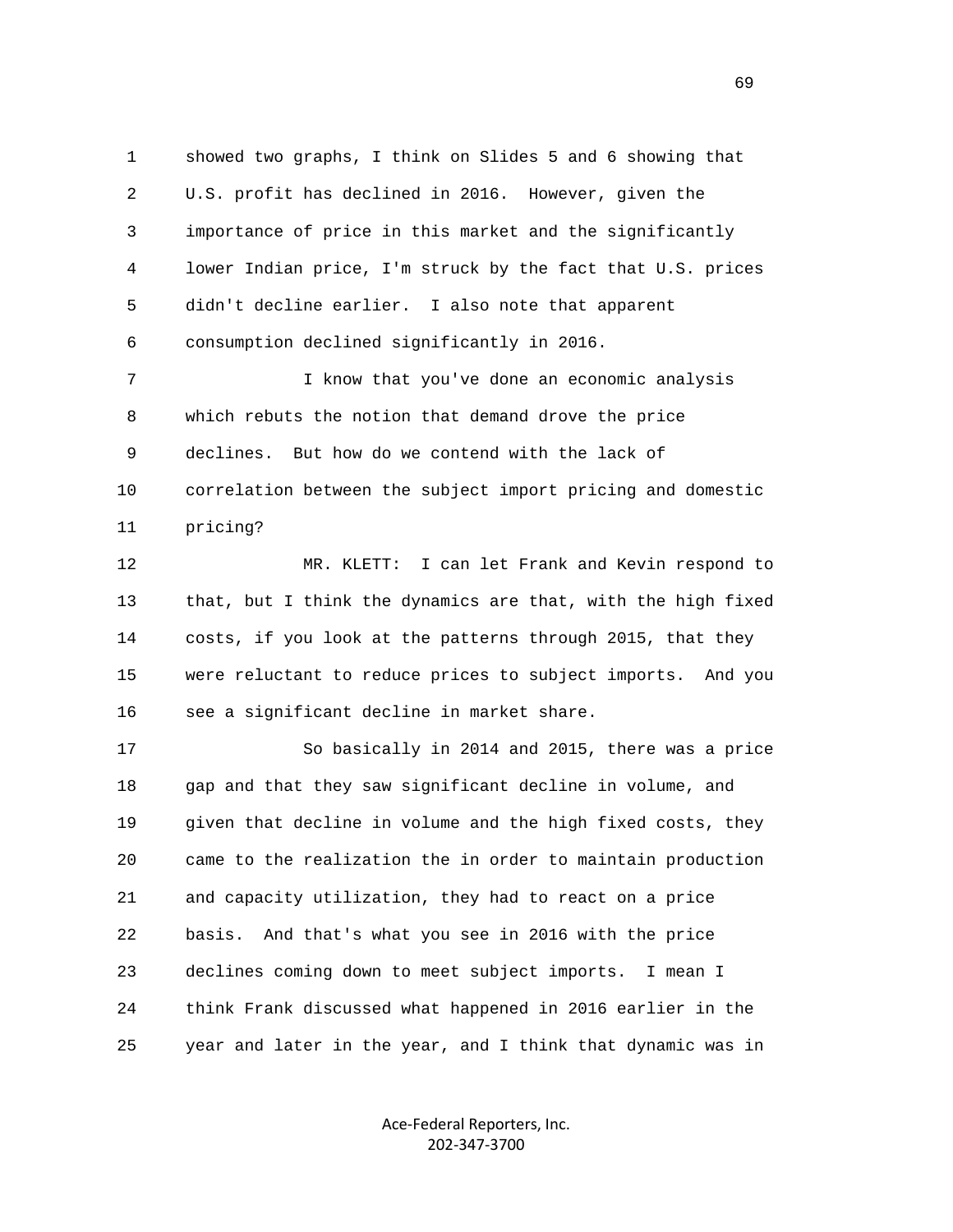showed two graphs, I think on Slides 5 and 6 showing that U.S. profit has declined in 2016. However, given the importance of price in this market and the significantly lower Indian price, I'm struck by the fact that U.S. prices didn't decline earlier. I also note that apparent consumption declined significantly in 2016.

I know that you've done an economic analysis which rebuts the notion that demand drove the price declines. But how do we contend with the lack of correlation between the subject import pricing and domestic pricing?

MR. KLETT: I can let Frank and Kevin respond to that, but I think the dynamics are that, with the high fixed costs, if you look at the patterns through 2015, that they were reluctant to reduce prices to subject imports. And you see a significant decline in market share.

So basically in 2014 and 2015, there was a price gap and that they saw significant decline in volume, and given that decline in volume and the high fixed costs, they came to the realization the in order to maintain production and capacity utilization, they had to react on a price basis. And that's what you see in 2016 with the price declines coming down to meet subject imports. I mean I think Frank discussed what happened in 2016 earlier in the year and later in the year, and I think that dynamic was in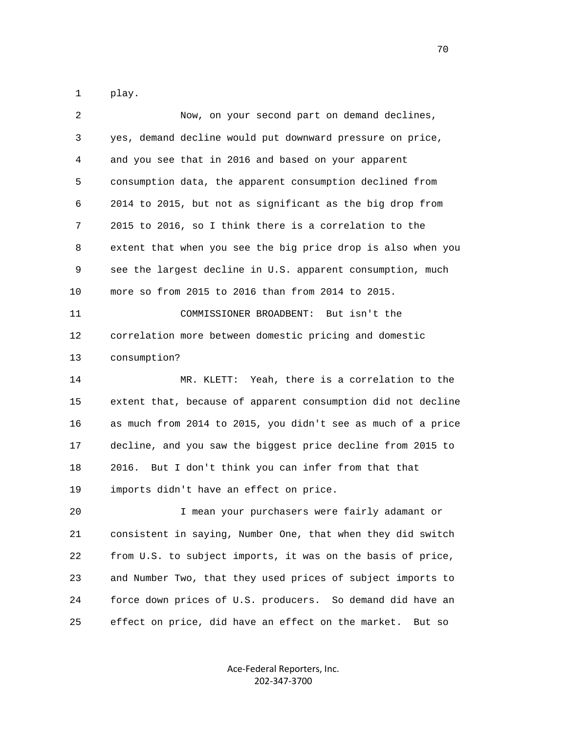play.

Now, on your second part on demand declines, yes, demand decline would put downward pressure on price, and you see that in 2016 and based on your apparent consumption data, the apparent consumption declined from 2014 to 2015, but not as significant as the big drop from 2015 to 2016, so I think there is a correlation to the extent that when you see the big price drop is also when you see the largest decline in U.S. apparent consumption, much more so from 2015 to 2016 than from 2014 to 2015.

COMMISSIONER BROADBENT: But isn't the correlation more between domestic pricing and domestic consumption?

MR. KLETT: Yeah, there is a correlation to the extent that, because of apparent consumption did not decline as much from 2014 to 2015, you didn't see as much of a price decline, and you saw the biggest price decline from 2015 to 2016. But I don't think you can infer from that that imports didn't have an effect on price.

I mean your purchasers were fairly adamant or consistent in saying, Number One, that when they did switch from U.S. to subject imports, it was on the basis of price, and Number Two, that they used prices of subject imports to force down prices of U.S. producers. So demand did have an effect on price, did have an effect on the market. But so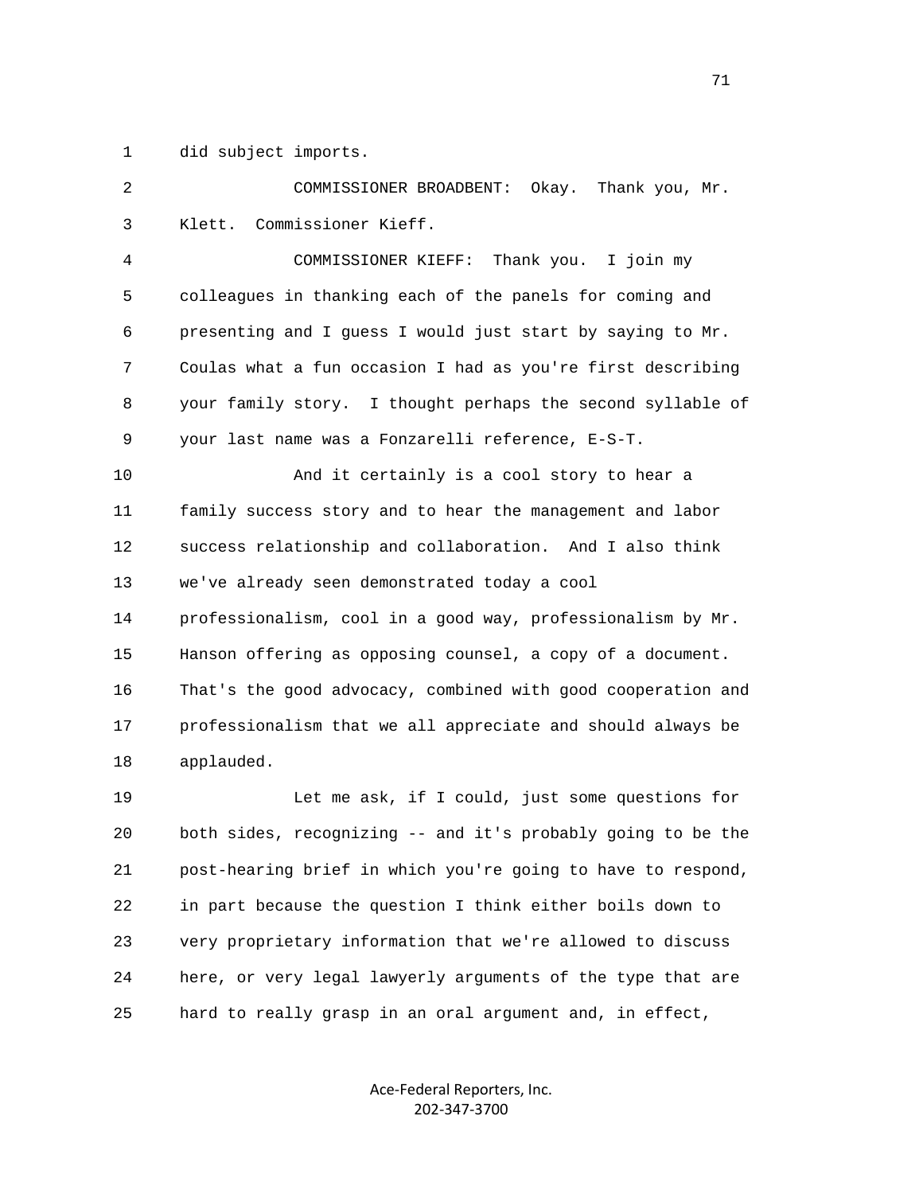1 did subject imports.

2 COMMISSIONER BROADBENT: Okay. Thank you, Mr.

3 Klett. Commissioner Kieff.

4 COMMISSIONER KIEFF: Thank you. I join my

5 colleagues in thanking each of the panels for coming and

6 presenting and I guess I would just start by saying to Mr.

7 Coulas what a fun occasion I had as you're first describing

8 your family story. I thought perhaps the second syllable of

9 your last name was a Fonzarelli reference, E-S-T.

10 And it certainly is a cool story to hear a

11 family success story and to hear the management and labor

12 success relationship and collaboration. And I also think

13 we've already seen demonstrated today a cool

14 professionalism, cool in a good way, professionalism by Mr.

15 Hanson offering as opposing counsel, a copy of a document.

16 That's the good advocacy, combined with good cooperation and

17 professionalism that we all appreciate and should always be

18 applauded.

19 Let me ask, if I could, just some questions for

20 both sides, recognizing -- and it's probably going to be the

21 post-hearing brief in which you're going to have to respond,

22 in part because the question I think either boils down to

23 very proprietary information that we're allowed to discuss

24 here, or very legal lawyerly arguments of the type that are

25 hard to really grasp in an oral argument and, in effect,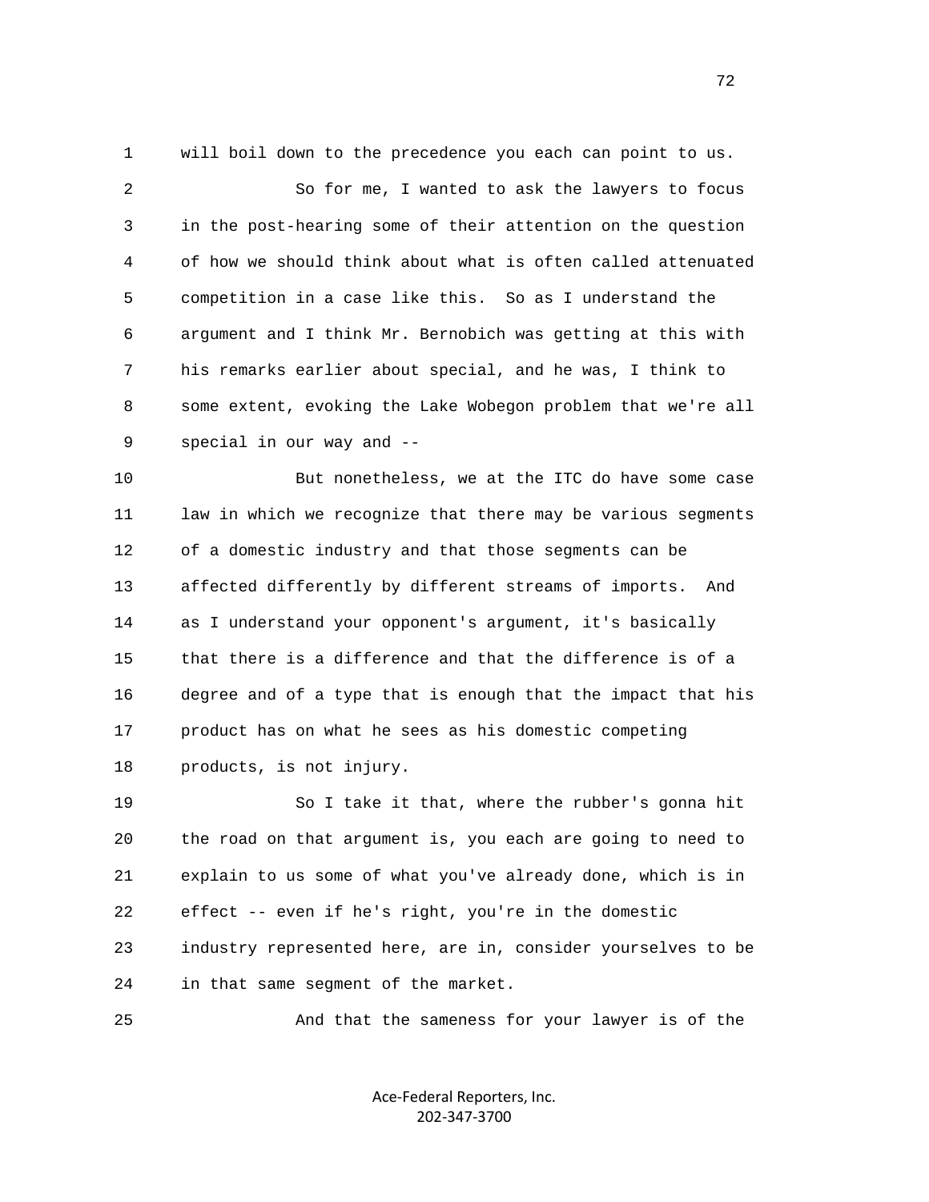1 will boil down to the precedence you each can point to us.

2 So for me, I wanted to ask the lawyers to focus

3 in the post-hearing some of their attention on the question

4 of how we should think about what is often called attenuated

5 competition in a case like this. So as I understand the

6 argument and I think Mr. Bernobich was getting at this with

7 his remarks earlier about special, and he was, I think to

8 some extent, evoking the Lake Wobegon problem that we're all

9 special in our way and --

10 But nonetheless, we at the ITC do have some case

11 law in which we recognize that there may be various segments

12 of a domestic industry and that those segments can be

13 affected differently by different streams of imports. And

14 as I understand your opponent's argument, it's basically

15 that there is a difference and that the difference is of a

16 degree and of a type that is enough that the impact that his

17 product has on what he sees as his domestic competing

18 products, is not injury.

19 So I take it that, where the rubber's gonna hit

20 the road on that argument is, you each are going to need to

21 explain to us some of what you've already done, which is in

22 effect -- even if he's right, you're in the domestic

23 industry represented here, are in, consider yourselves to be

24 in that same segment of the market.

25 And that the sameness for your lawyer is of the

Ace-Federal Reporters, Inc.
202-347-3700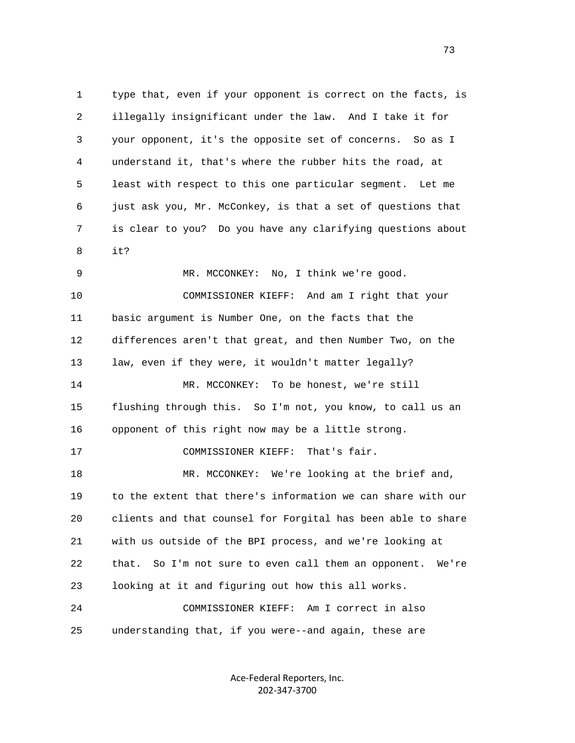1 type that, even if your opponent is correct on the facts, is
2 illegally insignificant under the law. And I take it for
3 your opponent, it's the opposite set of concerns. So as I
4 understand it, that's where the rubber hits the road, at
5 least with respect to this one particular segment. Let me
6 just ask you, Mr. McConkey, is that a set of questions that
7 is clear to you? Do you have any clarifying questions about
8 it?

9 MR. MCCONKEY: No, I think we're good.

10 COMMISSIONER KIEFF: And am I right that your
11 basic argument is Number One, on the facts that the
12 differences aren't that great, and then Number Two, on the
13 law, even if they were, it wouldn't matter legally?

14 MR. MCCONKEY: To be honest, we're still
15 flushing through this. So I'm not, you know, to call us an
16 opponent of this right now may be a little strong.

17 COMMISSIONER KIEFF: That's fair.

18 MR. MCCONKEY: We're looking at the brief and,
19 to the extent that there's information we can share with our
20 clients and that counsel for Forgital has been able to share
21 with us outside of the BPI process, and we're looking at
22 that. So I'm not sure to even call them an opponent. We're
23 looking at it and figuring out how this all works.

24 COMMISSIONER KIEFF: Am I correct in also
25 understanding that, if you were--and again, these are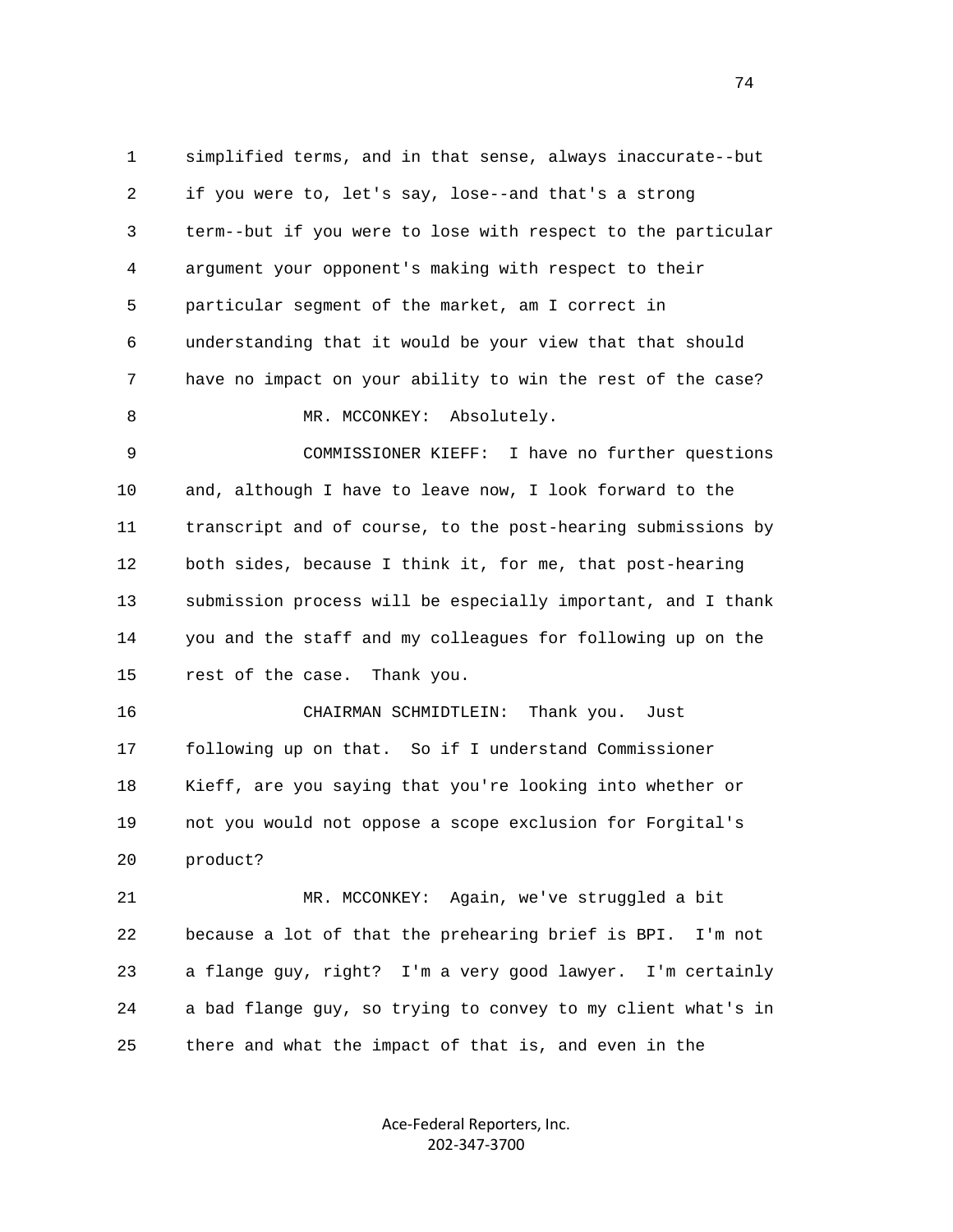1 simplified terms, and in that sense, always inaccurate--but
2 if you were to, let's say, lose--and that's a strong
3 term--but if you were to lose with respect to the particular
4 argument your opponent's making with respect to their
5 particular segment of the market, am I correct in
6 understanding that it would be your view that that should
7 have no impact on your ability to win the rest of the case?

8 MR. MCCONKEY: Absolutely.

9 COMMISSIONER KIEFF: I have no further questions
10 and, although I have to leave now, I look forward to the
11 transcript and of course, to the post-hearing submissions by
12 both sides, because I think it, for me, that post-hearing
13 submission process will be especially important, and I thank
14 you and the staff and my colleagues for following up on the
15 rest of the case. Thank you.

16 CHAIRMAN SCHMIDTLEIN: Thank you. Just
17 following up on that. So if I understand Commissioner
18 Kieff, are you saying that you're looking into whether or
19 not you would not oppose a scope exclusion for Forgital's
20 product?

21 MR. MCCONKEY: Again, we've struggled a bit
22 because a lot of that the prehearing brief is BPI. I'm not
23 a flange guy, right? I'm a very good lawyer. I'm certainly
24 a bad flange guy, so trying to convey to my client what's in
25 there and what the impact of that is, and even in the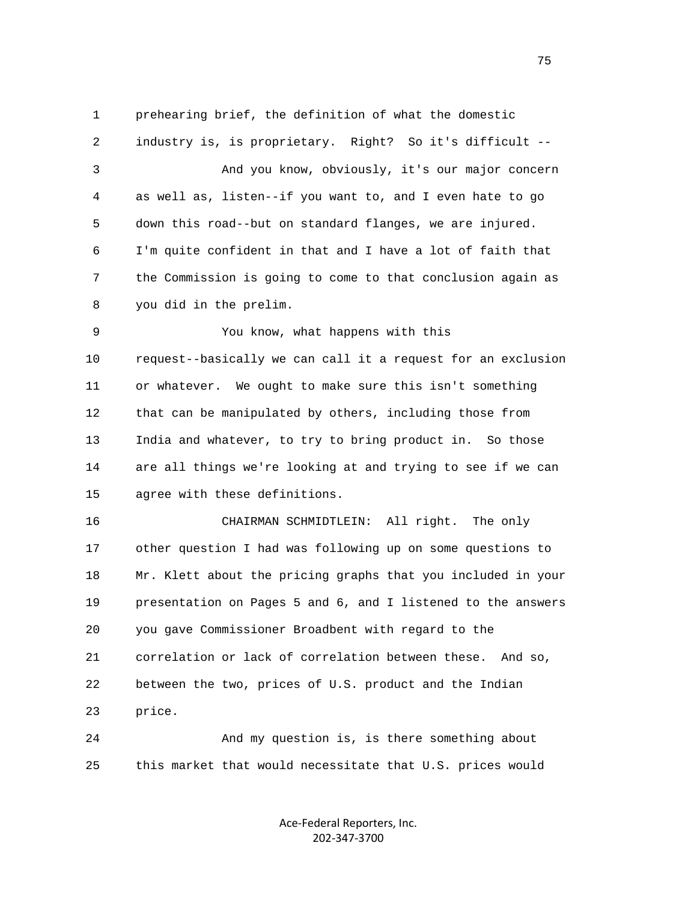prehearing brief, the definition of what the domestic industry is, is proprietary. Right? So it's difficult --

And you know, obviously, it's our major concern as well as, listen--if you want to, and I even hate to go down this road--but on standard flanges, we are injured. I'm quite confident in that and I have a lot of faith that the Commission is going to come to that conclusion again as you did in the prelim.

You know, what happens with this request--basically we can call it a request for an exclusion or whatever. We ought to make sure this isn't something that can be manipulated by others, including those from India and whatever, to try to bring product in. So those are all things we're looking at and trying to see if we can agree with these definitions.

CHAIRMAN SCHMIDTLEIN: All right. The only other question I had was following up on some questions to Mr. Klett about the pricing graphs that you included in your presentation on Pages 5 and 6, and I listened to the answers you gave Commissioner Broadbent with regard to the correlation or lack of correlation between these. And so, between the two, prices of U.S. product and the Indian price.

And my question is, is there something about this market that would necessitate that U.S. prices would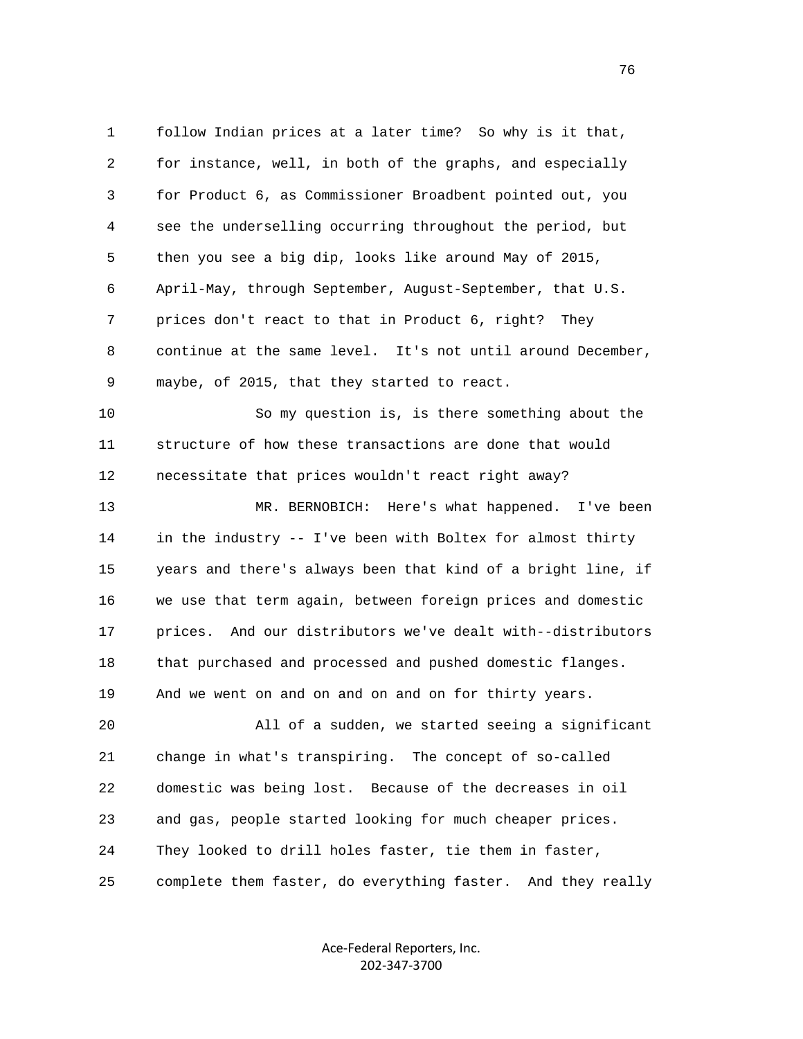follow Indian prices at a later time? So why is it that, for instance, well, in both of the graphs, and especially for Product 6, as Commissioner Broadbent pointed out, you see the underselling occurring throughout the period, but then you see a big dip, looks like around May of 2015, April-May, through September, August-September, that U.S. prices don't react to that in Product 6, right? They continue at the same level. It's not until around December, maybe, of 2015, that they started to react.

So my question is, is there something about the structure of how these transactions are done that would necessitate that prices wouldn't react right away?

MR. BERNOBICH: Here's what happened. I've been in the industry -- I've been with Boltex for almost thirty years and there's always been that kind of a bright line, if we use that term again, between foreign prices and domestic prices. And our distributors we've dealt with--distributors that purchased and processed and pushed domestic flanges. And we went on and on and on and on for thirty years.

All of a sudden, we started seeing a significant change in what's transpiring. The concept of so-called domestic was being lost. Because of the decreases in oil and gas, people started looking for much cheaper prices. They looked to drill holes faster, tie them in faster, complete them faster, do everything faster. And they really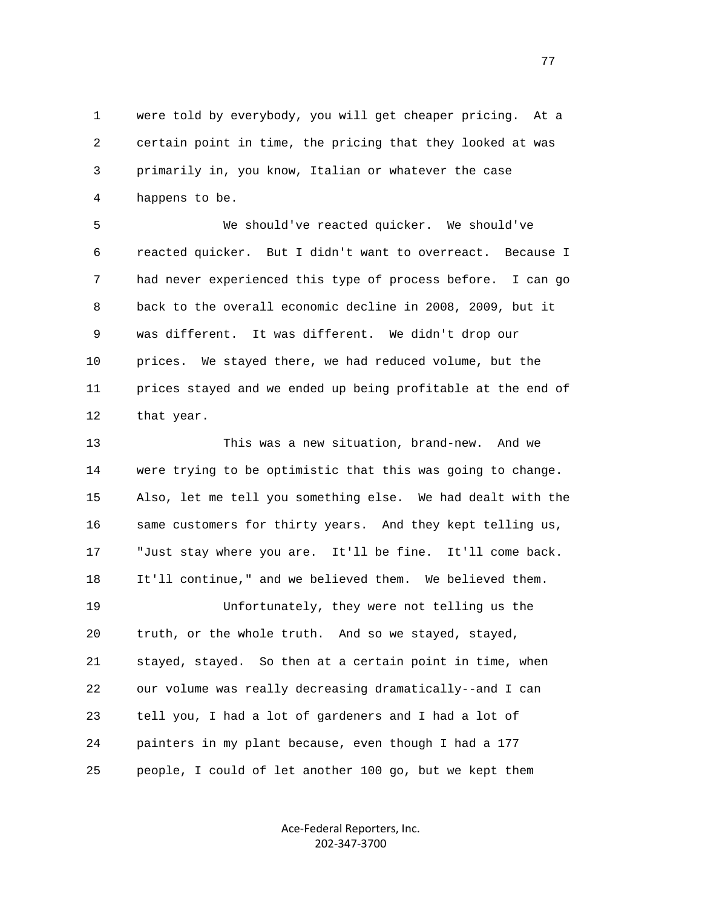1 were told by everybody, you will get cheaper pricing. At a
2 certain point in time, the pricing that they looked at was
3 primarily in, you know, Italian or whatever the case
4 happens to be.

5 We should've reacted quicker. We should've
6 reacted quicker. But I didn't want to overreact. Because I
7 had never experienced this type of process before. I can go
8 back to the overall economic decline in 2008, 2009, but it
9 was different. It was different. We didn't drop our
10 prices. We stayed there, we had reduced volume, but the
11 prices stayed and we ended up being profitable at the end of
12 that year.

13 This was a new situation, brand-new. And we
14 were trying to be optimistic that this was going to change.
15 Also, let me tell you something else. We had dealt with the
16 same customers for thirty years. And they kept telling us,
17 "Just stay where you are. It'll be fine. It'll come back.
18 It'll continue," and we believed them. We believed them.

19 Unfortunately, they were not telling us the
20 truth, or the whole truth. And so we stayed, stayed,
21 stayed, stayed. So then at a certain point in time, when
22 our volume was really decreasing dramatically--and I can
23 tell you, I had a lot of gardeners and I had a lot of
24 painters in my plant because, even though I had a 177
25 people, I could of let another 100 go, but we kept them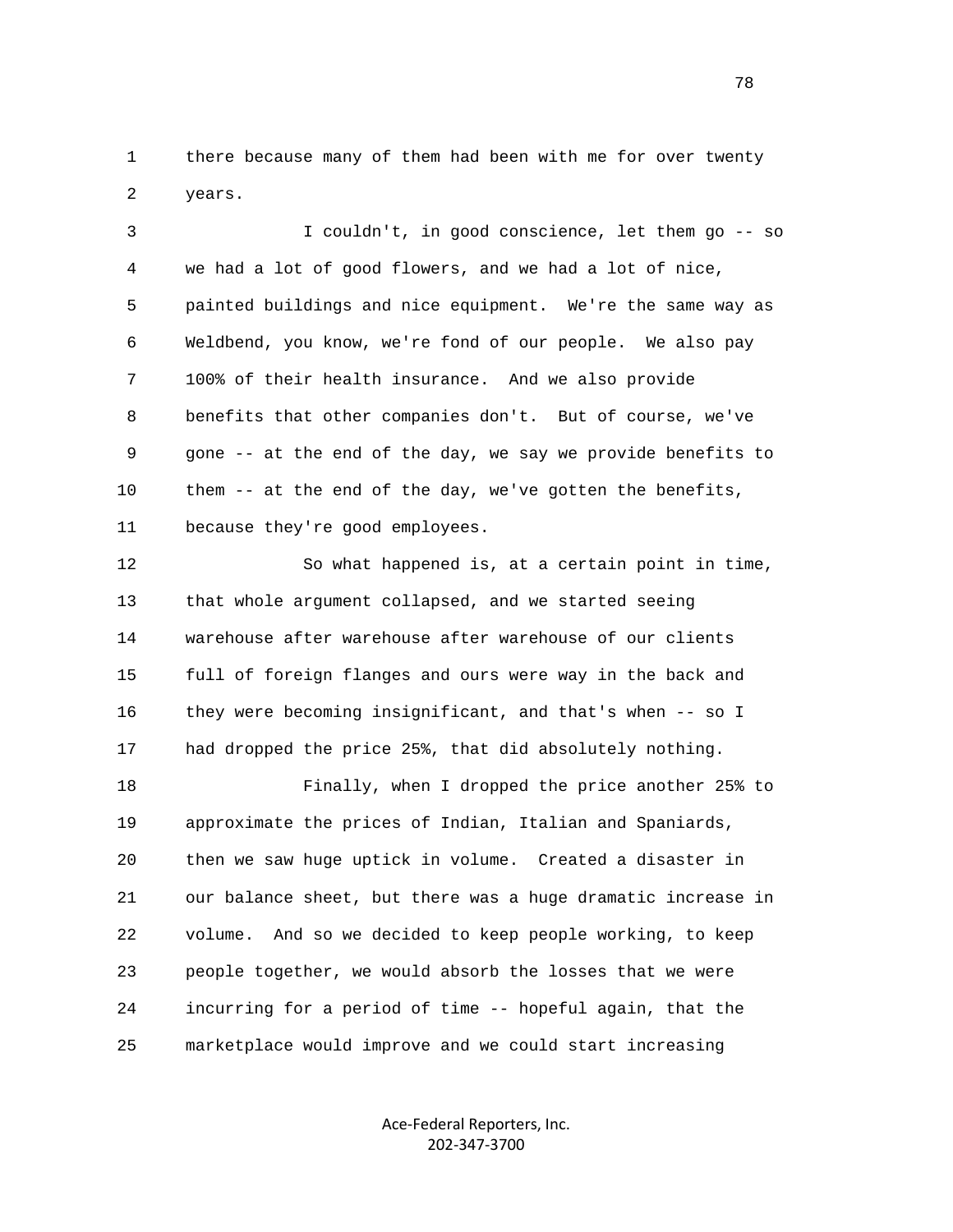there because many of them had been with me for over twenty years.

I couldn't, in good conscience, let them go -- so we had a lot of good flowers, and we had a lot of nice, painted buildings and nice equipment. We're the same way as Weldbend, you know, we're fond of our people. We also pay 100% of their health insurance. And we also provide benefits that other companies don't. But of course, we've gone -- at the end of the day, we say we provide benefits to them -- at the end of the day, we've gotten the benefits, because they're good employees.

So what happened is, at a certain point in time, that whole argument collapsed, and we started seeing warehouse after warehouse after warehouse of our clients full of foreign flanges and ours were way in the back and they were becoming insignificant, and that's when -- so I had dropped the price 25%, that did absolutely nothing.

Finally, when I dropped the price another 25% to approximate the prices of Indian, Italian and Spaniards, then we saw huge uptick in volume. Created a disaster in our balance sheet, but there was a huge dramatic increase in volume. And so we decided to keep people working, to keep people together, we would absorb the losses that we were incurring for a period of time -- hopeful again, that the marketplace would improve and we could start increasing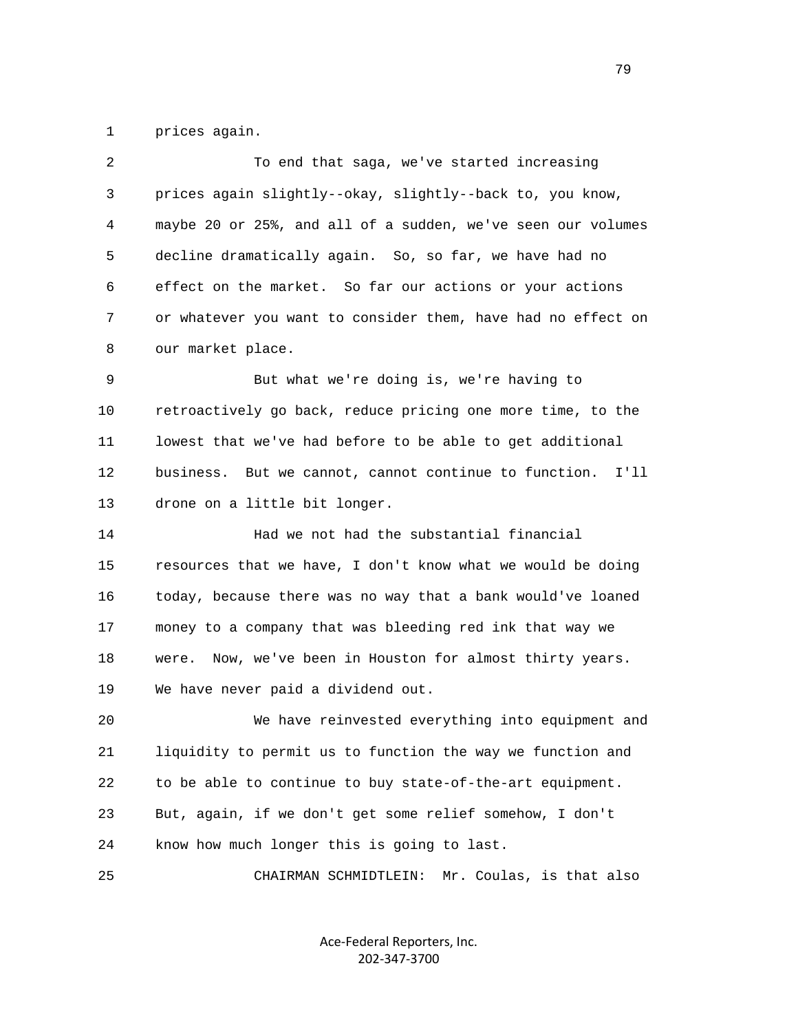1 prices again.

2 To end that saga, we've started increasing
3 prices again slightly--okay, slightly--back to, you know,
4 maybe 20 or 25%, and all of a sudden, we've seen our volumes
5 decline dramatically again. So, so far, we have had no
6 effect on the market. So far our actions or your actions
7 or whatever you want to consider them, have had no effect on
8 our market place.

9 But what we're doing is, we're having to
10 retroactively go back, reduce pricing one more time, to the
11 lowest that we've had before to be able to get additional
12 business. But we cannot, cannot continue to function. I'll
13 drone on a little bit longer.

14 Had we not had the substantial financial
15 resources that we have, I don't know what we would be doing
16 today, because there was no way that a bank would've loaned
17 money to a company that was bleeding red ink that way we
18 were. Now, we've been in Houston for almost thirty years.
19 We have never paid a dividend out.

20 We have reinvested everything into equipment and
21 liquidity to permit us to function the way we function and
22 to be able to continue to buy state-of-the-art equipment.
23 But, again, if we don't get some relief somehow, I don't
24 know how much longer this is going to last.

25 CHAIRMAN SCHMIDTLEIN: Mr. Coulas, is that also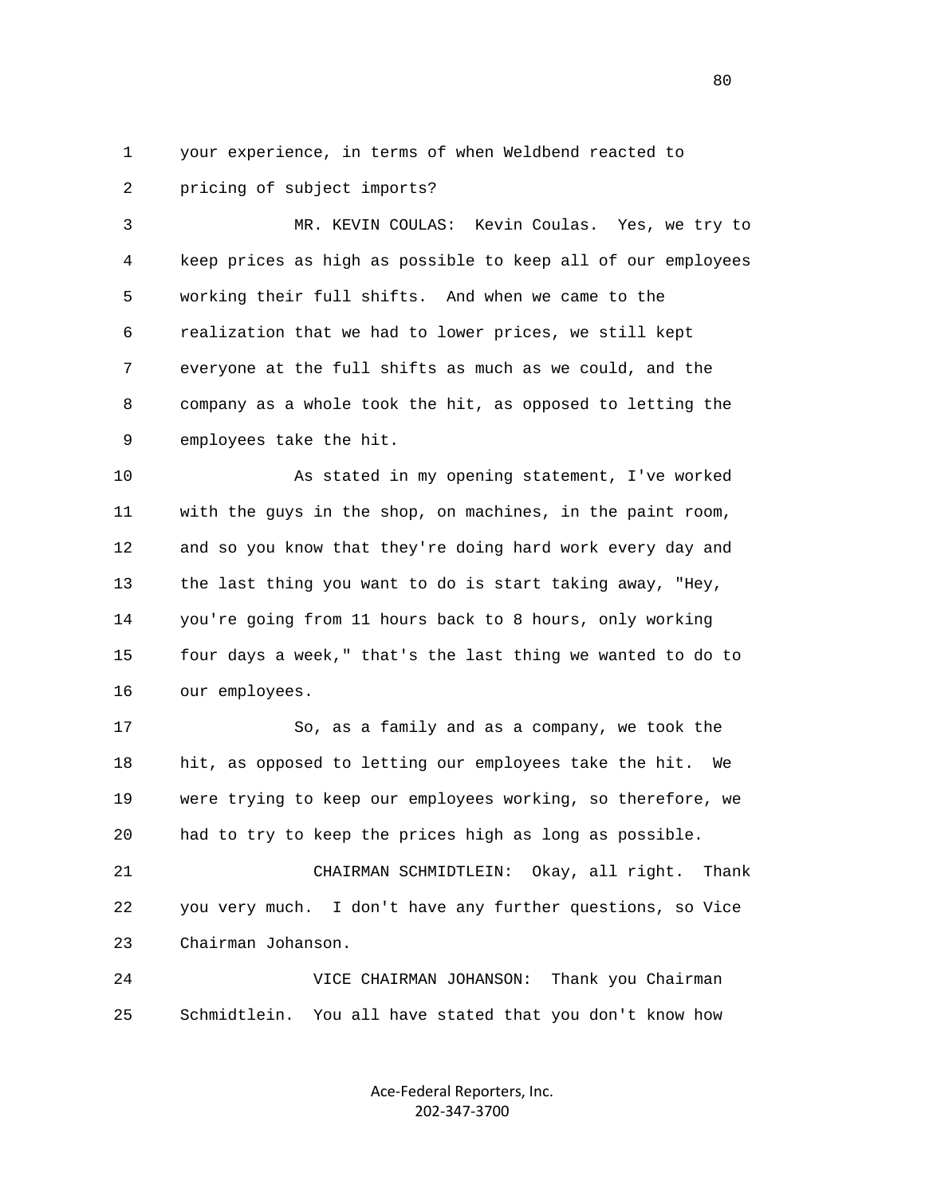your experience, in terms of when Weldbend reacted to pricing of subject imports?

MR. KEVIN COULAS: Kevin Coulas. Yes, we try to keep prices as high as possible to keep all of our employees working their full shifts. And when we came to the realization that we had to lower prices, we still kept everyone at the full shifts as much as we could, and the company as a whole took the hit, as opposed to letting the employees take the hit.

As stated in my opening statement, I've worked with the guys in the shop, on machines, in the paint room, and so you know that they're doing hard work every day and the last thing you want to do is start taking away, "Hey, you're going from 11 hours back to 8 hours, only working four days a week," that's the last thing we wanted to do to our employees.

So, as a family and as a company, we took the hit, as opposed to letting our employees take the hit. We were trying to keep our employees working, so therefore, we had to try to keep the prices high as long as possible.

CHAIRMAN SCHMIDTLEIN: Okay, all right. Thank you very much. I don't have any further questions, so Vice Chairman Johanson.

VICE CHAIRMAN JOHANSON: Thank you Chairman Schmidtlein. You all have stated that you don't know how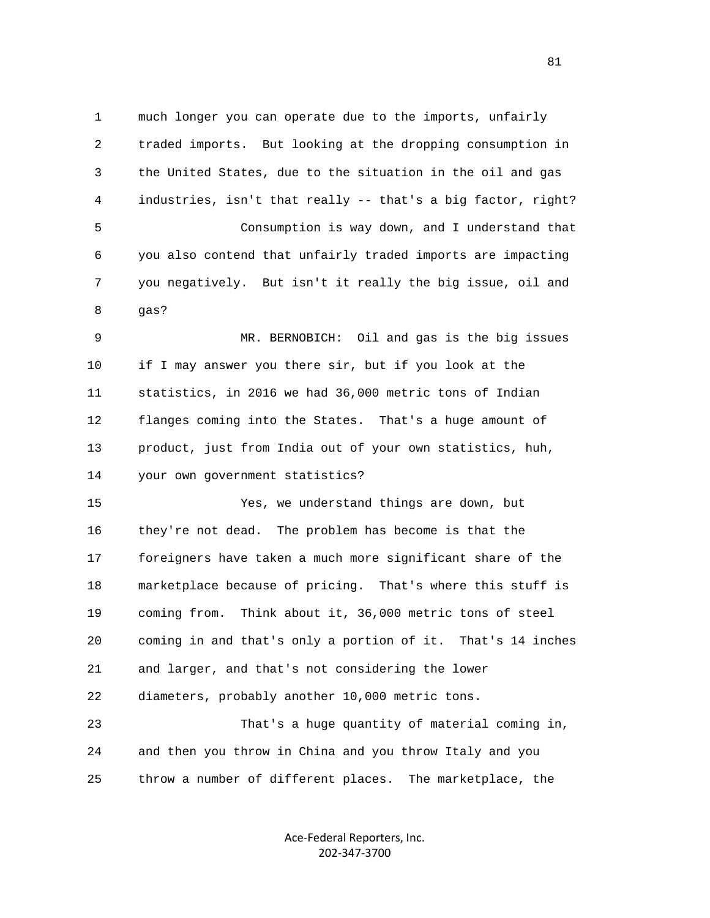much longer you can operate due to the imports, unfairly traded imports. But looking at the dropping consumption in the United States, due to the situation in the oil and gas industries, isn't that really -- that's a big factor, right?

Consumption is way down, and I understand that you also contend that unfairly traded imports are impacting you negatively. But isn't it really the big issue, oil and gas?

MR. BERNOBICH: Oil and gas is the big issues if I may answer you there sir, but if you look at the statistics, in 2016 we had 36,000 metric tons of Indian flanges coming into the States. That's a huge amount of product, just from India out of your own statistics, huh, your own government statistics?

Yes, we understand things are down, but they're not dead. The problem has become is that the foreigners have taken a much more significant share of the marketplace because of pricing. That's where this stuff is coming from. Think about it, 36,000 metric tons of steel coming in and that's only a portion of it. That's 14 inches and larger, and that's not considering the lower diameters, probably another 10,000 metric tons.

That's a huge quantity of material coming in, and then you throw in China and you throw Italy and you throw a number of different places. The marketplace, the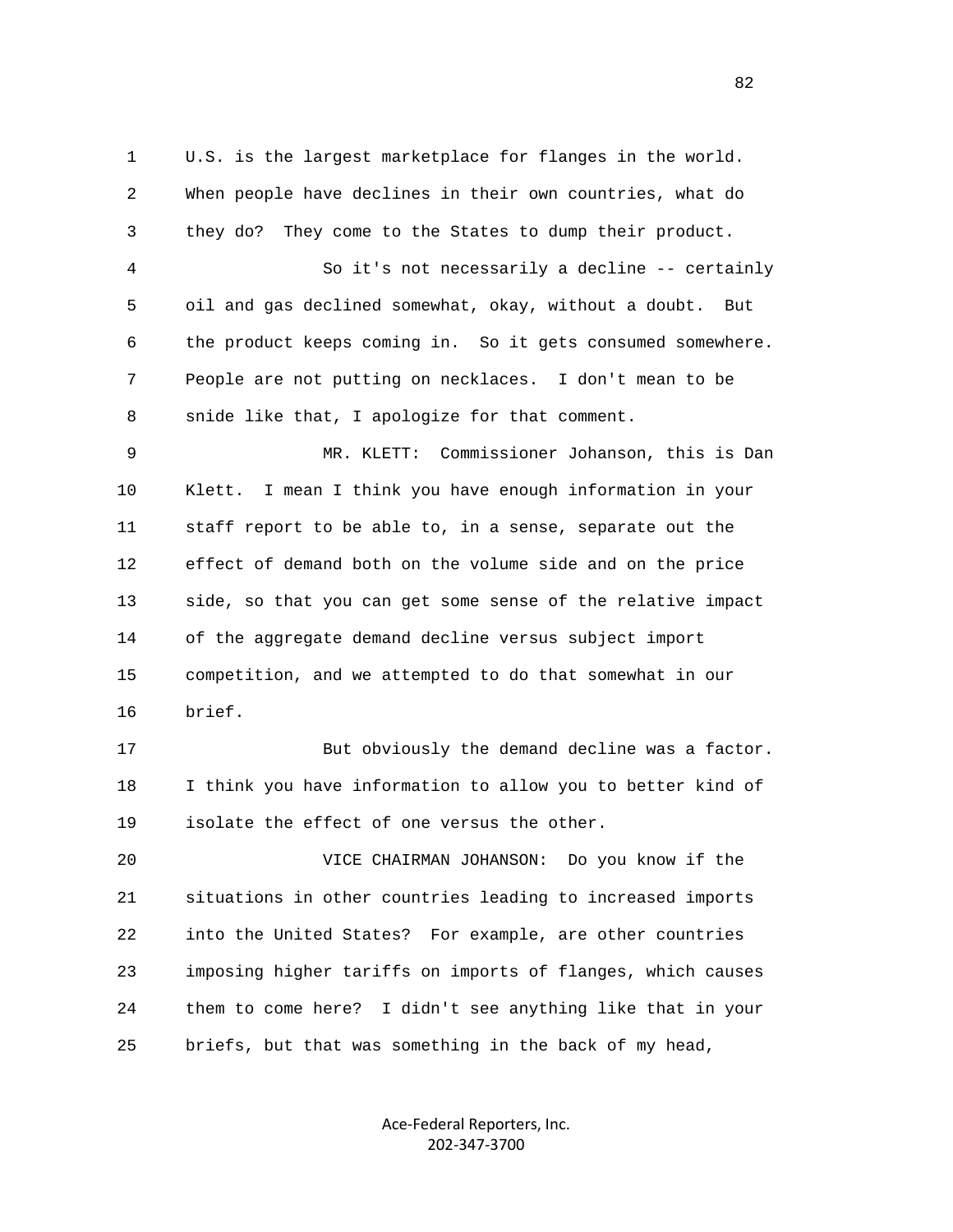U.S. is the largest marketplace for flanges in the world. When people have declines in their own countries, what do they do? They come to the States to dump their product.

So it's not necessarily a decline -- certainly oil and gas declined somewhat, okay, without a doubt. But the product keeps coming in. So it gets consumed somewhere. People are not putting on necklaces. I don't mean to be snide like that, I apologize for that comment.

MR. KLETT: Commissioner Johanson, this is Dan Klett. I mean I think you have enough information in your staff report to be able to, in a sense, separate out the effect of demand both on the volume side and on the price side, so that you can get some sense of the relative impact of the aggregate demand decline versus subject import competition, and we attempted to do that somewhat in our brief.

But obviously the demand decline was a factor. I think you have information to allow you to better kind of isolate the effect of one versus the other.

VICE CHAIRMAN JOHANSON: Do you know if the situations in other countries leading to increased imports into the United States? For example, are other countries imposing higher tariffs on imports of flanges, which causes them to come here? I didn't see anything like that in your briefs, but that was something in the back of my head,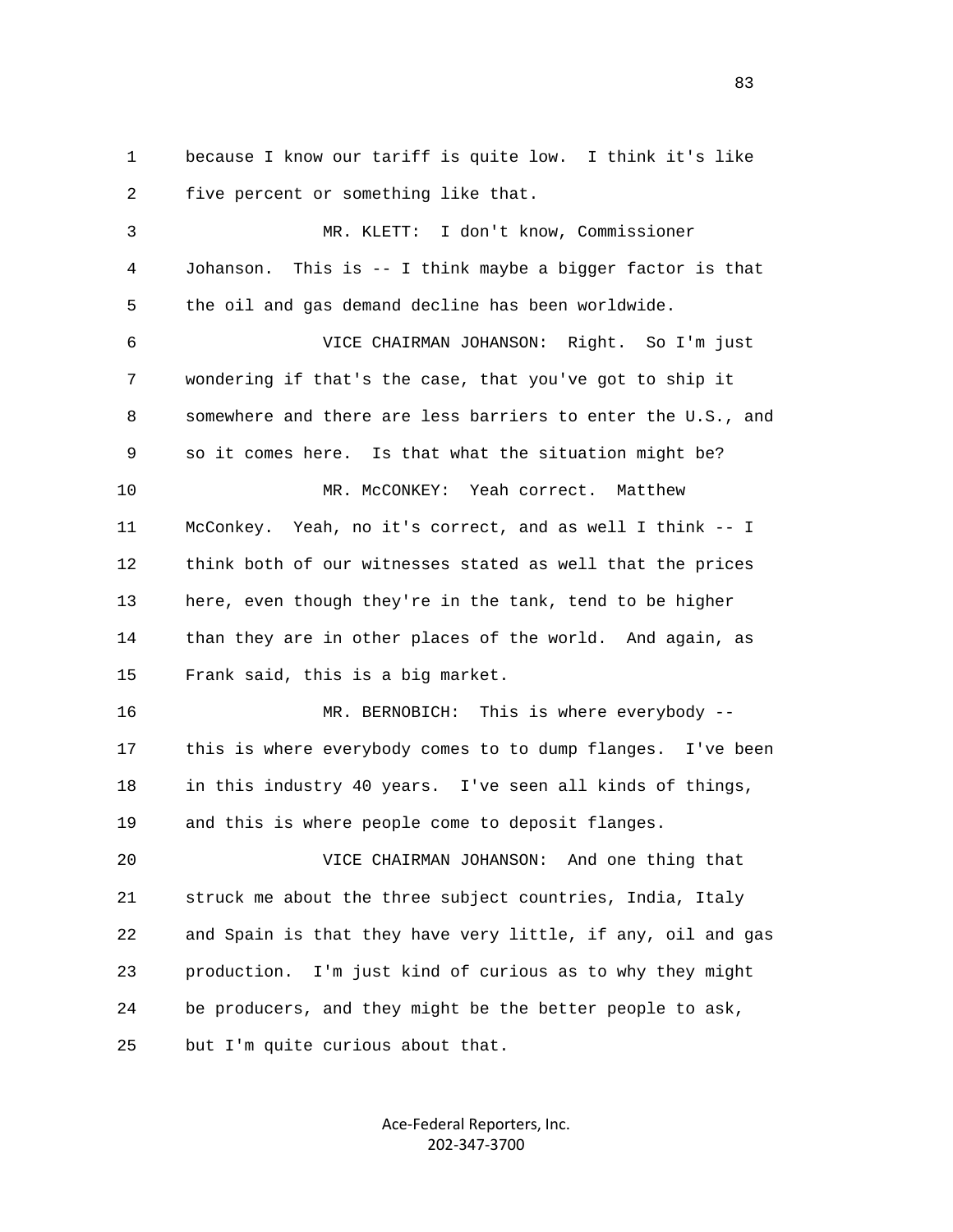because I know our tariff is quite low. I think it's like five percent or something like that.

MR. KLETT: I don't know, Commissioner Johanson. This is -- I think maybe a bigger factor is that the oil and gas demand decline has been worldwide.

VICE CHAIRMAN JOHANSON: Right. So I'm just wondering if that's the case, that you've got to ship it somewhere and there are less barriers to enter the U.S., and so it comes here. Is that what the situation might be?

MR. McCONKEY: Yeah correct. Matthew McConkey. Yeah, no it's correct, and as well I think -- I think both of our witnesses stated as well that the prices here, even though they're in the tank, tend to be higher than they are in other places of the world. And again, as Frank said, this is a big market.

MR. BERNOBICH: This is where everybody -- this is where everybody comes to to dump flanges. I've been in this industry 40 years. I've seen all kinds of things, and this is where people come to deposit flanges.

VICE CHAIRMAN JOHANSON: And one thing that struck me about the three subject countries, India, Italy and Spain is that they have very little, if any, oil and gas production. I'm just kind of curious as to why they might be producers, and they might be the better people to ask, but I'm quite curious about that.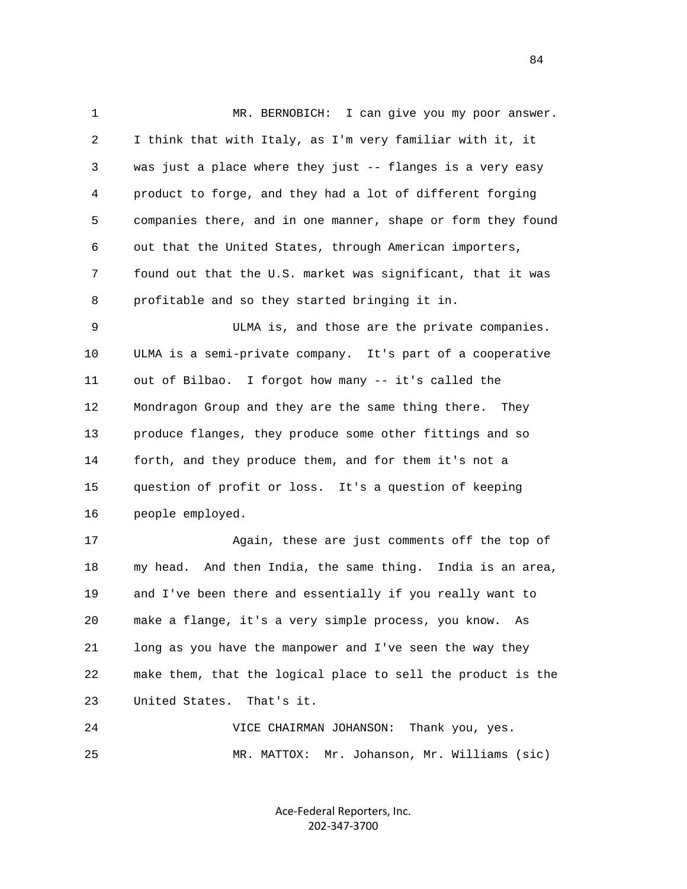MR. BERNOBICH: I can give you my poor answer. I think that with Italy, as I'm very familiar with it, it was just a place where they just -- flanges is a very easy product to forge, and they had a lot of different forging companies there, and in one manner, shape or form they found out that the United States, through American importers, found out that the U.S. market was significant, that it was profitable and so they started bringing it in.

ULMA is, and those are the private companies. ULMA is a semi-private company. It's part of a cooperative out of Bilbao. I forgot how many -- it's called the Mondragon Group and they are the same thing there. They produce flanges, they produce some other fittings and so forth, and they produce them, and for them it's not a question of profit or loss. It's a question of keeping people employed.

Again, these are just comments off the top of my head. And then India, the same thing. India is an area, and I've been there and essentially if you really want to make a flange, it's a very simple process, you know. As long as you have the manpower and I've seen the way they make them, that the logical place to sell the product is the United States. That's it.

VICE CHAIRMAN JOHANSON: Thank you, yes.

MR. MATTOX: Mr. Johanson, Mr. Williams (sic)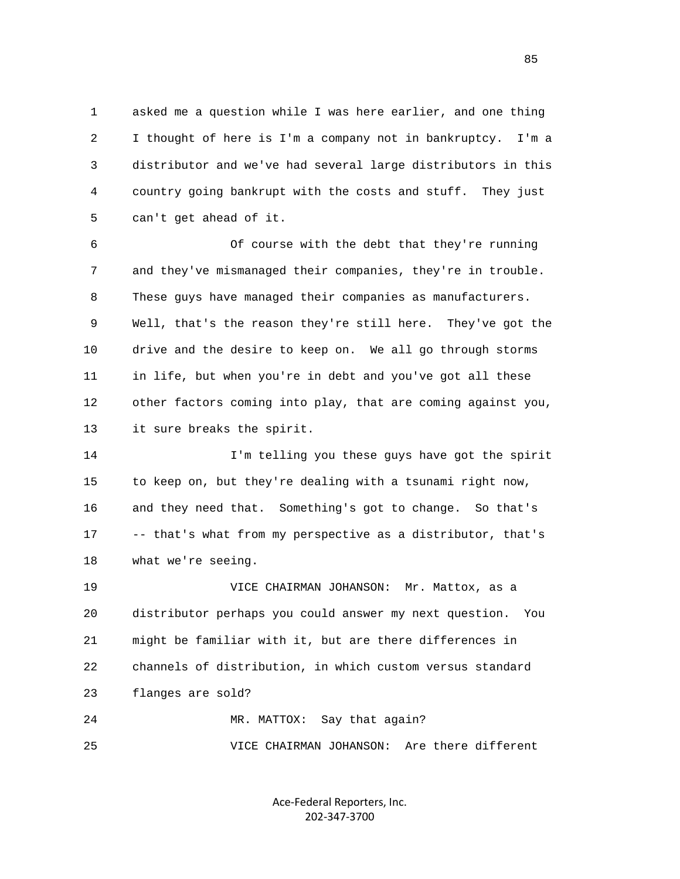asked me a question while I was here earlier, and one thing I thought of here is I'm a company not in bankruptcy. I'm a distributor and we've had several large distributors in this country going bankrupt with the costs and stuff. They just can't get ahead of it.

Of course with the debt that they're running and they've mismanaged their companies, they're in trouble. These guys have managed their companies as manufacturers. Well, that's the reason they're still here. They've got the drive and the desire to keep on. We all go through storms in life, but when you're in debt and you've got all these other factors coming into play, that are coming against you, it sure breaks the spirit.

I'm telling you these guys have got the spirit to keep on, but they're dealing with a tsunami right now, and they need that. Something's got to change. So that's -- that's what from my perspective as a distributor, that's what we're seeing.

VICE CHAIRMAN JOHANSON: Mr. Mattox, as a distributor perhaps you could answer my next question. You might be familiar with it, but are there differences in channels of distribution, in which custom versus standard flanges are sold?

MR. MATTOX: Say that again?

VICE CHAIRMAN JOHANSON: Are there different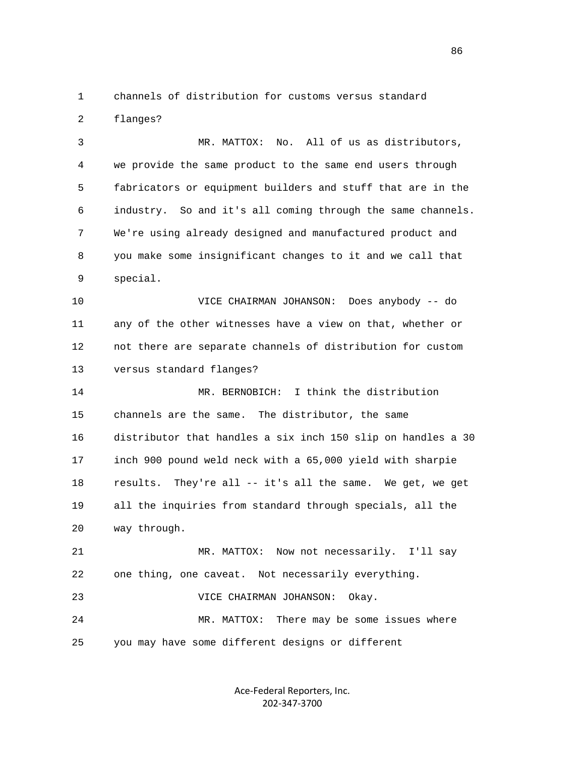channels of distribution for customs versus standard flanges?

MR. MATTOX: No. All of us as distributors, we provide the same product to the same end users through fabricators or equipment builders and stuff that are in the industry. So and it's all coming through the same channels. We're using already designed and manufactured product and you make some insignificant changes to it and we call that special.

VICE CHAIRMAN JOHANSON: Does anybody -- do any of the other witnesses have a view on that, whether or not there are separate channels of distribution for custom versus standard flanges?

MR. BERNOBICH: I think the distribution channels are the same. The distributor, the same distributor that handles a six inch 150 slip on handles a 30 inch 900 pound weld neck with a 65,000 yield with sharpie results. They're all -- it's all the same. We get, we get all the inquiries from standard through specials, all the way through.

MR. MATTOX: Now not necessarily. I'll say one thing, one caveat. Not necessarily everything.

VICE CHAIRMAN JOHANSON: Okay.

MR. MATTOX: There may be some issues where you may have some different designs or different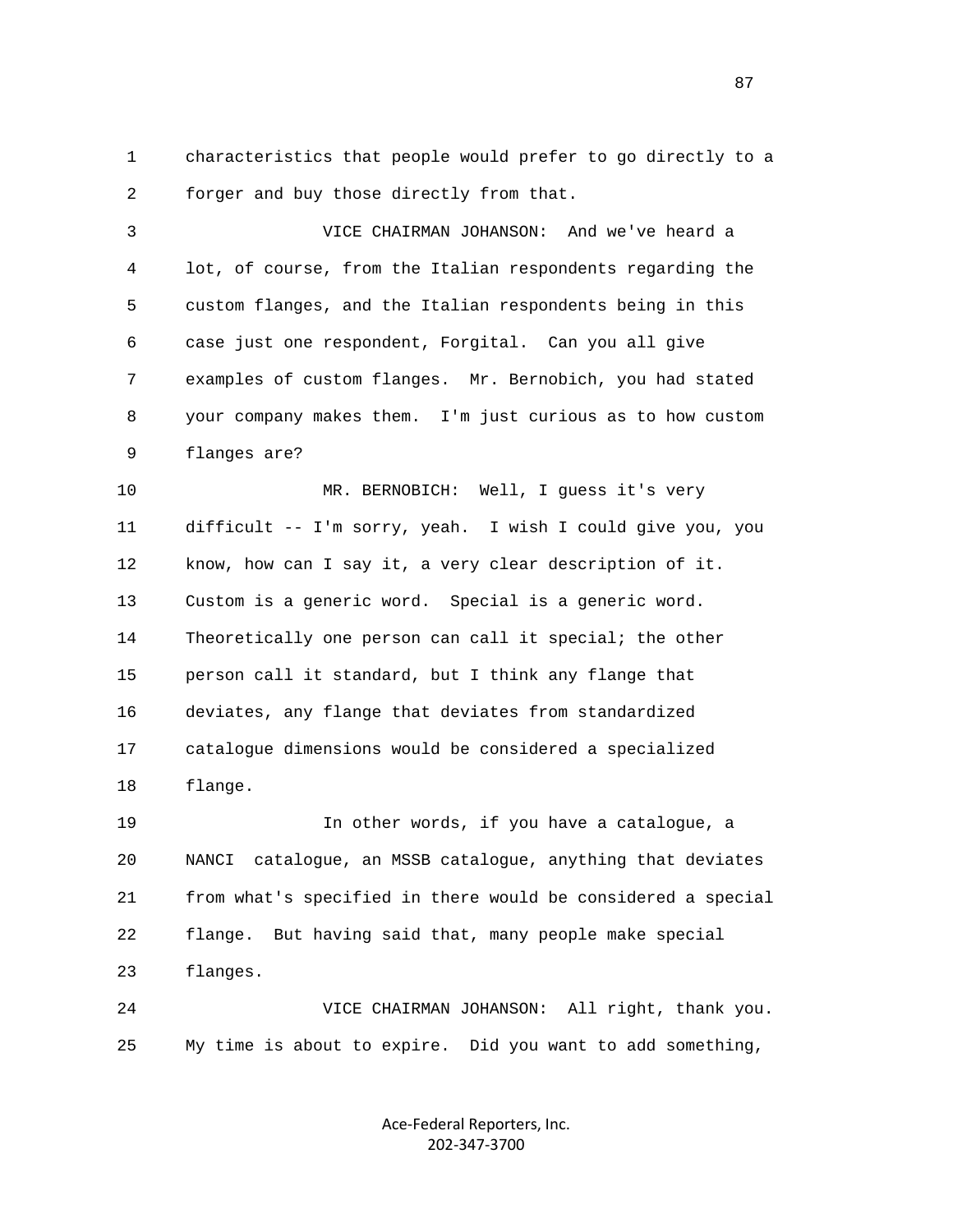characteristics that people would prefer to go directly to a forger and buy those directly from that.

VICE CHAIRMAN JOHANSON: And we've heard a lot, of course, from the Italian respondents regarding the custom flanges, and the Italian respondents being in this case just one respondent, Forgital. Can you all give examples of custom flanges. Mr. Bernobich, you had stated your company makes them. I'm just curious as to how custom flanges are?

MR. BERNOBICH: Well, I guess it's very difficult -- I'm sorry, yeah. I wish I could give you, you know, how can I say it, a very clear description of it. Custom is a generic word. Special is a generic word. Theoretically one person can call it special; the other person call it standard, but I think any flange that deviates, any flange that deviates from standardized catalogue dimensions would be considered a specialized flange.

In other words, if you have a catalogue, a NANCI catalogue, an MSSB catalogue, anything that deviates from what's specified in there would be considered a special flange. But having said that, many people make special flanges.

VICE CHAIRMAN JOHANSON: All right, thank you. My time is about to expire. Did you want to add something,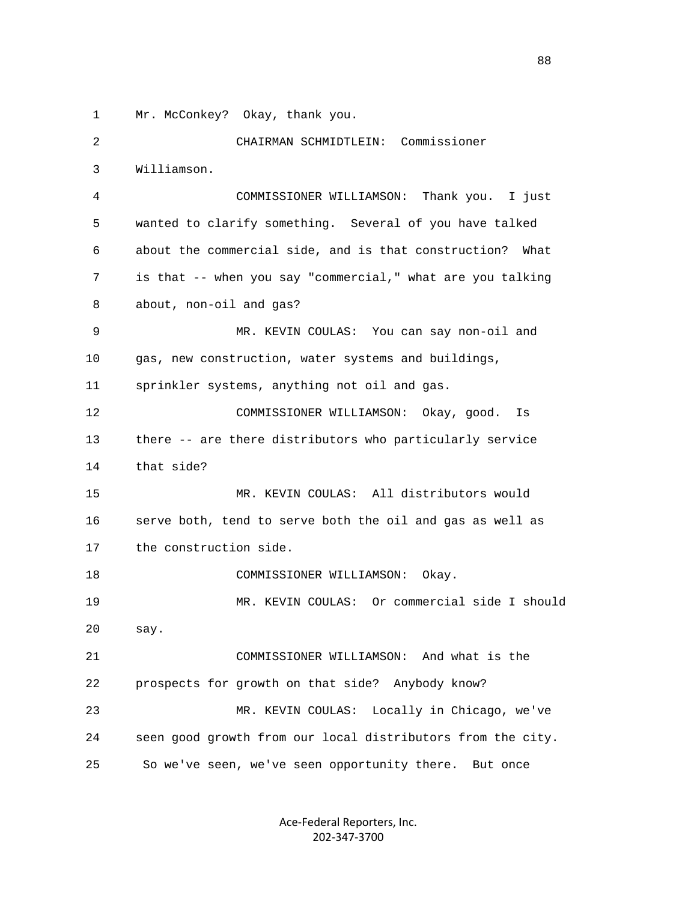1 Mr. McConkey? Okay, thank you.

2 CHAIRMAN SCHMIDTLEIN: Commissioner

3 Williamson.

4 COMMISSIONER WILLIAMSON: Thank you. I just

5 wanted to clarify something. Several of you have talked

6 about the commercial side, and is that construction? What

7 is that -- when you say "commercial," what are you talking

8 about, non-oil and gas?

9 MR. KEVIN COULAS: You can say non-oil and

10 gas, new construction, water systems and buildings,

11 sprinkler systems, anything not oil and gas.

12 COMMISSIONER WILLIAMSON: Okay, good. Is

13 there -- are there distributors who particularly service

14 that side?

15 MR. KEVIN COULAS: All distributors would

16 serve both, tend to serve both the oil and gas as well as

17 the construction side.

18 COMMISSIONER WILLIAMSON: Okay.

19 MR. KEVIN COULAS: Or commercial side I should

20 say.

21 COMMISSIONER WILLIAMSON: And what is the

22 prospects for growth on that side? Anybody know?

23 MR. KEVIN COULAS: Locally in Chicago, we've

24 seen good growth from our local distributors from the city.

25 So we've seen, we've seen opportunity there. But once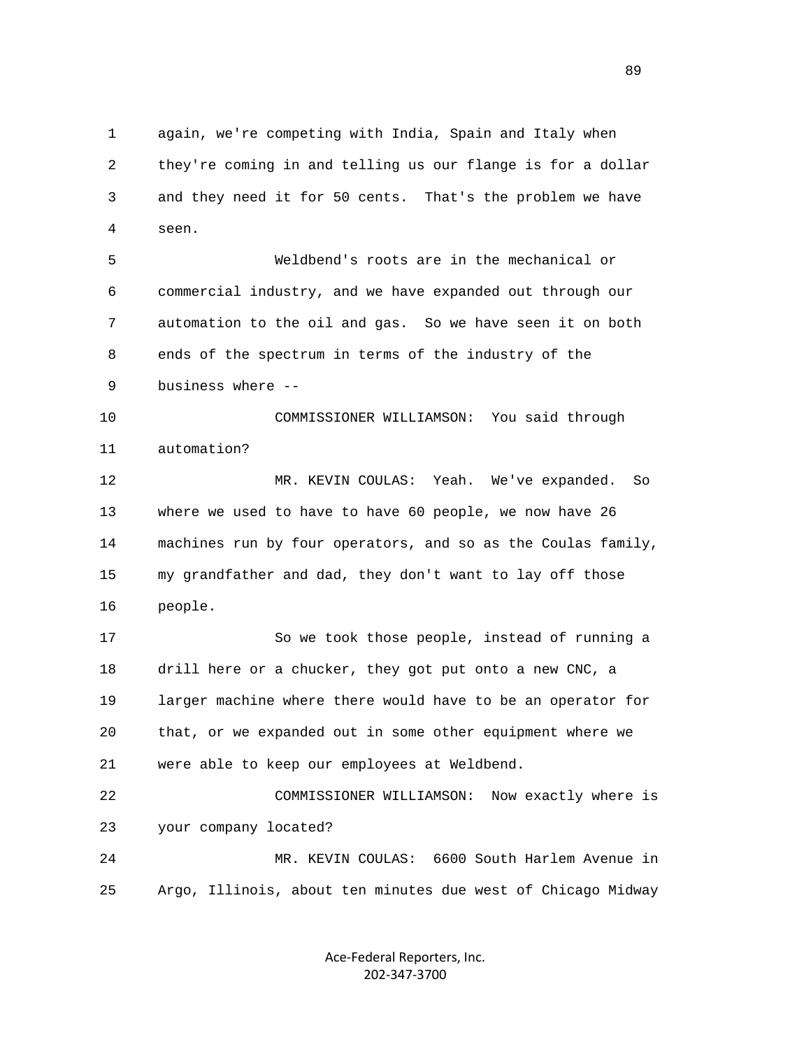again, we're competing with India, Spain and Italy when they're coming in and telling us our flange is for a dollar and they need it for 50 cents. That's the problem we have seen.

Weldbend's roots are in the mechanical or commercial industry, and we have expanded out through our automation to the oil and gas. So we have seen it on both ends of the spectrum in terms of the industry of the business where --

COMMISSIONER WILLIAMSON: You said through automation?

MR. KEVIN COULAS: Yeah. We've expanded. So where we used to have to have 60 people, we now have 26 machines run by four operators, and so as the Coulas family, my grandfather and dad, they don't want to lay off those people.

So we took those people, instead of running a drill here or a chucker, they got put onto a new CNC, a larger machine where there would have to be an operator for that, or we expanded out in some other equipment where we were able to keep our employees at Weldbend.

COMMISSIONER WILLIAMSON: Now exactly where is your company located?

MR. KEVIN COULAS: 6600 South Harlem Avenue in Argo, Illinois, about ten minutes due west of Chicago Midway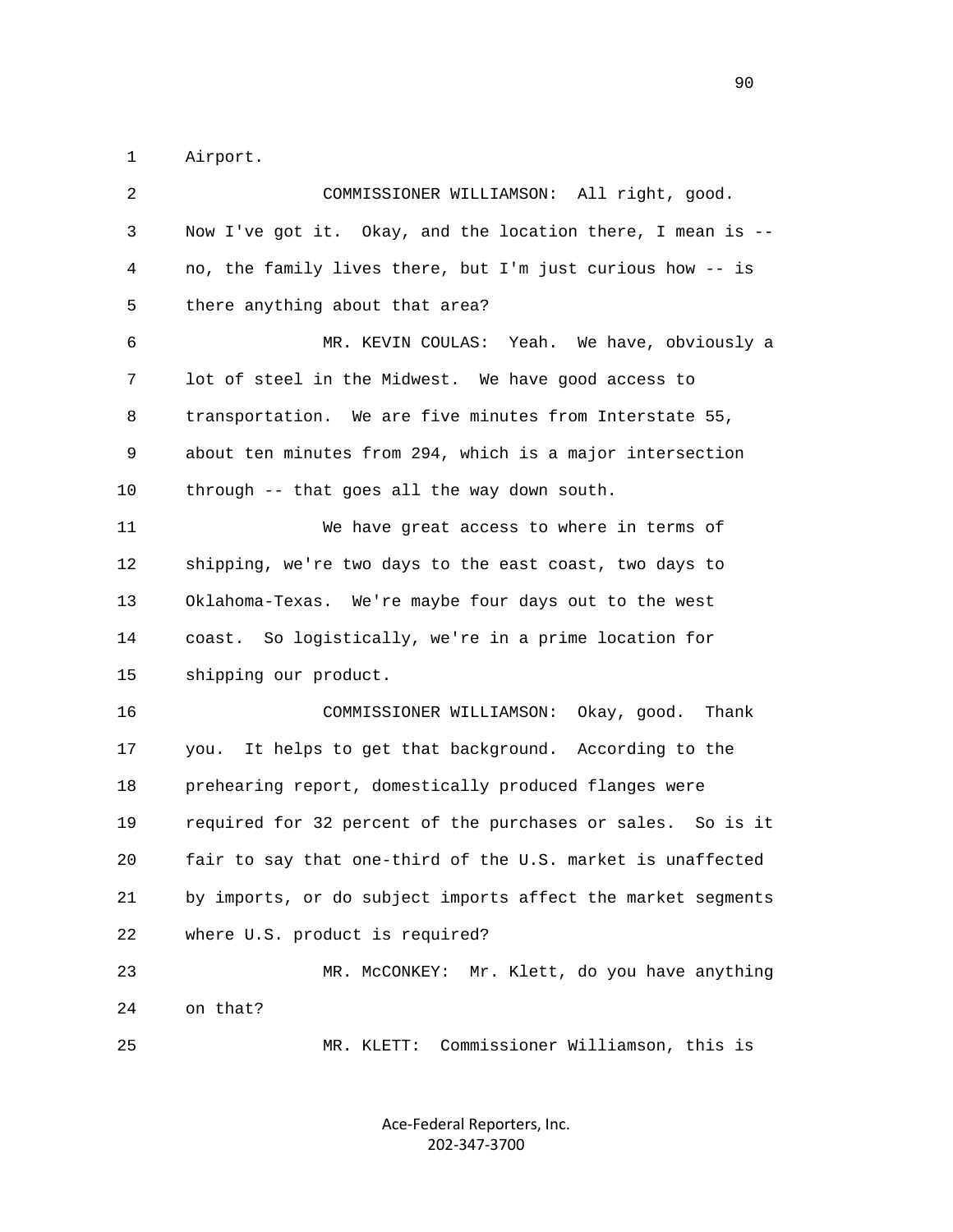1 Airport.

2 COMMISSIONER WILLIAMSON: All right, good.
3 Now I've got it. Okay, and the location there, I mean is --
4 no, the family lives there, but I'm just curious how -- is
5 there anything about that area?

6 MR. KEVIN COULAS: Yeah. We have, obviously a
7 lot of steel in the Midwest. We have good access to
8 transportation. We are five minutes from Interstate 55,
9 about ten minutes from 294, which is a major intersection
10 through -- that goes all the way down south.

11 We have great access to where in terms of
12 shipping, we're two days to the east coast, two days to
13 Oklahoma-Texas. We're maybe four days out to the west
14 coast. So logistically, we're in a prime location for
15 shipping our product.

16 COMMISSIONER WILLIAMSON: Okay, good. Thank
17 you. It helps to get that background. According to the
18 prehearing report, domestically produced flanges were
19 required for 32 percent of the purchases or sales. So is it
20 fair to say that one-third of the U.S. market is unaffected
21 by imports, or do subject imports affect the market segments
22 where U.S. product is required?

23 MR. McCONKEY: Mr. Klett, do you have anything
24 on that?

25 MR. KLETT: Commissioner Williamson, this is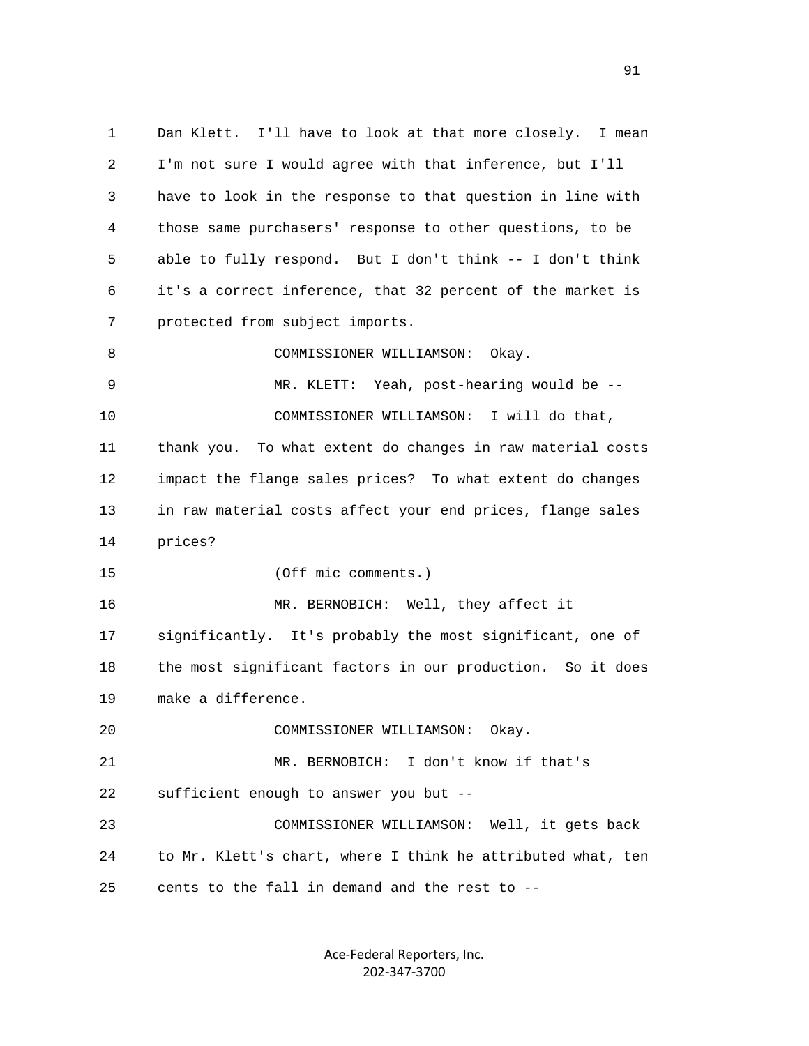Dan Klett. I'll have to look at that more closely. I mean I'm not sure I would agree with that inference, but I'll have to look in the response to that question in line with those same purchasers' response to other questions, to be able to fully respond. But I don't think -- I don't think it's a correct inference, that 32 percent of the market is protected from subject imports.

COMMISSIONER WILLIAMSON: Okay.

MR. KLETT: Yeah, post-hearing would be --

COMMISSIONER WILLIAMSON: I will do that, thank you. To what extent do changes in raw material costs impact the flange sales prices? To what extent do changes in raw material costs affect your end prices, flange sales prices?

(Off mic comments.)

MR. BERNOBICH: Well, they affect it significantly. It's probably the most significant, one of the most significant factors in our production. So it does make a difference.

COMMISSIONER WILLIAMSON: Okay.

MR. BERNOBICH: I don't know if that's sufficient enough to answer you but --

COMMISSIONER WILLIAMSON: Well, it gets back to Mr. Klett's chart, where I think he attributed what, ten cents to the fall in demand and the rest to --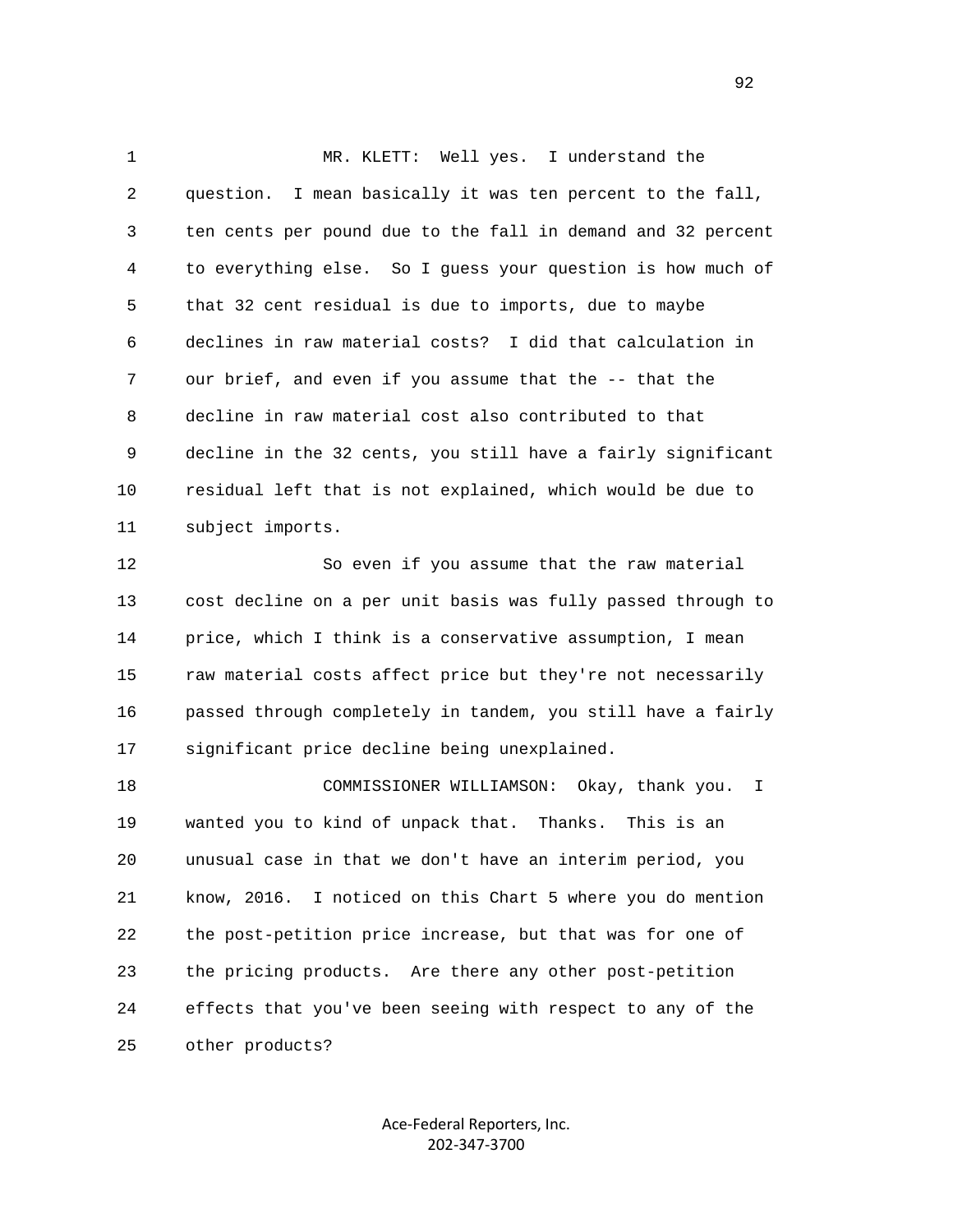MR. KLETT: Well yes. I understand the question. I mean basically it was ten percent to the fall, ten cents per pound due to the fall in demand and 32 percent to everything else. So I guess your question is how much of that 32 cent residual is due to imports, due to maybe declines in raw material costs? I did that calculation in our brief, and even if you assume that the -- that the decline in raw material cost also contributed to that decline in the 32 cents, you still have a fairly significant residual left that is not explained, which would be due to subject imports.

So even if you assume that the raw material cost decline on a per unit basis was fully passed through to price, which I think is a conservative assumption, I mean raw material costs affect price but they're not necessarily passed through completely in tandem, you still have a fairly significant price decline being unexplained.

COMMISSIONER WILLIAMSON: Okay, thank you. I wanted you to kind of unpack that. Thanks. This is an unusual case in that we don't have an interim period, you know, 2016. I noticed on this Chart 5 where you do mention the post-petition price increase, but that was for one of the pricing products. Are there any other post-petition effects that you've been seeing with respect to any of the other products?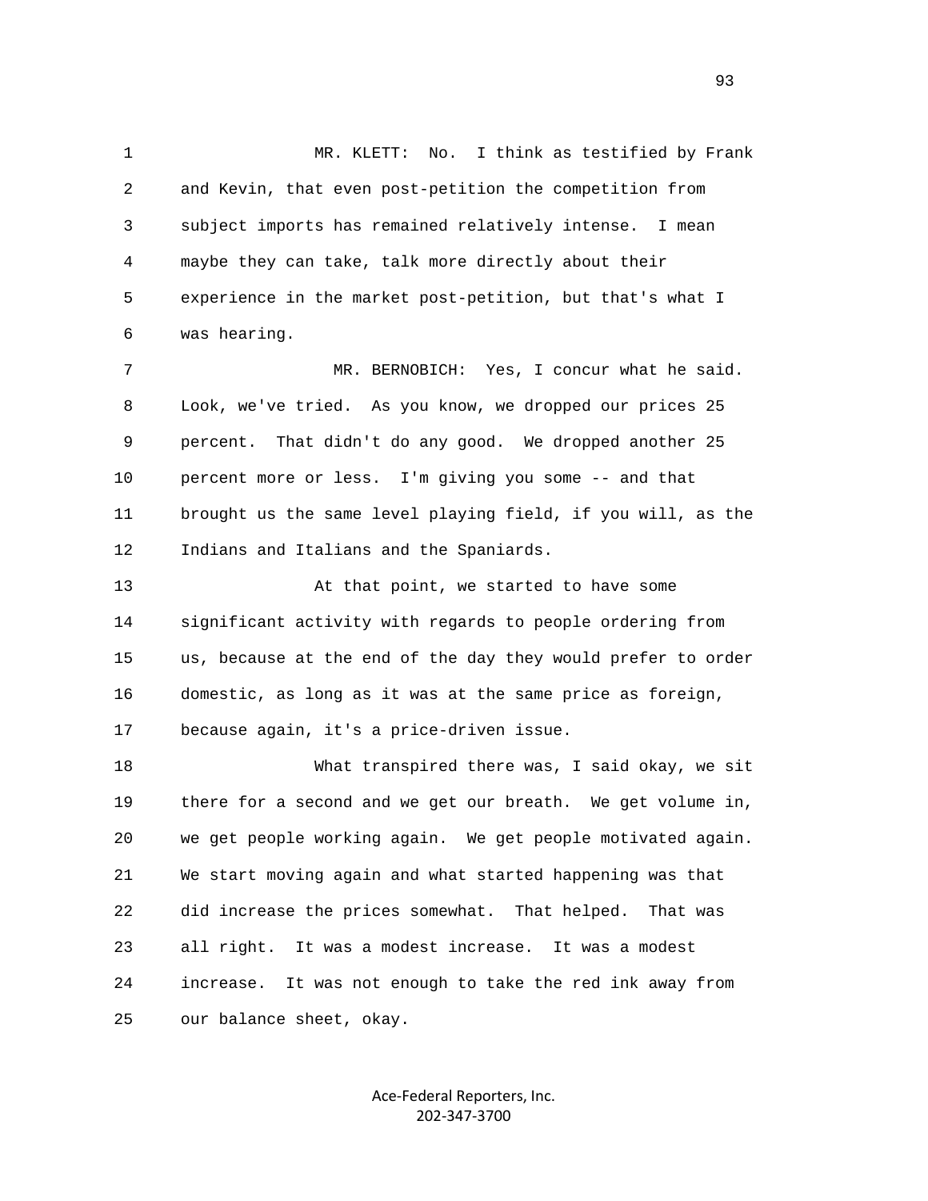MR. KLETT: No. I think as testified by Frank and Kevin, that even post-petition the competition from subject imports has remained relatively intense. I mean maybe they can take, talk more directly about their experience in the market post-petition, but that's what I was hearing.

MR. BERNOBICH: Yes, I concur what he said. Look, we've tried. As you know, we dropped our prices 25 percent. That didn't do any good. We dropped another 25 percent more or less. I'm giving you some -- and that brought us the same level playing field, if you will, as the Indians and Italians and the Spaniards.

At that point, we started to have some significant activity with regards to people ordering from us, because at the end of the day they would prefer to order domestic, as long as it was at the same price as foreign, because again, it's a price-driven issue.

What transpired there was, I said okay, we sit there for a second and we get our breath. We get volume in, we get people working again. We get people motivated again. We start moving again and what started happening was that did increase the prices somewhat. That helped. That was all right. It was a modest increase. It was a modest increase. It was not enough to take the red ink away from our balance sheet, okay.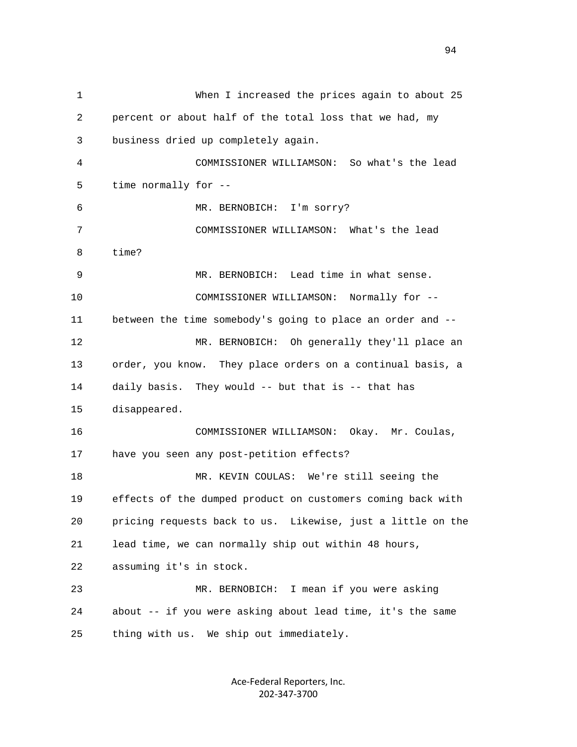When I increased the prices again to about 25 percent or about half of the total loss that we had, my business dried up completely again.

COMMISSIONER WILLIAMSON: So what's the lead time normally for --

MR. BERNOBICH: I'm sorry?

COMMISSIONER WILLIAMSON: What's the lead time?

MR. BERNOBICH: Lead time in what sense.

COMMISSIONER WILLIAMSON: Normally for -- between the time somebody's going to place an order and --

MR. BERNOBICH: Oh generally they'll place an order, you know. They place orders on a continual basis, a daily basis. They would -- but that is -- that has disappeared.

COMMISSIONER WILLIAMSON: Okay. Mr. Coulas, have you seen any post-petition effects?

MR. KEVIN COULAS: We're still seeing the effects of the dumped product on customers coming back with pricing requests back to us. Likewise, just a little on the lead time, we can normally ship out within 48 hours, assuming it's in stock.

MR. BERNOBICH: I mean if you were asking about -- if you were asking about lead time, it's the same thing with us. We ship out immediately.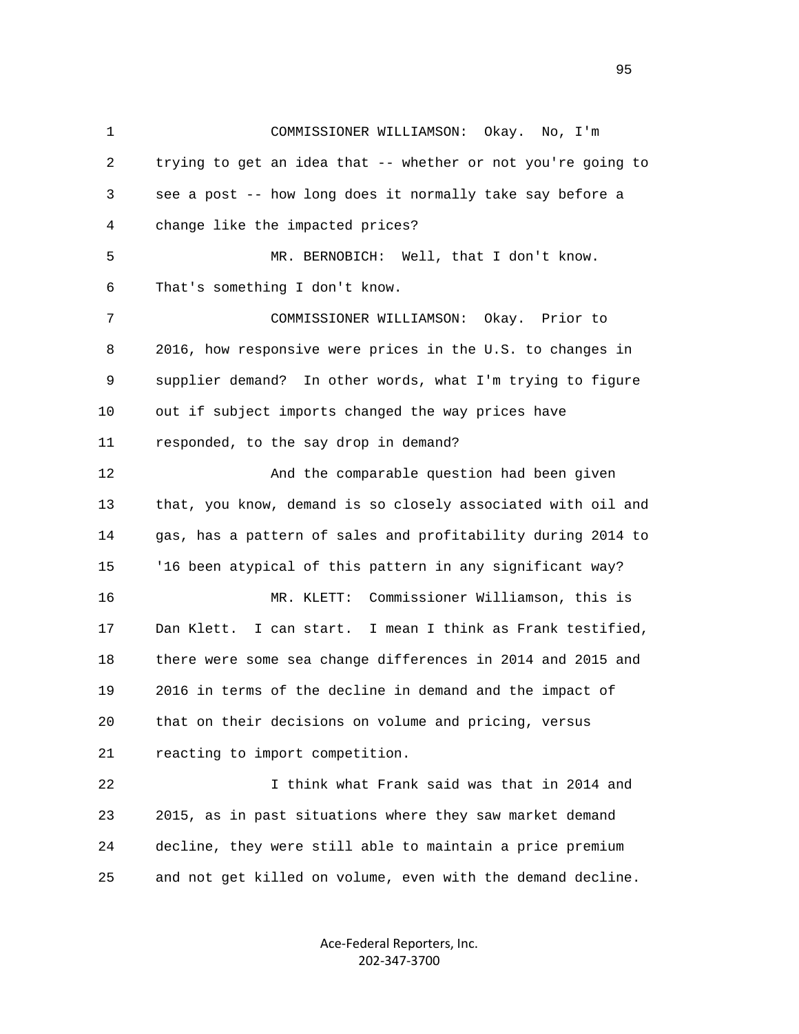COMMISSIONER WILLIAMSON: Okay. No, I'm trying to get an idea that -- whether or not you're going to see a post -- how long does it normally take say before a change like the impacted prices?

MR. BERNOBICH: Well, that I don't know. That's something I don't know.

COMMISSIONER WILLIAMSON: Okay. Prior to 2016, how responsive were prices in the U.S. to changes in supplier demand? In other words, what I'm trying to figure out if subject imports changed the way prices have responded, to the say drop in demand?

And the comparable question had been given that, you know, demand is so closely associated with oil and gas, has a pattern of sales and profitability during 2014 to '16 been atypical of this pattern in any significant way?

MR. KLETT: Commissioner Williamson, this is Dan Klett. I can start. I mean I think as Frank testified, there were some sea change differences in 2014 and 2015 and 2016 in terms of the decline in demand and the impact of that on their decisions on volume and pricing, versus reacting to import competition.

I think what Frank said was that in 2014 and 2015, as in past situations where they saw market demand decline, they were still able to maintain a price premium and not get killed on volume, even with the demand decline.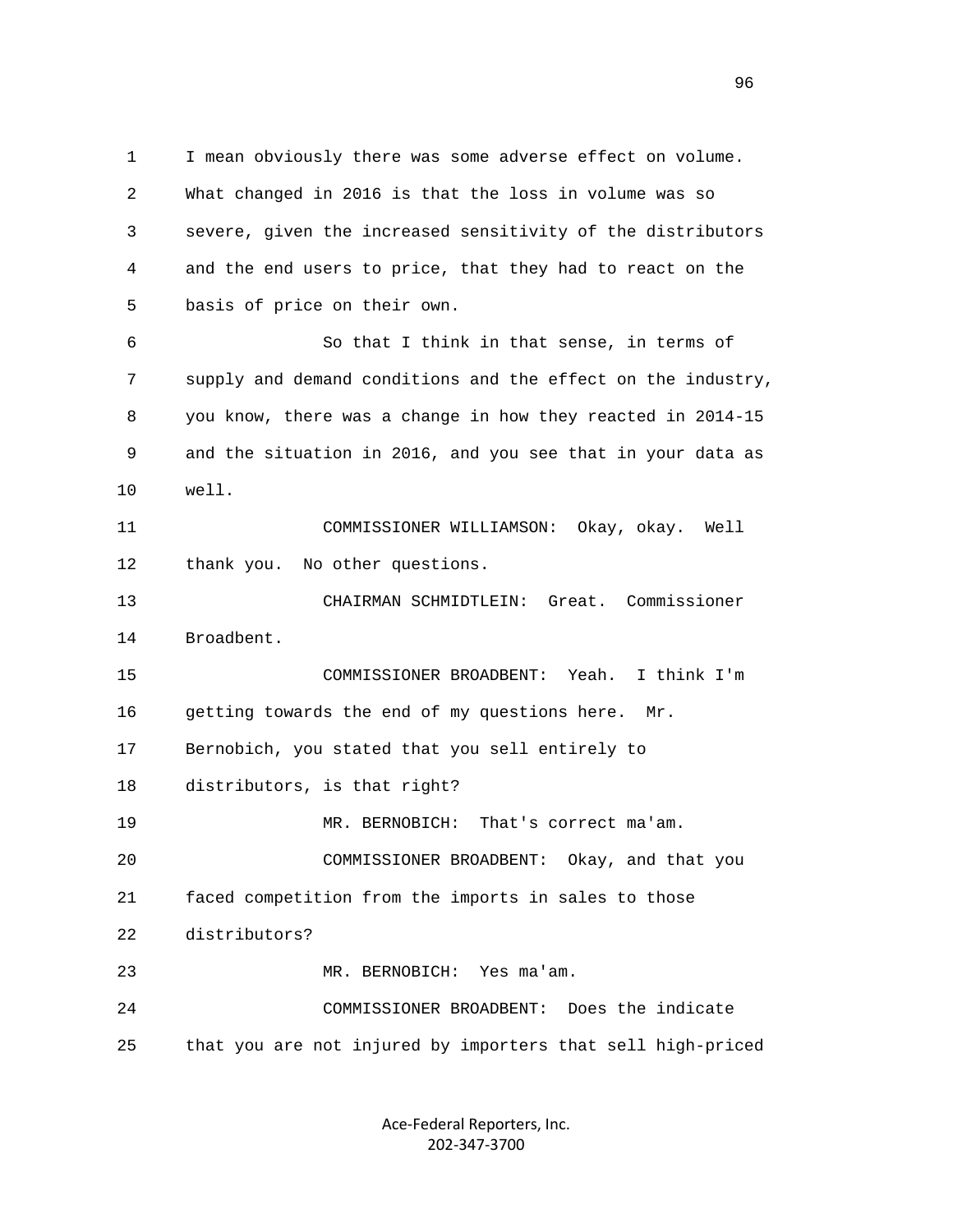1 I mean obviously there was some adverse effect on volume.
2 What changed in 2016 is that the loss in volume was so
3 severe, given the increased sensitivity of the distributors
4 and the end users to price, that they had to react on the
5 basis of price on their own.

6 So that I think in that sense, in terms of
7 supply and demand conditions and the effect on the industry,
8 you know, there was a change in how they reacted in 2014-15
9 and the situation in 2016, and you see that in your data as
10 well.

11 COMMISSIONER WILLIAMSON: Okay, okay. Well
12 thank you. No other questions.

13 CHAIRMAN SCHMIDTLEIN: Great. Commissioner
14 Broadbent.

15 COMMISSIONER BROADBENT: Yeah. I think I'm
16 getting towards the end of my questions here. Mr.
17 Bernobich, you stated that you sell entirely to
18 distributors, is that right?

19 MR. BERNOBICH: That's correct ma'am.

20 COMMISSIONER BROADBENT: Okay, and that you
21 faced competition from the imports in sales to those
22 distributors?

23 MR. BERNOBICH: Yes ma'am.

24 COMMISSIONER BROADBENT: Does the indicate
25 that you are not injured by importers that sell high-priced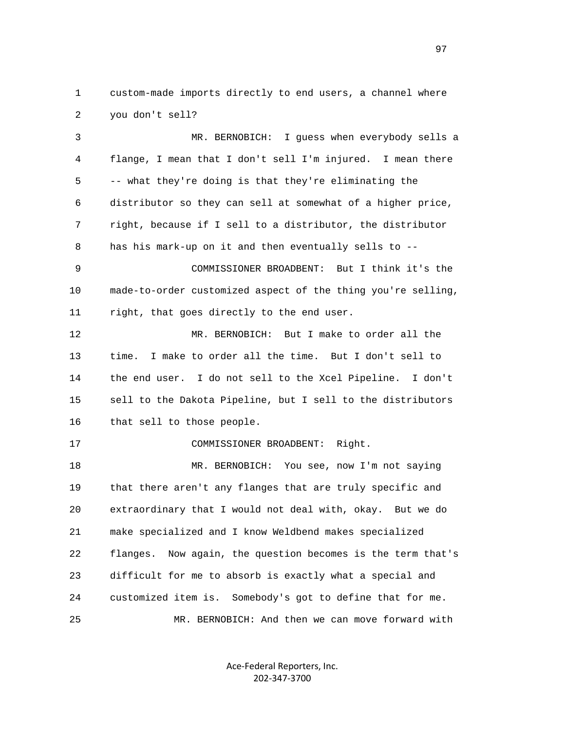1 custom-made imports directly to end users, a channel where
2 you don't sell?

3 MR. BERNOBICH: I guess when everybody sells a
4 flange, I mean that I don't sell I'm injured. I mean there
5 -- what they're doing is that they're eliminating the
6 distributor so they can sell at somewhat of a higher price,
7 right, because if I sell to a distributor, the distributor
8 has his mark-up on it and then eventually sells to --

9 COMMISSIONER BROADBENT: But I think it's the
10 made-to-order customized aspect of the thing you're selling,
11 right, that goes directly to the end user.

12 MR. BERNOBICH: But I make to order all the
13 time. I make to order all the time. But I don't sell to
14 the end user. I do not sell to the Xcel Pipeline. I don't
15 sell to the Dakota Pipeline, but I sell to the distributors
16 that sell to those people.

17 COMMISSIONER BROADBENT: Right.

18 MR. BERNOBICH: You see, now I'm not saying
19 that there aren't any flanges that are truly specific and
20 extraordinary that I would not deal with, okay. But we do
21 make specialized and I know Weldbend makes specialized
22 flanges. Now again, the question becomes is the term that's
23 difficult for me to absorb is exactly what a special and
24 customized item is. Somebody's got to define that for me.

25 MR. BERNOBICH: And then we can move forward with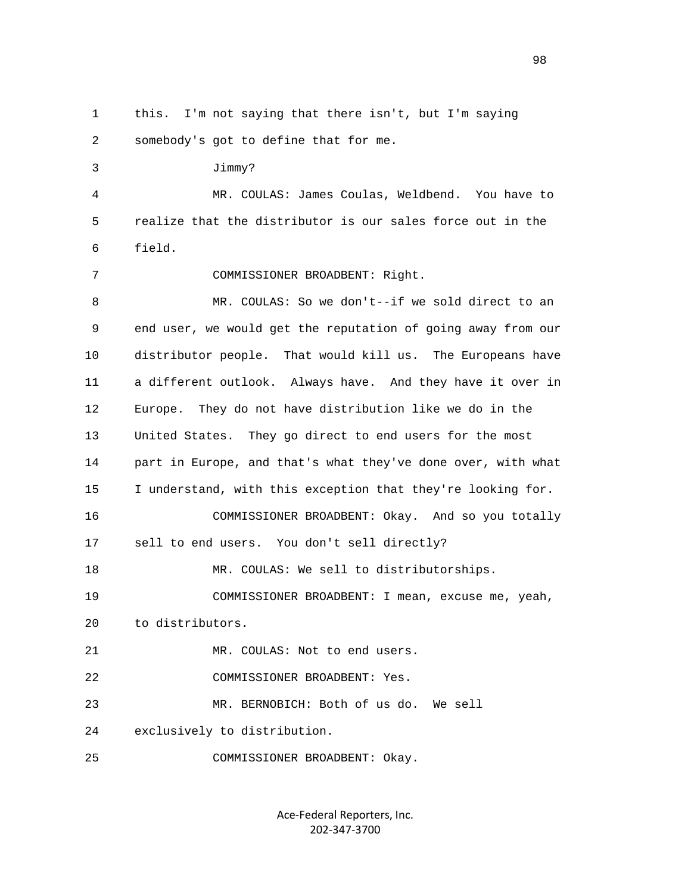this. I'm not saying that there isn't, but I'm saying somebody's got to define that for me.

Jimmy?

MR. COULAS: James Coulas, Weldbend. You have to realize that the distributor is our sales force out in the field.

COMMISSIONER BROADBENT: Right.

MR. COULAS: So we don't--if we sold direct to an end user, we would get the reputation of going away from our distributor people. That would kill us. The Europeans have a different outlook. Always have. And they have it over in Europe. They do not have distribution like we do in the United States. They go direct to end users for the most part in Europe, and that's what they've done over, with what I understand, with this exception that they're looking for.

COMMISSIONER BROADBENT: Okay. And so you totally sell to end users. You don't sell directly?

MR. COULAS: We sell to distributorships.

COMMISSIONER BROADBENT: I mean, excuse me, yeah, to distributors.

MR. COULAS: Not to end users.

COMMISSIONER BROADBENT: Yes.

MR. BERNOBICH: Both of us do. We sell exclusively to distribution.

COMMISSIONER BROADBENT: Okay.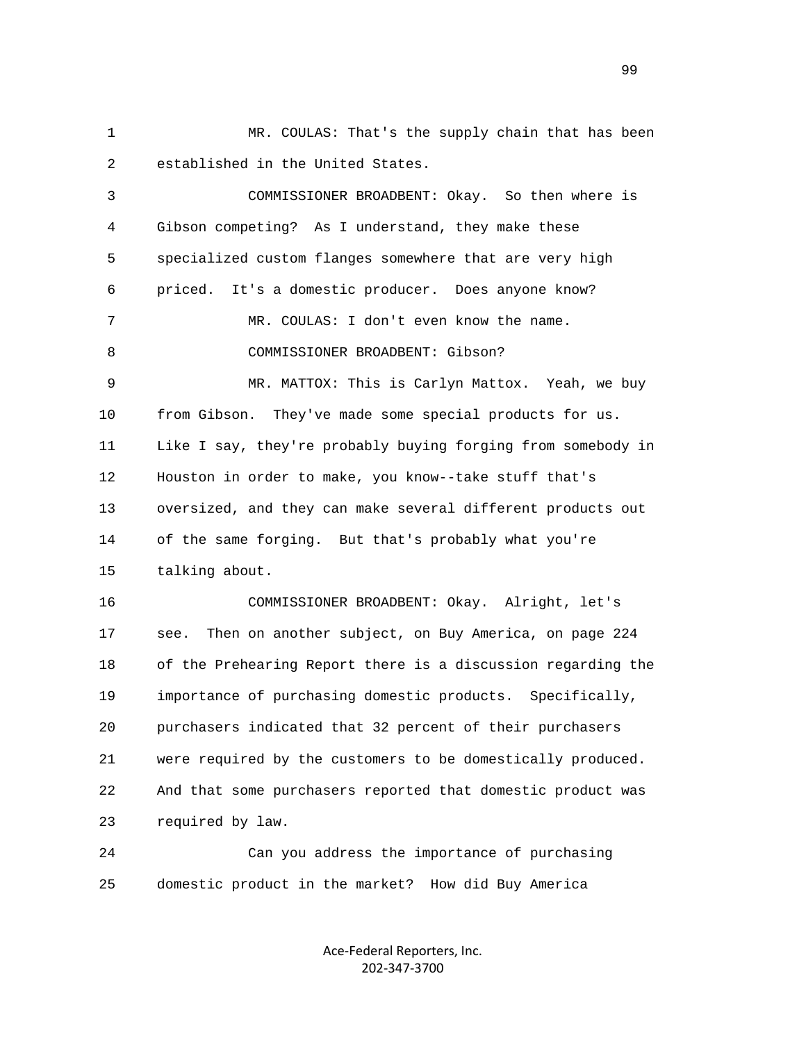MR. COULAS: That's the supply chain that has been established in the United States.

COMMISSIONER BROADBENT: Okay. So then where is Gibson competing? As I understand, they make these specialized custom flanges somewhere that are very high priced. It's a domestic producer. Does anyone know?

MR. COULAS: I don't even know the name.

COMMISSIONER BROADBENT: Gibson?

MR. MATTOX: This is Carlyn Mattox. Yeah, we buy from Gibson. They've made some special products for us. Like I say, they're probably buying forging from somebody in Houston in order to make, you know--take stuff that's oversized, and they can make several different products out of the same forging. But that's probably what you're talking about.

COMMISSIONER BROADBENT: Okay. Alright, let's see. Then on another subject, on Buy America, on page 224 of the Prehearing Report there is a discussion regarding the importance of purchasing domestic products. Specifically, purchasers indicated that 32 percent of their purchasers were required by the customers to be domestically produced. And that some purchasers reported that domestic product was required by law.

Can you address the importance of purchasing domestic product in the market? How did Buy America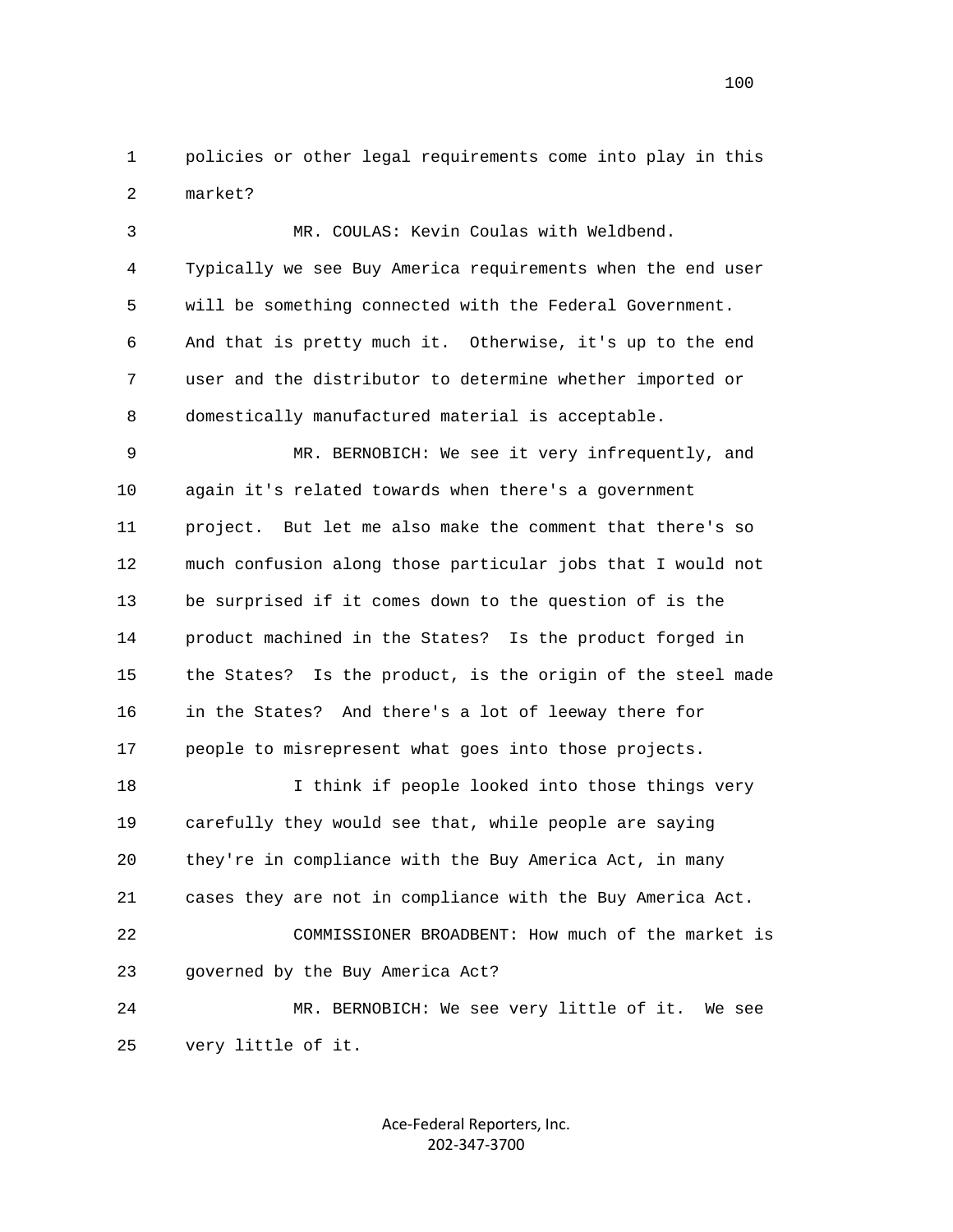policies or other legal requirements come into play in this market?

MR. COULAS: Kevin Coulas with Weldbend. Typically we see Buy America requirements when the end user will be something connected with the Federal Government. And that is pretty much it. Otherwise, it's up to the end user and the distributor to determine whether imported or domestically manufactured material is acceptable.

MR. BERNOBICH: We see it very infrequently, and again it's related towards when there's a government project. But let me also make the comment that there's so much confusion along those particular jobs that I would not be surprised if it comes down to the question of is the product machined in the States? Is the product forged in the States? Is the product, is the origin of the steel made in the States? And there's a lot of leeway there for people to misrepresent what goes into those projects.

I think if people looked into those things very carefully they would see that, while people are saying they're in compliance with the Buy America Act, in many cases they are not in compliance with the Buy America Act.

COMMISSIONER BROADBENT: How much of the market is governed by the Buy America Act?

MR. BERNOBICH: We see very little of it. We see very little of it.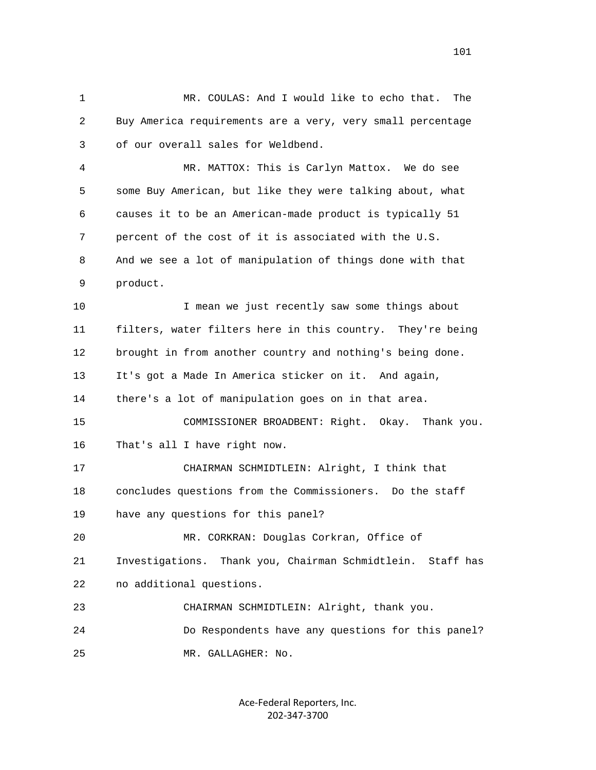MR. COULAS: And I would like to echo that. The Buy America requirements are a very, very small percentage of our overall sales for Weldbend.

MR. MATTOX: This is Carlyn Mattox. We do see some Buy American, but like they were talking about, what causes it to be an American-made product is typically 51 percent of the cost of it is associated with the U.S. And we see a lot of manipulation of things done with that product.

I mean we just recently saw some things about filters, water filters here in this country. They're being brought in from another country and nothing's being done. It's got a Made In America sticker on it. And again, there's a lot of manipulation goes on in that area.

COMMISSIONER BROADBENT: Right. Okay. Thank you. That's all I have right now.

CHAIRMAN SCHMIDTLEIN: Alright, I think that concludes questions from the Commissioners. Do the staff have any questions for this panel?

MR. CORKRAN: Douglas Corkran, Office of Investigations. Thank you, Chairman Schmidtlein. Staff has no additional questions.

CHAIRMAN SCHMIDTLEIN: Alright, thank you.

Do Respondents have any questions for this panel?

MR. GALLAGHER: No.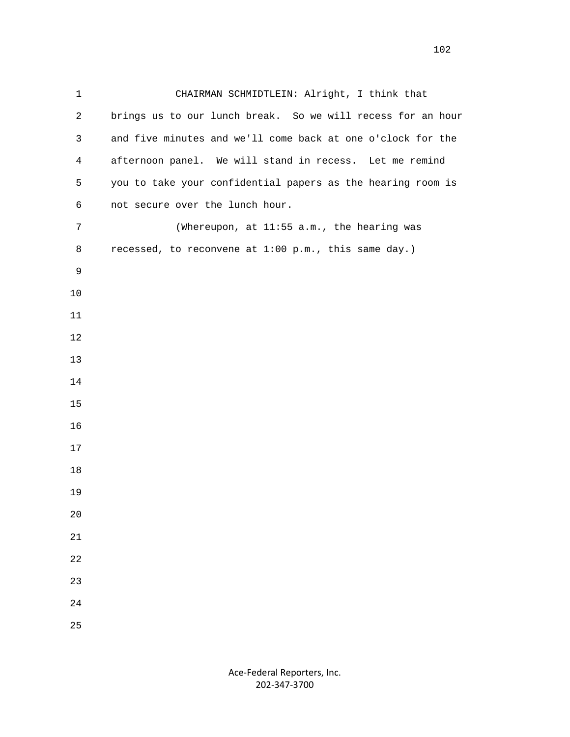CHAIRMAN SCHMIDTLEIN: Alright, I think that brings us to our lunch break. So we will recess for an hour and five minutes and we'll come back at one o'clock for the afternoon panel. We will stand in recess. Let me remind you to take your confidential papers as the hearing room is not secure over the lunch hour.

(Whereupon, at 11:55 a.m., the hearing was recessed, to reconvene at 1:00 p.m., this same day.)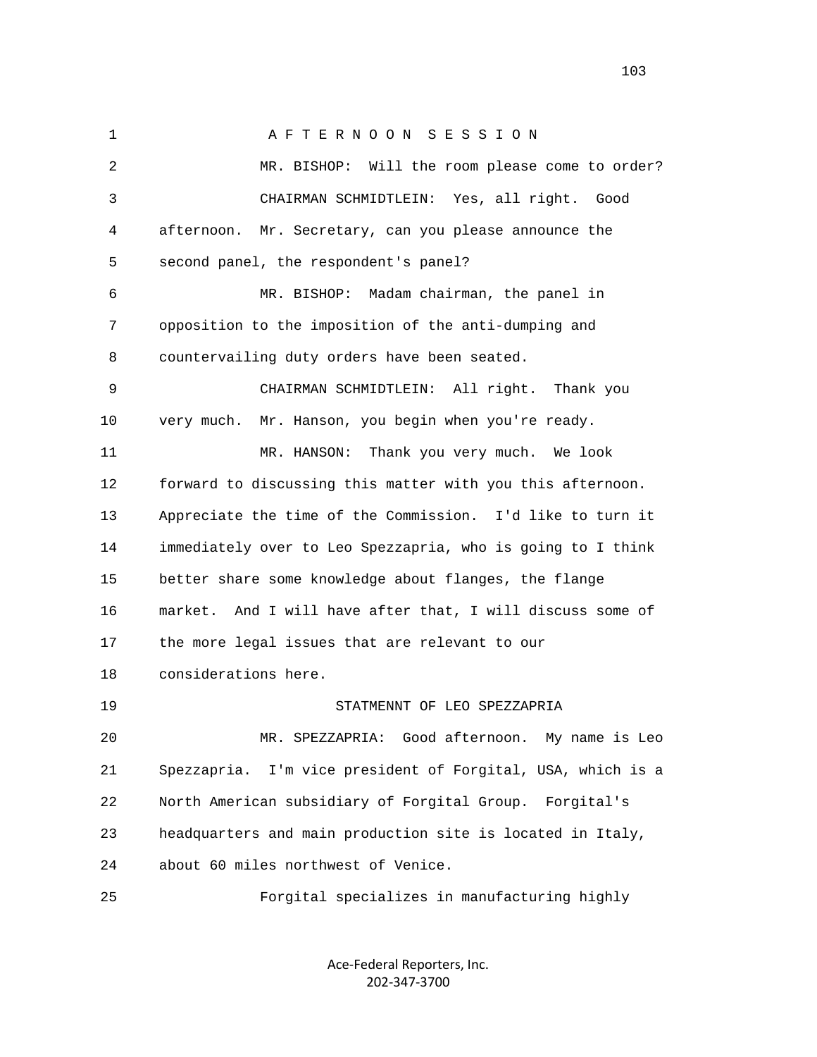A F T E R N O O N   S E S S I O N

MR. BISHOP: Will the room please come to order?

CHAIRMAN SCHMIDTLEIN: Yes, all right. Good afternoon. Mr. Secretary, can you please announce the second panel, the respondent's panel?

MR. BISHOP: Madam chairman, the panel in opposition to the imposition of the anti-dumping and countervailing duty orders have been seated.

CHAIRMAN SCHMIDTLEIN: All right. Thank you very much. Mr. Hanson, you begin when you're ready.

MR. HANSON: Thank you very much. We look forward to discussing this matter with you this afternoon. Appreciate the time of the Commission. I'd like to turn it immediately over to Leo Spezzapria, who is going to I think better share some knowledge about flanges, the flange market. And I will have after that, I will discuss some of the more legal issues that are relevant to our considerations here.

STATMENNT OF LEO SPEZZAPRIA

MR. SPEZZAPRIA: Good afternoon. My name is Leo Spezzapria. I'm vice president of Forgital, USA, which is a North American subsidiary of Forgital Group. Forgital's headquarters and main production site is located in Italy, about 60 miles northwest of Venice.

Forgital specializes in manufacturing highly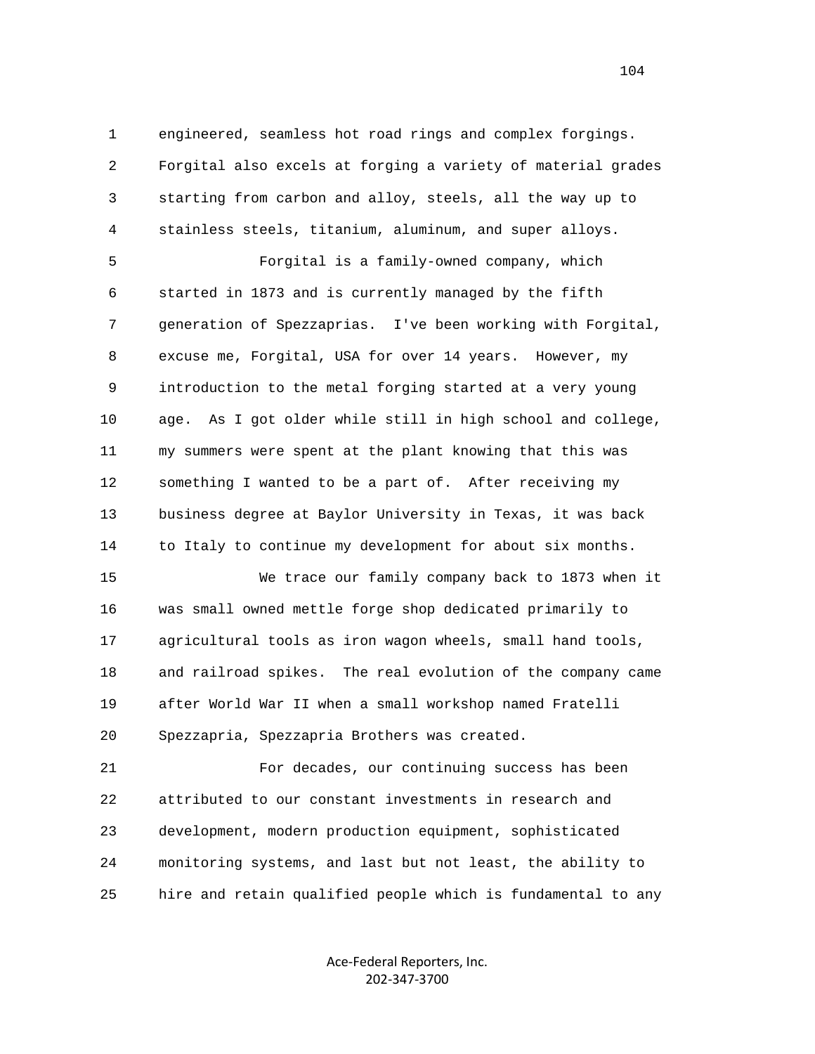1 engineered, seamless hot road rings and complex forgings.
2 Forgital also excels at forging a variety of material grades
3 starting from carbon and alloy, steels, all the way up to
4 stainless steels, titanium, aluminum, and super alloys.
5 Forgital is a family-owned company, which
6 started in 1873 and is currently managed by the fifth
7 generation of Spezzaprias. I've been working with Forgital,
8 excuse me, Forgital, USA for over 14 years. However, my
9 introduction to the metal forging started at a very young
10 age. As I got older while still in high school and college,
11 my summers were spent at the plant knowing that this was
12 something I wanted to be a part of. After receiving my
13 business degree at Baylor University in Texas, it was back
14 to Italy to continue my development for about six months.
15 We trace our family company back to 1873 when it
16 was small owned mettle forge shop dedicated primarily to
17 agricultural tools as iron wagon wheels, small hand tools,
18 and railroad spikes. The real evolution of the company came
19 after World War II when a small workshop named Fratelli
20 Spezzapria, Spezzapria Brothers was created.
21 For decades, our continuing success has been
22 attributed to our constant investments in research and
23 development, modern production equipment, sophisticated
24 monitoring systems, and last but not least, the ability to
25 hire and retain qualified people which is fundamental to any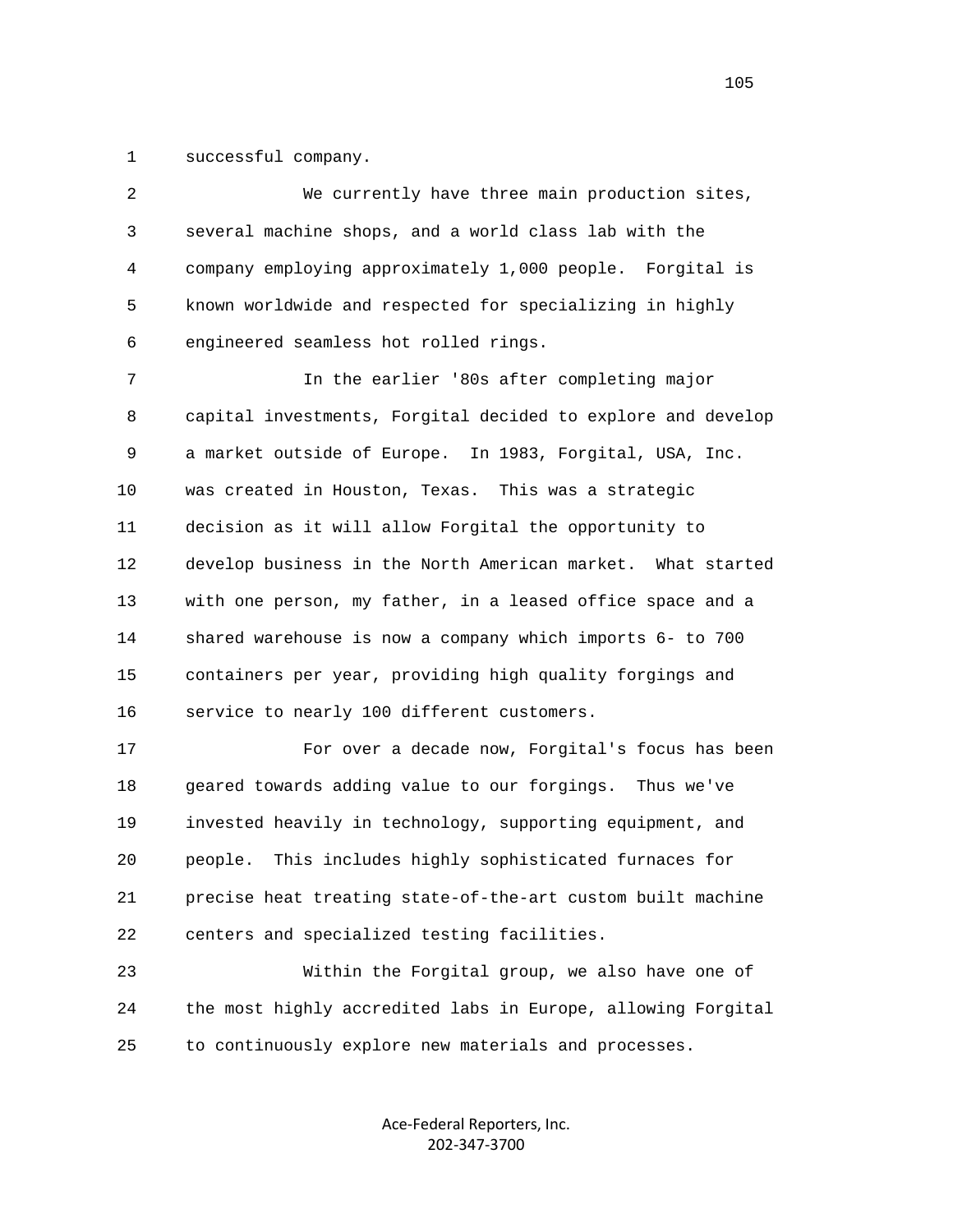successful company.

We currently have three main production sites, several machine shops, and a world class lab with the company employing approximately 1,000 people. Forgital is known worldwide and respected for specializing in highly engineered seamless hot rolled rings.

In the earlier '80s after completing major capital investments, Forgital decided to explore and develop a market outside of Europe. In 1983, Forgital, USA, Inc. was created in Houston, Texas. This was a strategic decision as it will allow Forgital the opportunity to develop business in the North American market. What started with one person, my father, in a leased office space and a shared warehouse is now a company which imports 6- to 700 containers per year, providing high quality forgings and service to nearly 100 different customers.

For over a decade now, Forgital's focus has been geared towards adding value to our forgings. Thus we've invested heavily in technology, supporting equipment, and people. This includes highly sophisticated furnaces for precise heat treating state-of-the-art custom built machine centers and specialized testing facilities.

Within the Forgital group, we also have one of the most highly accredited labs in Europe, allowing Forgital to continuously explore new materials and processes.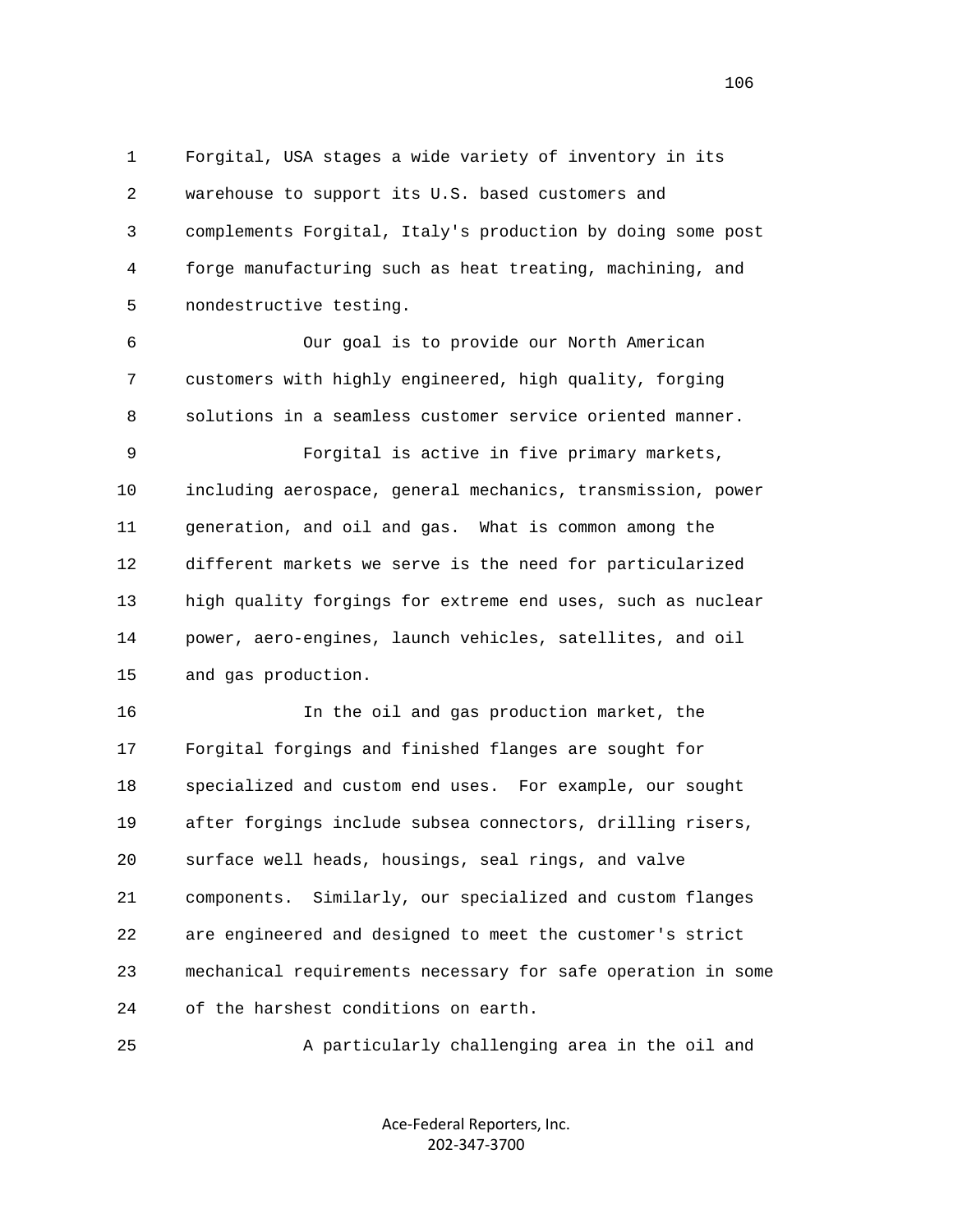Forgital, USA stages a wide variety of inventory in its warehouse to support its U.S. based customers and complements Forgital, Italy's production by doing some post forge manufacturing such as heat treating, machining, and nondestructive testing.

Our goal is to provide our North American customers with highly engineered, high quality, forging solutions in a seamless customer service oriented manner.

Forgital is active in five primary markets, including aerospace, general mechanics, transmission, power generation, and oil and gas. What is common among the different markets we serve is the need for particularized high quality forgings for extreme end uses, such as nuclear power, aero-engines, launch vehicles, satellites, and oil and gas production.

In the oil and gas production market, the Forgital forgings and finished flanges are sought for specialized and custom end uses. For example, our sought after forgings include subsea connectors, drilling risers, surface well heads, housings, seal rings, and valve components. Similarly, our specialized and custom flanges are engineered and designed to meet the customer's strict mechanical requirements necessary for safe operation in some of the harshest conditions on earth.

A particularly challenging area in the oil and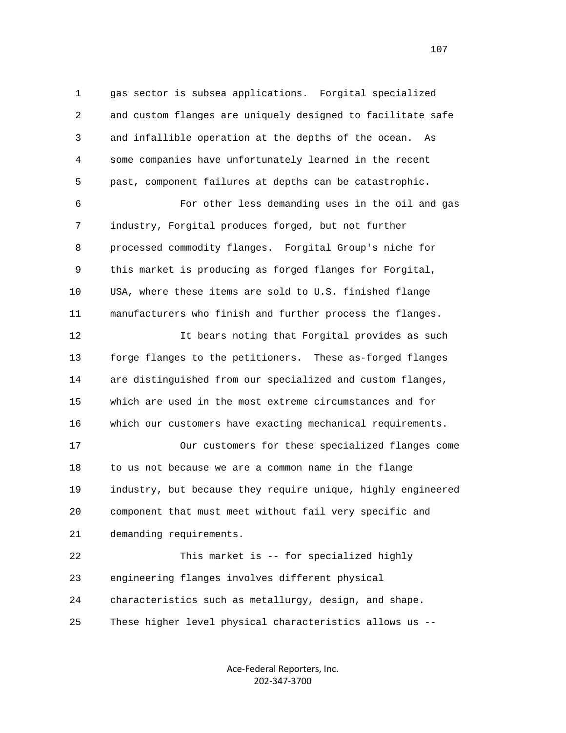gas sector is subsea applications. Forgital specialized and custom flanges are uniquely designed to facilitate safe and infallible operation at the depths of the ocean. As some companies have unfortunately learned in the recent past, component failures at depths can be catastrophic.

For other less demanding uses in the oil and gas industry, Forgital produces forged, but not further processed commodity flanges. Forgital Group's niche for this market is producing as forged flanges for Forgital, USA, where these items are sold to U.S. finished flange manufacturers who finish and further process the flanges.

It bears noting that Forgital provides as such forge flanges to the petitioners. These as-forged flanges are distinguished from our specialized and custom flanges, which are used in the most extreme circumstances and for which our customers have exacting mechanical requirements.

Our customers for these specialized flanges come to us not because we are a common name in the flange industry, but because they require unique, highly engineered component that must meet without fail very specific and demanding requirements.

This market is -- for specialized highly engineering flanges involves different physical characteristics such as metallurgy, design, and shape. These higher level physical characteristics allows us --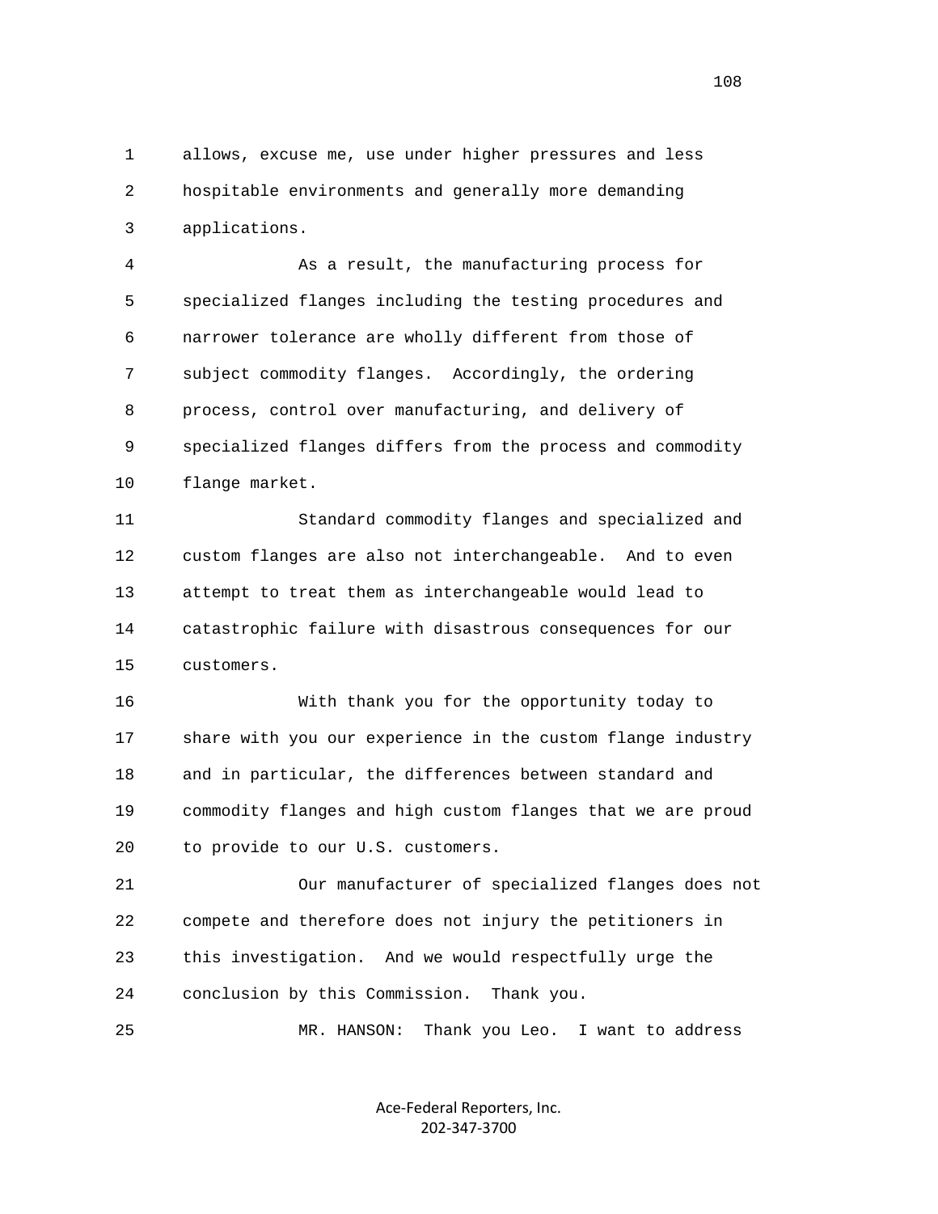allows, excuse me, use under higher pressures and less hospitable environments and generally more demanding applications.

As a result, the manufacturing process for specialized flanges including the testing procedures and narrower tolerance are wholly different from those of subject commodity flanges. Accordingly, the ordering process, control over manufacturing, and delivery of specialized flanges differs from the process and commodity flange market.

Standard commodity flanges and specialized and custom flanges are also not interchangeable. And to even attempt to treat them as interchangeable would lead to catastrophic failure with disastrous consequences for our customers.

With thank you for the opportunity today to share with you our experience in the custom flange industry and in particular, the differences between standard and commodity flanges and high custom flanges that we are proud to provide to our U.S. customers.

Our manufacturer of specialized flanges does not compete and therefore does not injury the petitioners in this investigation. And we would respectfully urge the conclusion by this Commission. Thank you.

MR. HANSON: Thank you Leo. I want to address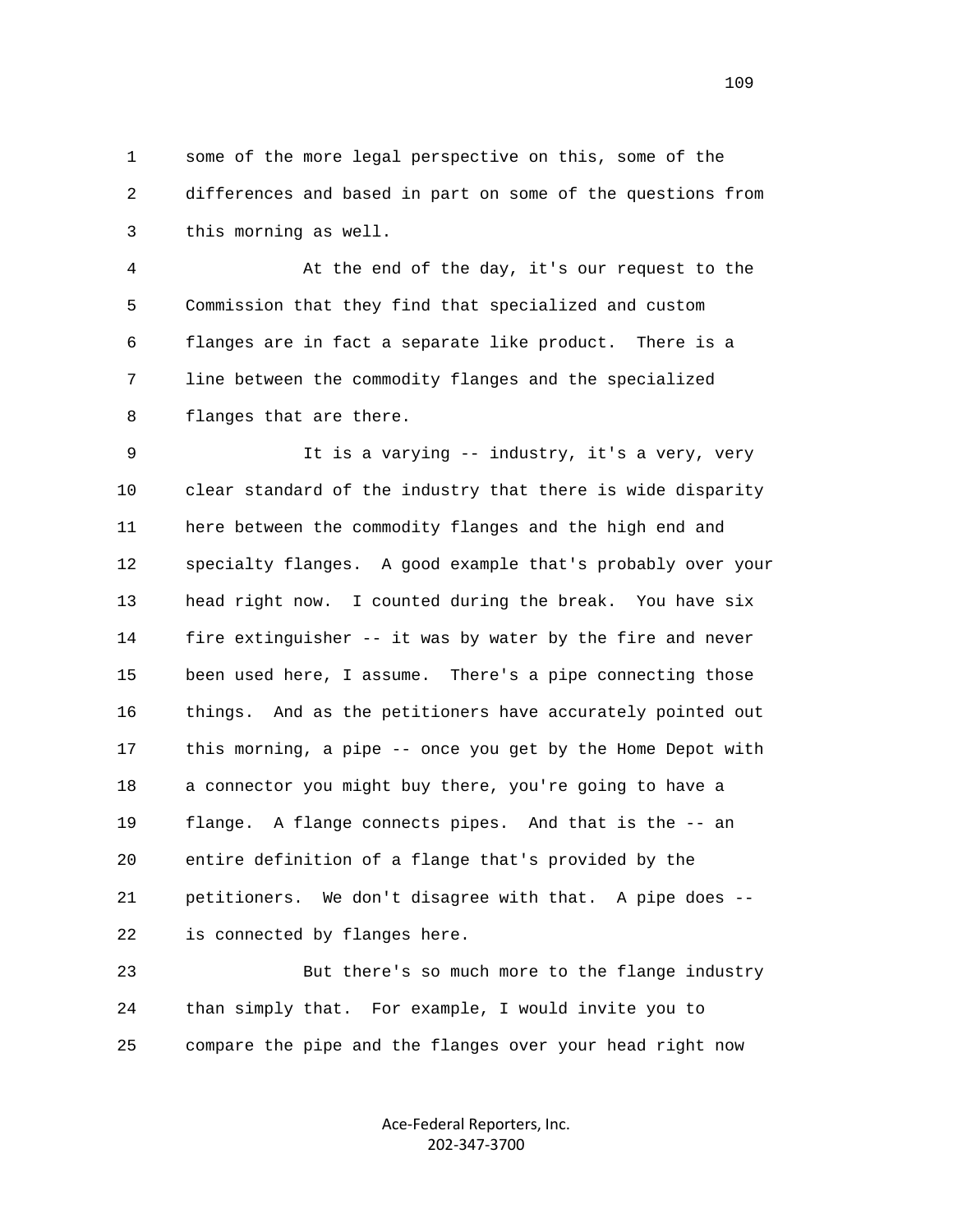1 some of the more legal perspective on this, some of the
2 differences and based in part on some of the questions from
3 this morning as well.

4 At the end of the day, it's our request to the
5 Commission that they find that specialized and custom
6 flanges are in fact a separate like product. There is a
7 line between the commodity flanges and the specialized
8 flanges that are there.

9 It is a varying -- industry, it's a very, very
10 clear standard of the industry that there is wide disparity
11 here between the commodity flanges and the high end and
12 specialty flanges. A good example that's probably over your
13 head right now. I counted during the break. You have six
14 fire extinguisher -- it was by water by the fire and never
15 been used here, I assume. There's a pipe connecting those
16 things. And as the petitioners have accurately pointed out
17 this morning, a pipe -- once you get by the Home Depot with
18 a connector you might buy there, you're going to have a
19 flange. A flange connects pipes. And that is the -- an
20 entire definition of a flange that's provided by the
21 petitioners. We don't disagree with that. A pipe does --
22 is connected by flanges here.

23 But there's so much more to the flange industry
24 than simply that. For example, I would invite you to
25 compare the pipe and the flanges over your head right now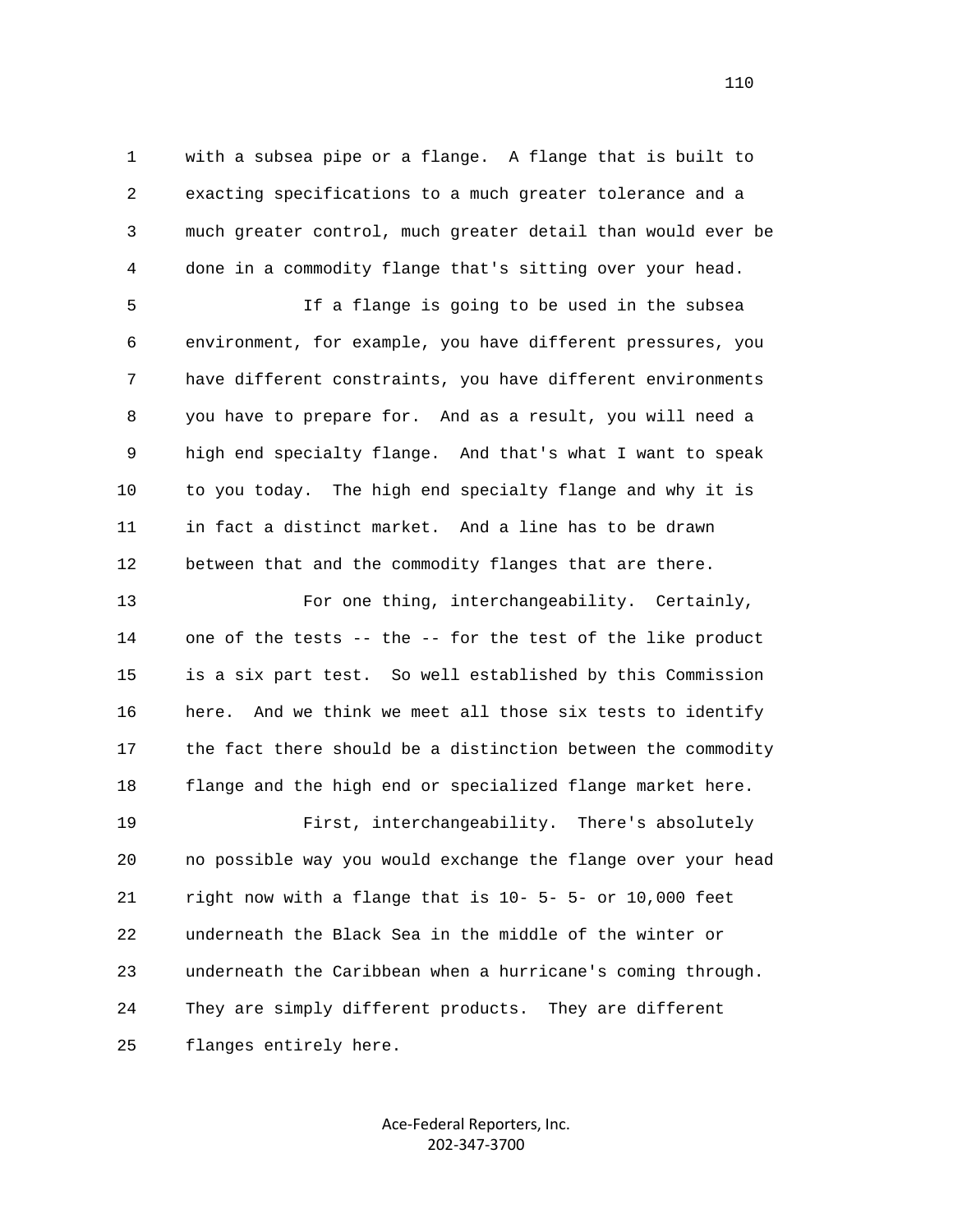with a subsea pipe or a flange. A flange that is built to exacting specifications to a much greater tolerance and a much greater control, much greater detail than would ever be done in a commodity flange that's sitting over your head.

If a flange is going to be used in the subsea environment, for example, you have different pressures, you have different constraints, you have different environments you have to prepare for. And as a result, you will need a high end specialty flange. And that's what I want to speak to you today. The high end specialty flange and why it is in fact a distinct market. And a line has to be drawn between that and the commodity flanges that are there.

For one thing, interchangeability. Certainly, one of the tests -- the -- for the test of the like product is a six part test. So well established by this Commission here. And we think we meet all those six tests to identify the fact there should be a distinction between the commodity flange and the high end or specialized flange market here.

First, interchangeability. There's absolutely no possible way you would exchange the flange over your head right now with a flange that is 10- 5- 5- or 10,000 feet underneath the Black Sea in the middle of the winter or underneath the Caribbean when a hurricane's coming through. They are simply different products. They are different flanges entirely here.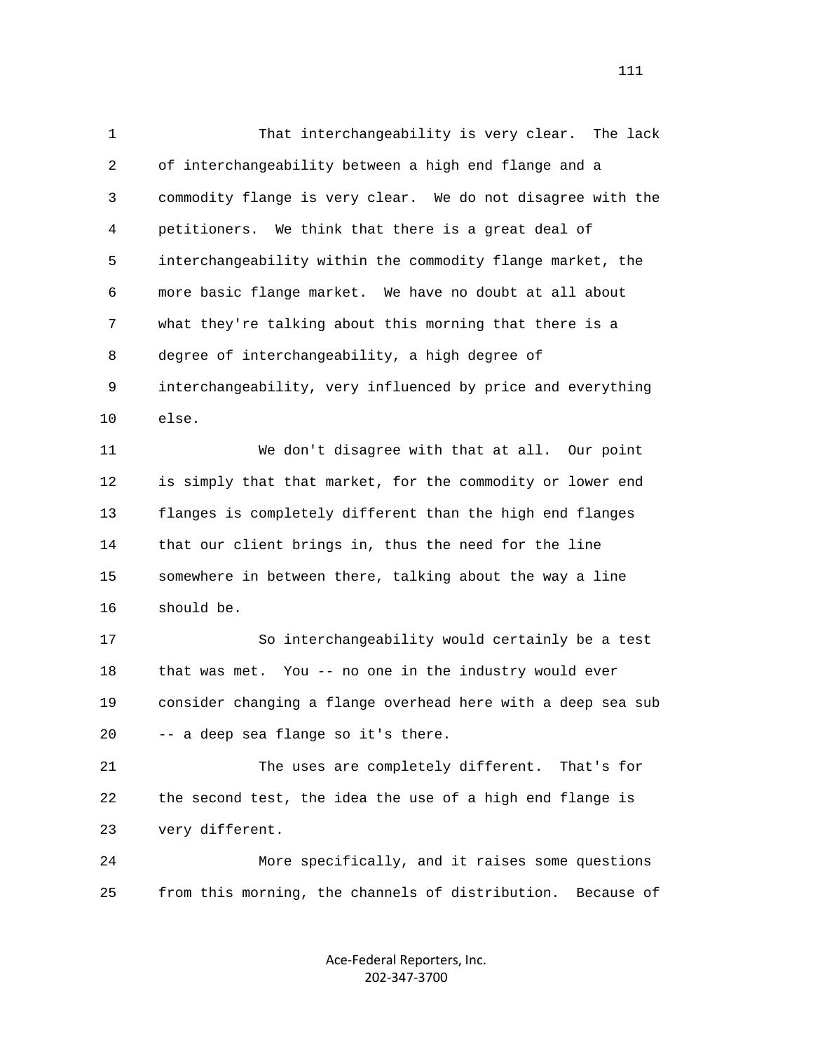That interchangeability is very clear. The lack of interchangeability between a high end flange and a commodity flange is very clear. We do not disagree with the petitioners. We think that there is a great deal of interchangeability within the commodity flange market, the more basic flange market. We have no doubt at all about what they're talking about this morning that there is a degree of interchangeability, a high degree of interchangeability, very influenced by price and everything else.

We don't disagree with that at all. Our point is simply that that market, for the commodity or lower end flanges is completely different than the high end flanges that our client brings in, thus the need for the line somewhere in between there, talking about the way a line should be.

So interchangeability would certainly be a test that was met. You -- no one in the industry would ever consider changing a flange overhead here with a deep sea sub -- a deep sea flange so it's there.

The uses are completely different. That's for the second test, the idea the use of a high end flange is very different.

More specifically, and it raises some questions from this morning, the channels of distribution. Because of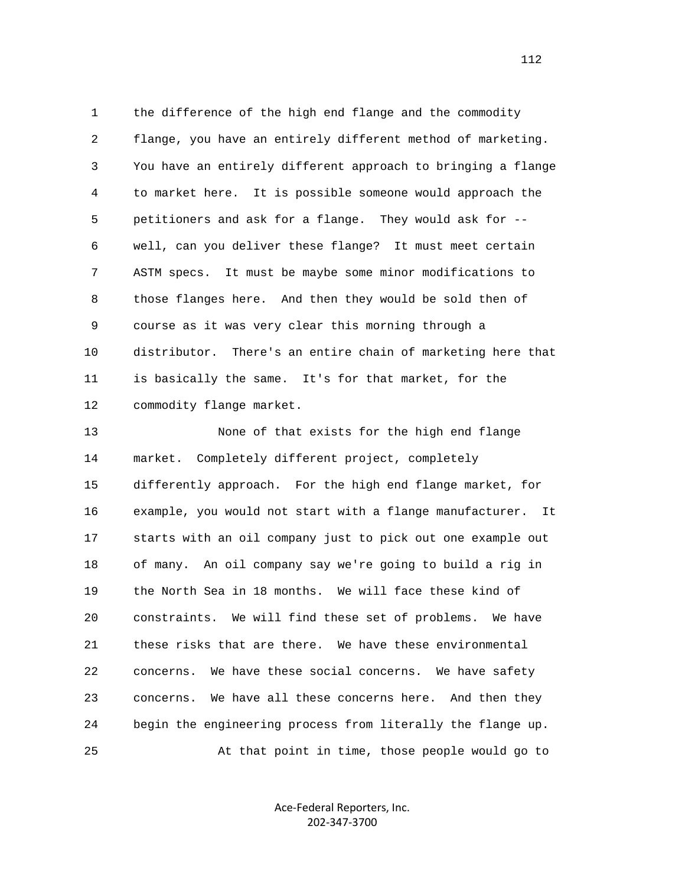the difference of the high end flange and the commodity flange, you have an entirely different method of marketing. You have an entirely different approach to bringing a flange to market here. It is possible someone would approach the petitioners and ask for a flange. They would ask for -- well, can you deliver these flange? It must meet certain ASTM specs. It must be maybe some minor modifications to those flanges here. And then they would be sold then of course as it was very clear this morning through a distributor. There's an entire chain of marketing here that is basically the same. It's for that market, for the commodity flange market.

None of that exists for the high end flange market. Completely different project, completely differently approach. For the high end flange market, for example, you would not start with a flange manufacturer. It starts with an oil company just to pick out one example out of many. An oil company say we're going to build a rig in the North Sea in 18 months. We will face these kind of constraints. We will find these set of problems. We have these risks that are there. We have these environmental concerns. We have these social concerns. We have safety concerns. We have all these concerns here. And then they begin the engineering process from literally the flange up.

At that point in time, those people would go to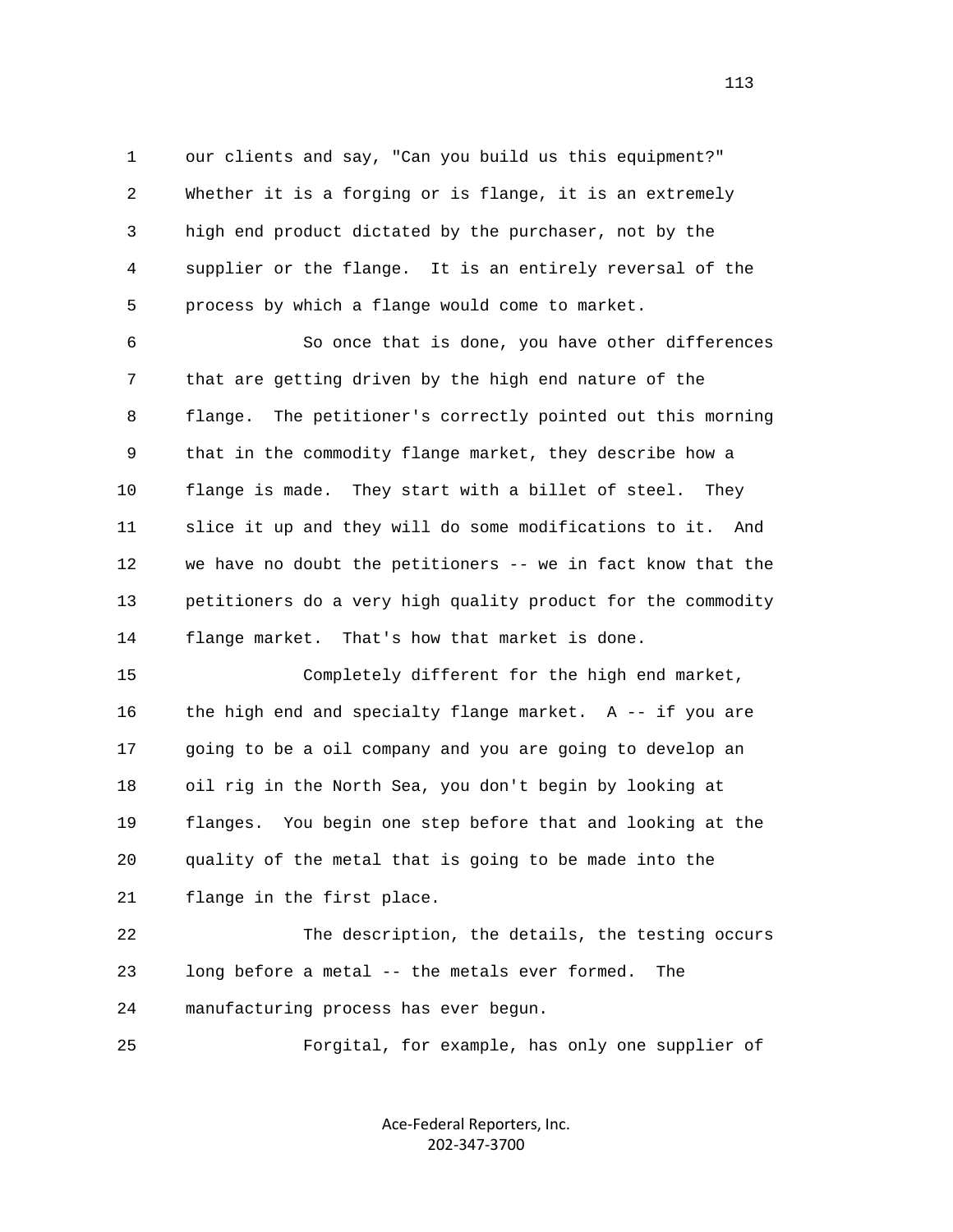our clients and say, "Can you build us this equipment?" Whether it is a forging or is flange, it is an extremely high end product dictated by the purchaser, not by the supplier or the flange. It is an entirely reversal of the process by which a flange would come to market.

So once that is done, you have other differences that are getting driven by the high end nature of the flange. The petitioner's correctly pointed out this morning that in the commodity flange market, they describe how a flange is made. They start with a billet of steel. They slice it up and they will do some modifications to it. And we have no doubt the petitioners -- we in fact know that the petitioners do a very high quality product for the commodity flange market. That's how that market is done.

Completely different for the high end market, the high end and specialty flange market. A -- if you are going to be a oil company and you are going to develop an oil rig in the North Sea, you don't begin by looking at flanges. You begin one step before that and looking at the quality of the metal that is going to be made into the flange in the first place.

The description, the details, the testing occurs long before a metal -- the metals ever formed. The manufacturing process has ever begun.

Forgital, for example, has only one supplier of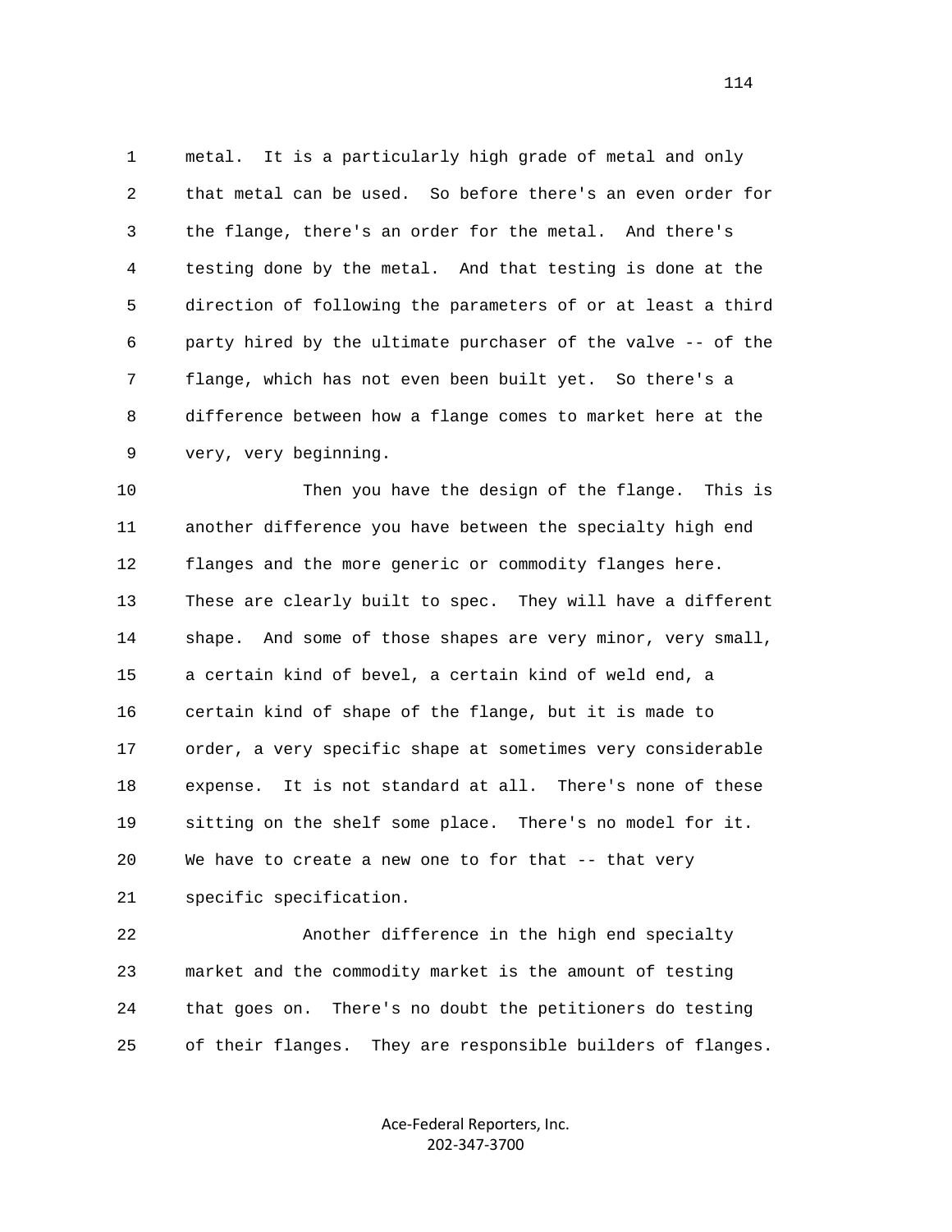1 metal. It is a particularly high grade of metal and only
2 that metal can be used. So before there's an even order for
3 the flange, there's an order for the metal. And there's
4 testing done by the metal. And that testing is done at the
5 direction of following the parameters of or at least a third
6 party hired by the ultimate purchaser of the valve -- of the
7 flange, which has not even been built yet. So there's a
8 difference between how a flange comes to market here at the
9 very, very beginning.

10 Then you have the design of the flange. This is
11 another difference you have between the specialty high end
12 flanges and the more generic or commodity flanges here.
13 These are clearly built to spec. They will have a different
14 shape. And some of those shapes are very minor, very small,
15 a certain kind of bevel, a certain kind of weld end, a
16 certain kind of shape of the flange, but it is made to
17 order, a very specific shape at sometimes very considerable
18 expense. It is not standard at all. There's none of these
19 sitting on the shelf some place. There's no model for it.
20 We have to create a new one to for that -- that very
21 specific specification.

22 Another difference in the high end specialty
23 market and the commodity market is the amount of testing
24 that goes on. There's no doubt the petitioners do testing
25 of their flanges. They are responsible builders of flanges.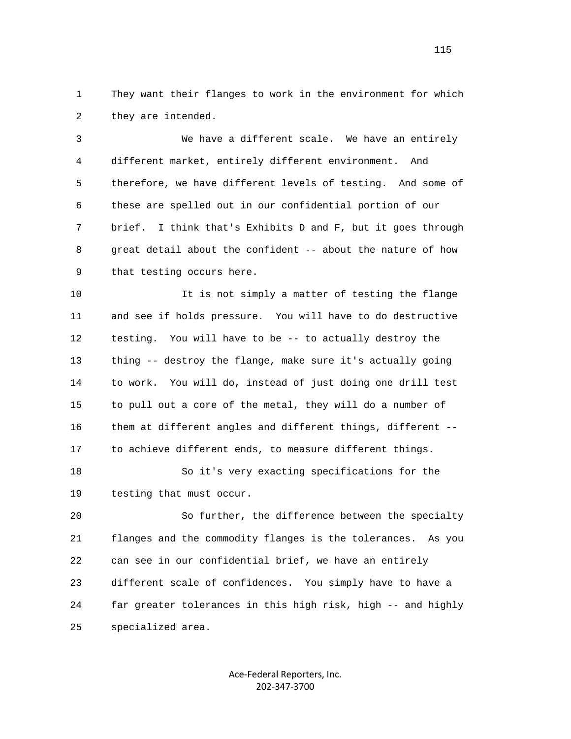They want their flanges to work in the environment for which they are intended.

We have a different scale. We have an entirely different market, entirely different environment. And therefore, we have different levels of testing. And some of these are spelled out in our confidential portion of our brief. I think that's Exhibits D and F, but it goes through great detail about the confident -- about the nature of how that testing occurs here.

It is not simply a matter of testing the flange and see if holds pressure. You will have to do destructive testing. You will have to be -- to actually destroy the thing -- destroy the flange, make sure it's actually going to work. You will do, instead of just doing one drill test to pull out a core of the metal, they will do a number of them at different angles and different things, different -- to achieve different ends, to measure different things.

So it's very exacting specifications for the testing that must occur.

So further, the difference between the specialty flanges and the commodity flanges is the tolerances. As you can see in our confidential brief, we have an entirely different scale of confidences. You simply have to have a far greater tolerances in this high risk, high -- and highly specialized area.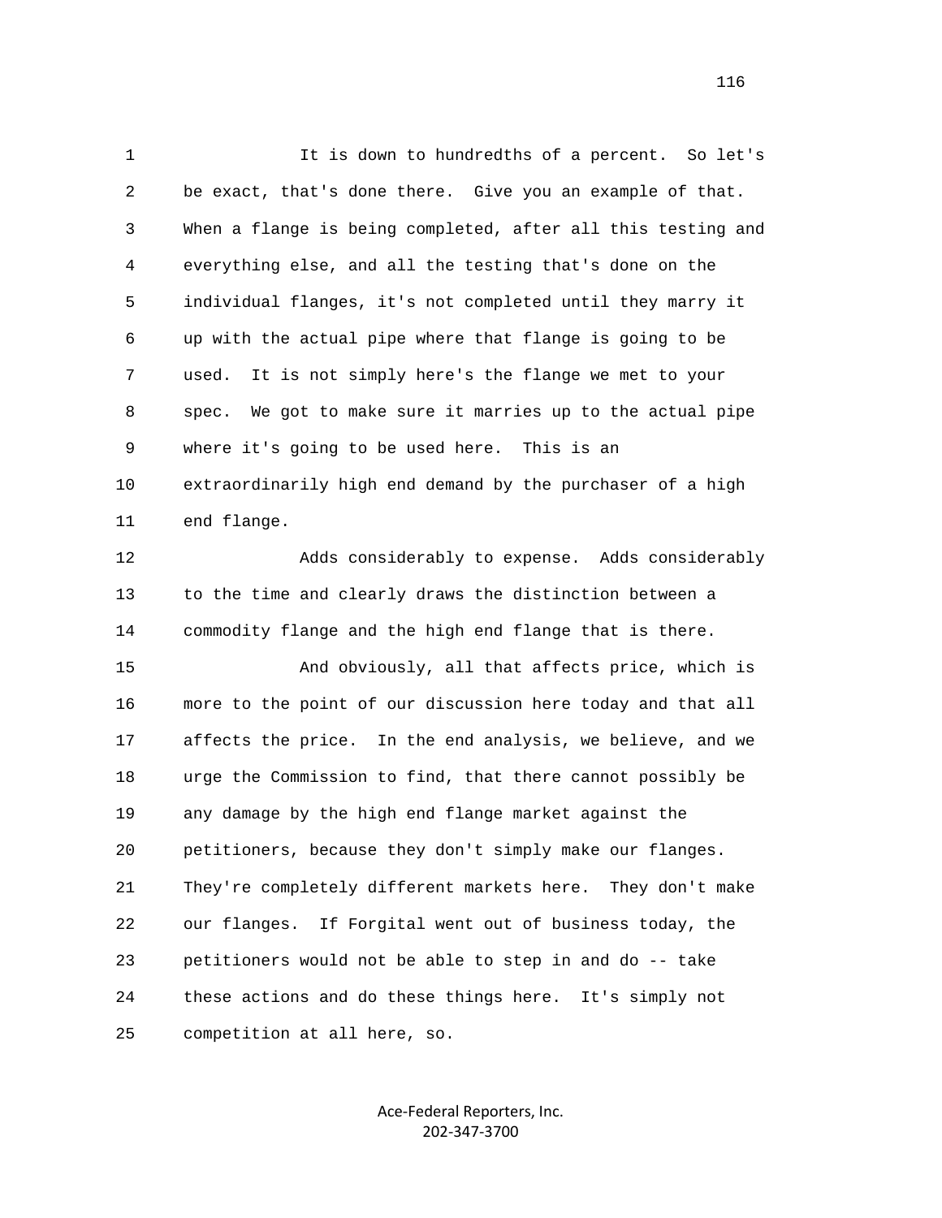It is down to hundredths of a percent. So let's be exact, that's done there. Give you an example of that. When a flange is being completed, after all this testing and everything else, and all the testing that's done on the individual flanges, it's not completed until they marry it up with the actual pipe where that flange is going to be used. It is not simply here's the flange we met to your spec. We got to make sure it marries up to the actual pipe where it's going to be used here. This is an extraordinarily high end demand by the purchaser of a high end flange.

Adds considerably to expense. Adds considerably to the time and clearly draws the distinction between a commodity flange and the high end flange that is there.

And obviously, all that affects price, which is more to the point of our discussion here today and that all affects the price. In the end analysis, we believe, and we urge the Commission to find, that there cannot possibly be any damage by the high end flange market against the petitioners, because they don't simply make our flanges. They're completely different markets here. They don't make our flanges. If Forgital went out of business today, the petitioners would not be able to step in and do -- take these actions and do these things here. It's simply not competition at all here, so.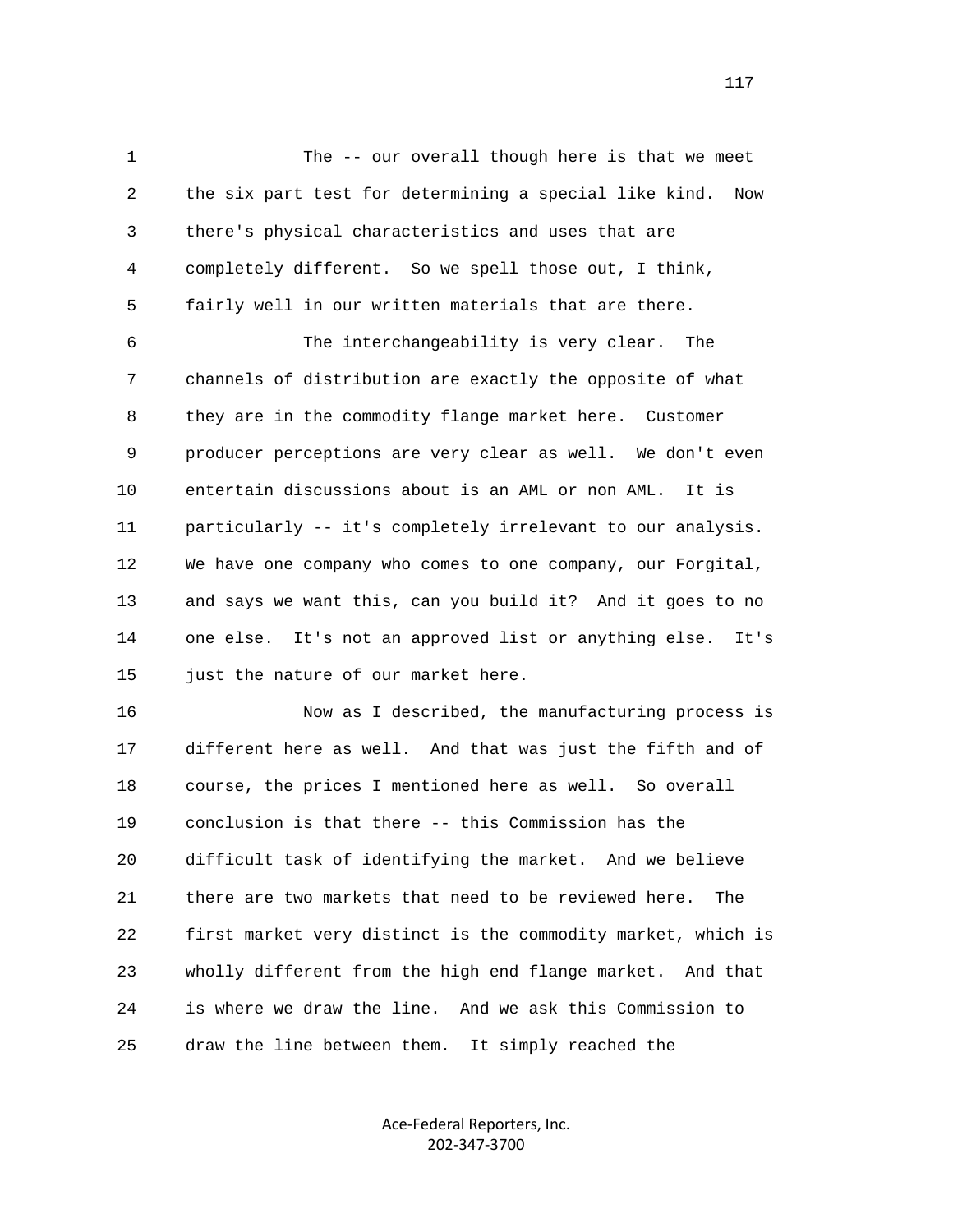The -- our overall though here is that we meet the six part test for determining a special like kind. Now there's physical characteristics and uses that are completely different. So we spell those out, I think, fairly well in our written materials that are there.

The interchangeability is very clear. The channels of distribution are exactly the opposite of what they are in the commodity flange market here. Customer producer perceptions are very clear as well. We don't even entertain discussions about is an AML or non AML. It is particularly -- it's completely irrelevant to our analysis. We have one company who comes to one company, our Forgital, and says we want this, can you build it? And it goes to no one else. It's not an approved list or anything else. It's just the nature of our market here.

Now as I described, the manufacturing process is different here as well. And that was just the fifth and of course, the prices I mentioned here as well. So overall conclusion is that there -- this Commission has the difficult task of identifying the market. And we believe there are two markets that need to be reviewed here. The first market very distinct is the commodity market, which is wholly different from the high end flange market. And that is where we draw the line. And we ask this Commission to draw the line between them. It simply reached the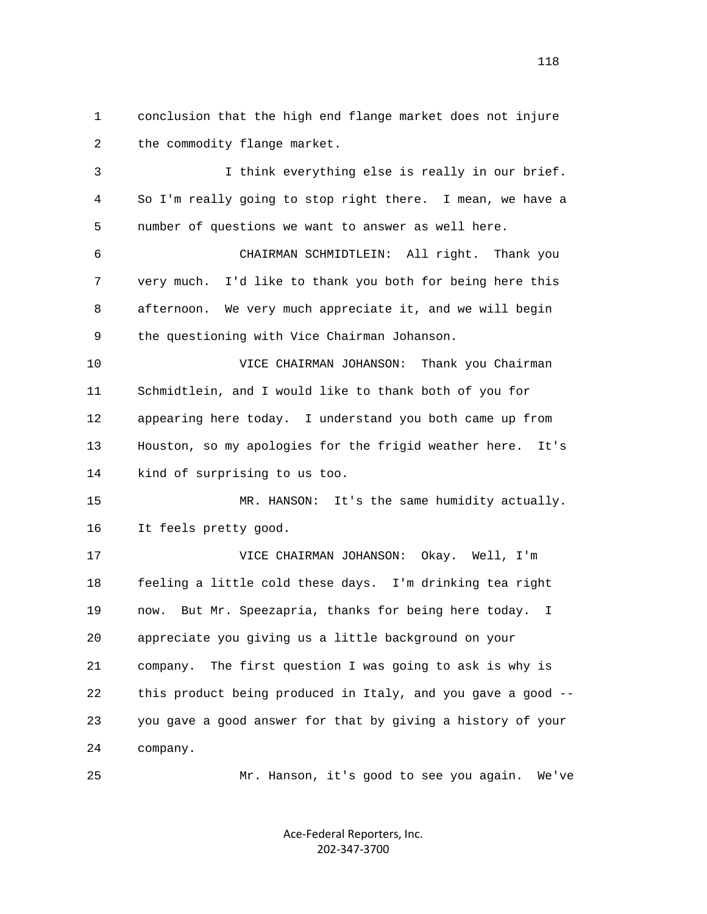conclusion that the high end flange market does not injure the commodity flange market.

I think everything else is really in our brief. So I'm really going to stop right there. I mean, we have a number of questions we want to answer as well here.

CHAIRMAN SCHMIDTLEIN: All right. Thank you very much. I'd like to thank you both for being here this afternoon. We very much appreciate it, and we will begin the questioning with Vice Chairman Johanson.

VICE CHAIRMAN JOHANSON: Thank you Chairman Schmidtlein, and I would like to thank both of you for appearing here today. I understand you both came up from Houston, so my apologies for the frigid weather here. It's kind of surprising to us too.

MR. HANSON: It's the same humidity actually. It feels pretty good.

VICE CHAIRMAN JOHANSON: Okay. Well, I'm feeling a little cold these days. I'm drinking tea right now. But Mr. Speezapria, thanks for being here today. I appreciate you giving us a little background on your company. The first question I was going to ask is why is this product being produced in Italy, and you gave a good -- you gave a good answer for that by giving a history of your company.

Mr. Hanson, it's good to see you again. We've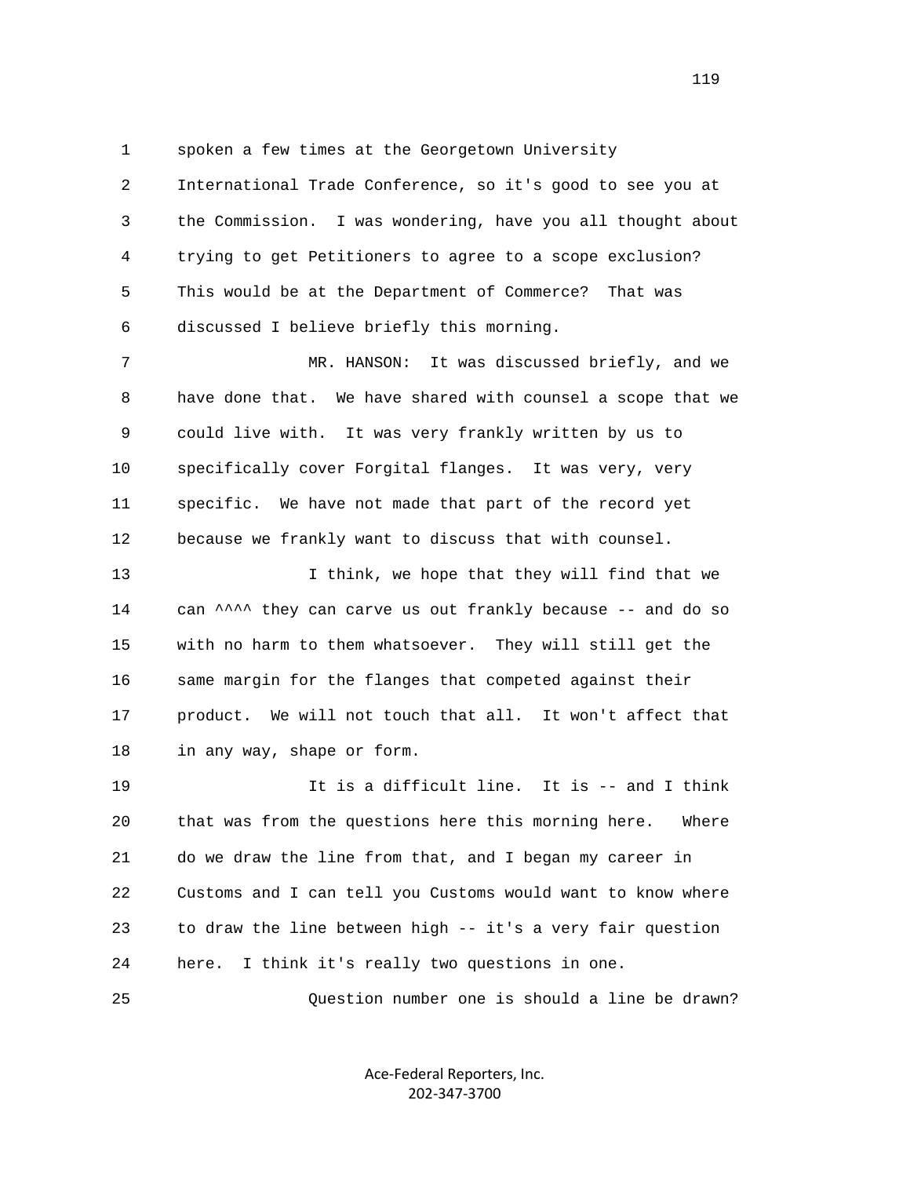spoken a few times at the Georgetown University International Trade Conference, so it's good to see you at the Commission. I was wondering, have you all thought about trying to get Petitioners to agree to a scope exclusion? This would be at the Department of Commerce? That was discussed I believe briefly this morning.

MR. HANSON: It was discussed briefly, and we have done that. We have shared with counsel a scope that we could live with. It was very frankly written by us to specifically cover Forgital flanges. It was very, very specific. We have not made that part of the record yet because we frankly want to discuss that with counsel.

I think, we hope that they will find that we can ^^^^ they can carve us out frankly because -- and do so with no harm to them whatsoever. They will still get the same margin for the flanges that competed against their product. We will not touch that all. It won't affect that in any way, shape or form.

It is a difficult line. It is -- and I think that was from the questions here this morning here. Where do we draw the line from that, and I began my career in Customs and I can tell you Customs would want to know where to draw the line between high -- it's a very fair question here. I think it's really two questions in one.

Question number one is should a line be drawn?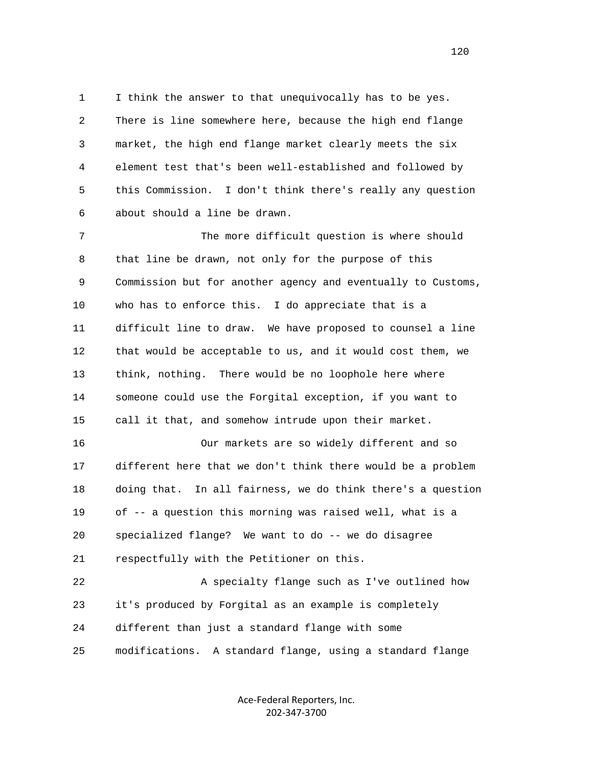I think the answer to that unequivocally has to be yes. There is line somewhere here, because the high end flange market, the high end flange market clearly meets the six element test that's been well-established and followed by this Commission. I don't think there's really any question about should a line be drawn.

The more difficult question is where should that line be drawn, not only for the purpose of this Commission but for another agency and eventually to Customs, who has to enforce this. I do appreciate that is a difficult line to draw. We have proposed to counsel a line that would be acceptable to us, and it would cost them, we think, nothing. There would be no loophole here where someone could use the Forgital exception, if you want to call it that, and somehow intrude upon their market.

Our markets are so widely different and so different here that we don't think there would be a problem doing that. In all fairness, we do think there's a question of -- a question this morning was raised well, what is a specialized flange? We want to do -- we do disagree respectfully with the Petitioner on this.

A specialty flange such as I've outlined how it's produced by Forgital as an example is completely different than just a standard flange with some modifications. A standard flange, using a standard flange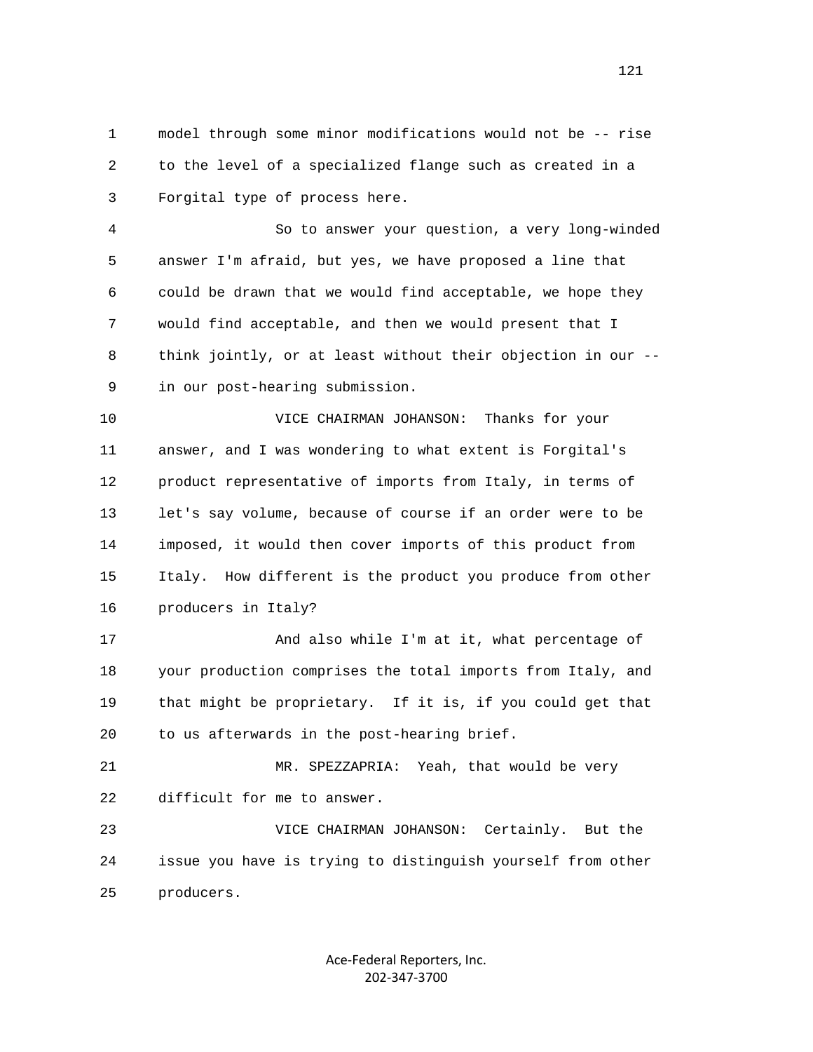model through some minor modifications would not be -- rise to the level of a specialized flange such as created in a Forgital type of process here.

So to answer your question, a very long-winded answer I'm afraid, but yes, we have proposed a line that could be drawn that we would find acceptable, we hope they would find acceptable, and then we would present that I think jointly, or at least without their objection in our -- in our post-hearing submission.

VICE CHAIRMAN JOHANSON: Thanks for your answer, and I was wondering to what extent is Forgital's product representative of imports from Italy, in terms of let's say volume, because of course if an order were to be imposed, it would then cover imports of this product from Italy. How different is the product you produce from other producers in Italy?

And also while I'm at it, what percentage of your production comprises the total imports from Italy, and that might be proprietary. If it is, if you could get that to us afterwards in the post-hearing brief.

MR. SPEZZAPRIA: Yeah, that would be very difficult for me to answer.

VICE CHAIRMAN JOHANSON: Certainly. But the issue you have is trying to distinguish yourself from other producers.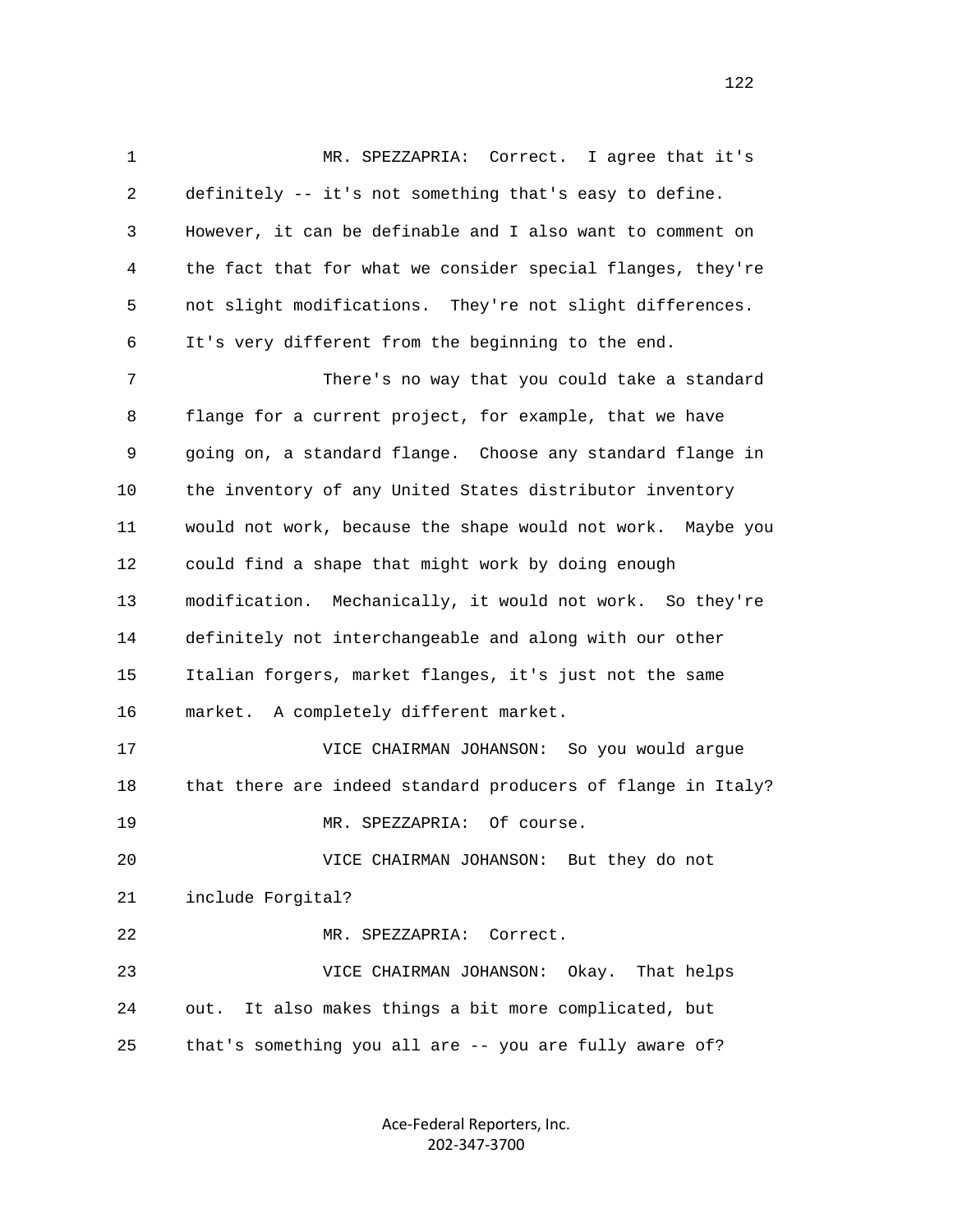MR. SPEZZAPRIA: Correct. I agree that it's definitely -- it's not something that's easy to define. However, it can be definable and I also want to comment on the fact that for what we consider special flanges, they're not slight modifications. They're not slight differences. It's very different from the beginning to the end.

There's no way that you could take a standard flange for a current project, for example, that we have going on, a standard flange. Choose any standard flange in the inventory of any United States distributor inventory would not work, because the shape would not work. Maybe you could find a shape that might work by doing enough modification. Mechanically, it would not work. So they're definitely not interchangeable and along with our other Italian forgers, market flanges, it's just not the same market. A completely different market.

VICE CHAIRMAN JOHANSON: So you would argue that there are indeed standard producers of flange in Italy?

MR. SPEZZAPRIA: Of course.

VICE CHAIRMAN JOHANSON: But they do not include Forgital?

MR. SPEZZAPRIA: Correct.

VICE CHAIRMAN JOHANSON: Okay. That helps out. It also makes things a bit more complicated, but that's something you all are -- you are fully aware of?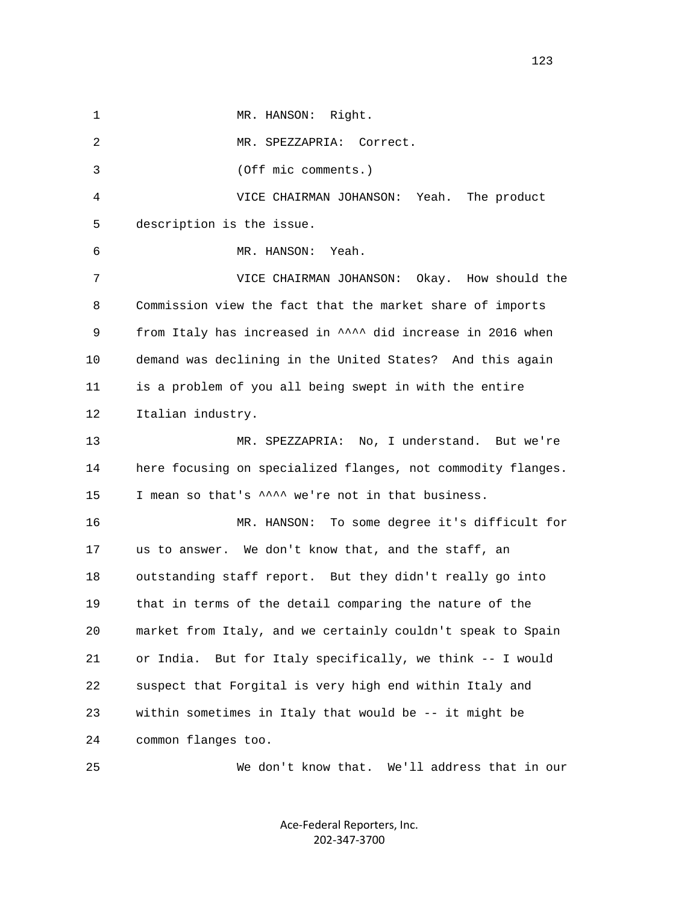MR. HANSON: Right.

MR. SPEZZAPRIA: Correct.

(Off mic comments.)

VICE CHAIRMAN JOHANSON: Yeah. The product description is the issue.

MR. HANSON: Yeah.

VICE CHAIRMAN JOHANSON: Okay. How should the Commission view the fact that the market share of imports from Italy has increased in ^^^^ did increase in 2016 when demand was declining in the United States? And this again is a problem of you all being swept in with the entire Italian industry.

MR. SPEZZAPRIA: No, I understand. But we're here focusing on specialized flanges, not commodity flanges. I mean so that's ^^^^ we're not in that business.

MR. HANSON: To some degree it's difficult for us to answer. We don't know that, and the staff, an outstanding staff report. But they didn't really go into that in terms of the detail comparing the nature of the market from Italy, and we certainly couldn't speak to Spain or India. But for Italy specifically, we think -- I would suspect that Forgital is very high end within Italy and within sometimes in Italy that would be -- it might be common flanges too.

We don't know that. We'll address that in our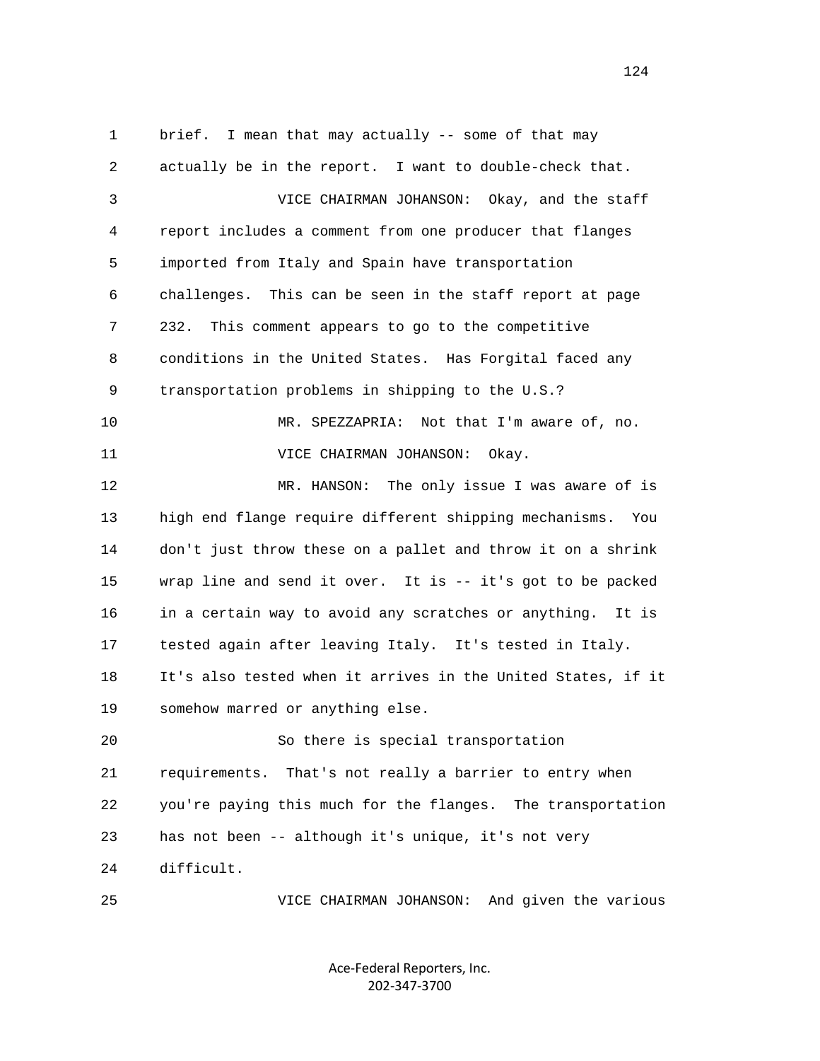brief. I mean that may actually -- some of that may actually be in the report. I want to double-check that.

VICE CHAIRMAN JOHANSON: Okay, and the staff report includes a comment from one producer that flanges imported from Italy and Spain have transportation challenges. This can be seen in the staff report at page 232. This comment appears to go to the competitive conditions in the United States. Has Forgital faced any transportation problems in shipping to the U.S.?

MR. SPEZZAPRIA: Not that I'm aware of, no.

VICE CHAIRMAN JOHANSON: Okay.

MR. HANSON: The only issue I was aware of is high end flange require different shipping mechanisms. You don't just throw these on a pallet and throw it on a shrink wrap line and send it over. It is -- it's got to be packed in a certain way to avoid any scratches or anything. It is tested again after leaving Italy. It's tested in Italy. It's also tested when it arrives in the United States, if it somehow marred or anything else.

So there is special transportation requirements. That's not really a barrier to entry when you're paying this much for the flanges. The transportation has not been -- although it's unique, it's not very difficult.

VICE CHAIRMAN JOHANSON: And given the various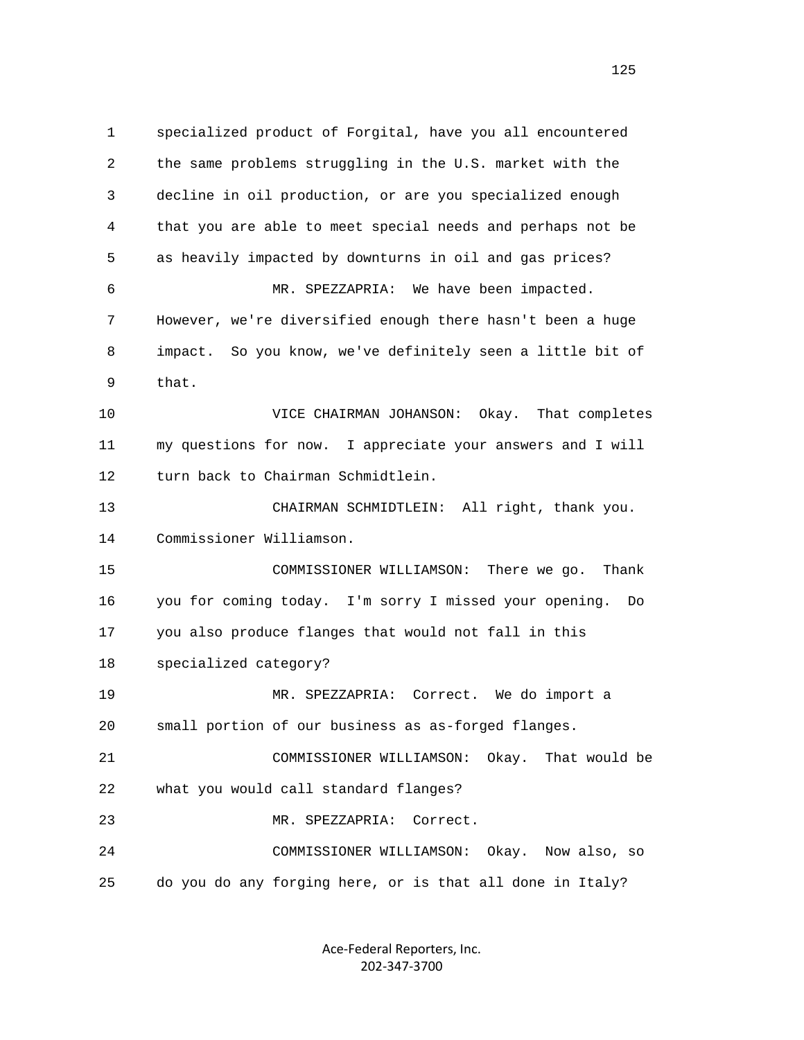1 specialized product of Forgital, have you all encountered
2 the same problems struggling in the U.S. market with the
3 decline in oil production, or are you specialized enough
4 that you are able to meet special needs and perhaps not be
5 as heavily impacted by downturns in oil and gas prices?
6 MR. SPEZZAPRIA: We have been impacted.
7 However, we're diversified enough there hasn't been a huge
8 impact. So you know, we've definitely seen a little bit of
9 that.
10 VICE CHAIRMAN JOHANSON: Okay. That completes
11 my questions for now. I appreciate your answers and I will
12 turn back to Chairman Schmidtlein.
13 CHAIRMAN SCHMIDTLEIN: All right, thank you.
14 Commissioner Williamson.
15 COMMISSIONER WILLIAMSON: There we go. Thank
16 you for coming today. I'm sorry I missed your opening. Do
17 you also produce flanges that would not fall in this
18 specialized category?
19 MR. SPEZZAPRIA: Correct. We do import a
20 small portion of our business as as-forged flanges.
21 COMMISSIONER WILLIAMSON: Okay. That would be
22 what you would call standard flanges?
23 MR. SPEZZAPRIA: Correct.
24 COMMISSIONER WILLIAMSON: Okay. Now also, so
25 do you do any forging here, or is that all done in Italy?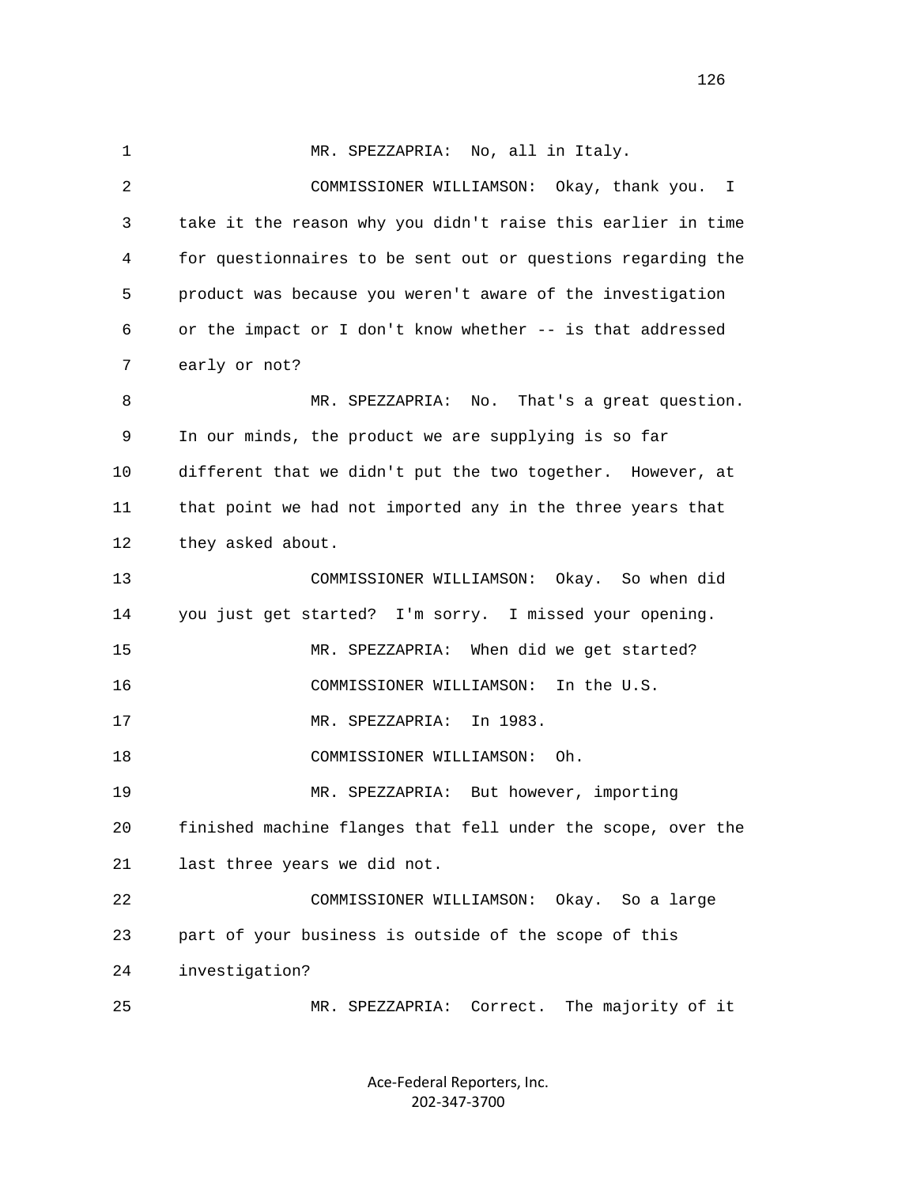MR. SPEZZAPRIA: No, all in Italy.

COMMISSIONER WILLIAMSON: Okay, thank you. I take it the reason why you didn't raise this earlier in time for questionnaires to be sent out or questions regarding the product was because you weren't aware of the investigation or the impact or I don't know whether -- is that addressed early or not?

MR. SPEZZAPRIA: No. That's a great question. In our minds, the product we are supplying is so far different that we didn't put the two together. However, at that point we had not imported any in the three years that they asked about.

COMMISSIONER WILLIAMSON: Okay. So when did you just get started? I'm sorry. I missed your opening.

MR. SPEZZAPRIA: When did we get started?

COMMISSIONER WILLIAMSON: In the U.S.

MR. SPEZZAPRIA: In 1983.

COMMISSIONER WILLIAMSON: Oh.

MR. SPEZZAPRIA: But however, importing finished machine flanges that fell under the scope, over the last three years we did not.

COMMISSIONER WILLIAMSON: Okay. So a large part of your business is outside of the scope of this investigation?

MR. SPEZZAPRIA: Correct. The majority of it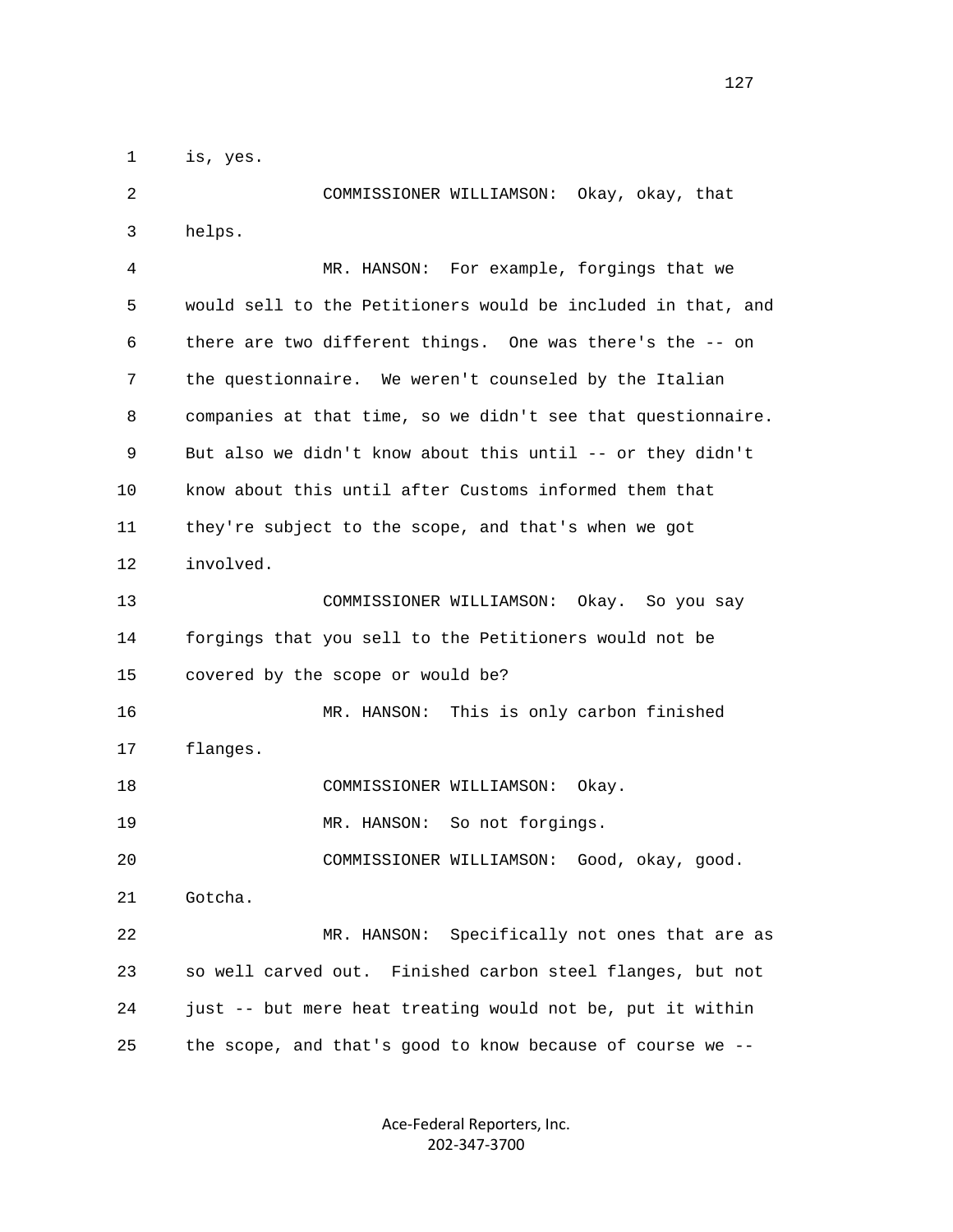1 is, yes.

2 COMMISSIONER WILLIAMSON: Okay, okay, that

3 helps.

4 MR. HANSON: For example, forgings that we

5 would sell to the Petitioners would be included in that, and

6 there are two different things. One was there's the -- on

7 the questionnaire. We weren't counseled by the Italian

8 companies at that time, so we didn't see that questionnaire.

9 But also we didn't know about this until -- or they didn't

10 know about this until after Customs informed them that

11 they're subject to the scope, and that's when we got

12 involved.

13 COMMISSIONER WILLIAMSON: Okay. So you say

14 forgings that you sell to the Petitioners would not be

15 covered by the scope or would be?

16 MR. HANSON: This is only carbon finished

17 flanges.

18 COMMISSIONER WILLIAMSON: Okay.

19 MR. HANSON: So not forgings.

20 COMMISSIONER WILLIAMSON: Good, okay, good.

21 Gotcha.

22 MR. HANSON: Specifically not ones that are as

23 so well carved out. Finished carbon steel flanges, but not

24 just -- but mere heat treating would not be, put it within

25 the scope, and that's good to know because of course we --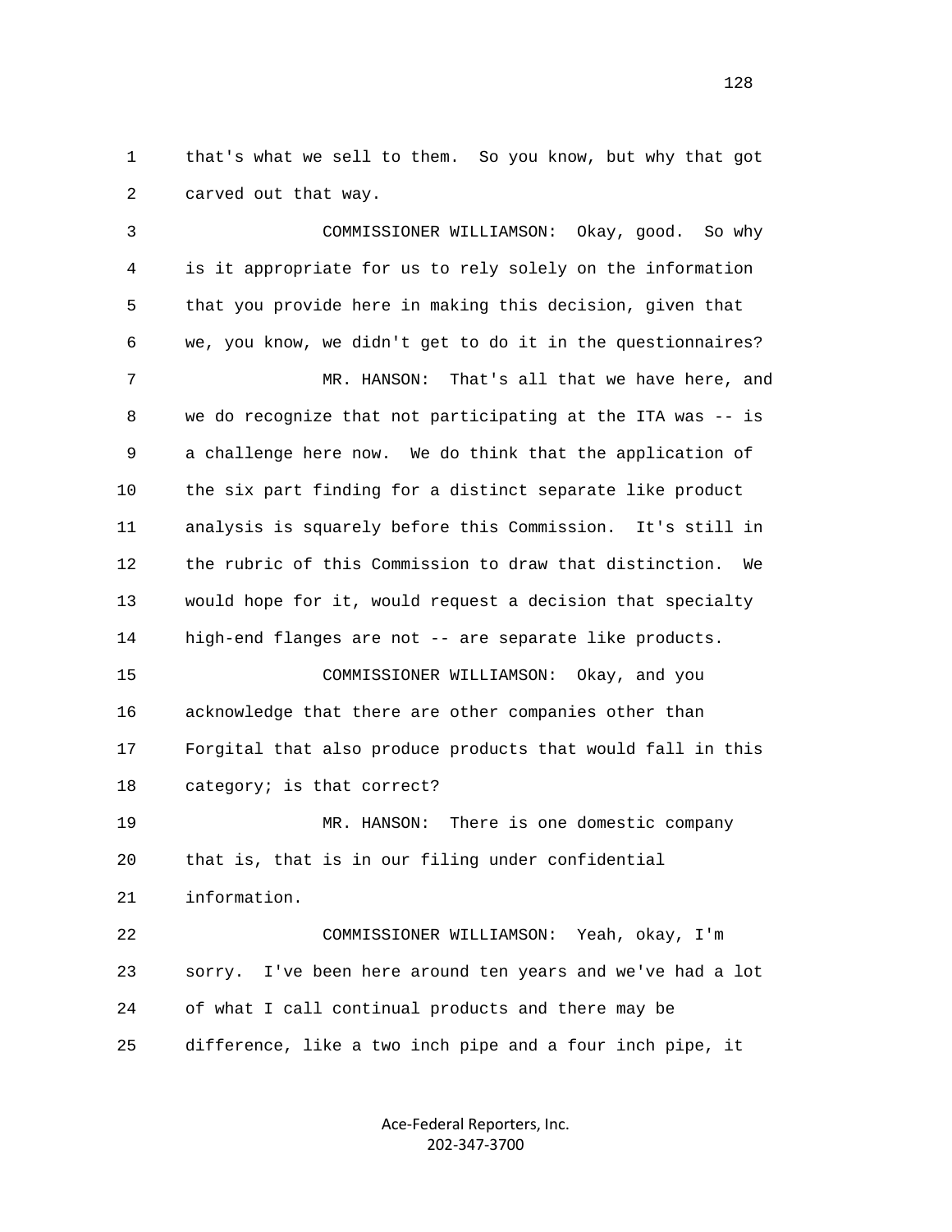that's what we sell to them. So you know, but why that got carved out that way.

COMMISSIONER WILLIAMSON: Okay, good. So why is it appropriate for us to rely solely on the information that you provide here in making this decision, given that we, you know, we didn't get to do it in the questionnaires?

MR. HANSON: That's all that we have here, and we do recognize that not participating at the ITA was -- is a challenge here now. We do think that the application of the six part finding for a distinct separate like product analysis is squarely before this Commission. It's still in the rubric of this Commission to draw that distinction. We would hope for it, would request a decision that specialty high-end flanges are not -- are separate like products.

COMMISSIONER WILLIAMSON: Okay, and you acknowledge that there are other companies other than Forgital that also produce products that would fall in this category; is that correct?

MR. HANSON: There is one domestic company that is, that is in our filing under confidential information.

COMMISSIONER WILLIAMSON: Yeah, okay, I'm sorry. I've been here around ten years and we've had a lot of what I call continual products and there may be difference, like a two inch pipe and a four inch pipe, it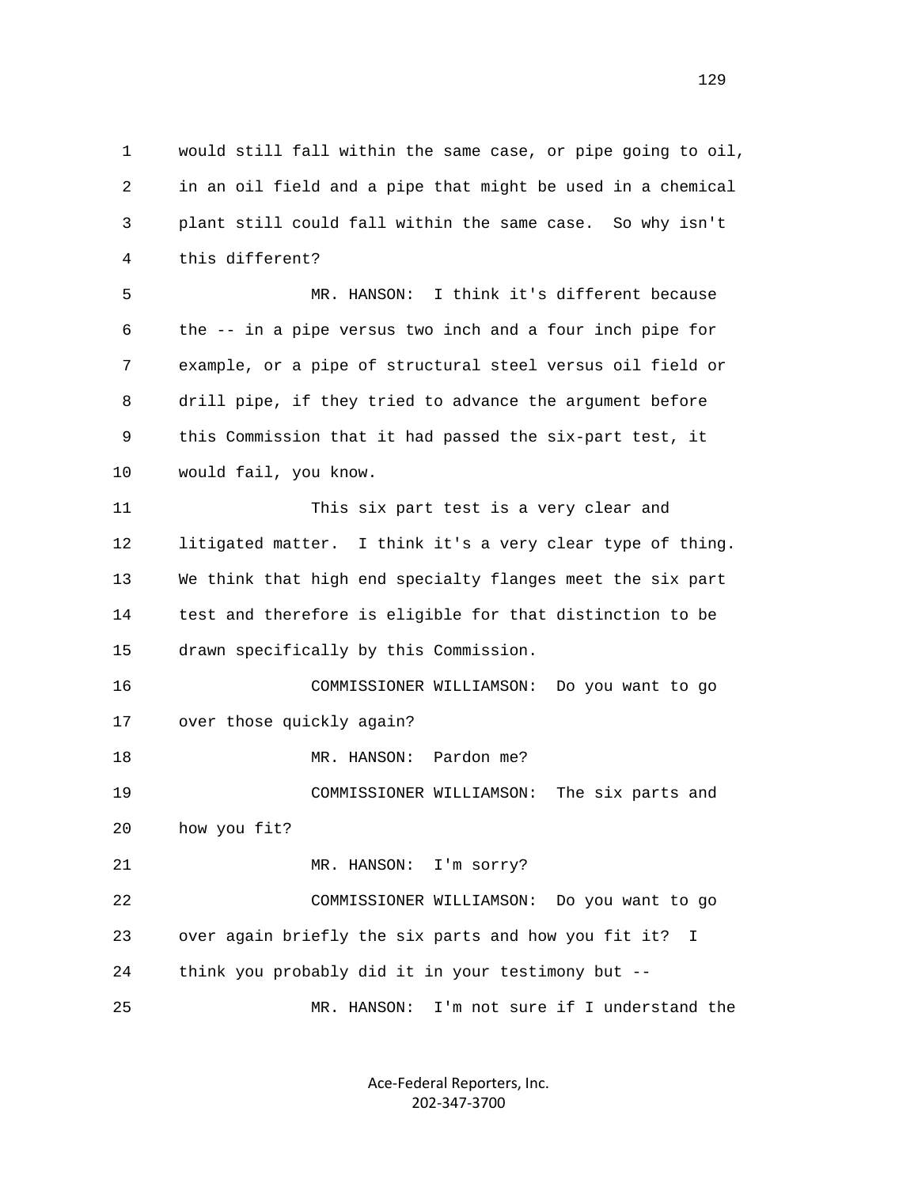1 would still fall within the same case, or pipe going to oil,
2 in an oil field and a pipe that might be used in a chemical
3 plant still could fall within the same case. So why isn't
4 this different?

5 MR. HANSON: I think it's different because
6 the -- in a pipe versus two inch and a four inch pipe for
7 example, or a pipe of structural steel versus oil field or
8 drill pipe, if they tried to advance the argument before
9 this Commission that it had passed the six-part test, it
10 would fail, you know.

11 This six part test is a very clear and
12 litigated matter. I think it's a very clear type of thing.
13 We think that high end specialty flanges meet the six part
14 test and therefore is eligible for that distinction to be
15 drawn specifically by this Commission.

16 COMMISSIONER WILLIAMSON: Do you want to go
17 over those quickly again?

18 MR. HANSON: Pardon me?

19 COMMISSIONER WILLIAMSON: The six parts and
20 how you fit?

21 MR. HANSON: I'm sorry?

22 COMMISSIONER WILLIAMSON: Do you want to go
23 over again briefly the six parts and how you fit it? I
24 think you probably did it in your testimony but --

25 MR. HANSON: I'm not sure if I understand the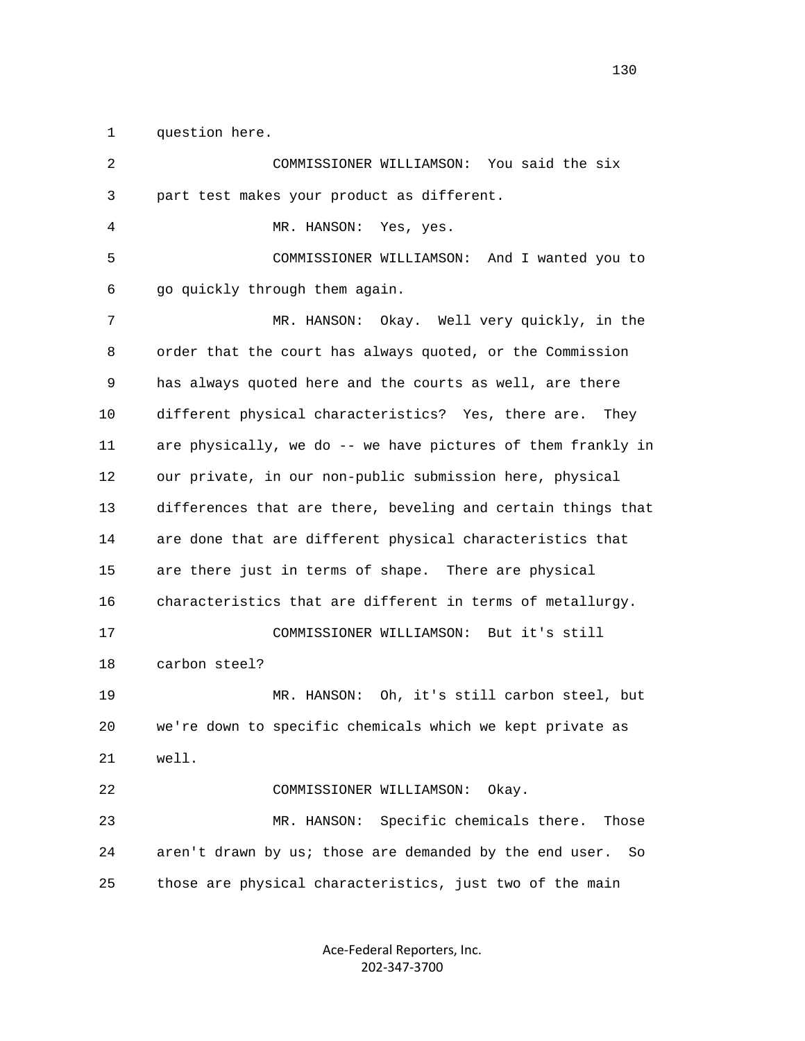1 question here.

2 COMMISSIONER WILLIAMSON: You said the six
3 part test makes your product as different.

4 MR. HANSON: Yes, yes.

5 COMMISSIONER WILLIAMSON: And I wanted you to
6 go quickly through them again.

7 MR. HANSON: Okay. Well very quickly, in the
8 order that the court has always quoted, or the Commission
9 has always quoted here and the courts as well, are there
10 different physical characteristics? Yes, there are. They
11 are physically, we do -- we have pictures of them frankly in
12 our private, in our non-public submission here, physical
13 differences that are there, beveling and certain things that
14 are done that are different physical characteristics that
15 are there just in terms of shape. There are physical
16 characteristics that are different in terms of metallurgy.

17 COMMISSIONER WILLIAMSON: But it's still
18 carbon steel?

19 MR. HANSON: Oh, it's still carbon steel, but
20 we're down to specific chemicals which we kept private as
21 well.

22 COMMISSIONER WILLIAMSON: Okay.

23 MR. HANSON: Specific chemicals there. Those
24 aren't drawn by us; those are demanded by the end user. So
25 those are physical characteristics, just two of the main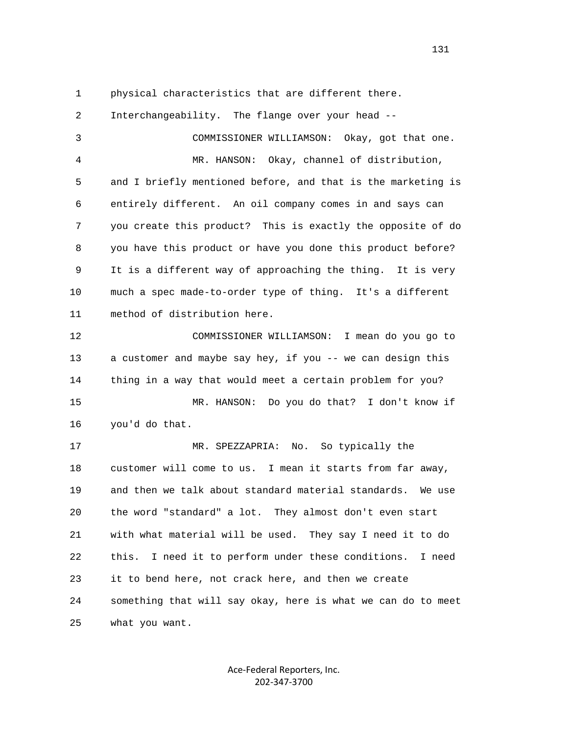physical characteristics that are different there. Interchangeability. The flange over your head --

COMMISSIONER WILLIAMSON: Okay, got that one.

MR. HANSON: Okay, channel of distribution, and I briefly mentioned before, and that is the marketing is entirely different. An oil company comes in and says can you create this product? This is exactly the opposite of do you have this product or have you done this product before? It is a different way of approaching the thing. It is very much a spec made-to-order type of thing. It's a different method of distribution here.

COMMISSIONER WILLIAMSON: I mean do you go to a customer and maybe say hey, if you -- we can design this thing in a way that would meet a certain problem for you?

MR. HANSON: Do you do that? I don't know if you'd do that.

MR. SPEZZAPRIA: No. So typically the customer will come to us. I mean it starts from far away, and then we talk about standard material standards. We use the word "standard" a lot. They almost don't even start with what material will be used. They say I need it to do this. I need it to perform under these conditions. I need it to bend here, not crack here, and then we create something that will say okay, here is what we can do to meet what you want.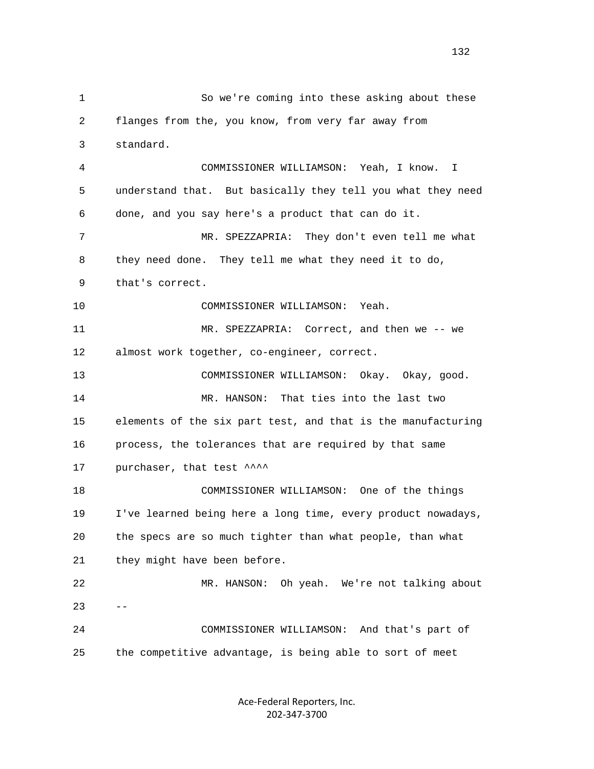So we're coming into these asking about these flanges from the, you know, from very far away from standard.

COMMISSIONER WILLIAMSON: Yeah, I know. I understand that. But basically they tell you what they need done, and you say here's a product that can do it.

MR. SPEZZAPRIA: They don't even tell me what they need done. They tell me what they need it to do, that's correct.

COMMISSIONER WILLIAMSON: Yeah.

MR. SPEZZAPRIA: Correct, and then we -- we almost work together, co-engineer, correct.

COMMISSIONER WILLIAMSON: Okay. Okay, good.

MR. HANSON: That ties into the last two elements of the six part test, and that is the manufacturing process, the tolerances that are required by that same purchaser, that test ^^^^

COMMISSIONER WILLIAMSON: One of the things I've learned being here a long time, every product nowadays, the specs are so much tighter than what people, than what they might have been before.

MR. HANSON: Oh yeah. We're not talking about --

COMMISSIONER WILLIAMSON: And that's part of the competitive advantage, is being able to sort of meet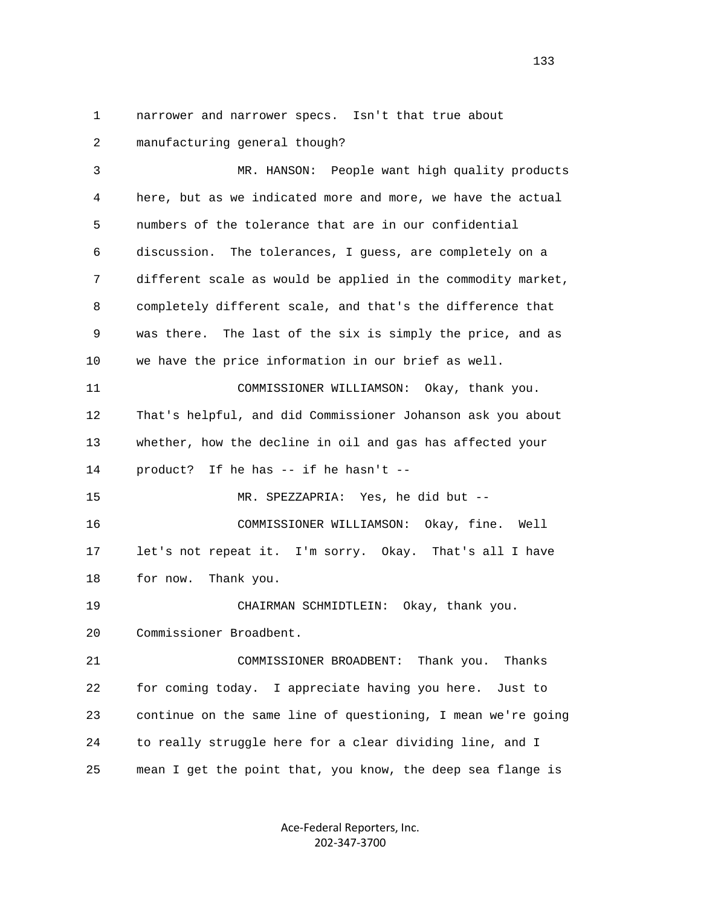narrower and narrower specs. Isn't that true about manufacturing general though?

MR. HANSON: People want high quality products here, but as we indicated more and more, we have the actual numbers of the tolerance that are in our confidential discussion. The tolerances, I guess, are completely on a different scale as would be applied in the commodity market, completely different scale, and that's the difference that was there. The last of the six is simply the price, and as we have the price information in our brief as well.

COMMISSIONER WILLIAMSON: Okay, thank you. That's helpful, and did Commissioner Johanson ask you about whether, how the decline in oil and gas has affected your product? If he has -- if he hasn't --

MR. SPEZZAPRIA: Yes, he did but --

COMMISSIONER WILLIAMSON: Okay, fine. Well let's not repeat it. I'm sorry. Okay. That's all I have for now. Thank you.

CHAIRMAN SCHMIDTLEIN: Okay, thank you. Commissioner Broadbent.

COMMISSIONER BROADBENT: Thank you. Thanks for coming today. I appreciate having you here. Just to continue on the same line of questioning, I mean we're going to really struggle here for a clear dividing line, and I mean I get the point that, you know, the deep sea flange is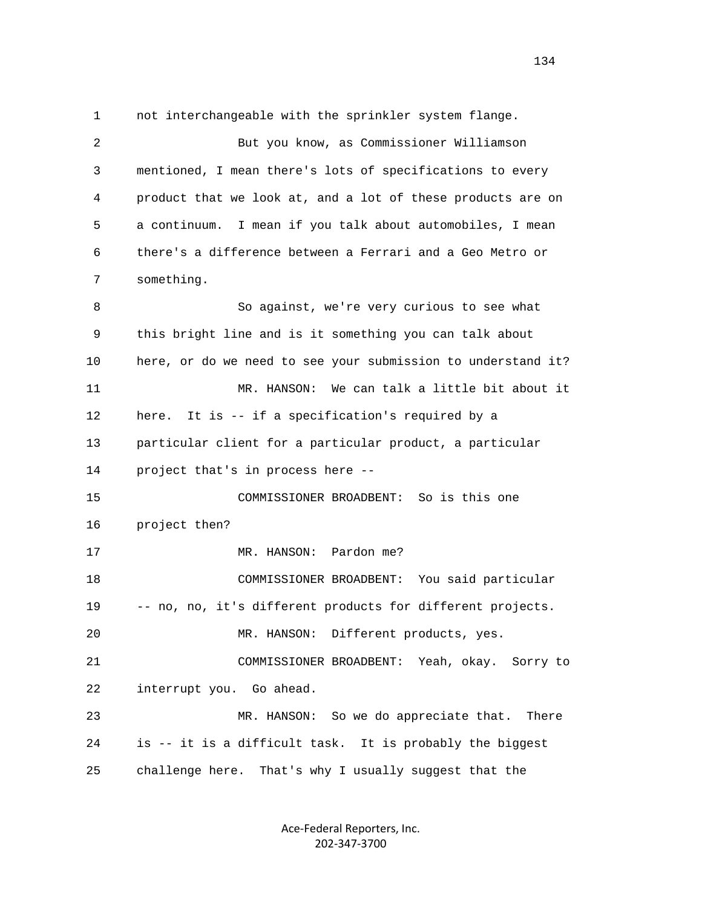1 not interchangeable with the sprinkler system flange.

2 But you know, as Commissioner Williamson

3 mentioned, I mean there's lots of specifications to every

4 product that we look at, and a lot of these products are on

5 a continuum. I mean if you talk about automobiles, I mean

6 there's a difference between a Ferrari and a Geo Metro or

7 something.

8 So against, we're very curious to see what

9 this bright line and is it something you can talk about

10 here, or do we need to see your submission to understand it?

11 MR. HANSON: We can talk a little bit about it

12 here. It is -- if a specification's required by a

13 particular client for a particular product, a particular

14 project that's in process here --

15 COMMISSIONER BROADBENT: So is this one

16 project then?

17 MR. HANSON: Pardon me?

18 COMMISSIONER BROADBENT: You said particular

19 -- no, no, it's different products for different projects.

20 MR. HANSON: Different products, yes.

21 COMMISSIONER BROADBENT: Yeah, okay. Sorry to

22 interrupt you. Go ahead.

23 MR. HANSON: So we do appreciate that. There

24 is -- it is a difficult task. It is probably the biggest

25 challenge here. That's why I usually suggest that the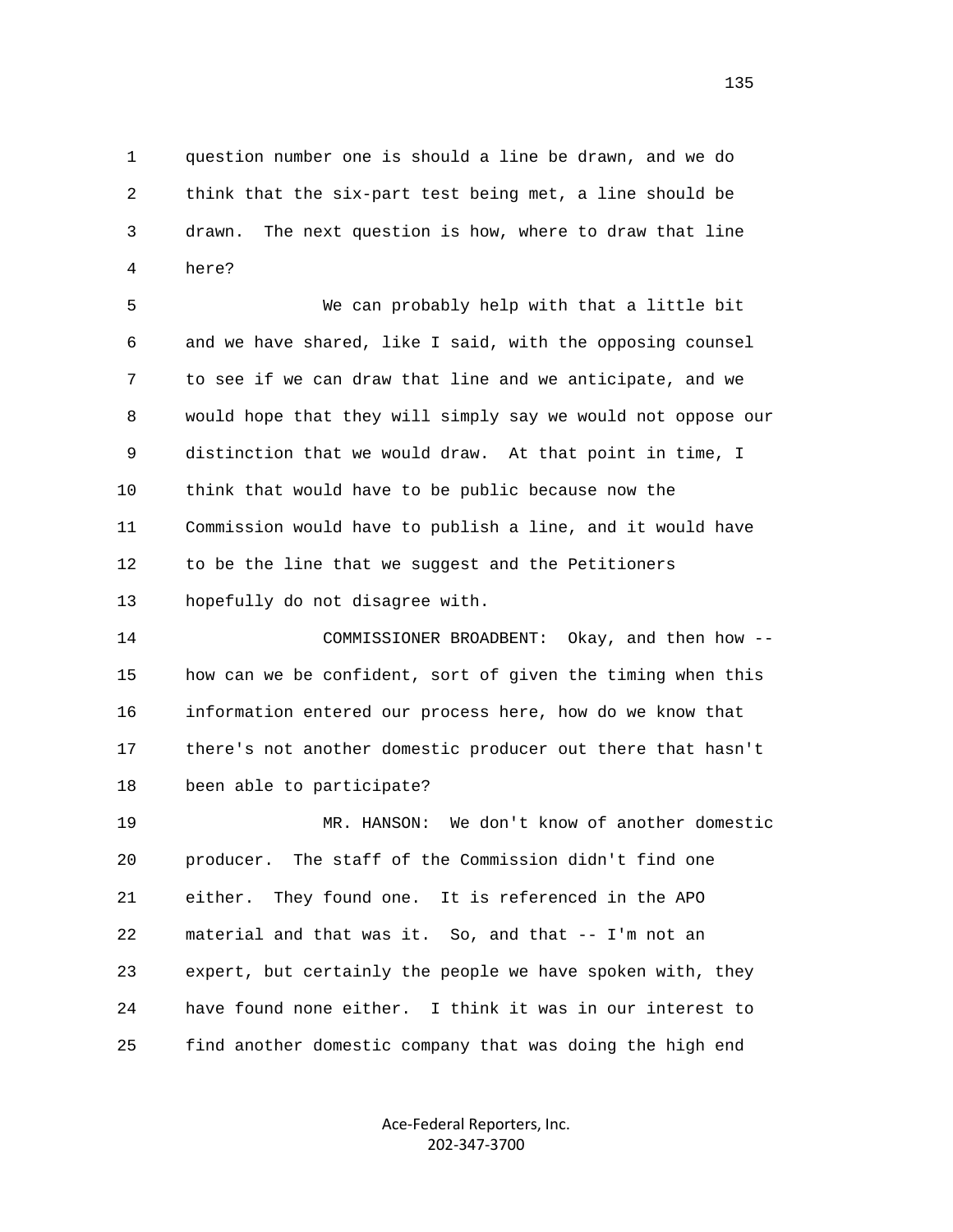1 question number one is should a line be drawn, and we do
2 think that the six-part test being met, a line should be
3 drawn. The next question is how, where to draw that line
4 here?

5 We can probably help with that a little bit
6 and we have shared, like I said, with the opposing counsel
7 to see if we can draw that line and we anticipate, and we
8 would hope that they will simply say we would not oppose our
9 distinction that we would draw. At that point in time, I
10 think that would have to be public because now the
11 Commission would have to publish a line, and it would have
12 to be the line that we suggest and the Petitioners
13 hopefully do not disagree with.

14 COMMISSIONER BROADBENT: Okay, and then how --
15 how can we be confident, sort of given the timing when this
16 information entered our process here, how do we know that
17 there's not another domestic producer out there that hasn't
18 been able to participate?

19 MR. HANSON: We don't know of another domestic
20 producer. The staff of the Commission didn't find one
21 either. They found one. It is referenced in the APO
22 material and that was it. So, and that -- I'm not an
23 expert, but certainly the people we have spoken with, they
24 have found none either. I think it was in our interest to
25 find another domestic company that was doing the high end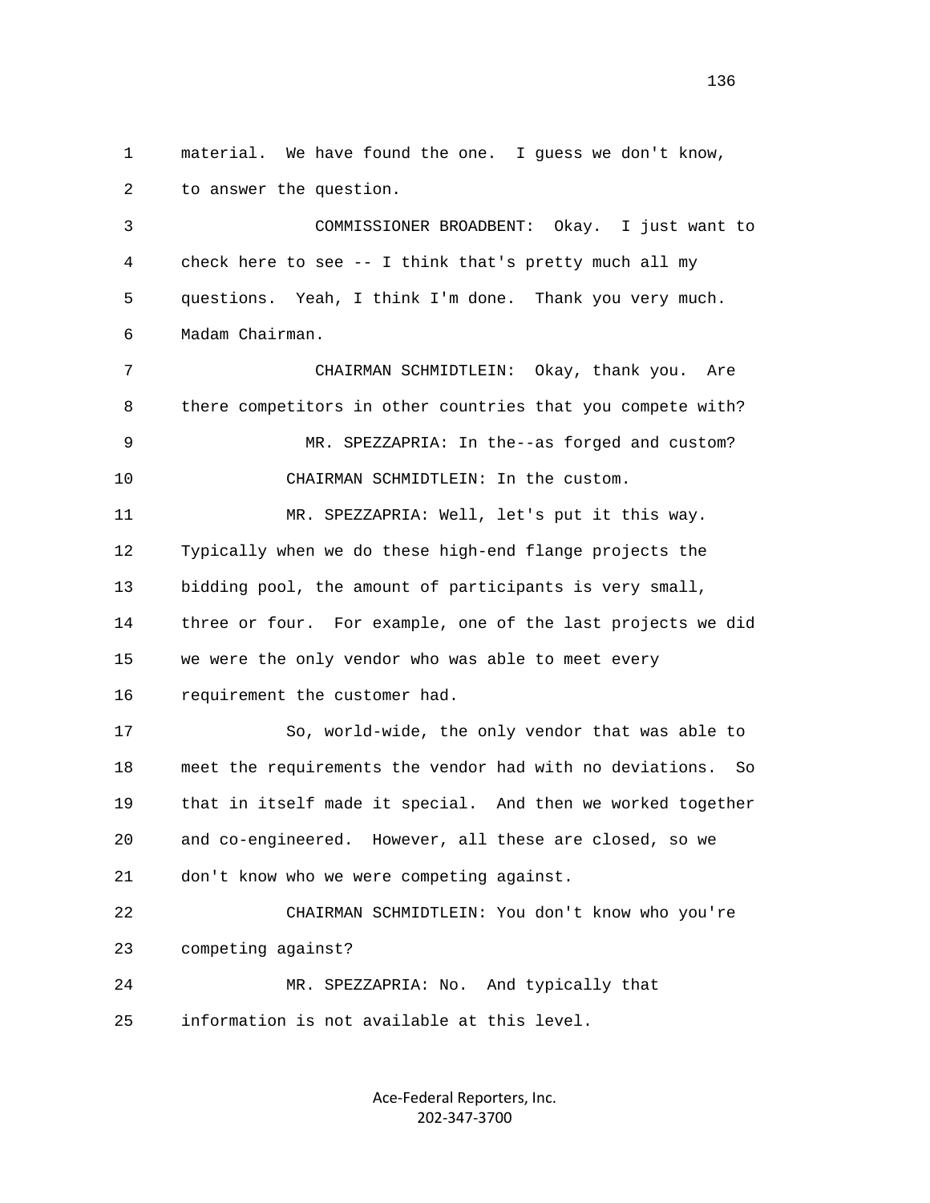1 material. We have found the one. I guess we don't know,
2 to answer the question.

3 COMMISSIONER BROADBENT: Okay. I just want to
4 check here to see -- I think that's pretty much all my
5 questions. Yeah, I think I'm done. Thank you very much.
6 Madam Chairman.

7 CHAIRMAN SCHMIDTLEIN: Okay, thank you. Are
8 there competitors in other countries that you compete with?

9 MR. SPEZZAPRIA: In the--as forged and custom?

10 CHAIRMAN SCHMIDTLEIN: In the custom.

11 MR. SPEZZAPRIA: Well, let's put it this way.
12 Typically when we do these high-end flange projects the
13 bidding pool, the amount of participants is very small,
14 three or four. For example, one of the last projects we did
15 we were the only vendor who was able to meet every
16 requirement the customer had.

17 So, world-wide, the only vendor that was able to
18 meet the requirements the vendor had with no deviations. So
19 that in itself made it special. And then we worked together
20 and co-engineered. However, all these are closed, so we
21 don't know who we were competing against.

22 CHAIRMAN SCHMIDTLEIN: You don't know who you're
23 competing against?

24 MR. SPEZZAPRIA: No. And typically that
25 information is not available at this level.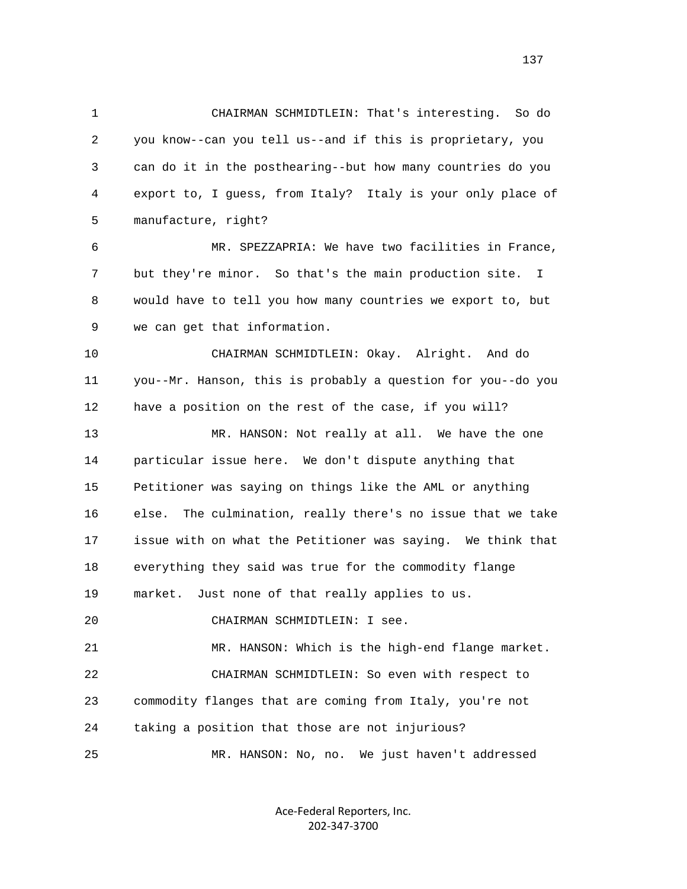1 CHAIRMAN SCHMIDTLEIN: That's interesting. So do
2 you know--can you tell us--and if this is proprietary, you
3 can do it in the posthearing--but how many countries do you
4 export to, I guess, from Italy? Italy is your only place of
5 manufacture, right?

6 MR. SPEZZAPRIA: We have two facilities in France,
7 but they're minor. So that's the main production site. I
8 would have to tell you how many countries we export to, but
9 we can get that information.

10 CHAIRMAN SCHMIDTLEIN: Okay. Alright. And do
11 you--Mr. Hanson, this is probably a question for you--do you
12 have a position on the rest of the case, if you will?

13 MR. HANSON: Not really at all. We have the one
14 particular issue here. We don't dispute anything that
15 Petitioner was saying on things like the AML or anything
16 else. The culmination, really there's no issue that we take
17 issue with on what the Petitioner was saying. We think that
18 everything they said was true for the commodity flange
19 market. Just none of that really applies to us.

20 CHAIRMAN SCHMIDTLEIN: I see.

21 MR. HANSON: Which is the high-end flange market.

22 CHAIRMAN SCHMIDTLEIN: So even with respect to
23 commodity flanges that are coming from Italy, you're not
24 taking a position that those are not injurious?

25 MR. HANSON: No, no. We just haven't addressed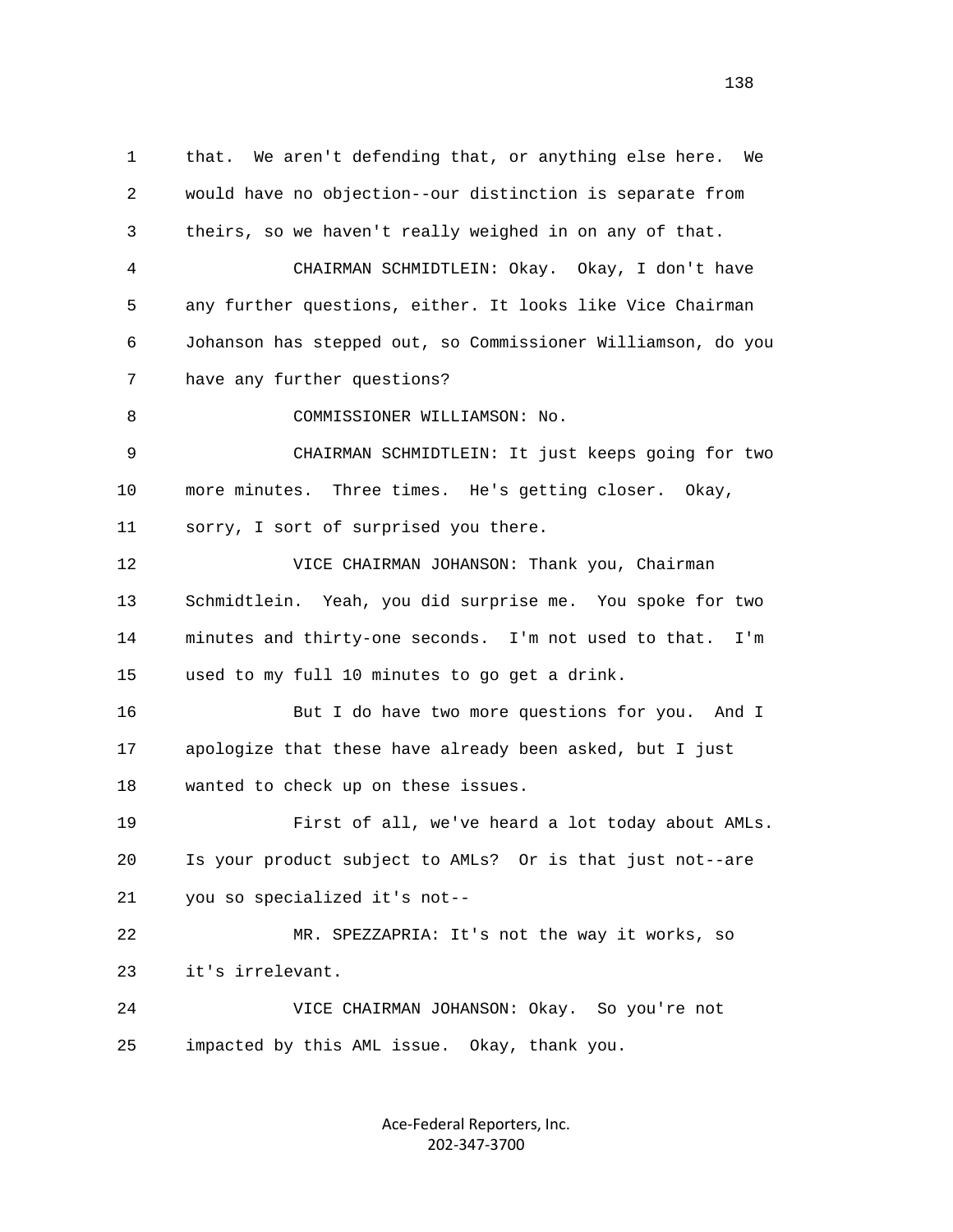that. We aren't defending that, or anything else here. We would have no objection--our distinction is separate from theirs, so we haven't really weighed in on any of that.

CHAIRMAN SCHMIDTLEIN: Okay. Okay, I don't have any further questions, either. It looks like Vice Chairman Johanson has stepped out, so Commissioner Williamson, do you have any further questions?

COMMISSIONER WILLIAMSON: No.

CHAIRMAN SCHMIDTLEIN: It just keeps going for two more minutes. Three times. He's getting closer. Okay, sorry, I sort of surprised you there.

VICE CHAIRMAN JOHANSON: Thank you, Chairman Schmidtlein. Yeah, you did surprise me. You spoke for two minutes and thirty-one seconds. I'm not used to that. I'm used to my full 10 minutes to go get a drink.

But I do have two more questions for you. And I apologize that these have already been asked, but I just wanted to check up on these issues.

First of all, we've heard a lot today about AMLs. Is your product subject to AMLs? Or is that just not--are you so specialized it's not--

MR. SPEZZAPRIA: It's not the way it works, so it's irrelevant.

VICE CHAIRMAN JOHANSON: Okay. So you're not impacted by this AML issue. Okay, thank you.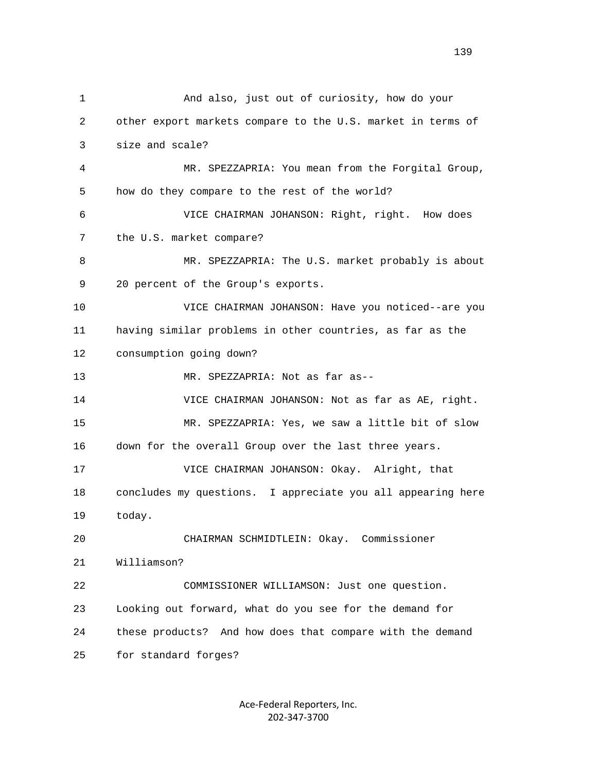And also, just out of curiosity, how do your other export markets compare to the U.S. market in terms of size and scale?

MR. SPEZZAPRIA: You mean from the Forgital Group, how do they compare to the rest of the world?

VICE CHAIRMAN JOHANSON: Right, right. How does the U.S. market compare?

MR. SPEZZAPRIA: The U.S. market probably is about 20 percent of the Group's exports.

VICE CHAIRMAN JOHANSON: Have you noticed--are you having similar problems in other countries, as far as the consumption going down?

MR. SPEZZAPRIA: Not as far as--

VICE CHAIRMAN JOHANSON: Not as far as AE, right.

MR. SPEZZAPRIA: Yes, we saw a little bit of slow down for the overall Group over the last three years.

VICE CHAIRMAN JOHANSON: Okay. Alright, that concludes my questions. I appreciate you all appearing here today.

CHAIRMAN SCHMIDTLEIN: Okay. Commissioner Williamson?

COMMISSIONER WILLIAMSON: Just one question. Looking out forward, what do you see for the demand for these products? And how does that compare with the demand for standard forges?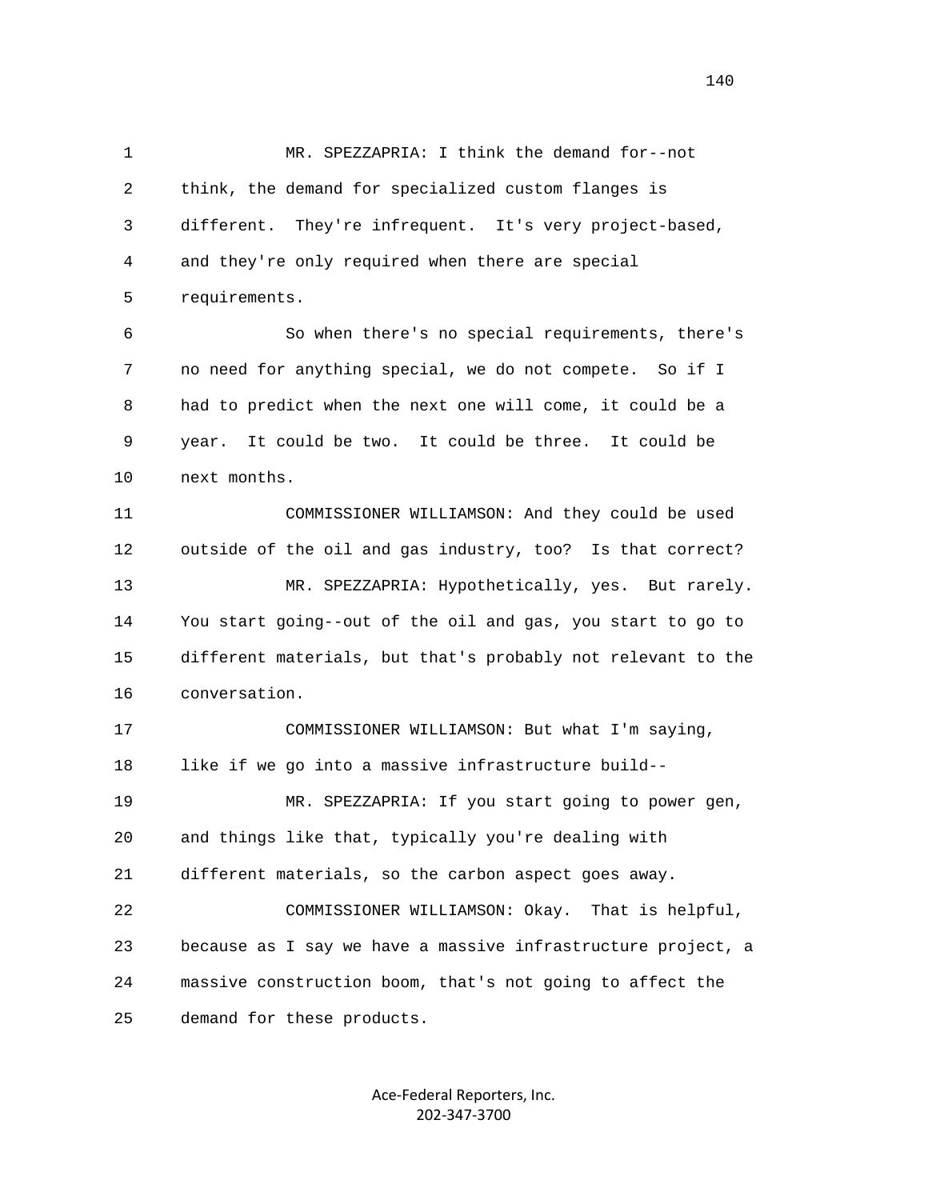MR. SPEZZAPRIA: I think the demand for--not think, the demand for specialized custom flanges is different. They're infrequent. It's very project-based, and they're only required when there are special requirements.

So when there's no special requirements, there's no need for anything special, we do not compete. So if I had to predict when the next one will come, it could be a year. It could be two. It could be three. It could be next months.

COMMISSIONER WILLIAMSON: And they could be used outside of the oil and gas industry, too? Is that correct?

MR. SPEZZAPRIA: Hypothetically, yes. But rarely. You start going--out of the oil and gas, you start to go to different materials, but that's probably not relevant to the conversation.

COMMISSIONER WILLIAMSON: But what I'm saying, like if we go into a massive infrastructure build--

MR. SPEZZAPRIA: If you start going to power gen, and things like that, typically you're dealing with different materials, so the carbon aspect goes away.

COMMISSIONER WILLIAMSON: Okay. That is helpful, because as I say we have a massive infrastructure project, a massive construction boom, that's not going to affect the demand for these products.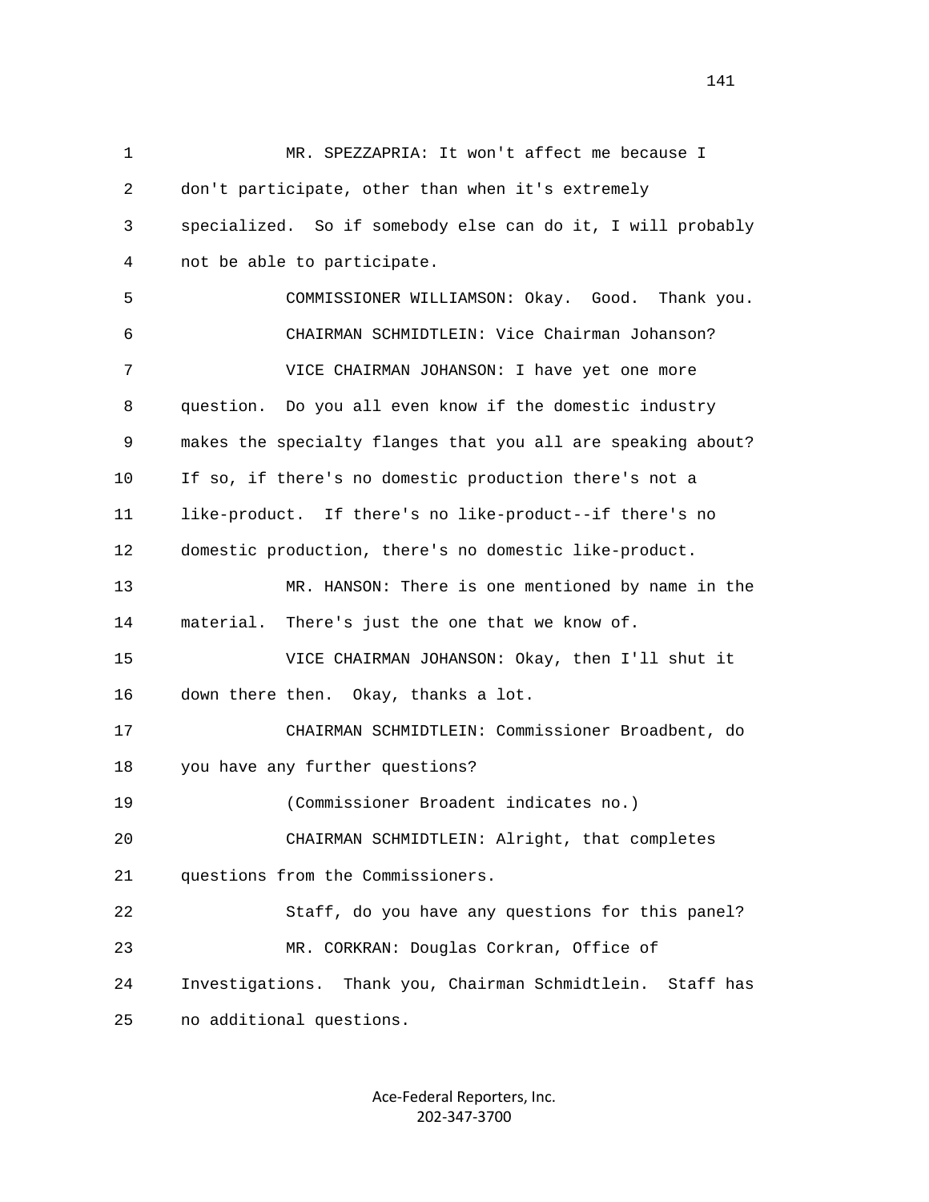MR. SPEZZAPRIA: It won't affect me because I don't participate, other than when it's extremely specialized. So if somebody else can do it, I will probably not be able to participate.

COMMISSIONER WILLIAMSON: Okay. Good. Thank you.

CHAIRMAN SCHMIDTLEIN: Vice Chairman Johanson?

VICE CHAIRMAN JOHANSON: I have yet one more question. Do you all even know if the domestic industry makes the specialty flanges that you all are speaking about? If so, if there's no domestic production there's not a like-product. If there's no like-product--if there's no domestic production, there's no domestic like-product.

MR. HANSON: There is one mentioned by name in the material. There's just the one that we know of.

VICE CHAIRMAN JOHANSON: Okay, then I'll shut it down there then. Okay, thanks a lot.

CHAIRMAN SCHMIDTLEIN: Commissioner Broadbent, do you have any further questions?

(Commissioner Broadent indicates no.)

CHAIRMAN SCHMIDTLEIN: Alright, that completes questions from the Commissioners.

Staff, do you have any questions for this panel?

MR. CORKRAN: Douglas Corkran, Office of Investigations. Thank you, Chairman Schmidtlein. Staff has no additional questions.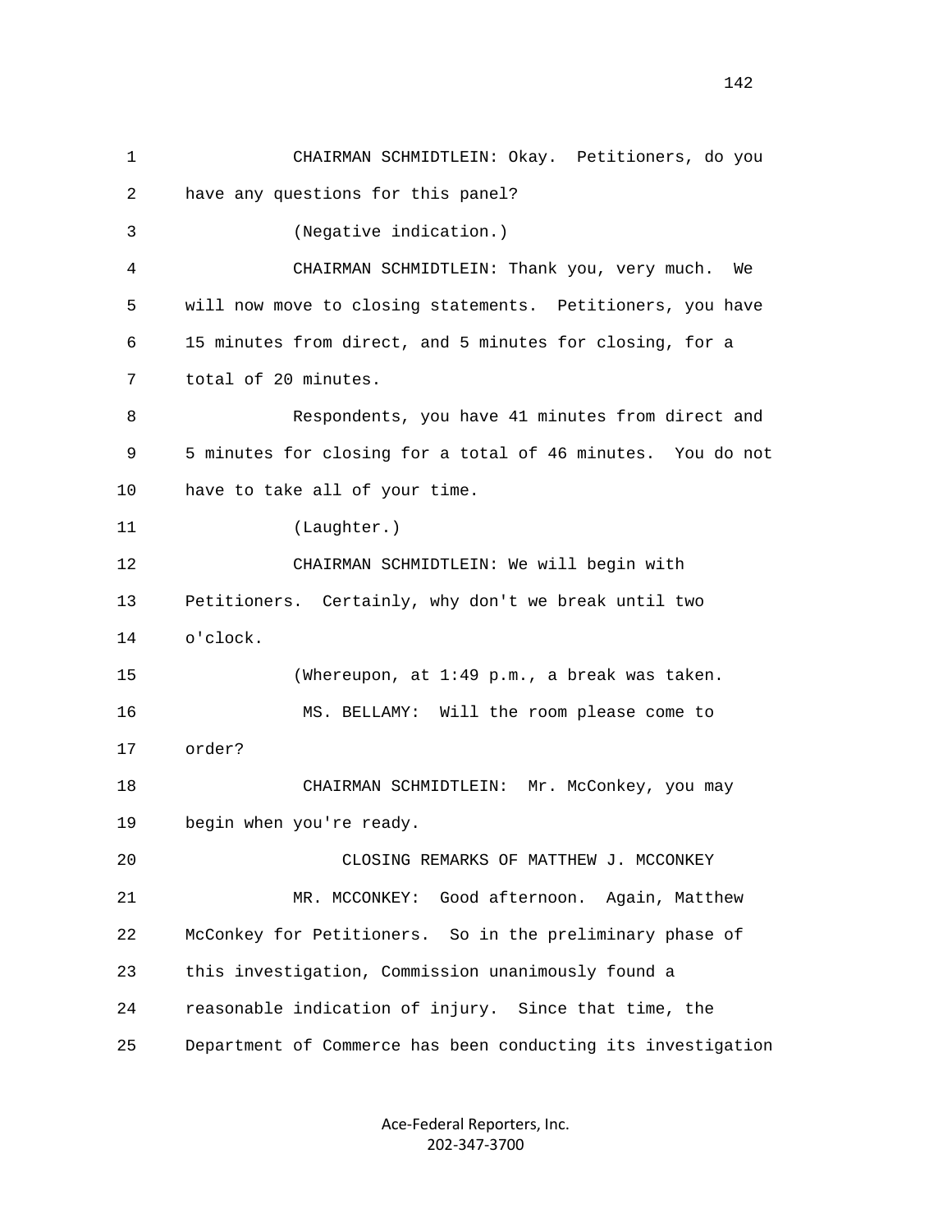CHAIRMAN SCHMIDTLEIN: Okay. Petitioners, do you have any questions for this panel?

(Negative indication.)

CHAIRMAN SCHMIDTLEIN: Thank you, very much. We will now move to closing statements. Petitioners, you have 15 minutes from direct, and 5 minutes for closing, for a total of 20 minutes.

Respondents, you have 41 minutes from direct and 5 minutes for closing for a total of 46 minutes. You do not have to take all of your time.

(Laughter.)

CHAIRMAN SCHMIDTLEIN: We will begin with Petitioners. Certainly, why don't we break until two o'clock.

(Whereupon, at 1:49 p.m., a break was taken.

MS. BELLAMY: Will the room please come to order?

CHAIRMAN SCHMIDTLEIN: Mr. McConkey, you may begin when you're ready.

CLOSING REMARKS OF MATTHEW J. MCCONKEY

MR. MCCONKEY: Good afternoon. Again, Matthew McConkey for Petitioners. So in the preliminary phase of this investigation, Commission unanimously found a reasonable indication of injury. Since that time, the Department of Commerce has been conducting its investigation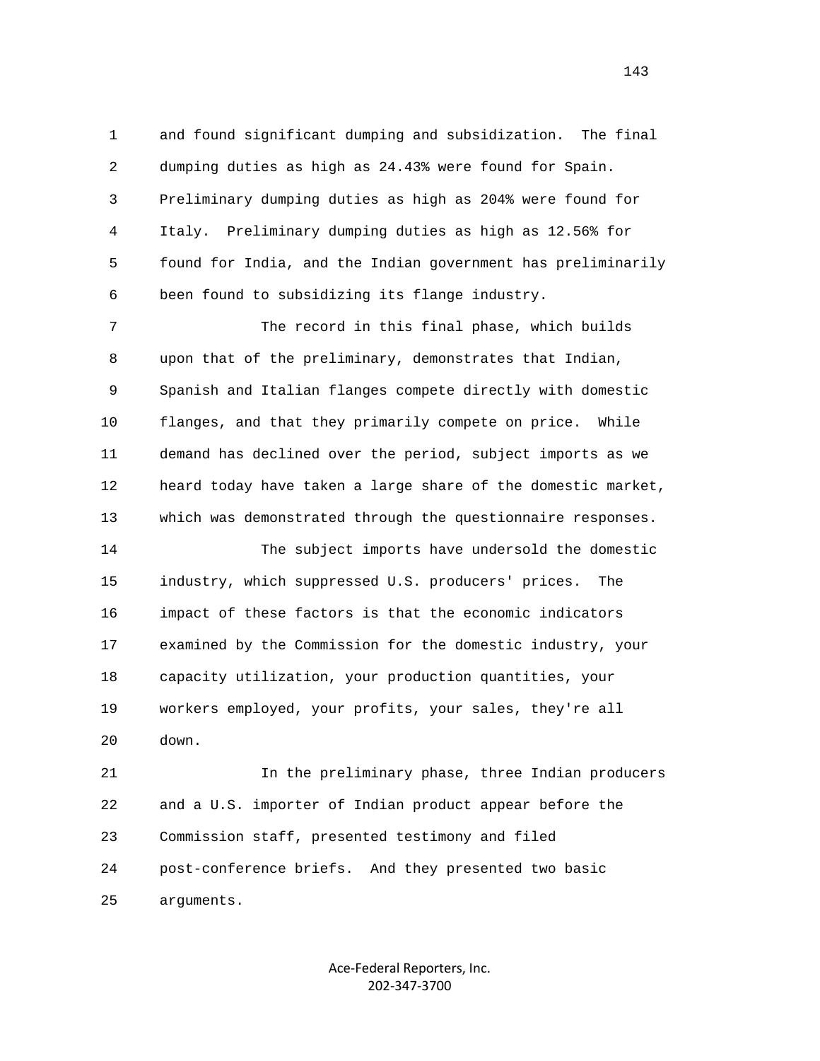and found significant dumping and subsidization. The final dumping duties as high as 24.43% were found for Spain. Preliminary dumping duties as high as 204% were found for Italy. Preliminary dumping duties as high as 12.56% for found for India, and the Indian government has preliminarily been found to subsidizing its flange industry.

The record in this final phase, which builds upon that of the preliminary, demonstrates that Indian, Spanish and Italian flanges compete directly with domestic flanges, and that they primarily compete on price. While demand has declined over the period, subject imports as we heard today have taken a large share of the domestic market, which was demonstrated through the questionnaire responses.

The subject imports have undersold the domestic industry, which suppressed U.S. producers' prices. The impact of these factors is that the economic indicators examined by the Commission for the domestic industry, your capacity utilization, your production quantities, your workers employed, your profits, your sales, they're all down.

In the preliminary phase, three Indian producers and a U.S. importer of Indian product appear before the Commission staff, presented testimony and filed post-conference briefs. And they presented two basic arguments.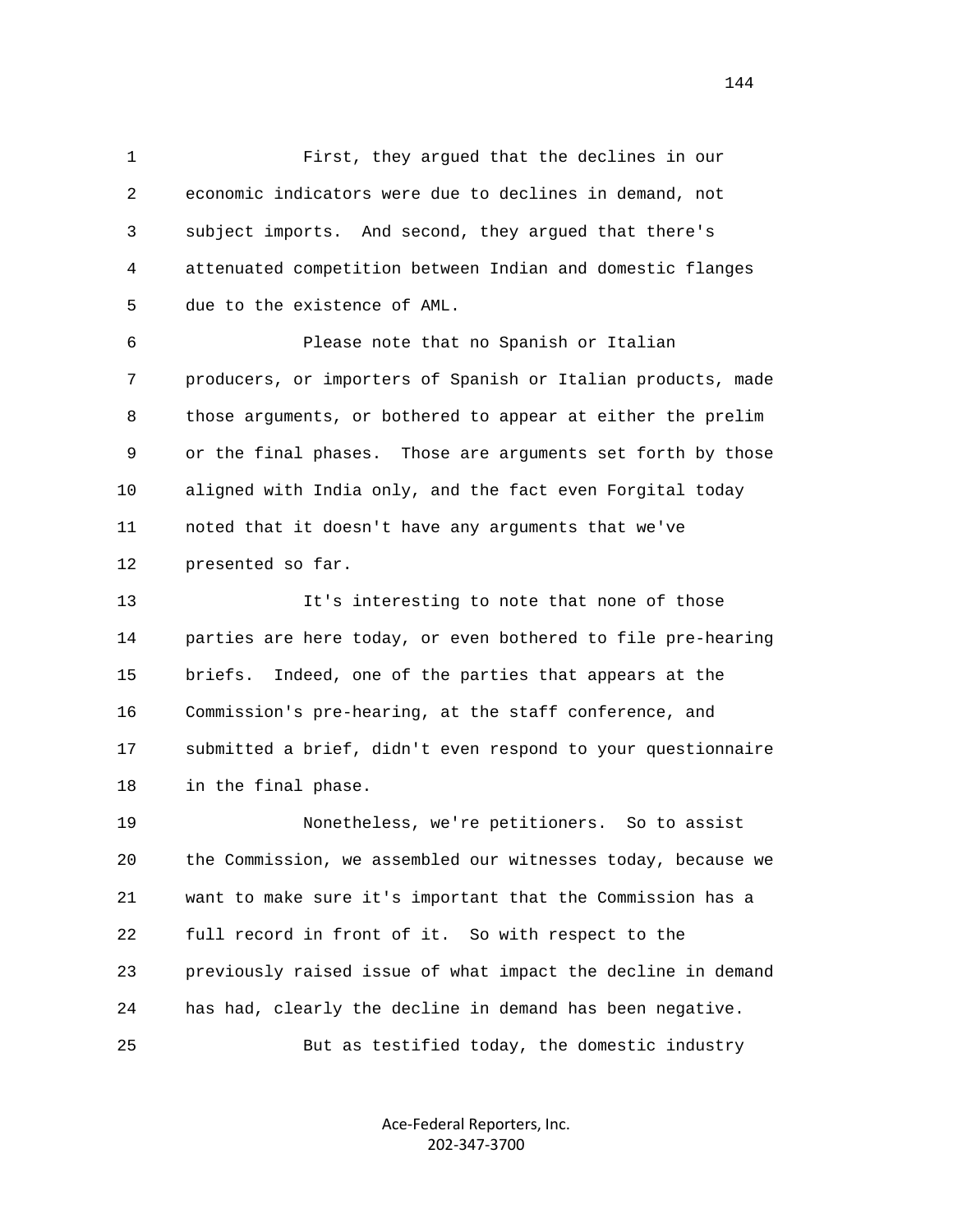First, they argued that the declines in our economic indicators were due to declines in demand, not subject imports. And second, they argued that there's attenuated competition between Indian and domestic flanges due to the existence of AML.

Please note that no Spanish or Italian producers, or importers of Spanish or Italian products, made those arguments, or bothered to appear at either the prelim or the final phases. Those are arguments set forth by those aligned with India only, and the fact even Forgital today noted that it doesn't have any arguments that we've presented so far.

It's interesting to note that none of those parties are here today, or even bothered to file pre-hearing briefs. Indeed, one of the parties that appears at the Commission's pre-hearing, at the staff conference, and submitted a brief, didn't even respond to your questionnaire in the final phase.

Nonetheless, we're petitioners. So to assist the Commission, we assembled our witnesses today, because we want to make sure it's important that the Commission has a full record in front of it. So with respect to the previously raised issue of what impact the decline in demand has had, clearly the decline in demand has been negative.

But as testified today, the domestic industry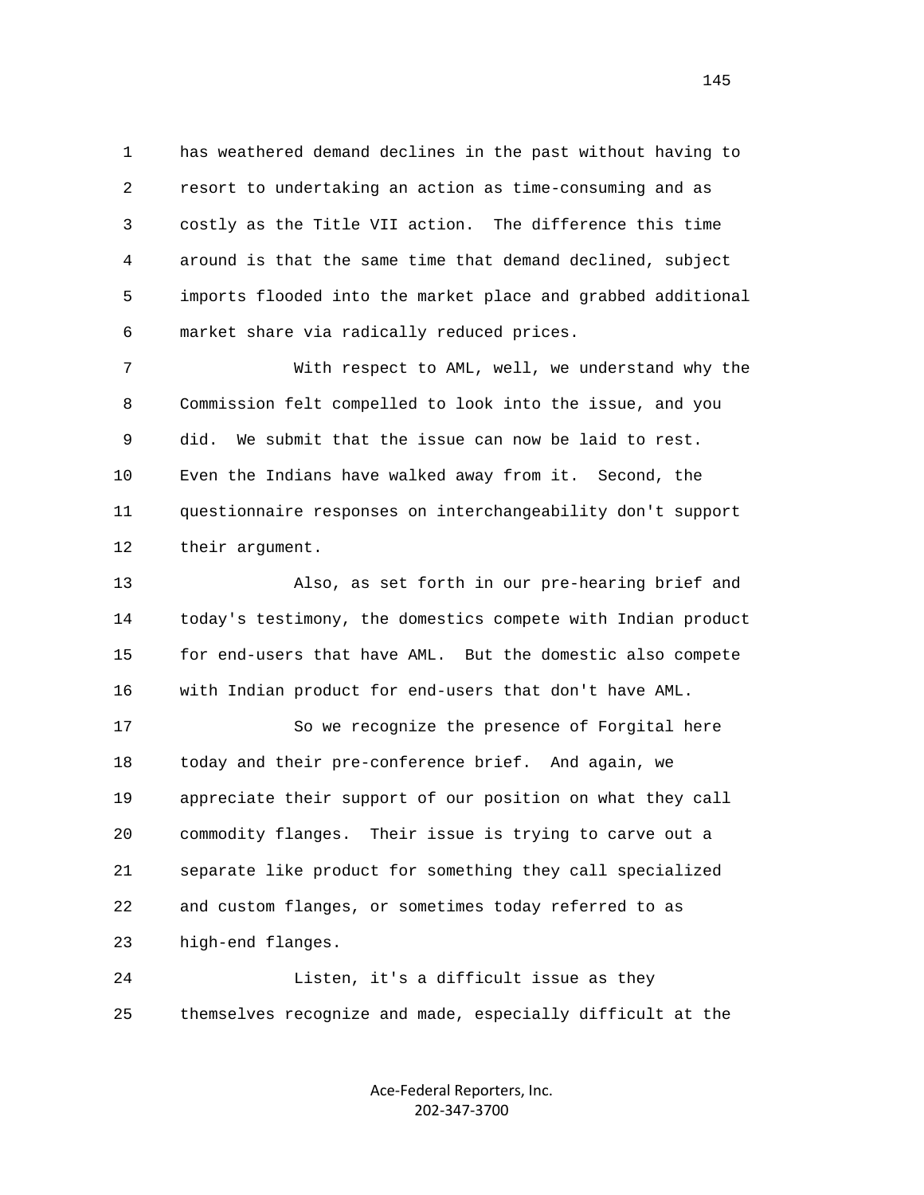has weathered demand declines in the past without having to resort to undertaking an action as time-consuming and as costly as the Title VII action. The difference this time around is that the same time that demand declined, subject imports flooded into the market place and grabbed additional market share via radically reduced prices.

With respect to AML, well, we understand why the Commission felt compelled to look into the issue, and you did. We submit that the issue can now be laid to rest. Even the Indians have walked away from it. Second, the questionnaire responses on interchangeability don't support their argument.

Also, as set forth in our pre-hearing brief and today's testimony, the domestics compete with Indian product for end-users that have AML. But the domestic also compete with Indian product for end-users that don't have AML.

So we recognize the presence of Forgital here today and their pre-conference brief. And again, we appreciate their support of our position on what they call commodity flanges. Their issue is trying to carve out a separate like product for something they call specialized and custom flanges, or sometimes today referred to as high-end flanges.

Listen, it's a difficult issue as they themselves recognize and made, especially difficult at the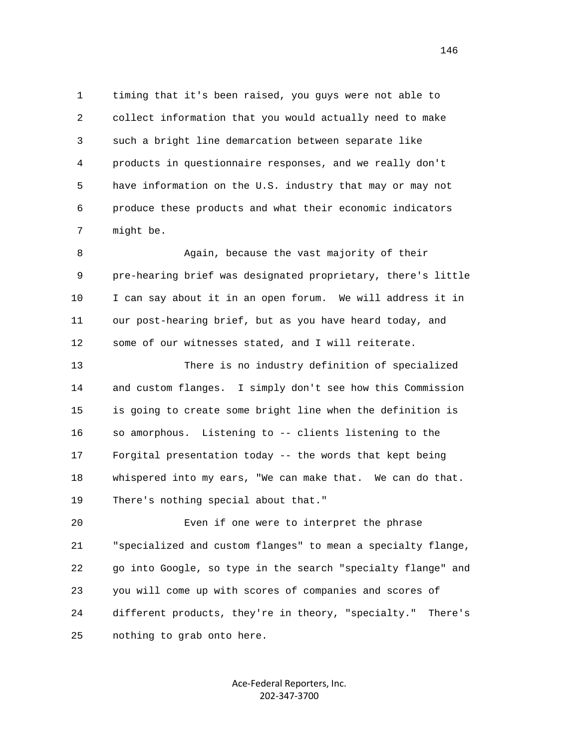timing that it's been raised, you guys were not able to collect information that you would actually need to make such a bright line demarcation between separate like products in questionnaire responses, and we really don't have information on the U.S. industry that may or may not produce these products and what their economic indicators might be.

Again, because the vast majority of their pre-hearing brief was designated proprietary, there's little I can say about it in an open forum. We will address it in our post-hearing brief, but as you have heard today, and some of our witnesses stated, and I will reiterate.

There is no industry definition of specialized and custom flanges. I simply don't see how this Commission is going to create some bright line when the definition is so amorphous. Listening to -- clients listening to the Forgital presentation today -- the words that kept being whispered into my ears, "We can make that. We can do that. There's nothing special about that."

Even if one were to interpret the phrase "specialized and custom flanges" to mean a specialty flange, go into Google, so type in the search "specialty flange" and you will come up with scores of companies and scores of different products, they're in theory, "specialty." There's nothing to grab onto here.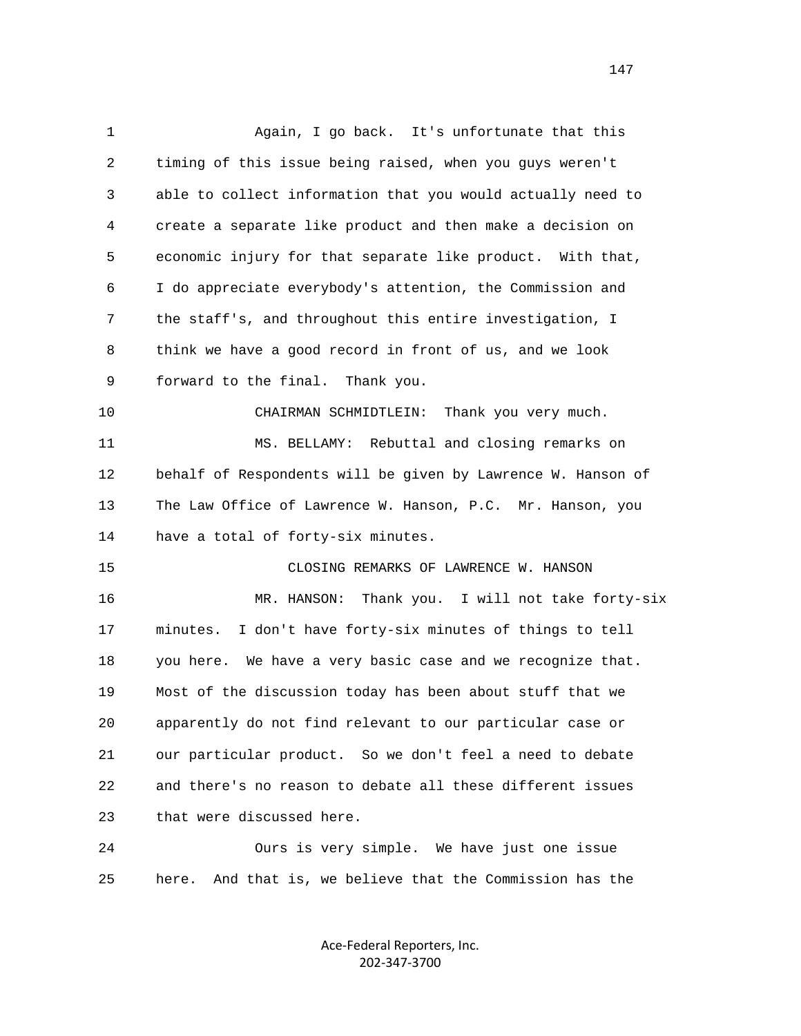Again, I go back. It's unfortunate that this timing of this issue being raised, when you guys weren't able to collect information that you would actually need to create a separate like product and then make a decision on economic injury for that separate like product. With that, I do appreciate everybody's attention, the Commission and the staff's, and throughout this entire investigation, I think we have a good record in front of us, and we look forward to the final. Thank you.

CHAIRMAN SCHMIDTLEIN: Thank you very much.

MS. BELLAMY: Rebuttal and closing remarks on behalf of Respondents will be given by Lawrence W. Hanson of The Law Office of Lawrence W. Hanson, P.C. Mr. Hanson, you have a total of forty-six minutes.

CLOSING REMARKS OF LAWRENCE W. HANSON

MR. HANSON: Thank you. I will not take forty-six minutes. I don't have forty-six minutes of things to tell you here. We have a very basic case and we recognize that. Most of the discussion today has been about stuff that we apparently do not find relevant to our particular case or our particular product. So we don't feel a need to debate and there's no reason to debate all these different issues that were discussed here.

Ours is very simple. We have just one issue here. And that is, we believe that the Commission has the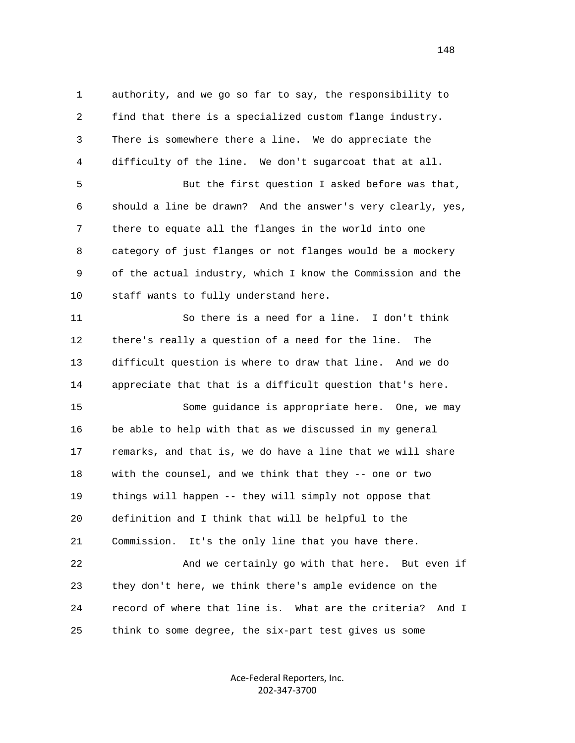1 authority, and we go so far to say, the responsibility to
2 find that there is a specialized custom flange industry.
3 There is somewhere there a line. We do appreciate the
4 difficulty of the line. We don't sugarcoat that at all.
5 But the first question I asked before was that,
6 should a line be drawn? And the answer's very clearly, yes,
7 there to equate all the flanges in the world into one
8 category of just flanges or not flanges would be a mockery
9 of the actual industry, which I know the Commission and the
10 staff wants to fully understand here.
11 So there is a need for a line. I don't think
12 there's really a question of a need for the line. The
13 difficult question is where to draw that line. And we do
14 appreciate that that is a difficult question that's here.
15 Some guidance is appropriate here. One, we may
16 be able to help with that as we discussed in my general
17 remarks, and that is, we do have a line that we will share
18 with the counsel, and we think that they -- one or two
19 things will happen -- they will simply not oppose that
20 definition and I think that will be helpful to the
21 Commission. It's the only line that you have there.
22 And we certainly go with that here. But even if
23 they don't here, we think there's ample evidence on the
24 record of where that line is. What are the criteria? And I
25 think to some degree, the six-part test gives us some

Ace-Federal Reporters, Inc.
202-347-3700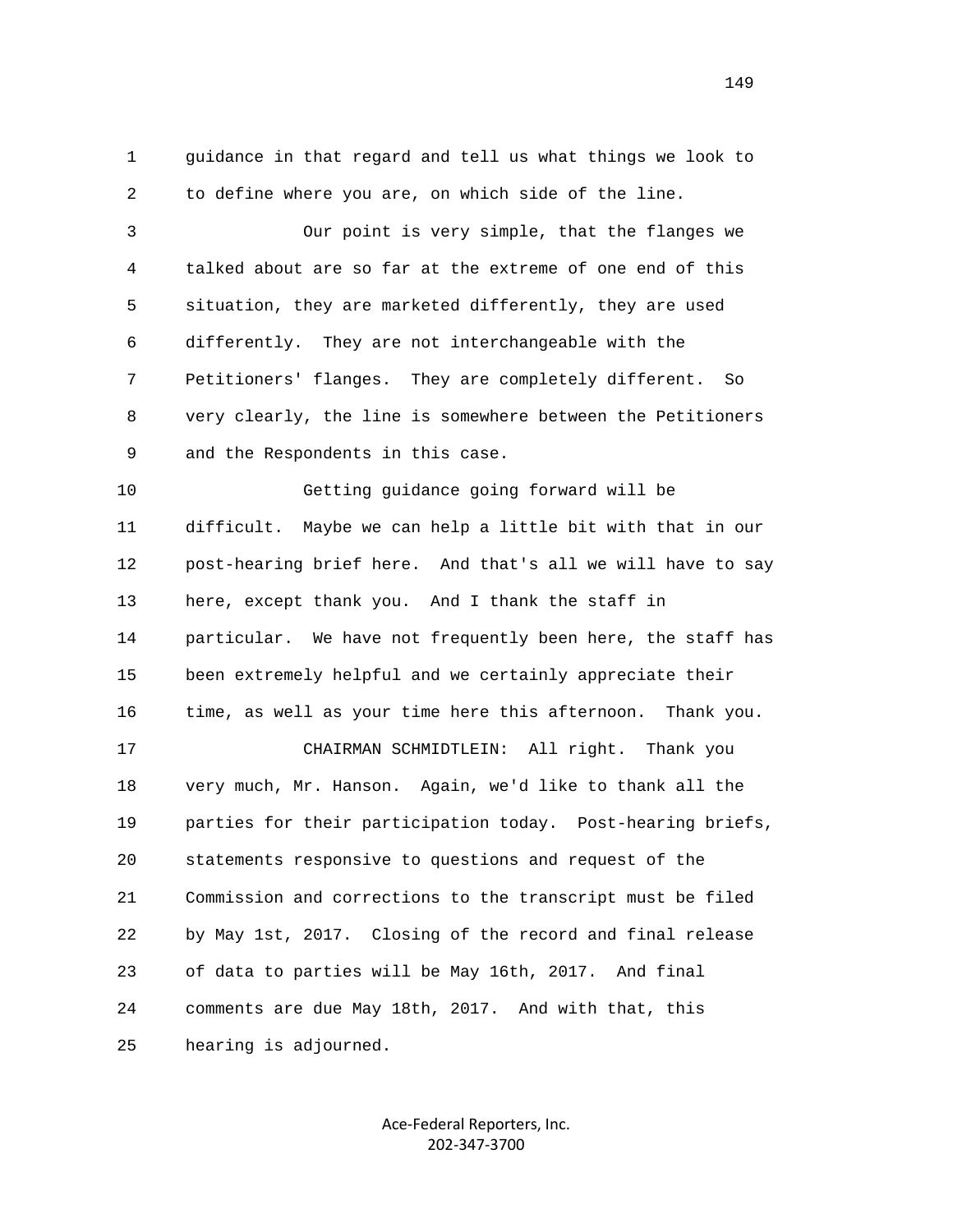guidance in that regard and tell us what things we look to to define where you are, on which side of the line.

Our point is very simple, that the flanges we talked about are so far at the extreme of one end of this situation, they are marketed differently, they are used differently. They are not interchangeable with the Petitioners' flanges. They are completely different. So very clearly, the line is somewhere between the Petitioners and the Respondents in this case.

Getting guidance going forward will be difficult. Maybe we can help a little bit with that in our post-hearing brief here. And that's all we will have to say here, except thank you. And I thank the staff in particular. We have not frequently been here, the staff has been extremely helpful and we certainly appreciate their time, as well as your time here this afternoon. Thank you.

CHAIRMAN SCHMIDTLEIN: All right. Thank you very much, Mr. Hanson. Again, we'd like to thank all the parties for their participation today. Post-hearing briefs, statements responsive to questions and request of the Commission and corrections to the transcript must be filed by May 1st, 2017. Closing of the record and final release of data to parties will be May 16th, 2017. And final comments are due May 18th, 2017. And with that, this hearing is adjourned.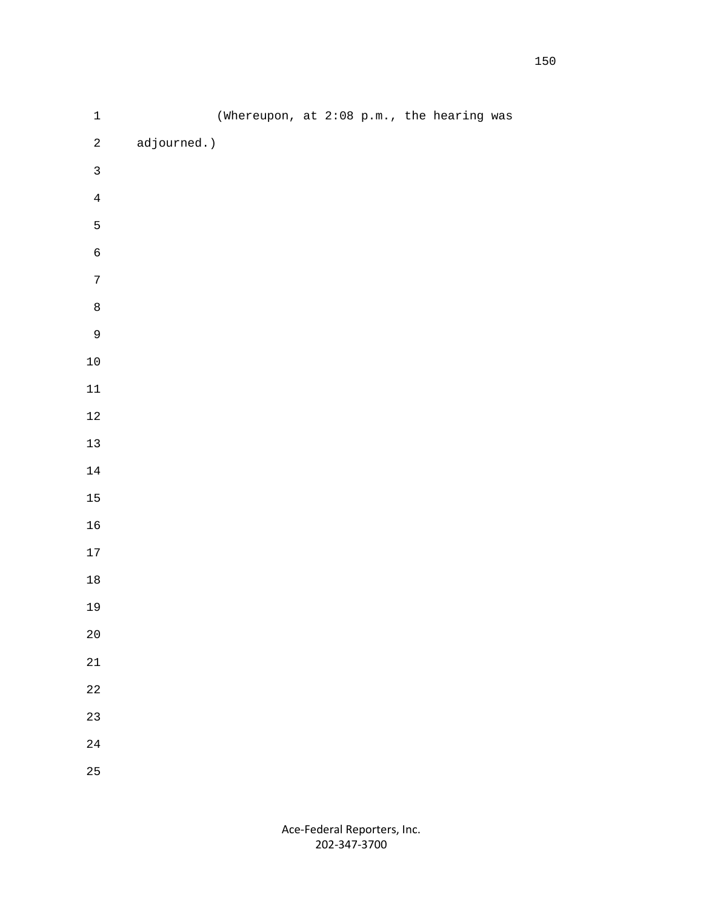(Whereupon, at 2:08 p.m., the hearing was adjourned.)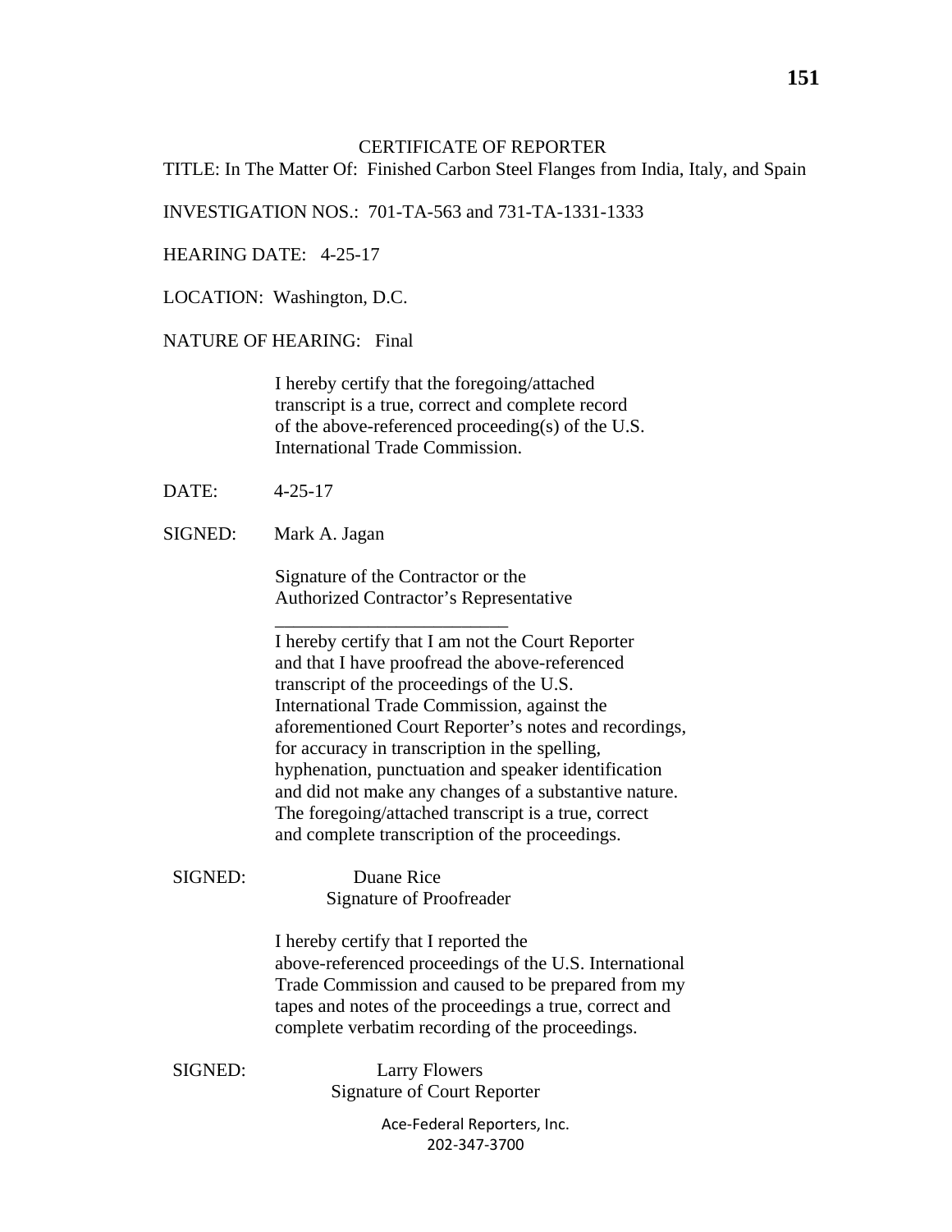CERTIFICATE OF REPORTER

TITLE: In The Matter Of: Finished Carbon Steel Flanges from India, Italy, and Spain

INVESTIGATION NOS.: 701-TA-563 and 731-TA-1331-1333

HEARING DATE: 4-25-17

LOCATION: Washington, D.C.

NATURE OF HEARING: Final

I hereby certify that the foregoing/attached transcript is a true, correct and complete record of the above-referenced proceeding(s) of the U.S. International Trade Commission.

DATE: 4-25-17

SIGNED: Mark A. Jagan

Signature of the Contractor or the Authorized Contractor's Representative

I hereby certify that I am not the Court Reporter and that I have proofread the above-referenced transcript of the proceedings of the U.S. International Trade Commission, against the aforementioned Court Reporter's notes and recordings, for accuracy in transcription in the spelling, hyphenation, punctuation and speaker identification and did not make any changes of a substantive nature. The foregoing/attached transcript is a true, correct and complete transcription of the proceedings.

SIGNED: Duane Rice
Signature of Proofreader

I hereby certify that I reported the above-referenced proceedings of the U.S. International Trade Commission and caused to be prepared from my tapes and notes of the proceedings a true, correct and complete verbatim recording of the proceedings.

SIGNED: Larry Flowers
Signature of Court Reporter